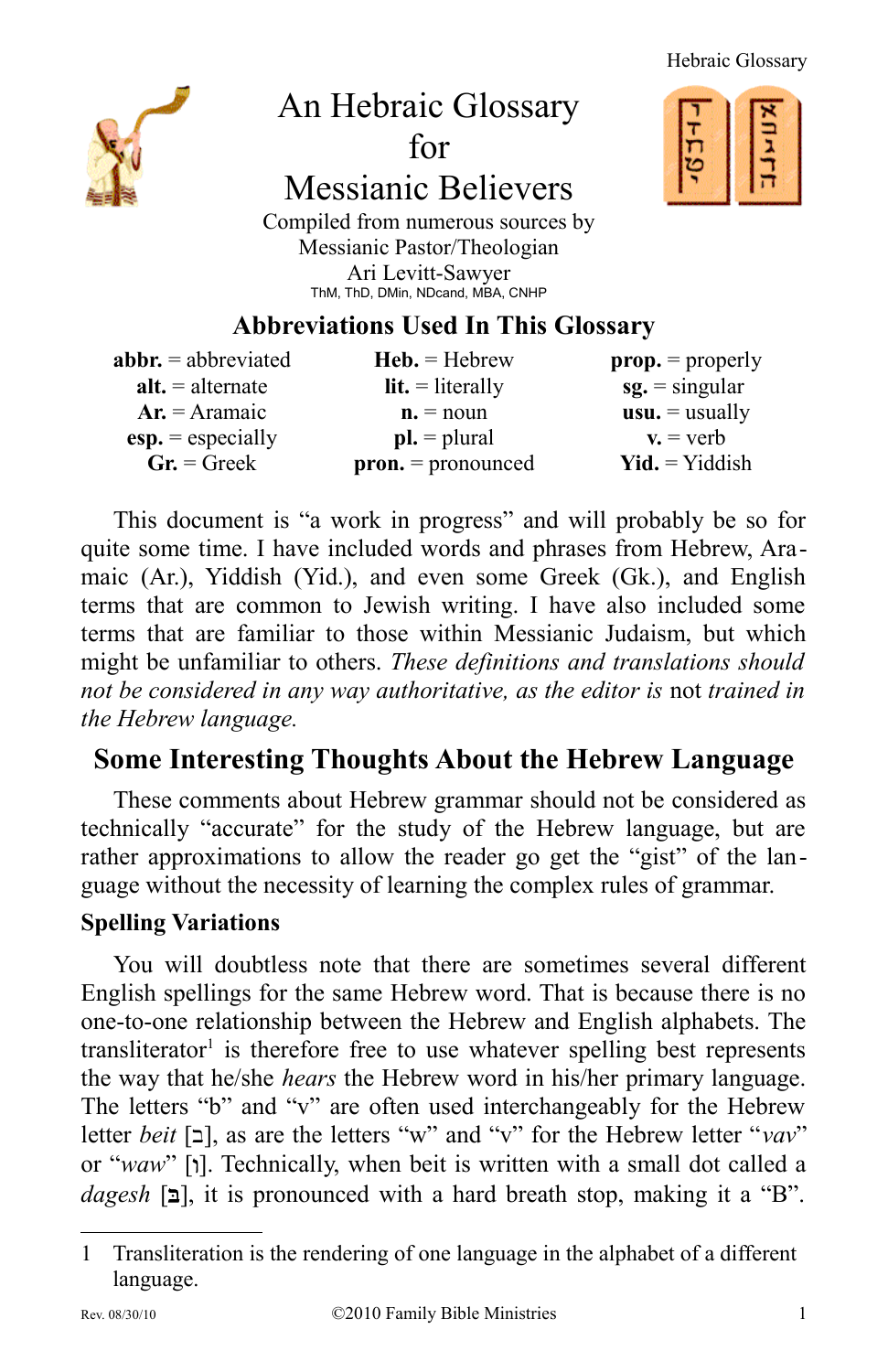# An Hebraic Glossary for Messianic Believers

Compiled from numerous sources by
Messianic Pastor/Theologian
Ari Levitt-Sawyer
ThM, ThD, DMin, NDcand, MBA, CNHP

## Abbreviations Used In This Glossary

| | | |
|---|---|---|
| **abbr.** = abbreviated | **Heb.** = Hebrew | **prop.** = properly |
| **alt.** = alternate | **lit.** = literally | **sg.** = singular |
| **Ar.** = Aramaic | **n.** = noun | **usu.** = usually |
| **esp.** = especially | **pl.** = plural | **v.** = verb |
| **Gr.** = Greek | **pron.** = pronounced | **Yid.** = Yiddish |

This document is "a work in progress" and will probably be so for quite some time. I have included words and phrases from Hebrew, Aramaic (Ar.), Yiddish (Yid.), and even some Greek (Gk.), and English terms that are common to Jewish writing. I have also included some terms that are familiar to those within Messianic Judaism, but which might be unfamiliar to others. *These definitions and translations should not be considered in any way authoritative, as the editor is* not *trained in the Hebrew language.*

## Some Interesting Thoughts About the Hebrew Language

These comments about Hebrew grammar should not be considered as technically "accurate" for the study of the Hebrew language, but are rather approximations to allow the reader go get the "gist" of the language without the necessity of learning the complex rules of grammar.

### Spelling Variations

You will doubtless note that there are sometimes several different English spellings for the same Hebrew word. That is because there is no one-to-one relationship between the Hebrew and English alphabets. The transliterator[1] is therefore free to use whatever spelling best represents the way that he/she *hears* the Hebrew word in his/her primary language. The letters "b" and "v" are often used interchangeably for the Hebrew letter *beit* [ב], as are the letters "w" and "v" for the Hebrew letter "*vav*" or "*waw*" [ו]. Technically, when beit is written with a small dot called a *dagesh* [בּ], it is pronounced with a hard breath stop, making it a "B".

---

1 Transliteration is the rendering of one language in the alphabet of a different language.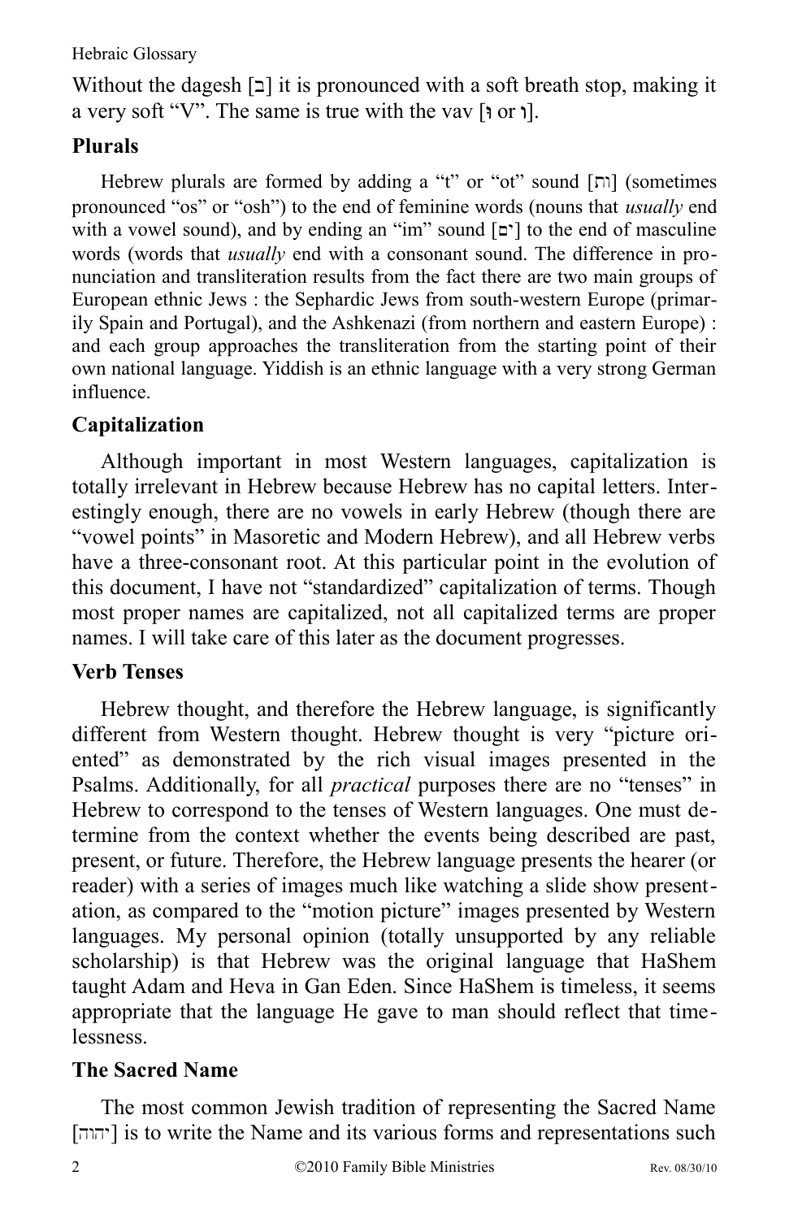Without the dagesh [ב] it is pronounced with a soft breath stop, making it a very soft "V". The same is true with the vav [וּ or וֹ].

## Plurals

Hebrew plurals are formed by adding a "t" or "ot" sound [וֹת] (sometimes pronounced "os" or "osh") to the end of feminine words (nouns that *usually* end with a vowel sound), and by ending an "im" sound [ים] to the end of masculine words (words that *usually* end with a consonant sound. The difference in pronunciation and transliteration results from the fact there are two main groups of European ethnic Jews : the Sephardic Jews from south-western Europe (primarily Spain and Portugal), and the Ashkenazi (from northern and eastern Europe) : and each group approaches the transliteration from the starting point of their own national language. Yiddish is an ethnic language with a very strong German influence.

## Capitalization

Although important in most Western languages, capitalization is totally irrelevant in Hebrew because Hebrew has no capital letters. Interestingly enough, there are no vowels in early Hebrew (though there are "vowel points" in Masoretic and Modern Hebrew), and all Hebrew verbs have a three-consonant root. At this particular point in the evolution of this document, I have not "standardized" capitalization of terms. Though most proper names are capitalized, not all capitalized terms are proper names. I will take care of this later as the document progresses.

## Verb Tenses

Hebrew thought, and therefore the Hebrew language, is significantly different from Western thought. Hebrew thought is very "picture oriented" as demonstrated by the rich visual images presented in the Psalms. Additionally, for all *practical* purposes there are no "tenses" in Hebrew to correspond to the tenses of Western languages. One must determine from the context whether the events being described are past, present, or future. Therefore, the Hebrew language presents the hearer (or reader) with a series of images much like watching a slide show presentation, as compared to the "motion picture" images presented by Western languages. My personal opinion (totally unsupported by any reliable scholarship) is that Hebrew was the original language that HaShem taught Adam and Heva in Gan Eden. Since HaShem is timeless, it seems appropriate that the language He gave to man should reflect that timelessness.

## The Sacred Name

The most common Jewish tradition of representing the Sacred Name [יהוה] is to write the Name and its various forms and representations such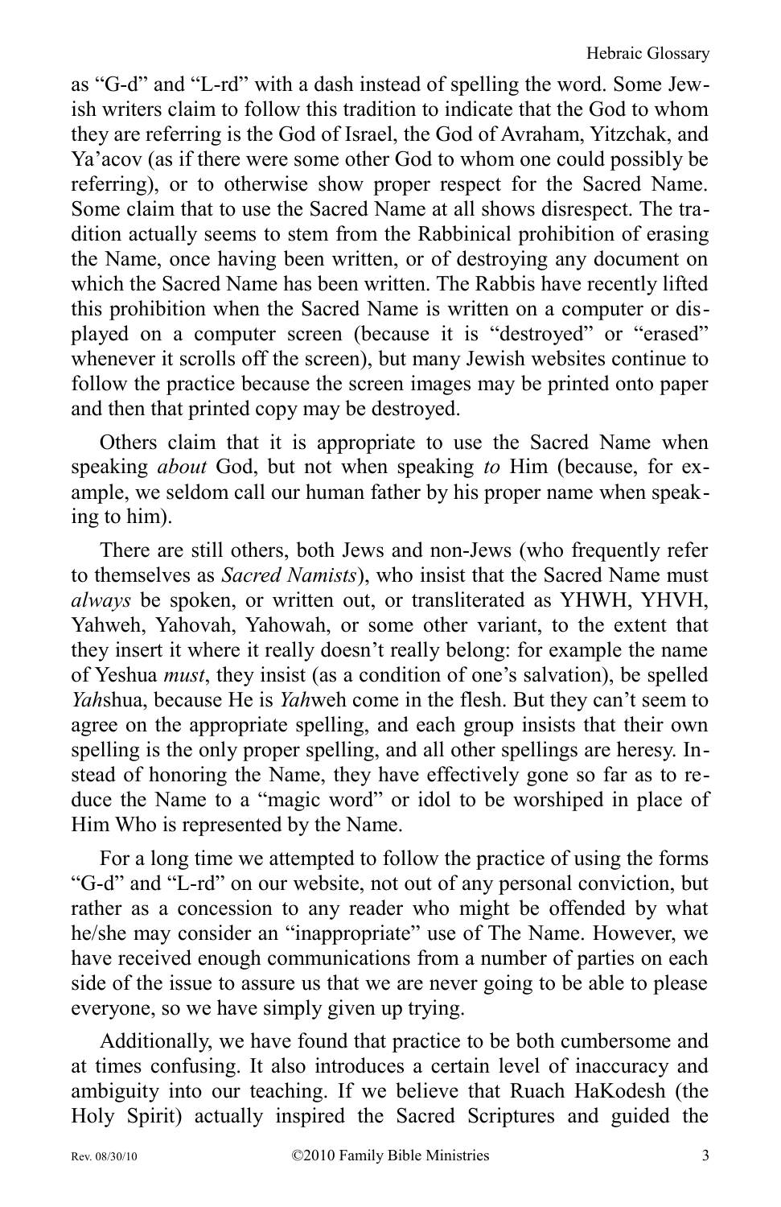as "G-d" and "L-rd" with a dash instead of spelling the word. Some Jewish writers claim to follow this tradition to indicate that the God to whom they are referring is the God of Israel, the God of Avraham, Yitzchak, and Ya'acov (as if there were some other God to whom one could possibly be referring), or to otherwise show proper respect for the Sacred Name. Some claim that to use the Sacred Name at all shows disrespect. The tradition actually seems to stem from the Rabbinical prohibition of erasing the Name, once having been written, or of destroying any document on which the Sacred Name has been written. The Rabbis have recently lifted this prohibition when the Sacred Name is written on a computer or displayed on a computer screen (because it is "destroyed" or "erased" whenever it scrolls off the screen), but many Jewish websites continue to follow the practice because the screen images may be printed onto paper and then that printed copy may be destroyed.

Others claim that it is appropriate to use the Sacred Name when speaking *about* God, but not when speaking *to* Him (because, for example, we seldom call our human father by his proper name when speaking to him).

There are still others, both Jews and non-Jews (who frequently refer to themselves as *Sacred Namists*), who insist that the Sacred Name must *always* be spoken, or written out, or transliterated as YHWH, YHVH, Yahweh, Yahovah, Yahowah, or some other variant, to the extent that they insert it where it really doesn't really belong: for example the name of Yeshua *must*, they insist (as a condition of one's salvation), be spelled *Yah*shua, because He is *Yah*weh come in the flesh. But they can't seem to agree on the appropriate spelling, and each group insists that their own spelling is the only proper spelling, and all other spellings are heresy. Instead of honoring the Name, they have effectively gone so far as to reduce the Name to a "magic word" or idol to be worshiped in place of Him Who is represented by the Name.

For a long time we attempted to follow the practice of using the forms "G-d" and "L-rd" on our website, not out of any personal conviction, but rather as a concession to any reader who might be offended by what he/she may consider an "inappropriate" use of The Name. However, we have received enough communications from a number of parties on each side of the issue to assure us that we are never going to be able to please everyone, so we have simply given up trying.

Additionally, we have found that practice to be both cumbersome and at times confusing. It also introduces a certain level of inaccuracy and ambiguity into our teaching. If we believe that Ruach HaKodesh (the Holy Spirit) actually inspired the Sacred Scriptures and guided the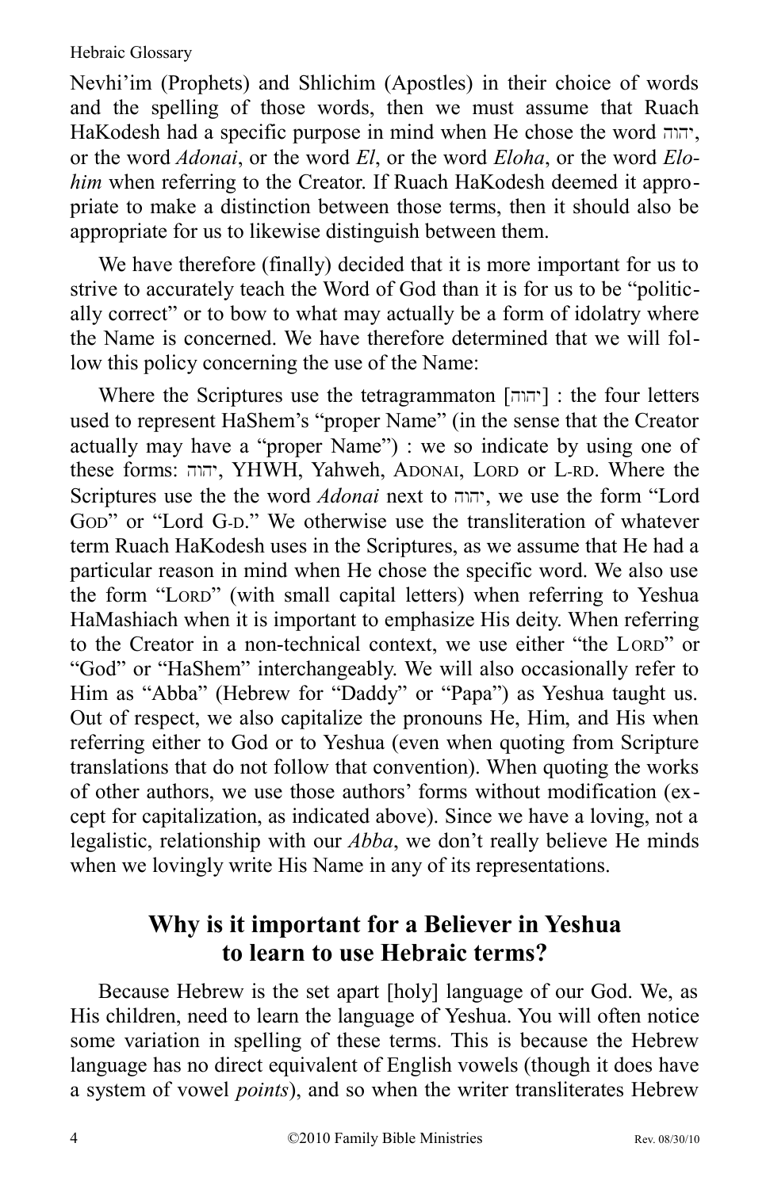Nevhi'im (Prophets) and Shlichim (Apostles) in their choice of words and the spelling of those words, then we must assume that Ruach HaKodesh had a specific purpose in mind when He chose the word יהוה, or the word *Adonai*, or the word *El*, or the word *Eloha*, or the word *Elohim* when referring to the Creator. If Ruach HaKodesh deemed it appropriate to make a distinction between those terms, then it should also be appropriate for us to likewise distinguish between them.

We have therefore (finally) decided that it is more important for us to strive to accurately teach the Word of God than it is for us to be "politically correct" or to bow to what may actually be a form of idolatry where the Name is concerned. We have therefore determined that we will follow this policy concerning the use of the Name:

Where the Scriptures use the tetragrammaton [יהוה] : the four letters used to represent HaShem's "proper Name" (in the sense that the Creator actually may have a "proper Name") : we so indicate by using one of these forms: יהוה, YHWH, Yahweh, ADONAI, LORD or L-RD. Where the Scriptures use the the word *Adonai* next to יהוה, we use the form "Lord GOD" or "Lord G-D." We otherwise use the transliteration of whatever term Ruach HaKodesh uses in the Scriptures, as we assume that He had a particular reason in mind when He chose the specific word. We also use the form "LORD" (with small capital letters) when referring to Yeshua HaMashiach when it is important to emphasize His deity. When referring to the Creator in a non-technical context, we use either "the LORD" or "God" or "HaShem" interchangeably. We will also occasionally refer to Him as "Abba" (Hebrew for "Daddy" or "Papa") as Yeshua taught us. Out of respect, we also capitalize the pronouns He, Him, and His when referring either to God or to Yeshua (even when quoting from Scripture translations that do not follow that convention). When quoting the works of other authors, we use those authors' forms without modification (except for capitalization, as indicated above). Since we have a loving, not a legalistic, relationship with our *Abba*, we don't really believe He minds when we lovingly write His Name in any of its representations.

## Why is it important for a Believer in Yeshua to learn to use Hebraic terms?

Because Hebrew is the set apart [holy] language of our God. We, as His children, need to learn the language of Yeshua. You will often notice some variation in spelling of these terms. This is because the Hebrew language has no direct equivalent of English vowels (though it does have a system of vowel *points*), and so when the writer transliterates Hebrew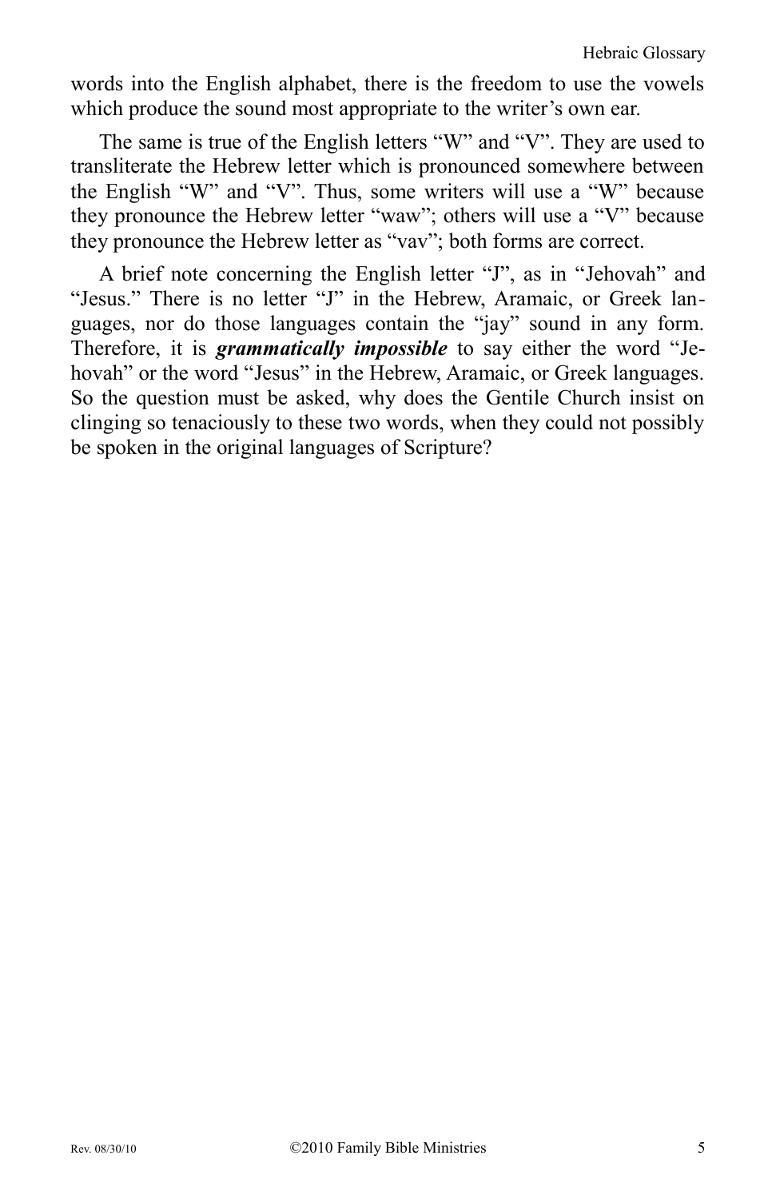words into the English alphabet, there is the freedom to use the vowels which produce the sound most appropriate to the writer's own ear.

The same is true of the English letters "W" and "V". They are used to transliterate the Hebrew letter which is pronounced somewhere between the English "W" and "V". Thus, some writers will use a "W" because they pronounce the Hebrew letter "waw"; others will use a "V" because they pronounce the Hebrew letter as "vav"; both forms are correct.

A brief note concerning the English letter "J", as in "Jehovah" and "Jesus." There is no letter "J" in the Hebrew, Aramaic, or Greek languages, nor do those languages contain the "jay" sound in any form. Therefore, it is ***grammatically impossible*** to say either the word "Jehovah" or the word "Jesus" in the Hebrew, Aramaic, or Greek languages. So the question must be asked, why does the Gentile Church insist on clinging so tenaciously to these two words, when they could not possibly be spoken in the original languages of Scripture?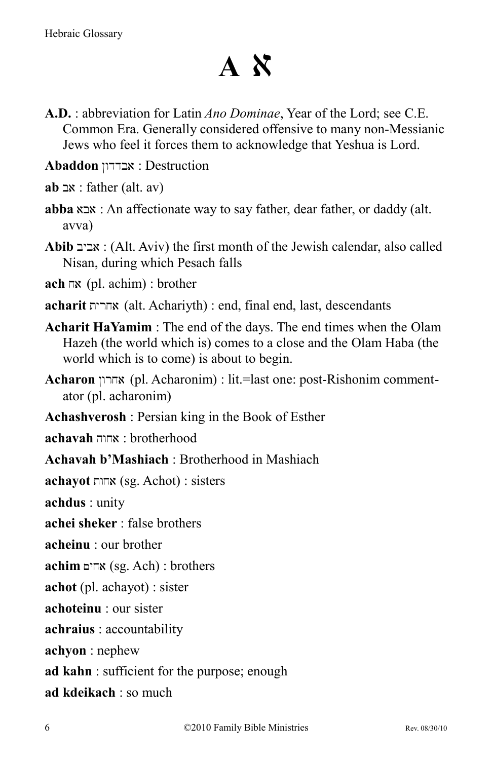# A א

**A.D.** : abbreviation for Latin *Ano Dominae*, Year of the Lord; see C.E. Common Era. Generally considered offensive to many non-Messianic Jews who feel it forces them to acknowledge that Yeshua is Lord.

**Abaddon** אבדדון : Destruction

**ab** אב : father (alt. av)

**abba** אבא : An affectionate way to say father, dear father, or daddy (alt. avva)

**Abib** אביב : (Alt. Aviv) the first month of the Jewish calendar, also called Nisan, during which Pesach falls

**ach** אח (pl. achim) : brother

**acharit** אחרית (alt. Achariyth) : end, final end, last, descendants

**Acharit HaYamim** : The end of the days. The end times when the Olam Hazeh (the world which is) comes to a close and the Olam Haba (the world which is to come) is about to begin.

**Acharon** אחרון (pl. Acharonim) : lit.=last one: post-Rishonim commentator (pl. acharonim)

**Achashverosh** : Persian king in the Book of Esther

**achavah** אחוה : brotherhood

**Achavah b'Mashiach** : Brotherhood in Mashiach

**achayot** אחות (sg. Achot) : sisters

**achdus** : unity

**achei sheker** : false brothers

**acheinu** : our brother

**achim** אחים (sg. Ach) : brothers

**achot** (pl. achayot) : sister

**achoteinu** : our sister

**achraius** : accountability

**achyon** : nephew

**ad kahn** : sufficient for the purpose; enough

**ad kdeikach** : so much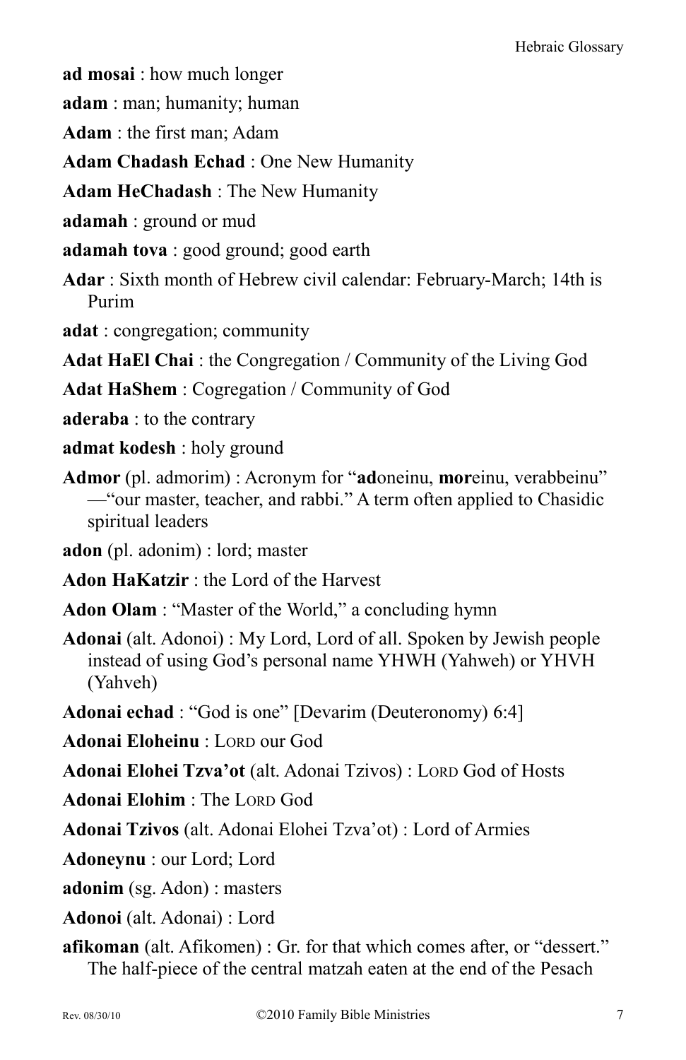**ad mosai** : how much longer

**adam** : man; humanity; human

**Adam** : the first man; Adam

**Adam Chadash Echad** : One New Humanity

**Adam HeChadash** : The New Humanity

**adamah** : ground or mud

**adamah tova** : good ground; good earth

**Adar** : Sixth month of Hebrew civil calendar: February-March; 14th is Purim

**adat** : congregation; community

**Adat HaEl Chai** : the Congregation / Community of the Living God

**Adat HaShem** : Cogregation / Community of God

**aderaba** : to the contrary

**admat kodesh** : holy ground

**Admor** (pl. admorim) : Acronym for "**ad**oneinu, **mor**einu, verabbeinu"—"our master, teacher, and rabbi." A term often applied to Chasidic spiritual leaders

**adon** (pl. adonim) : lord; master

**Adon HaKatzir** : the Lord of the Harvest

**Adon Olam** : "Master of the World," a concluding hymn

**Adonai** (alt. Adonoi) : My Lord, Lord of all. Spoken by Jewish people instead of using God's personal name YHWH (Yahweh) or YHVH (Yahveh)

**Adonai echad** : "God is one" [Devarim (Deuteronomy) 6:4]

**Adonai Eloheinu** : LORD our God

**Adonai Elohei Tzva'ot** (alt. Adonai Tzivos) : LORD God of Hosts

**Adonai Elohim** : The LORD God

**Adonai Tzivos** (alt. Adonai Elohei Tzva'ot) : Lord of Armies

**Adoneynu** : our Lord; Lord

**adonim** (sg. Adon) : masters

**Adonoi** (alt. Adonai) : Lord

**afikoman** (alt. Afikomen) : Gr. for that which comes after, or "dessert." The half-piece of the central matzah eaten at the end of the Pesach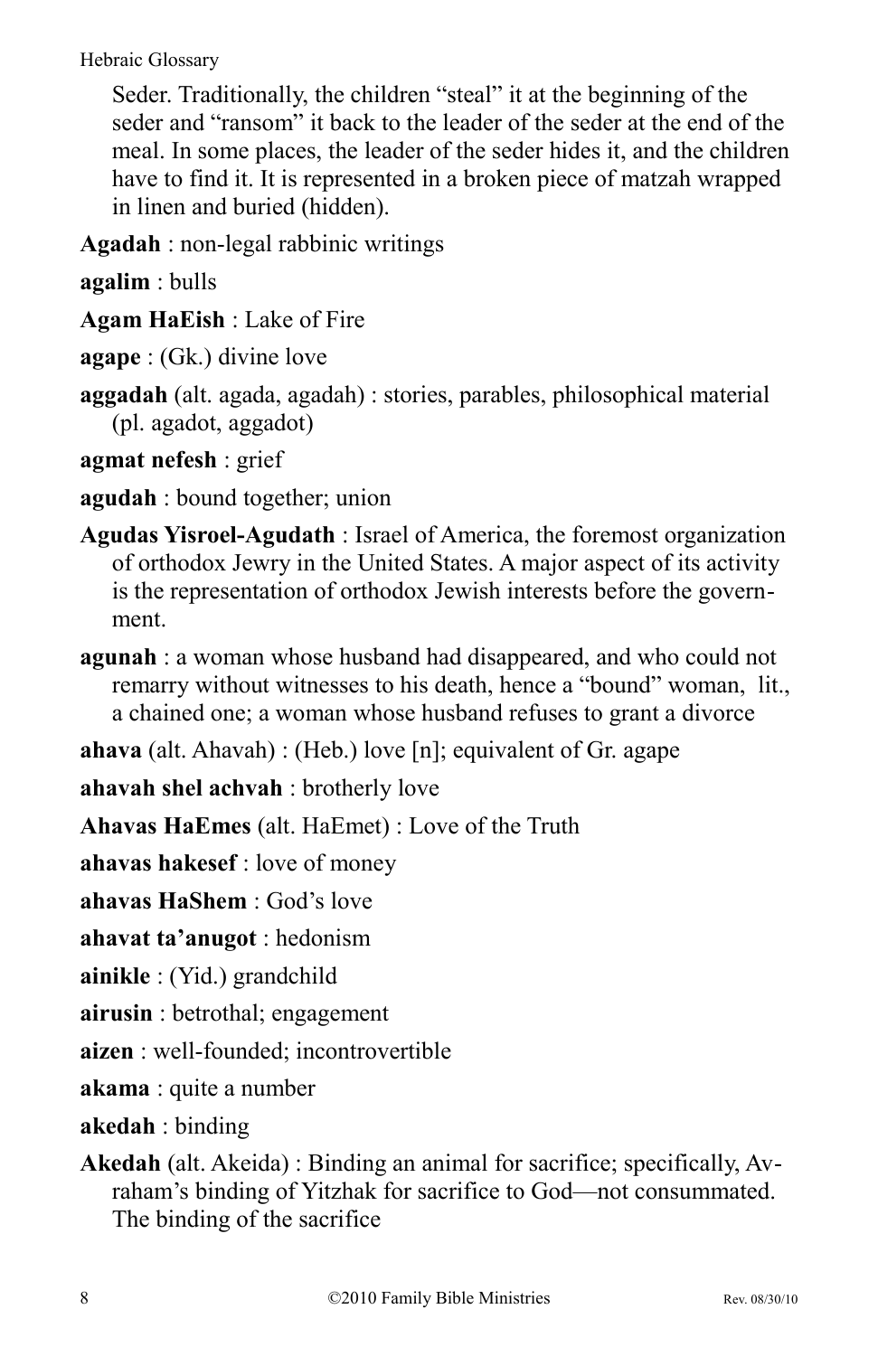Seder. Traditionally, the children “steal” it at the beginning of the seder and “ransom” it back to the leader of the seder at the end of the meal. In some places, the leader of the seder hides it, and the children have to find it. It is represented in a broken piece of matzah wrapped in linen and buried (hidden).

**Agadah** : non-legal rabbinic writings

**agalim** : bulls

**Agam HaEish** : Lake of Fire

**agape** : (Gk.) divine love

**aggadah** (alt. agada, agadah) : stories, parables, philosophical material (pl. agadot, aggadot)

**agmat nefesh** : grief

**agudah** : bound together; union

**Agudas Yisroel-Agudath** : Israel of America, the foremost organization of orthodox Jewry in the United States. A major aspect of its activity is the representation of orthodox Jewish interests before the government.

**agunah** : a woman whose husband had disappeared, and who could not remarry without witnesses to his death, hence a “bound” woman, lit., a chained one; a woman whose husband refuses to grant a divorce

**ahava** (alt. Ahavah) : (Heb.) love [n]; equivalent of Gr. agape

**ahavah shel achvah** : brotherly love

**Ahavas HaEmes** (alt. HaEmet) : Love of the Truth

**ahavas hakesef** : love of money

**ahavas HaShem** : God’s love

**ahavat ta’anugot** : hedonism

**ainikle** : (Yid.) grandchild

**airusin** : betrothal; engagement

**aizen** : well-founded; incontrovertible

**akama** : quite a number

**akedah** : binding

**Akedah** (alt. Akeida) : Binding an animal for sacrifice; specifically, Avraham’s binding of Yitzhak for sacrifice to God—not consummated. The binding of the sacrifice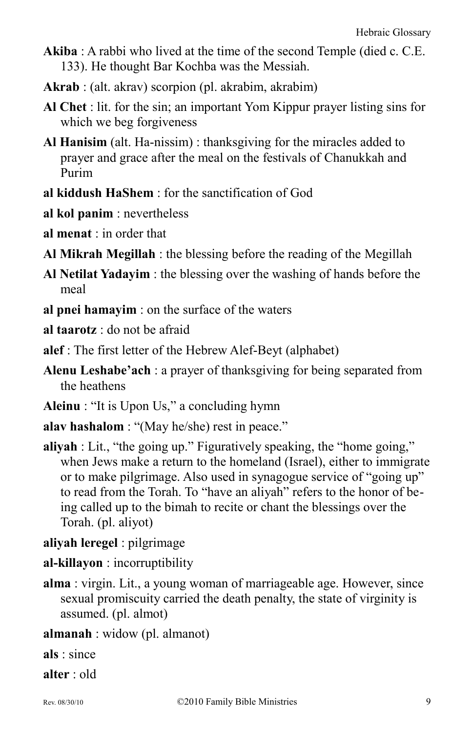**Akiba** : A rabbi who lived at the time of the second Temple (died c. C.E. 133). He thought Bar Kochba was the Messiah.

**Akrab** : (alt. akrav) scorpion (pl. akrabim, akrabim)

**Al Chet** : lit. for the sin; an important Yom Kippur prayer listing sins for which we beg forgiveness

**Al Hanisim** (alt. Ha-nissim) : thanksgiving for the miracles added to prayer and grace after the meal on the festivals of Chanukkah and Purim

**al kiddush HaShem** : for the sanctification of God

**al kol panim** : nevertheless

**al menat** : in order that

**Al Mikrah Megillah** : the blessing before the reading of the Megillah

**Al Netilat Yadayim** : the blessing over the washing of hands before the meal

**al pnei hamayim** : on the surface of the waters

**al taarotz** : do not be afraid

**alef** : The first letter of the Hebrew Alef-Beyt (alphabet)

**Alenu Leshabe'ach** : a prayer of thanksgiving for being separated from the heathens

**Aleinu** : "It is Upon Us," a concluding hymn

**alav hashalom** : "(May he/she) rest in peace."

**aliyah** : Lit., "the going up." Figuratively speaking, the "home going," when Jews make a return to the homeland (Israel), either to immigrate or to make pilgrimage. Also used in synagogue service of "going up" to read from the Torah. To "have an aliyah" refers to the honor of being called up to the bimah to recite or chant the blessings over the Torah. (pl. aliyot)

**aliyah leregel** : pilgrimage

**al-killayon** : incorruptibility

**alma** : virgin. Lit., a young woman of marriageable age. However, since sexual promiscuity carried the death penalty, the state of virginity is assumed. (pl. almot)

**almanah** : widow (pl. almanot)

**als** : since

**alter** : old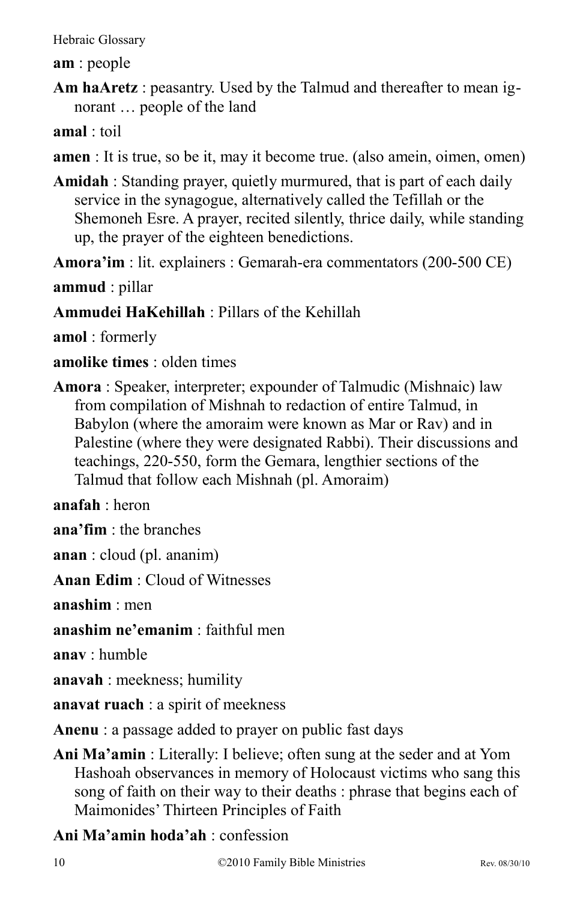**am** : people

**Am haAretz** : peasantry. Used by the Talmud and thereafter to mean ignorant … people of the land

**amal** : toil

**amen** : It is true, so be it, may it become true. (also amein, oimen, omen)

**Amidah** : Standing prayer, quietly murmured, that is part of each daily service in the synagogue, alternatively called the Tefillah or the Shemoneh Esre. A prayer, recited silently, thrice daily, while standing up, the prayer of the eighteen benedictions.

**Amora'im** : lit. explainers : Gemarah-era commentators (200-500 CE)

**ammud** : pillar

**Ammudei HaKehillah** : Pillars of the Kehillah

**amol** : formerly

**amolike times** : olden times

**Amora** : Speaker, interpreter; expounder of Talmudic (Mishnaic) law from compilation of Mishnah to redaction of entire Talmud, in Babylon (where the amoraim were known as Mar or Rav) and in Palestine (where they were designated Rabbi). Their discussions and teachings, 220-550, form the Gemara, lengthier sections of the Talmud that follow each Mishnah (pl. Amoraim)

**anafah** : heron

**ana'fim** : the branches

**anan** : cloud (pl. ananim)

**Anan Edim** : Cloud of Witnesses

**anashim** : men

**anashim ne'emanim** : faithful men

**anav** : humble

**anavah** : meekness; humility

**anavat ruach** : a spirit of meekness

**Anenu** : a passage added to prayer on public fast days

**Ani Ma'amin** : Literally: I believe; often sung at the seder and at Yom Hashoah observances in memory of Holocaust victims who sang this song of faith on their way to their deaths : phrase that begins each of Maimonides' Thirteen Principles of Faith

**Ani Ma'amin hoda'ah** : confession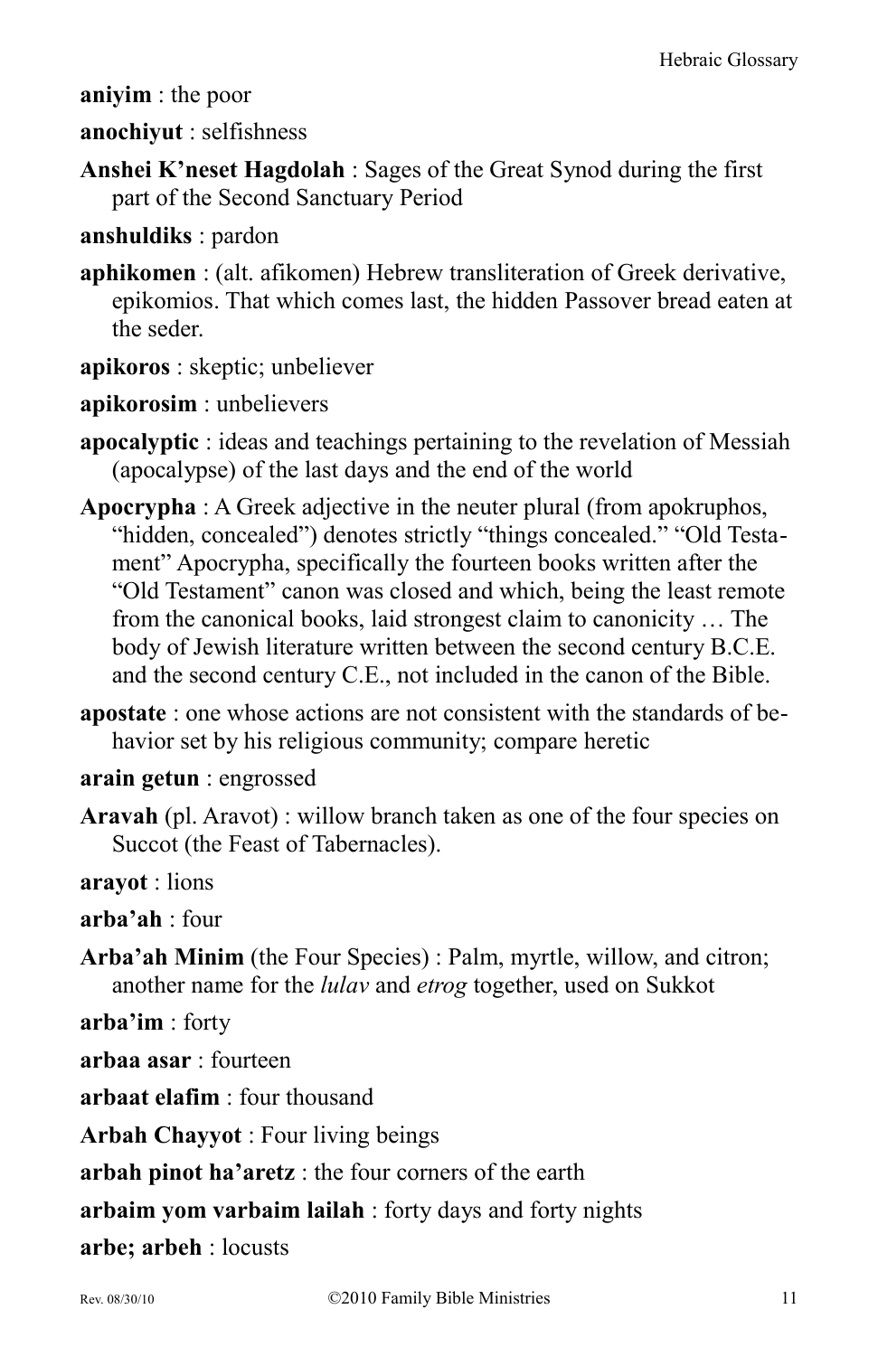**aniyim** : the poor

**anochiyut** : selfishness

**Anshei K'neset Hagdolah** : Sages of the Great Synod during the first part of the Second Sanctuary Period

**anshuldiks** : pardon

**aphikomen** : (alt. afikomen) Hebrew transliteration of Greek derivative, epikomios. That which comes last, the hidden Passover bread eaten at the seder.

**apikoros** : skeptic; unbeliever

**apikorosim** : unbelievers

**apocalyptic** : ideas and teachings pertaining to the revelation of Messiah (apocalypse) of the last days and the end of the world

**Apocrypha** : A Greek adjective in the neuter plural (from apokruphos, "hidden, concealed") denotes strictly "things concealed." "Old Testament" Apocrypha, specifically the fourteen books written after the "Old Testament" canon was closed and which, being the least remote from the canonical books, laid strongest claim to canonicity … The body of Jewish literature written between the second century B.C.E. and the second century C.E., not included in the canon of the Bible.

**apostate** : one whose actions are not consistent with the standards of behavior set by his religious community; compare heretic

**arain getun** : engrossed

**Aravah** (pl. Aravot) : willow branch taken as one of the four species on Succot (the Feast of Tabernacles).

**arayot** : lions

**arba'ah** : four

**Arba'ah Minim** (the Four Species) : Palm, myrtle, willow, and citron; another name for the *lulav* and *etrog* together, used on Sukkot

**arba'im** : forty

**arbaa asar** : fourteen

**arbaat elafim** : four thousand

**Arbah Chayyot** : Four living beings

**arbah pinot ha'aretz** : the four corners of the earth

**arbaim yom varbaim lailah** : forty days and forty nights

**arbe; arbeh** : locusts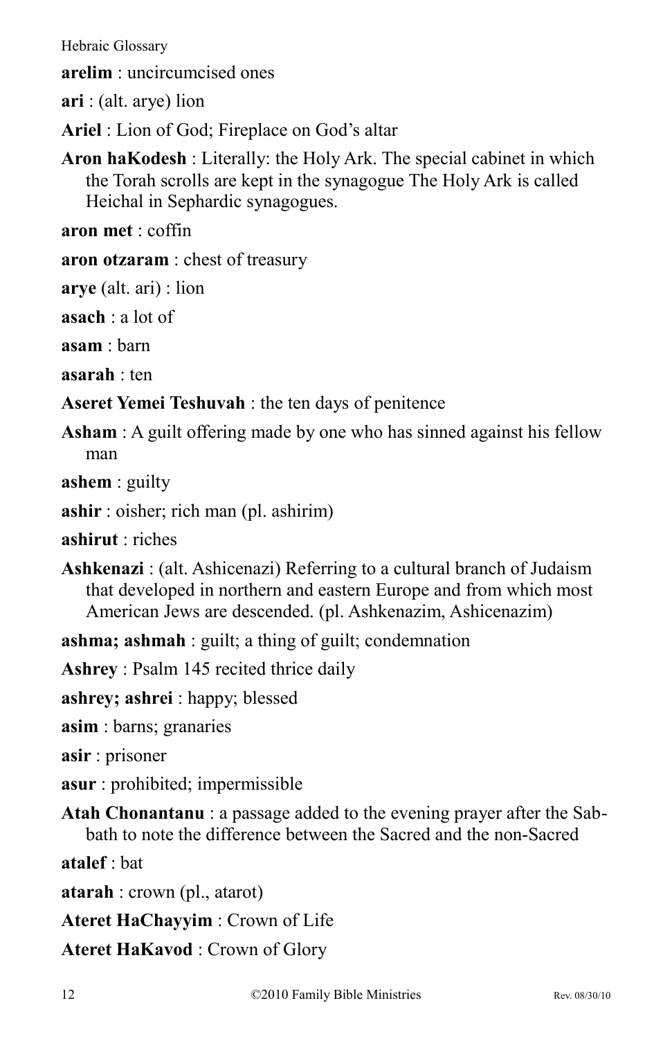**arelim** : uncircumcised ones

**ari** : (alt. arye) lion

**Ariel** : Lion of God; Fireplace on God's altar

**Aron haKodesh** : Literally: the Holy Ark. The special cabinet in which the Torah scrolls are kept in the synagogue The Holy Ark is called Heichal in Sephardic synagogues.

**aron met** : coffin

**aron otzaram** : chest of treasury

**arye** (alt. ari) : lion

**asach** : a lot of

**asam** : barn

**asarah** : ten

**Aseret Yemei Teshuvah** : the ten days of penitence

**Asham** : A guilt offering made by one who has sinned against his fellow man

**ashem** : guilty

**ashir** : oisher; rich man (pl. ashirim)

**ashirut** : riches

**Ashkenazi** : (alt. Ashicenazi) Referring to a cultural branch of Judaism that developed in northern and eastern Europe and from which most American Jews are descended. (pl. Ashkenazim, Ashicenazim)

**ashma; ashmah** : guilt; a thing of guilt; condemnation

**Ashrey** : Psalm 145 recited thrice daily

**ashrey; ashrei** : happy; blessed

**asim** : barns; granaries

**asir** : prisoner

**asur** : prohibited; impermissible

**Atah Chonantanu** : a passage added to the evening prayer after the Sabbath to note the difference between the Sacred and the non-Sacred

**atalef** : bat

**atarah** : crown (pl., atarot)

**Ateret HaChayyim** : Crown of Life

**Ateret HaKavod** : Crown of Glory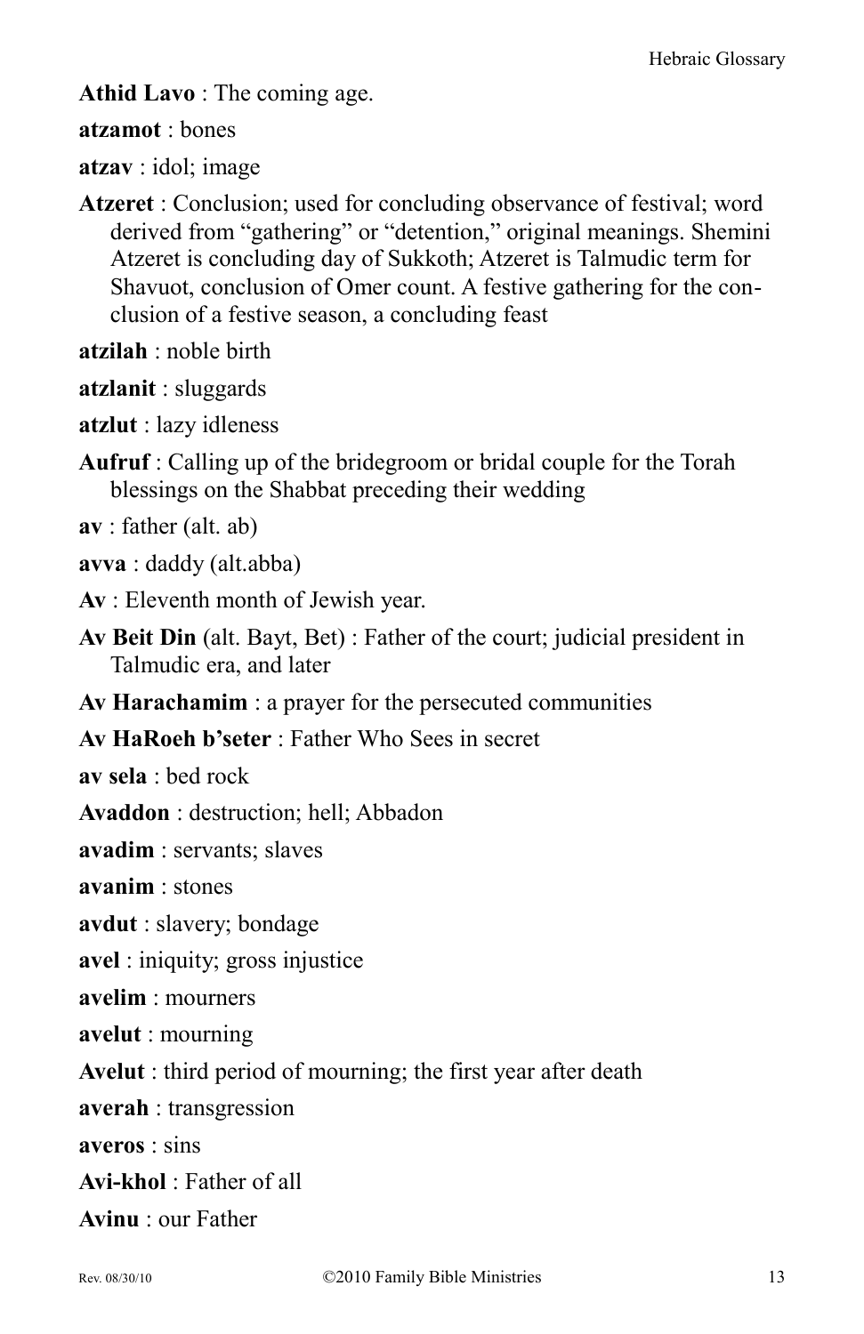**Athid Lavo** : The coming age.

**atzamot** : bones

**atzav** : idol; image

**Atzeret** : Conclusion; used for concluding observance of festival; word derived from "gathering" or "detention," original meanings. Shemini Atzeret is concluding day of Sukkoth; Atzeret is Talmudic term for Shavuot, conclusion of Omer count. A festive gathering for the conclusion of a festive season, a concluding feast

**atzilah** : noble birth

**atzlanit** : sluggards

**atzlut** : lazy idleness

**Aufruf** : Calling up of the bridegroom or bridal couple for the Torah blessings on the Shabbat preceding their wedding

**av** : father (alt. ab)

**avva** : daddy (alt.abba)

**Av** : Eleventh month of Jewish year.

**Av Beit Din** (alt. Bayt, Bet) : Father of the court; judicial president in Talmudic era, and later

**Av Harachamim** : a prayer for the persecuted communities

**Av HaRoeh b'seter** : Father Who Sees in secret

**av sela** : bed rock

**Avaddon** : destruction; hell; Abbadon

**avadim** : servants; slaves

**avanim** : stones

**avdut** : slavery; bondage

**avel** : iniquity; gross injustice

**avelim** : mourners

**avelut** : mourning

**Avelut** : third period of mourning; the first year after death

**averah** : transgression

**averos** : sins

**Avi-khol** : Father of all

**Avinu** : our Father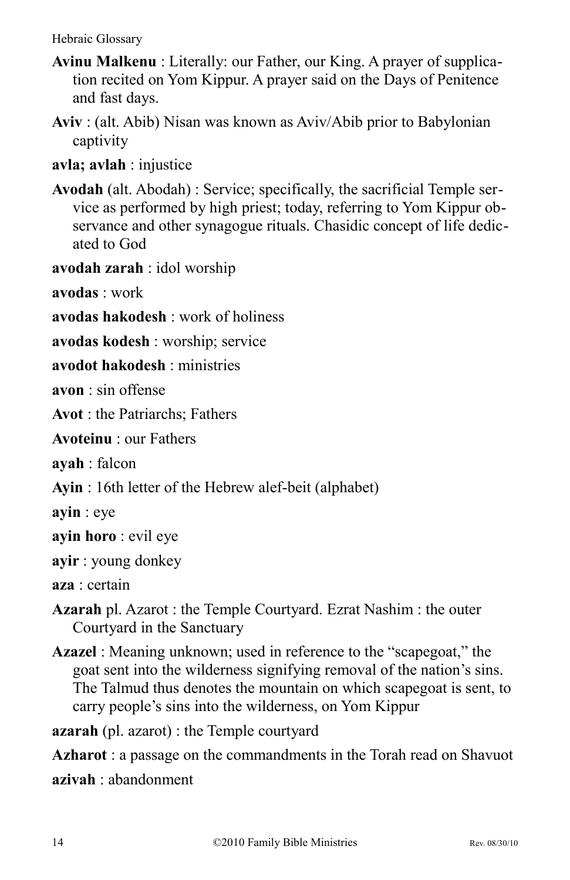**Avinu Malkenu** : Literally: our Father, our King. A prayer of supplication recited on Yom Kippur. A prayer said on the Days of Penitence and fast days.

**Aviv** : (alt. Abib) Nisan was known as Aviv/Abib prior to Babylonian captivity

**avla; avlah** : injustice

**Avodah** (alt. Abodah) : Service; specifically, the sacrificial Temple service as performed by high priest; today, referring to Yom Kippur observance and other synagogue rituals. Chasidic concept of life dedicated to God

**avodah zarah** : idol worship

**avodas** : work

**avodas hakodesh** : work of holiness

**avodas kodesh** : worship; service

**avodot hakodesh** : ministries

**avon** : sin offense

**Avot** : the Patriarchs; Fathers

**Avoteinu** : our Fathers

**ayah** : falcon

**Ayin** : 16th letter of the Hebrew alef-beit (alphabet)

**ayin** : eye

**ayin horo** : evil eye

**ayir** : young donkey

**aza** : certain

**Azarah** pl. Azarot : the Temple Courtyard. Ezrat Nashim : the outer Courtyard in the Sanctuary

**Azazel** : Meaning unknown; used in reference to the "scapegoat," the goat sent into the wilderness signifying removal of the nation's sins. The Talmud thus denotes the mountain on which scapegoat is sent, to carry people's sins into the wilderness, on Yom Kippur

**azarah** (pl. azarot) : the Temple courtyard

**Azharot** : a passage on the commandments in the Torah read on Shavuot

**azivah** : abandonment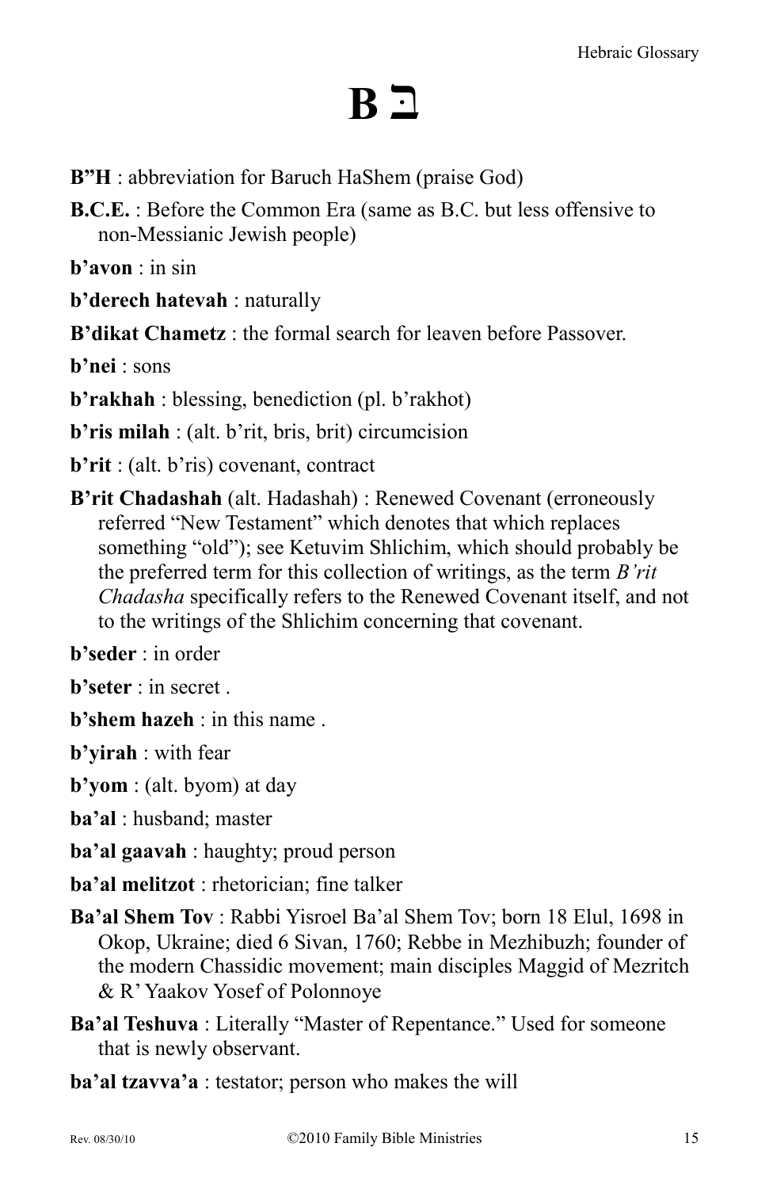# B בּ

**B"H** : abbreviation for Baruch HaShem (praise God)

**B.C.E.** : Before the Common Era (same as B.C. but less offensive to non-Messianic Jewish people)

**b'avon** : in sin

**b'derech hatevah** : naturally

**B'dikat Chametz** : the formal search for leaven before Passover.

**b'nei** : sons

**b'rakhah** : blessing, benediction (pl. b'rakhot)

**b'ris milah** : (alt. b'rit, bris, brit) circumcision

**b'rit** : (alt. b'ris) covenant, contract

**B'rit Chadashah** (alt. Hadashah) : Renewed Covenant (erroneously referred "New Testament" which denotes that which replaces something "old"); see Ketuvim Shlichim, which should probably be the preferred term for this collection of writings, as the term *B'rit Chadasha* specifically refers to the Renewed Covenant itself, and not to the writings of the Shlichim concerning that covenant.

**b'seder** : in order

**b'seter** : in secret .

**b'shem hazeh** : in this name .

**b'yirah** : with fear

**b'yom** : (alt. byom) at day

**ba'al** : husband; master

**ba'al gaavah** : haughty; proud person

**ba'al melitzot** : rhetorician; fine talker

**Ba'al Shem Tov** : Rabbi Yisroel Ba'al Shem Tov; born 18 Elul, 1698 in Okop, Ukraine; died 6 Sivan, 1760; Rebbe in Mezhibuzh; founder of the modern Chassidic movement; main disciples Maggid of Mezritch & R' Yaakov Yosef of Polonnoye

**Ba'al Teshuva** : Literally "Master of Repentance." Used for someone that is newly observant.

**ba'al tzavva'a** : testator; person who makes the will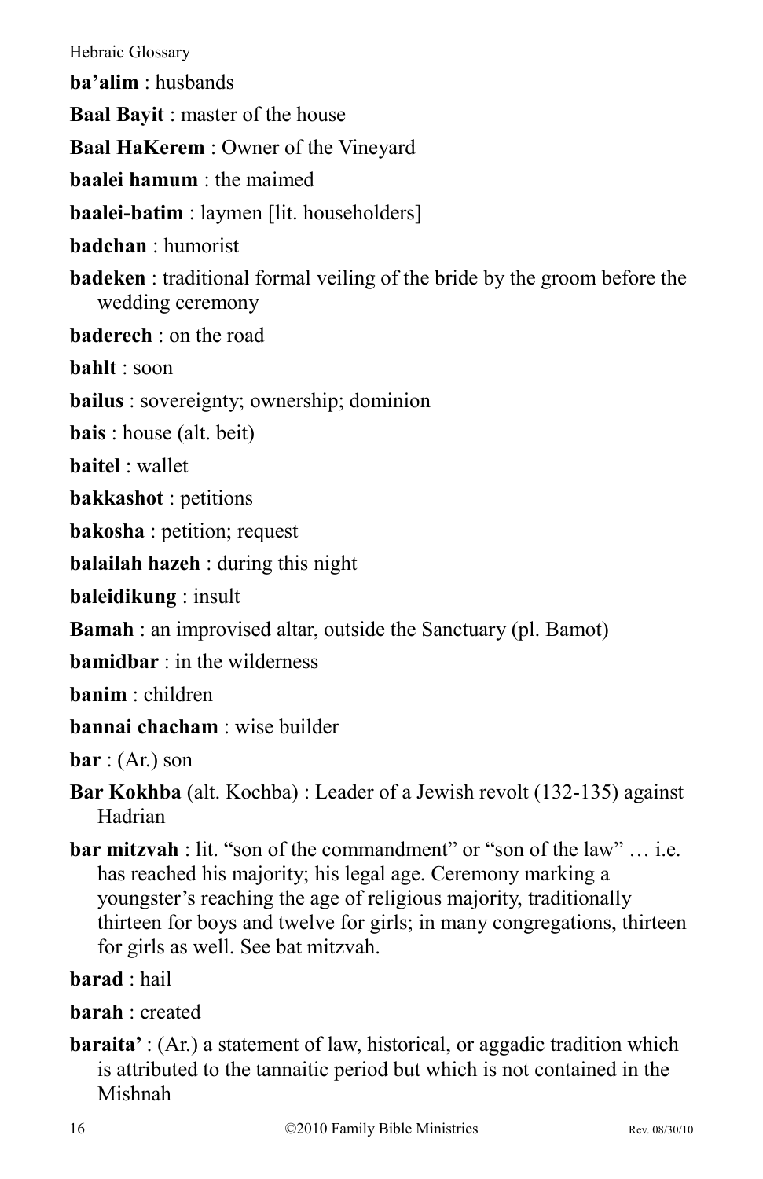**ba'alim** : husbands

**Baal Bayit** : master of the house

**Baal HaKerem** : Owner of the Vineyard

**baalei hamum** : the maimed

**baalei-batim** : laymen [lit. householders]

**badchan** : humorist

**badeken** : traditional formal veiling of the bride by the groom before the wedding ceremony

**baderech** : on the road

**bahlt** : soon

**bailus** : sovereignty; ownership; dominion

**bais** : house (alt. beit)

**baitel** : wallet

**bakkashot** : petitions

**bakosha** : petition; request

**balailah hazeh** : during this night

**baleidikung** : insult

**Bamah** : an improvised altar, outside the Sanctuary (pl. Bamot)

**bamidbar** : in the wilderness

**banim** : children

**bannai chacham** : wise builder

**bar** : (Ar.) son

**Bar Kokhba** (alt. Kochba) : Leader of a Jewish revolt (132-135) against Hadrian

**bar mitzvah** : lit. "son of the commandment" or "son of the law" … i.e. has reached his majority; his legal age. Ceremony marking a youngster's reaching the age of religious majority, traditionally thirteen for boys and twelve for girls; in many congregations, thirteen for girls as well. See bat mitzvah.

**barad** : hail

**barah** : created

**baraita'** : (Ar.) a statement of law, historical, or aggadic tradition which is attributed to the tannaitic period but which is not contained in the Mishnah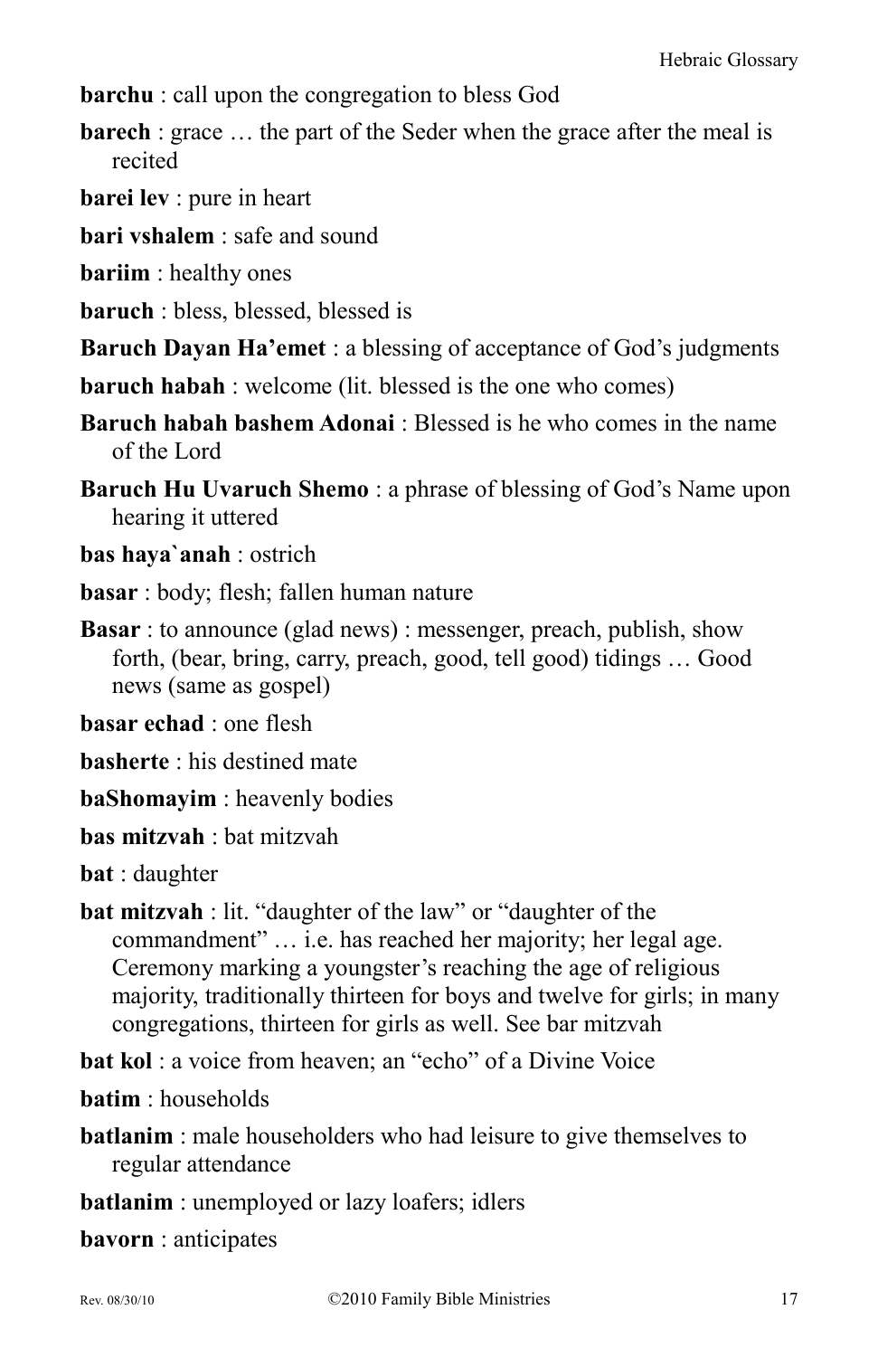**barchu** : call upon the congregation to bless God

**barech** : grace … the part of the Seder when the grace after the meal is recited

**barei lev** : pure in heart

**bari vshalem** : safe and sound

**bariim** : healthy ones

**baruch** : bless, blessed, blessed is

**Baruch Dayan Ha'emet** : a blessing of acceptance of God's judgments

**baruch habah** : welcome (lit. blessed is the one who comes)

**Baruch habah bashem Adonai** : Blessed is he who comes in the name of the Lord

**Baruch Hu Uvaruch Shemo** : a phrase of blessing of God's Name upon hearing it uttered

**bas haya`anah** : ostrich

**basar** : body; flesh; fallen human nature

**Basar** : to announce (glad news) : messenger, preach, publish, show forth, (bear, bring, carry, preach, good, tell good) tidings … Good news (same as gospel)

**basar echad** : one flesh

**basherte** : his destined mate

**baShomayim** : heavenly bodies

**bas mitzvah** : bat mitzvah

**bat** : daughter

**bat mitzvah** : lit. "daughter of the law" or "daughter of the commandment" … i.e. has reached her majority; her legal age. Ceremony marking a youngster's reaching the age of religious majority, traditionally thirteen for boys and twelve for girls; in many congregations, thirteen for girls as well. See bar mitzvah

**bat kol** : a voice from heaven; an "echo" of a Divine Voice

**batim** : households

**batlanim** : male householders who had leisure to give themselves to regular attendance

**batlanim** : unemployed or lazy loafers; idlers

**bavorn** : anticipates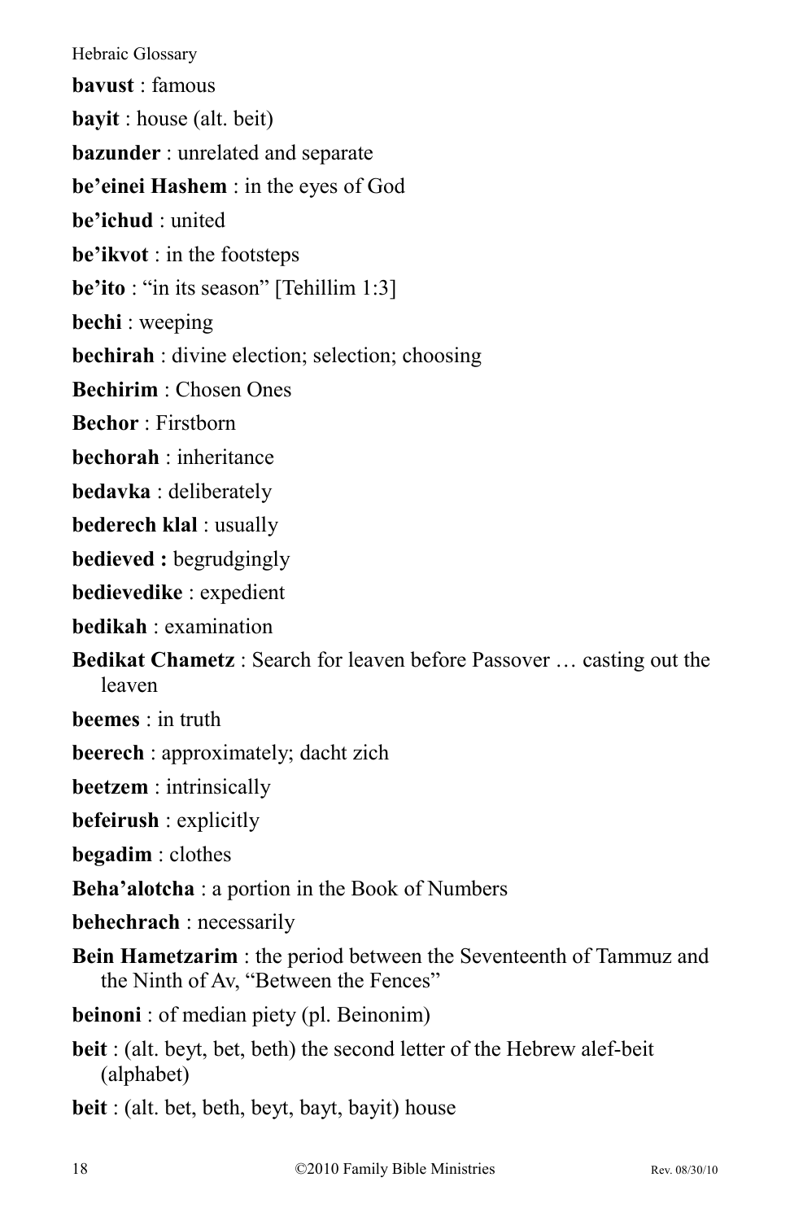**bavust** : famous

**bayit** : house (alt. beit)

**bazunder** : unrelated and separate

**be'einei Hashem** : in the eyes of God

**be'ichud** : united

**be'ikvot** : in the footsteps

**be'ito** : "in its season" [Tehillim 1:3]

**bechi** : weeping

**bechirah** : divine election; selection; choosing

**Bechirim** : Chosen Ones

**Bechor** : Firstborn

**bechorah** : inheritance

**bedavka** : deliberately

**bederech klal** : usually

**bedieved :** begrudgingly

**bedievedike** : expedient

**bedikah** : examination

**Bedikat Chametz** : Search for leaven before Passover … casting out the leaven

**beemes** : in truth

**beerech** : approximately; dacht zich

**beetzem** : intrinsically

**befeirush** : explicitly

**begadim** : clothes

**Beha'alotcha** : a portion in the Book of Numbers

**behechrach** : necessarily

**Bein Hametzarim** : the period between the Seventeenth of Tammuz and the Ninth of Av, "Between the Fences"

**beinoni** : of median piety (pl. Beinonim)

**beit** : (alt. beyt, bet, beth) the second letter of the Hebrew alef-beit (alphabet)

**beit** : (alt. bet, beth, beyt, bayt, bayit) house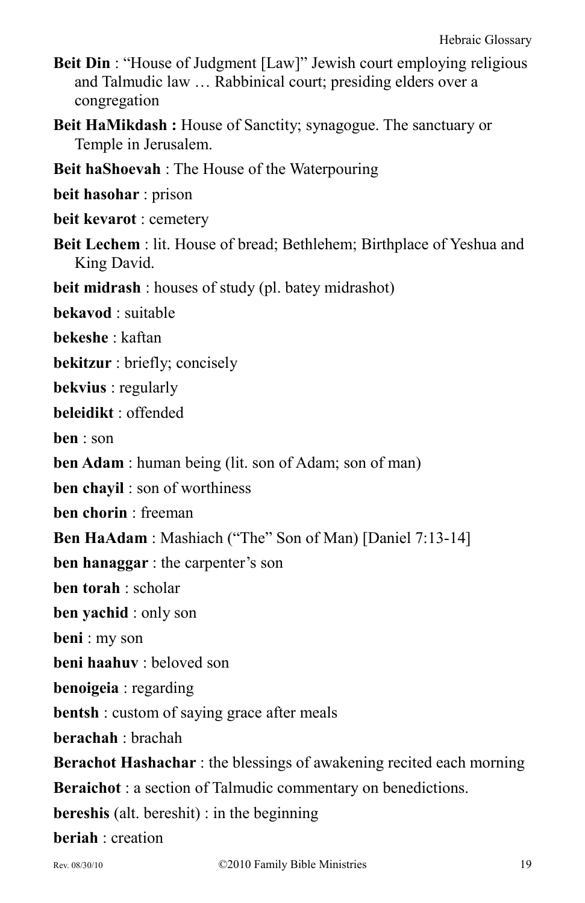**Beit Din** : "House of Judgment [Law]" Jewish court employing religious and Talmudic law … Rabbinical court; presiding elders over a congregation

**Beit HaMikdash :** House of Sanctity; synagogue. The sanctuary or Temple in Jerusalem.

**Beit haShoevah** : The House of the Waterpouring

**beit hasohar** : prison

**beit kevarot** : cemetery

**Beit Lechem** : lit. House of bread; Bethlehem; Birthplace of Yeshua and King David.

**beit midrash** : houses of study (pl. batey midrashot)

**bekavod** : suitable

**bekeshe** : kaftan

**bekitzur** : briefly; concisely

**bekvius** : regularly

**beleidikt** : offended

**ben** : son

**ben Adam** : human being (lit. son of Adam; son of man)

**ben chayil** : son of worthiness

**ben chorin** : freeman

**Ben HaAdam** : Mashiach ("The" Son of Man) [Daniel 7:13-14]

**ben hanaggar** : the carpenter's son

**ben torah** : scholar

**ben yachid** : only son

**beni** : my son

**beni haahuv** : beloved son

**benoigeia** : regarding

**bentsh** : custom of saying grace after meals

**berachah** : brachah

**Berachot Hashachar** : the blessings of awakening recited each morning

**Beraichot** : a section of Talmudic commentary on benedictions.

**bereshis** (alt. bereshit) : in the beginning

**beriah** : creation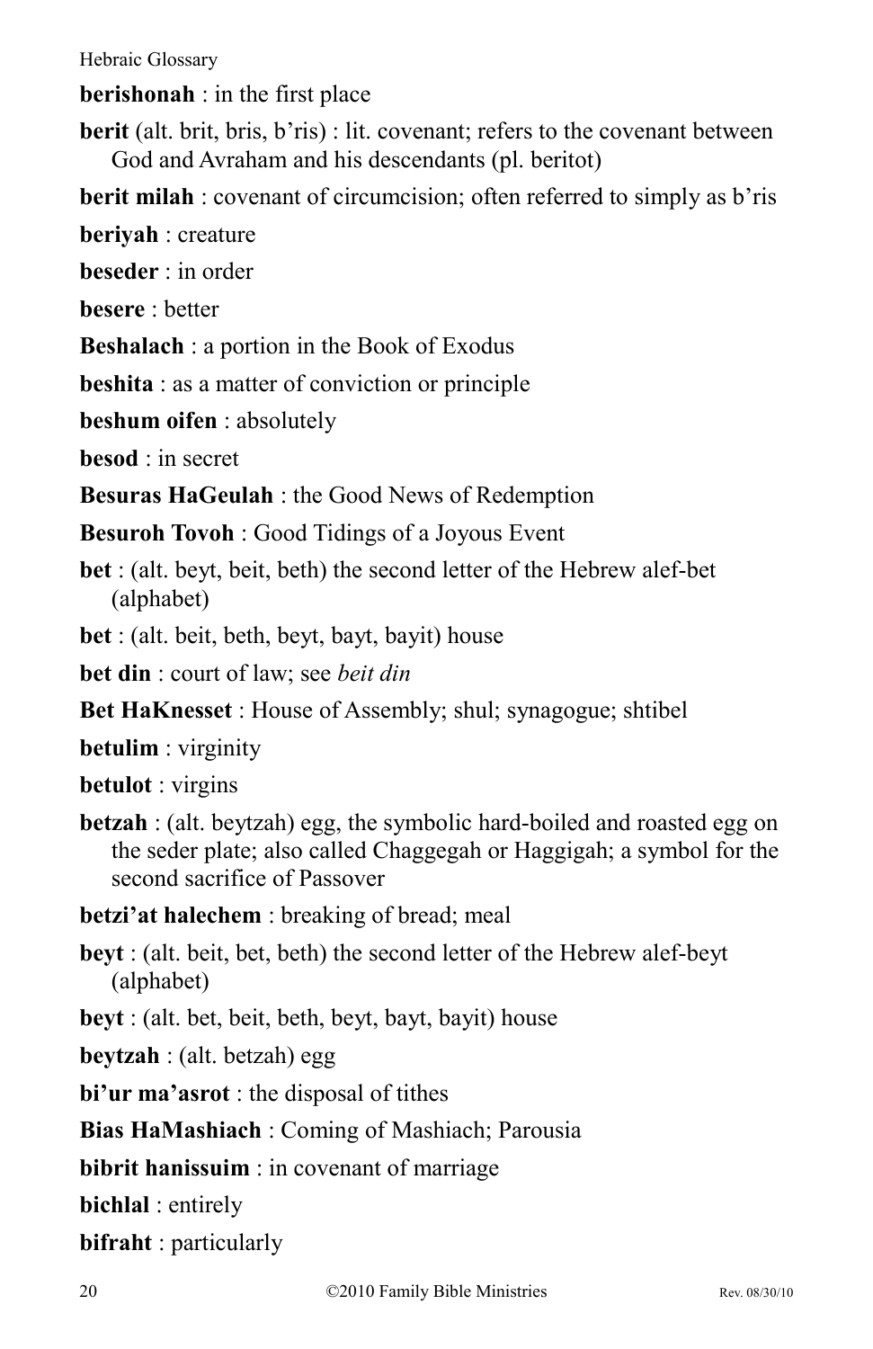**berishonah** : in the first place

**berit** (alt. brit, bris, b'ris) : lit. covenant; refers to the covenant between God and Avraham and his descendants (pl. beritot)

**berit milah** : covenant of circumcision; often referred to simply as b'ris

**beriyah** : creature

**beseder** : in order

**besere** : better

**Beshalach** : a portion in the Book of Exodus

**beshita** : as a matter of conviction or principle

**beshum oifen** : absolutely

**besod** : in secret

**Besuras HaGeulah** : the Good News of Redemption

**Besuroh Tovoh** : Good Tidings of a Joyous Event

**bet** : (alt. beyt, beit, beth) the second letter of the Hebrew alef-bet (alphabet)

**bet** : (alt. beit, beth, beyt, bayt, bayit) house

**bet din** : court of law; see *beit din*

**Bet HaKnesset** : House of Assembly; shul; synagogue; shtibel

**betulim** : virginity

**betulot** : virgins

**betzah** : (alt. beytzah) egg, the symbolic hard-boiled and roasted egg on the seder plate; also called Chaggegah or Haggigah; a symbol for the second sacrifice of Passover

**betzi'at halechem** : breaking of bread; meal

**beyt** : (alt. beit, bet, beth) the second letter of the Hebrew alef-beyt (alphabet)

**beyt** : (alt. bet, beit, beth, beyt, bayt, bayit) house

**beytzah** : (alt. betzah) egg

**bi'ur ma'asrot** : the disposal of tithes

**Bias HaMashiach** : Coming of Mashiach; Parousia

**bibrit hanissuim** : in covenant of marriage

**bichlal** : entirely

**bifraht** : particularly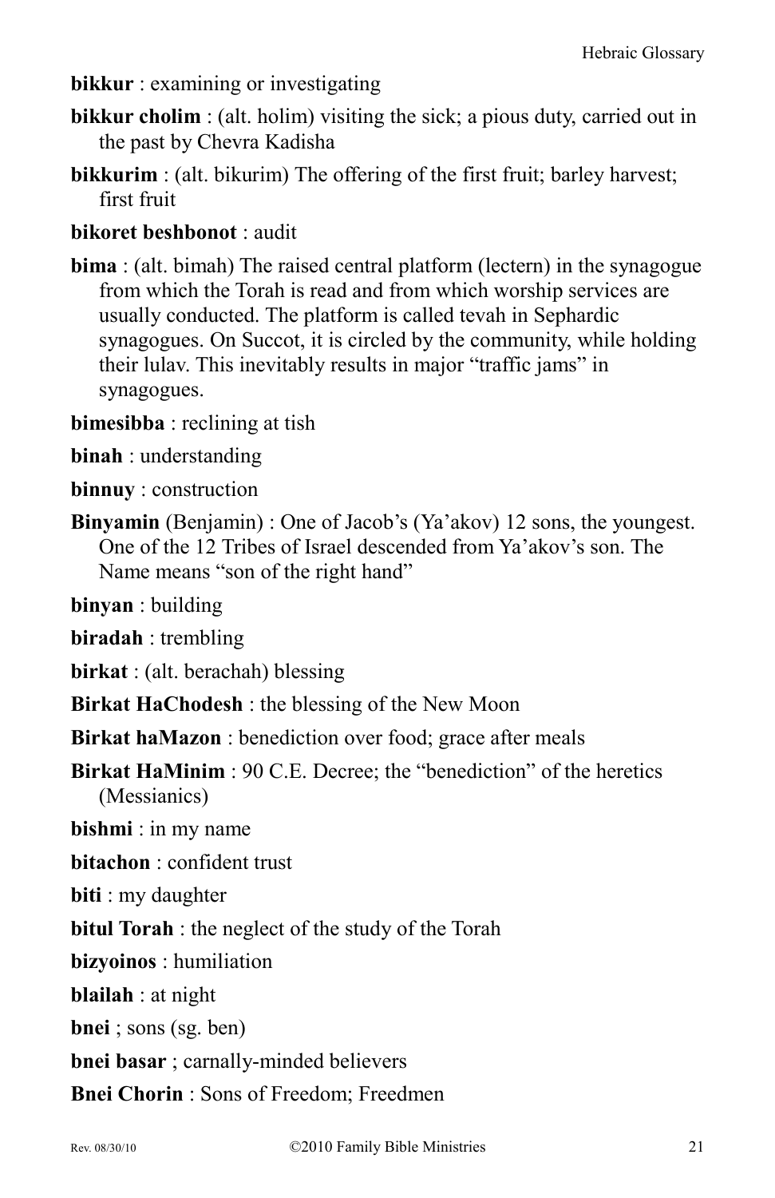**bikkur** : examining or investigating

**bikkur cholim** : (alt. holim) visiting the sick; a pious duty, carried out in the past by Chevra Kadisha

**bikkurim** : (alt. bikurim) The offering of the first fruit; barley harvest; first fruit

**bikoret beshbonot** : audit

**bima** : (alt. bimah) The raised central platform (lectern) in the synagogue from which the Torah is read and from which worship services are usually conducted. The platform is called tevah in Sephardic synagogues. On Succot, it is circled by the community, while holding their lulav. This inevitably results in major "traffic jams" in synagogues.

**bimesibba** : reclining at tish

**binah** : understanding

**binnuy** : construction

**Binyamin** (Benjamin) : One of Jacob's (Ya'akov) 12 sons, the youngest. One of the 12 Tribes of Israel descended from Ya'akov's son. The Name means "son of the right hand"

**binyan** : building

**biradah** : trembling

**birkat** : (alt. berachah) blessing

**Birkat HaChodesh** : the blessing of the New Moon

**Birkat haMazon** : benediction over food; grace after meals

**Birkat HaMinim** : 90 C.E. Decree; the "benediction" of the heretics (Messianics)

**bishmi** : in my name

**bitachon** : confident trust

**biti** : my daughter

**bitul Torah** : the neglect of the study of the Torah

**bizyoinos** : humiliation

**blailah** : at night

**bnei** ; sons (sg. ben)

**bnei basar** ; carnally-minded believers

**Bnei Chorin** : Sons of Freedom; Freedmen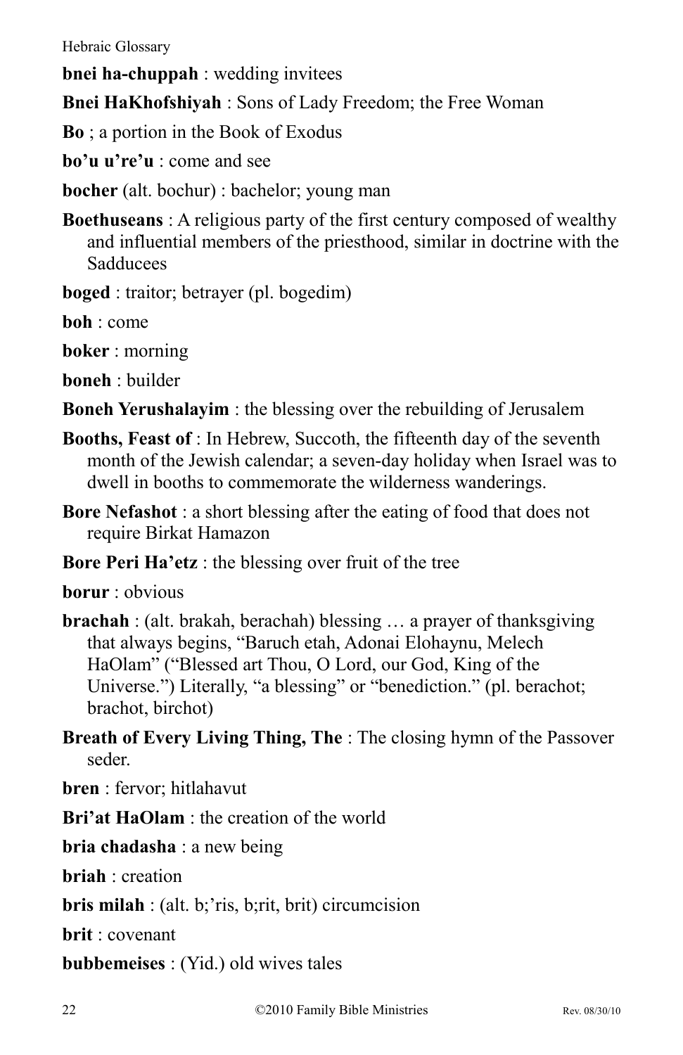**bnei ha-chuppah** : wedding invitees

**Bnei HaKhofshiyah** : Sons of Lady Freedom; the Free Woman

**Bo** ; a portion in the Book of Exodus

**bo'u u're'u** : come and see

**bocher** (alt. bochur) : bachelor; young man

**Boethuseans** : A religious party of the first century composed of wealthy and influential members of the priesthood, similar in doctrine with the Sadducees

**boged** : traitor; betrayer (pl. bogedim)

**boh** : come

**boker** : morning

**boneh** : builder

**Boneh Yerushalayim** : the blessing over the rebuilding of Jerusalem

**Booths, Feast of** : In Hebrew, Succoth, the fifteenth day of the seventh month of the Jewish calendar; a seven-day holiday when Israel was to dwell in booths to commemorate the wilderness wanderings.

**Bore Nefashot** : a short blessing after the eating of food that does not require Birkat Hamazon

**Bore Peri Ha'etz** : the blessing over fruit of the tree

**borur** : obvious

**brachah** : (alt. brakah, berachah) blessing … a prayer of thanksgiving that always begins, "Baruch etah, Adonai Elohaynu, Melech HaOlam" ("Blessed art Thou, O Lord, our God, King of the Universe.") Literally, "a blessing" or "benediction." (pl. berachot; brachot, birchot)

**Breath of Every Living Thing, The** : The closing hymn of the Passover seder.

**bren** : fervor; hitlahavut

**Bri'at HaOlam** : the creation of the world

**bria chadasha** : a new being

**briah** : creation

**bris milah** : (alt. b;'ris, b;rit, brit) circumcision

**brit** : covenant

**bubbemeises** : (Yid.) old wives tales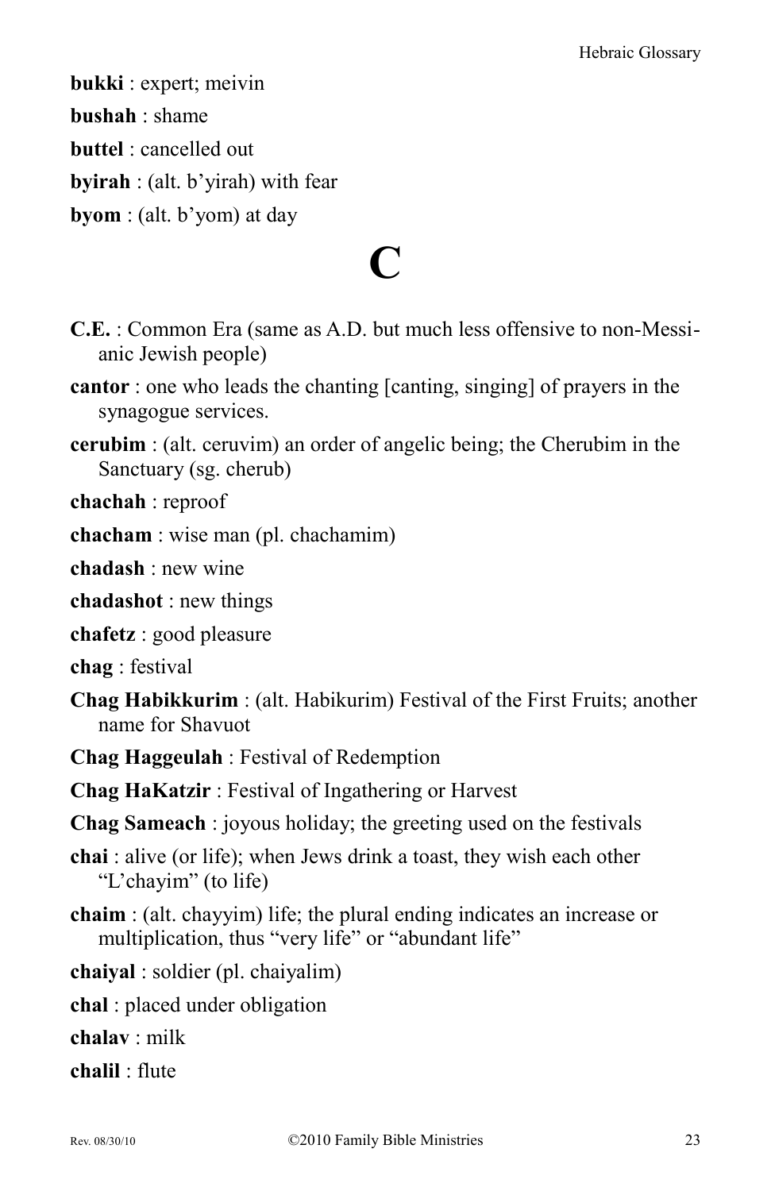**bukki** : expert; meivin

**bushah** : shame

**buttel** : cancelled out

**byirah** : (alt. b'yirah) with fear

**byom** : (alt. b'yom) at day

# C

**C.E.** : Common Era (same as A.D. but much less offensive to non-Messianic Jewish people)

**cantor** : one who leads the chanting [canting, singing] of prayers in the synagogue services.

**cerubim** : (alt. ceruvim) an order of angelic being; the Cherubim in the Sanctuary (sg. cherub)

**chachah** : reproof

**chacham** : wise man (pl. chachamim)

**chadash** : new wine

**chadashot** : new things

**chafetz** : good pleasure

**chag** : festival

**Chag Habikkurim** : (alt. Habikurim) Festival of the First Fruits; another name for Shavuot

**Chag Haggeulah** : Festival of Redemption

**Chag HaKatzir** : Festival of Ingathering or Harvest

**Chag Sameach** : joyous holiday; the greeting used on the festivals

**chai** : alive (or life); when Jews drink a toast, they wish each other "L'chayim" (to life)

**chaim** : (alt. chayyim) life; the plural ending indicates an increase or multiplication, thus "very life" or "abundant life"

**chaiyal** : soldier (pl. chaiyalim)

**chal** : placed under obligation

**chalav** : milk

**chalil** : flute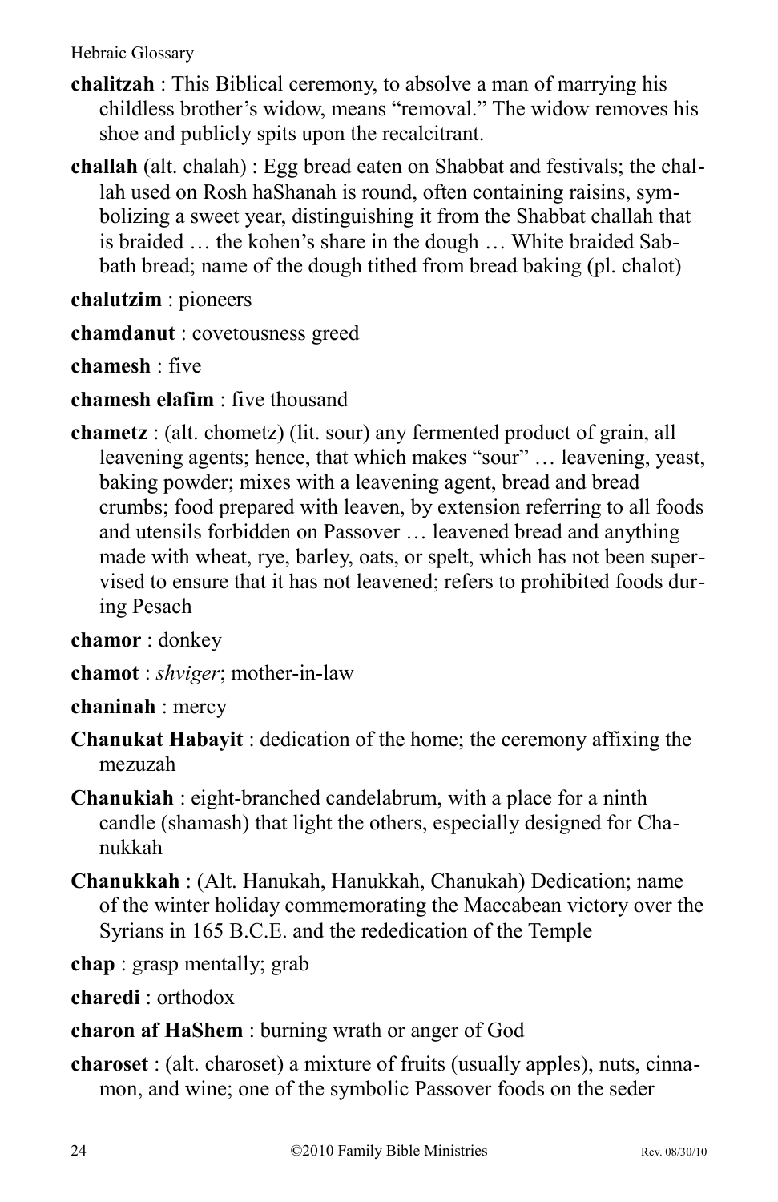**chalitzah** : This Biblical ceremony, to absolve a man of marrying his childless brother's widow, means "removal." The widow removes his shoe and publicly spits upon the recalcitrant.

**challah** (alt. chalah) : Egg bread eaten on Shabbat and festivals; the challah used on Rosh haShanah is round, often containing raisins, symbolizing a sweet year, distinguishing it from the Shabbat challah that is braided … the kohen's share in the dough … White braided Sabbath bread; name of the dough tithed from bread baking (pl. chalot)

**chalutzim** : pioneers

**chamdanut** : covetousness greed

**chamesh** : five

**chamesh elafim** : five thousand

**chametz** : (alt. chometz) (lit. sour) any fermented product of grain, all leavening agents; hence, that which makes "sour" … leavening, yeast, baking powder; mixes with a leavening agent, bread and bread crumbs; food prepared with leaven, by extension referring to all foods and utensils forbidden on Passover … leavened bread and anything made with wheat, rye, barley, oats, or spelt, which has not been supervised to ensure that it has not leavened; refers to prohibited foods during Pesach

**chamor** : donkey

**chamot** : *shviger*; mother-in-law

**chaninah** : mercy

**Chanukat Habayit** : dedication of the home; the ceremony affixing the mezuzah

**Chanukiah** : eight-branched candelabrum, with a place for a ninth candle (shamash) that light the others, especially designed for Chanukkah

**Chanukkah** : (Alt. Hanukah, Hanukkah, Chanukah) Dedication; name of the winter holiday commemorating the Maccabean victory over the Syrians in 165 B.C.E. and the rededication of the Temple

**chap** : grasp mentally; grab

**charedi** : orthodox

**charon af HaShem** : burning wrath or anger of God

**charoset** : (alt. charoset) a mixture of fruits (usually apples), nuts, cinnamon, and wine; one of the symbolic Passover foods on the seder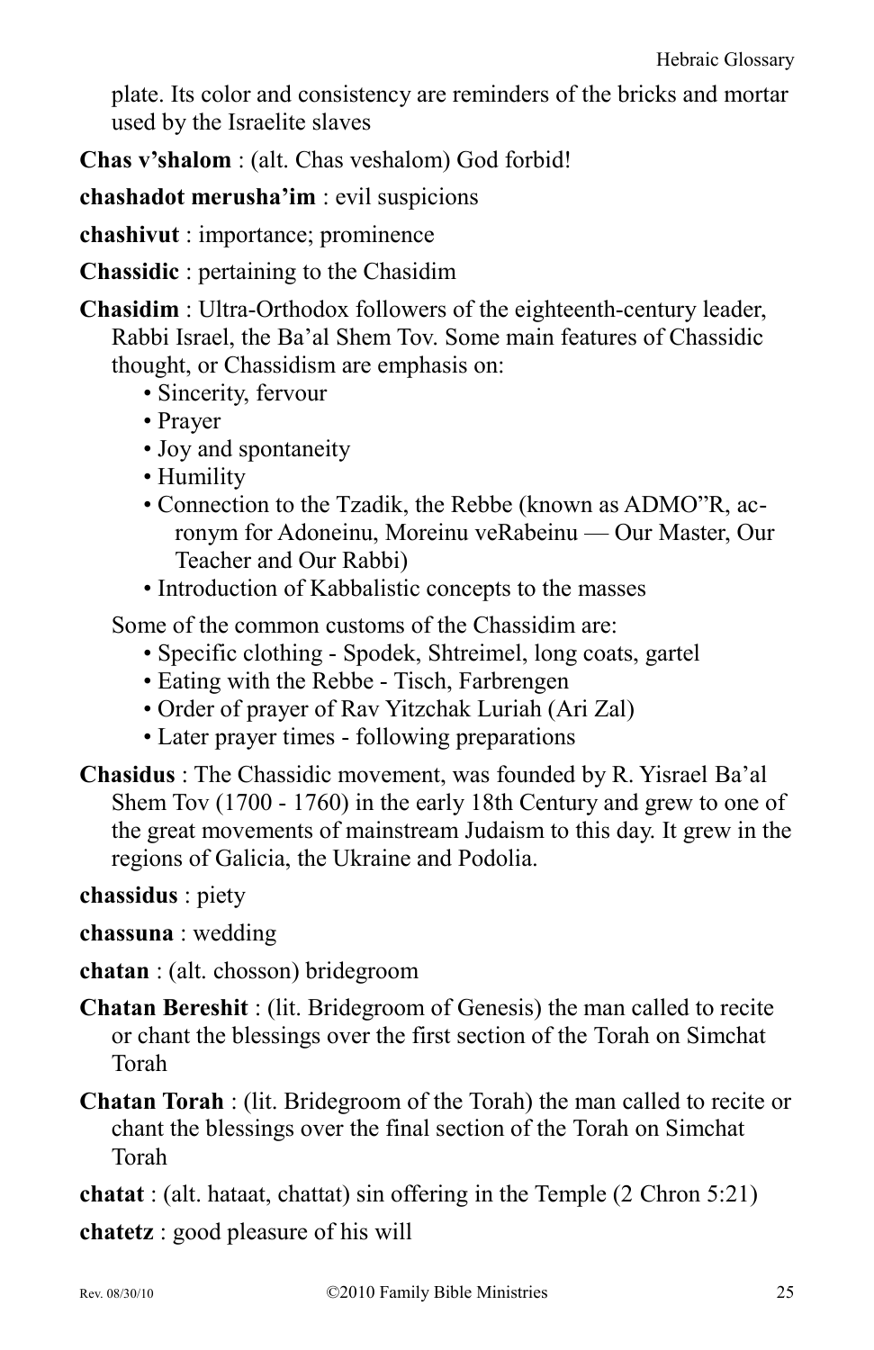plate. Its color and consistency are reminders of the bricks and mortar used by the Israelite slaves

**Chas v'shalom** : (alt. Chas veshalom) God forbid!

**chashadot merusha'im** : evil suspicions

**chashivut** : importance; prominence

**Chassidic** : pertaining to the Chasidim

**Chasidim** : Ultra-Orthodox followers of the eighteenth-century leader, Rabbi Israel, the Ba'al Shem Tov. Some main features of Chassidic thought, or Chassidism are emphasis on:

- Sincerity, fervour
- Prayer
- Joy and spontaneity
- Humility
- Connection to the Tzadik, the Rebbe (known as ADMO"R, acronym for Adoneinu, Moreinu veRabeinu — Our Master, Our Teacher and Our Rabbi)
- Introduction of Kabbalistic concepts to the masses

Some of the common customs of the Chassidim are:

- Specific clothing - Spodek, Shtreimel, long coats, gartel
- Eating with the Rebbe - Tisch, Farbrengen
- Order of prayer of Rav Yitzchak Luriah (Ari Zal)
- Later prayer times - following preparations

**Chasidus** : The Chassidic movement, was founded by R. Yisrael Ba'al Shem Tov (1700 - 1760) in the early 18th Century and grew to one of the great movements of mainstream Judaism to this day. It grew in the regions of Galicia, the Ukraine and Podolia.

**chassidus** : piety

**chassuna** : wedding

**chatan** : (alt. chosson) bridegroom

**Chatan Bereshit** : (lit. Bridegroom of Genesis) the man called to recite or chant the blessings over the first section of the Torah on Simchat Torah

**Chatan Torah** : (lit. Bridegroom of the Torah) the man called to recite or chant the blessings over the final section of the Torah on Simchat Torah

**chatat** : (alt. hataat, chattat) sin offering in the Temple (2 Chron 5:21)

**chatetz** : good pleasure of his will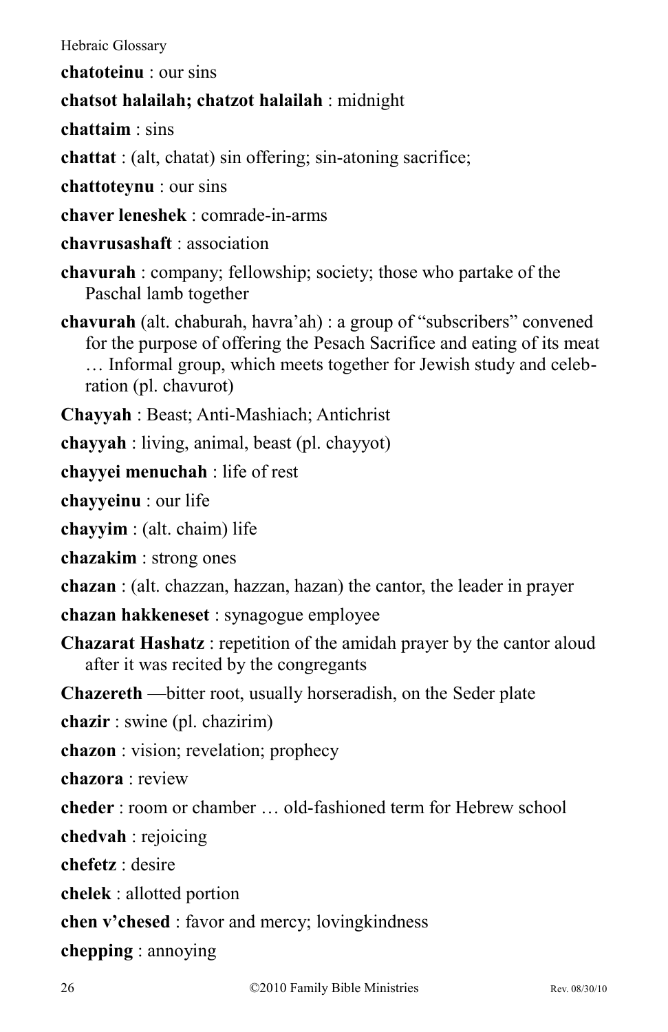**chatoteinu** : our sins

**chatsot halailah; chatzot halailah** : midnight

**chattaim** : sins

**chattat** : (alt, chatat) sin offering; sin-atoning sacrifice;

**chattoteynu** : our sins

**chaver leneshek** : comrade-in-arms

**chavrusashaft** : association

**chavurah** : company; fellowship; society; those who partake of the Paschal lamb together

**chavurah** (alt. chaburah, havra'ah) : a group of "subscribers" convened for the purpose of offering the Pesach Sacrifice and eating of its meat … Informal group, which meets together for Jewish study and celebration (pl. chavurot)

**Chayyah** : Beast; Anti-Mashiach; Antichrist

**chayyah** : living, animal, beast (pl. chayyot)

**chayyei menuchah** : life of rest

**chayyeinu** : our life

**chayyim** : (alt. chaim) life

**chazakim** : strong ones

**chazan** : (alt. chazzan, hazzan, hazan) the cantor, the leader in prayer

**chazan hakkeneset** : synagogue employee

**Chazarat Hashatz** : repetition of the amidah prayer by the cantor aloud after it was recited by the congregants

**Chazereth** —bitter root, usually horseradish, on the Seder plate

**chazir** : swine (pl. chazirim)

**chazon** : vision; revelation; prophecy

**chazora** : review

**cheder** : room or chamber … old-fashioned term for Hebrew school

**chedvah** : rejoicing

**chefetz** : desire

**chelek** : allotted portion

**chen v'chesed** : favor and mercy; lovingkindness

**chepping** : annoying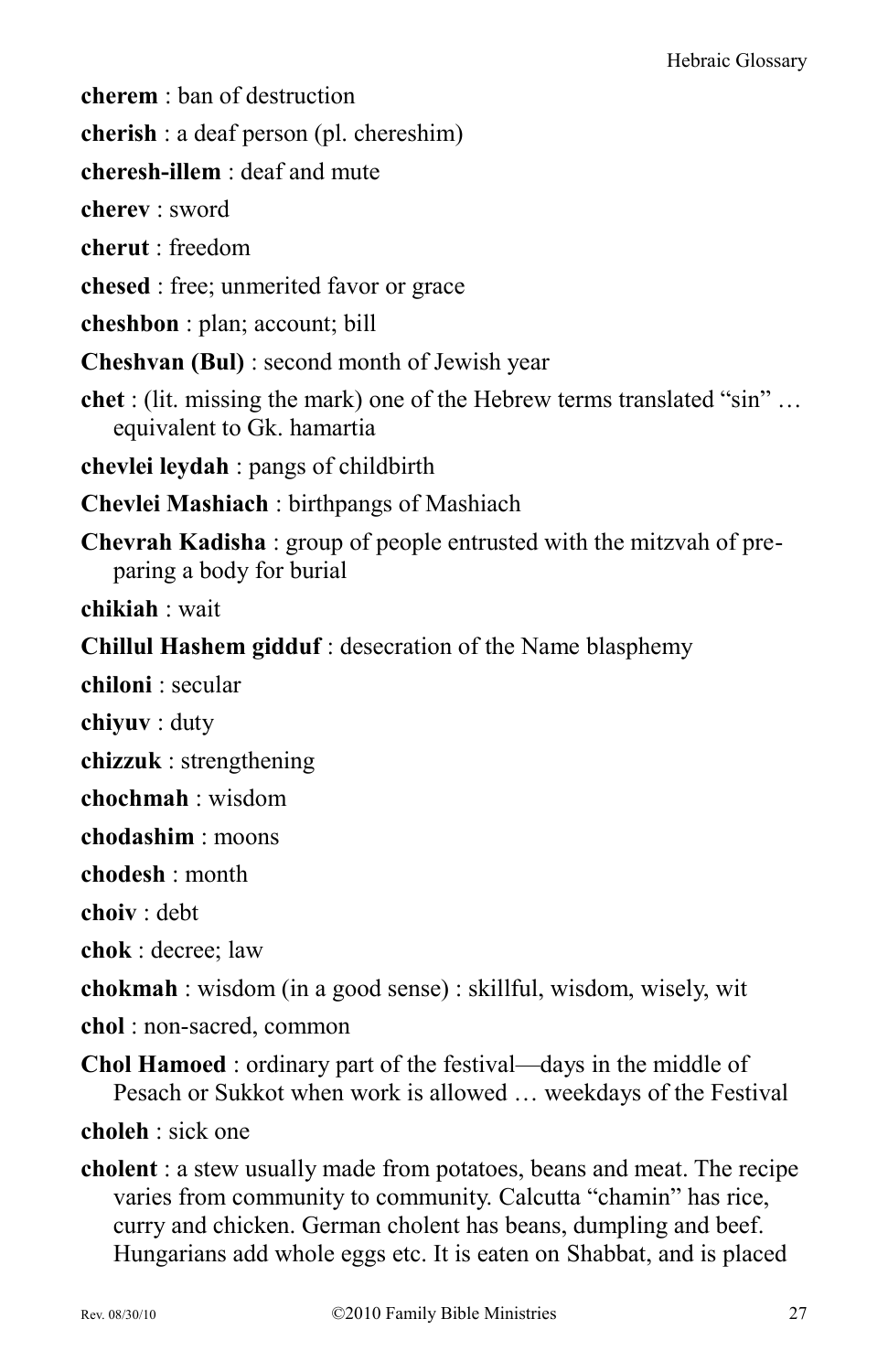**cherem** : ban of destruction

**cherish** : a deaf person (pl. chereshim)

**cheresh-illem** : deaf and mute

**cherev** : sword

**cherut** : freedom

**chesed** : free; unmerited favor or grace

**cheshbon** : plan; account; bill

**Cheshvan (Bul)** : second month of Jewish year

**chet** : (lit. missing the mark) one of the Hebrew terms translated "sin" … equivalent to Gk. hamartia

**chevlei leydah** : pangs of childbirth

**Chevlei Mashiach** : birthpangs of Mashiach

**Chevrah Kadisha** : group of people entrusted with the mitzvah of preparing a body for burial

**chikiah** : wait

**Chillul Hashem gidduf** : desecration of the Name blasphemy

**chiloni** : secular

**chiyuv** : duty

**chizzuk** : strengthening

**chochmah** : wisdom

**chodashim** : moons

**chodesh** : month

**choiv** : debt

**chok** : decree; law

**chokmah** : wisdom (in a good sense) : skillful, wisdom, wisely, wit

**chol** : non-sacred, common

**Chol Hamoed** : ordinary part of the festival—days in the middle of Pesach or Sukkot when work is allowed … weekdays of the Festival

**choleh** : sick one

**cholent** : a stew usually made from potatoes, beans and meat. The recipe varies from community to community. Calcutta "chamin" has rice, curry and chicken. German cholent has beans, dumpling and beef. Hungarians add whole eggs etc. It is eaten on Shabbat, and is placed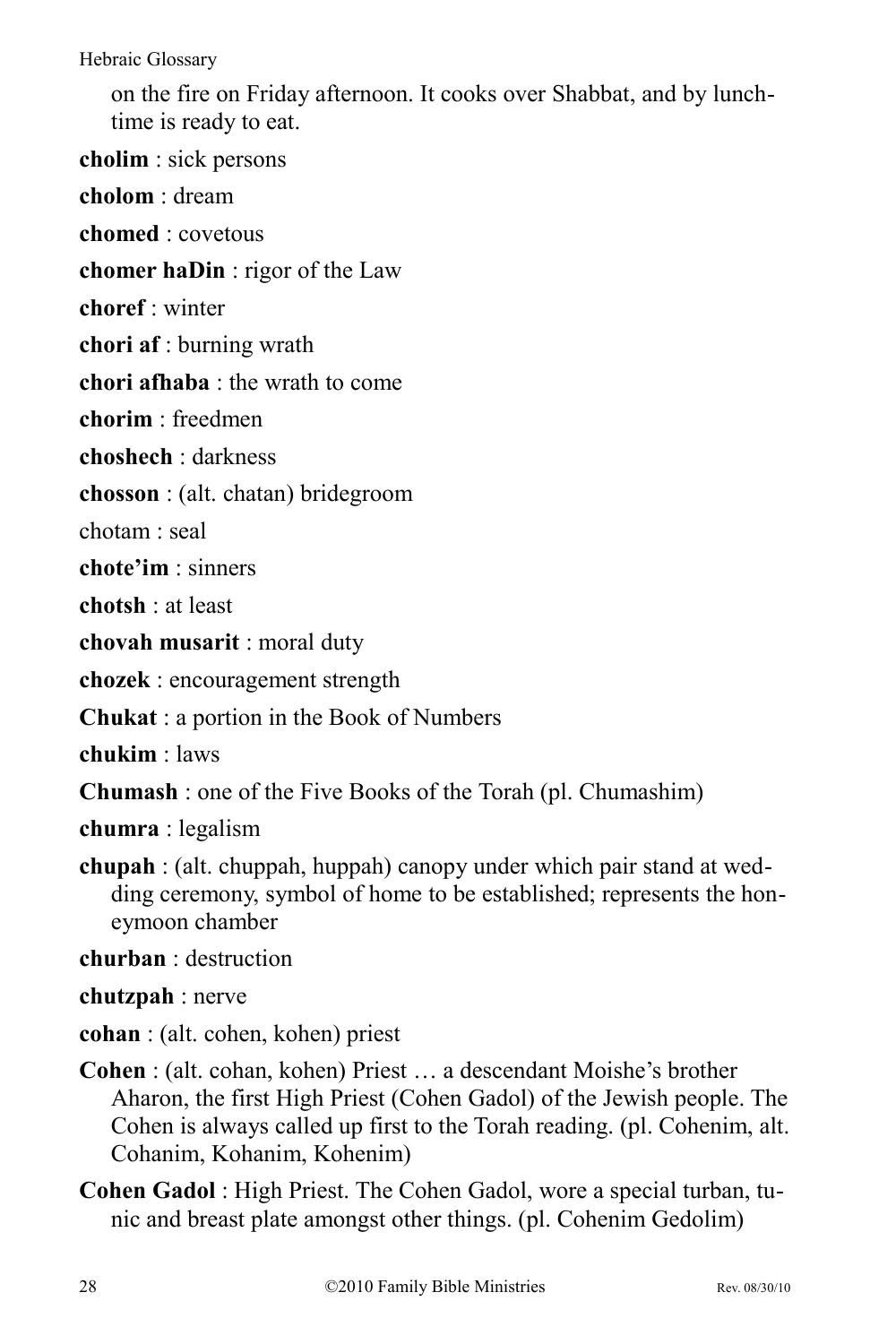on the fire on Friday afternoon. It cooks over Shabbat, and by lunchtime is ready to eat.

**cholim** : sick persons

**cholom** : dream

**chomed** : covetous

**chomer haDin** : rigor of the Law

**choref** : winter

**chori af** : burning wrath

**chori afhaba** : the wrath to come

**chorim** : freedmen

**choshech** : darkness

**chosson** : (alt. chatan) bridegroom

chotam : seal

**chote'im** : sinners

**chotsh** : at least

**chovah musarit** : moral duty

**chozek** : encouragement strength

**Chukat** : a portion in the Book of Numbers

**chukim** : laws

**Chumash** : one of the Five Books of the Torah (pl. Chumashim)

**chumra** : legalism

**chupah** : (alt. chuppah, huppah) canopy under which pair stand at wedding ceremony, symbol of home to be established; represents the honeymoon chamber

**churban** : destruction

**chutzpah** : nerve

**cohan** : (alt. cohen, kohen) priest

**Cohen** : (alt. cohan, kohen) Priest … a descendant Moishe's brother Aharon, the first High Priest (Cohen Gadol) of the Jewish people. The Cohen is always called up first to the Torah reading. (pl. Cohenim, alt. Cohanim, Kohanim, Kohenim)

**Cohen Gadol** : High Priest. The Cohen Gadol, wore a special turban, tunic and breast plate amongst other things. (pl. Cohenim Gedolim)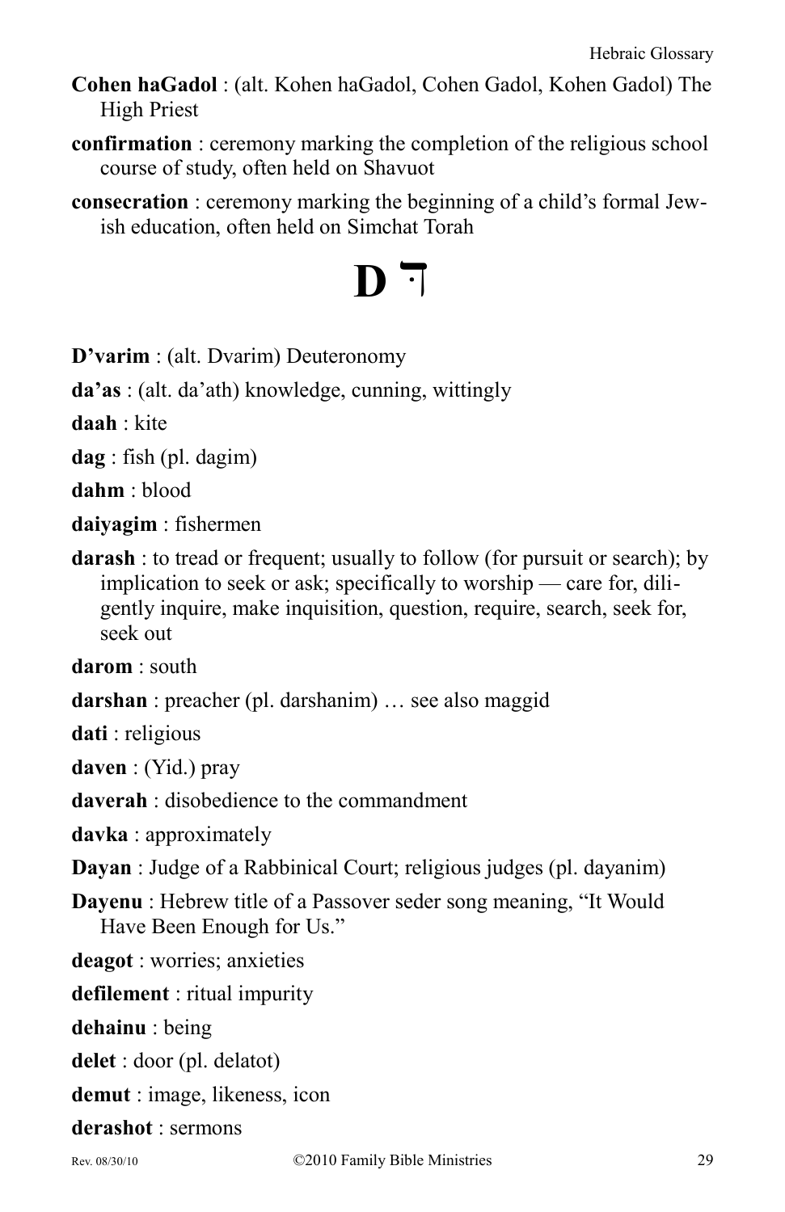**Cohen haGadol** : (alt. Kohen haGadol, Cohen Gadol, Kohen Gadol) The High Priest

**confirmation** : ceremony marking the completion of the religious school course of study, often held on Shavuot

**consecration** : ceremony marking the beginning of a child's formal Jewish education, often held on Simchat Torah

# D דּ

**D'varim** : (alt. Dvarim) Deuteronomy

**da'as** : (alt. da'ath) knowledge, cunning, wittingly

**daah** : kite

**dag** : fish (pl. dagim)

**dahm** : blood

**daiyagim** : fishermen

**darash** : to tread or frequent; usually to follow (for pursuit or search); by implication to seek or ask; specifically to worship — care for, diligently inquire, make inquisition, question, require, search, seek for, seek out

**darom** : south

**darshan** : preacher (pl. darshanim) … see also maggid

**dati** : religious

**daven** : (Yid.) pray

**daverah** : disobedience to the commandment

**davka** : approximately

**Dayan** : Judge of a Rabbinical Court; religious judges (pl. dayanim)

**Dayenu** : Hebrew title of a Passover seder song meaning, "It Would Have Been Enough for Us."

**deagot** : worries; anxieties

**defilement** : ritual impurity

**dehainu** : being

**delet** : door (pl. delatot)

**demut** : image, likeness, icon

**derashot** : sermons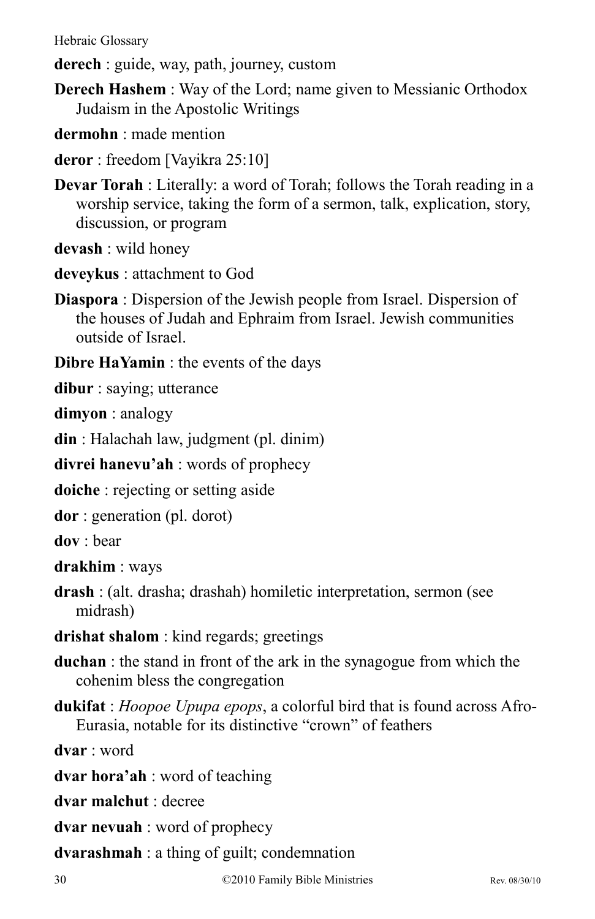**derech** : guide, way, path, journey, custom

**Derech Hashem** : Way of the Lord; name given to Messianic Orthodox Judaism in the Apostolic Writings

**dermohn** : made mention

**deror** : freedom [Vayikra 25:10]

**Devar Torah** : Literally: a word of Torah; follows the Torah reading in a worship service, taking the form of a sermon, talk, explication, story, discussion, or program

**devash** : wild honey

**deveykus** : attachment to God

**Diaspora** : Dispersion of the Jewish people from Israel. Dispersion of the houses of Judah and Ephraim from Israel. Jewish communities outside of Israel.

**Dibre HaYamin** : the events of the days

**dibur** : saying; utterance

**dimyon** : analogy

**din** : Halachah law, judgment (pl. dinim)

**divrei hanevu'ah** : words of prophecy

**doiche** : rejecting or setting aside

**dor** : generation (pl. dorot)

**dov** : bear

**drakhim** : ways

**drash** : (alt. drasha; drashah) homiletic interpretation, sermon (see midrash)

**drishat shalom** : kind regards; greetings

**duchan** : the stand in front of the ark in the synagogue from which the cohenim bless the congregation

**dukifat** : *Hoopoe Upupa epops*, a colorful bird that is found across Afro-Eurasia, notable for its distinctive "crown" of feathers

**dvar** : word

**dvar hora'ah** : word of teaching

**dvar malchut** : decree

**dvar nevuah** : word of prophecy

**dvarashmah** : a thing of guilt; condemnation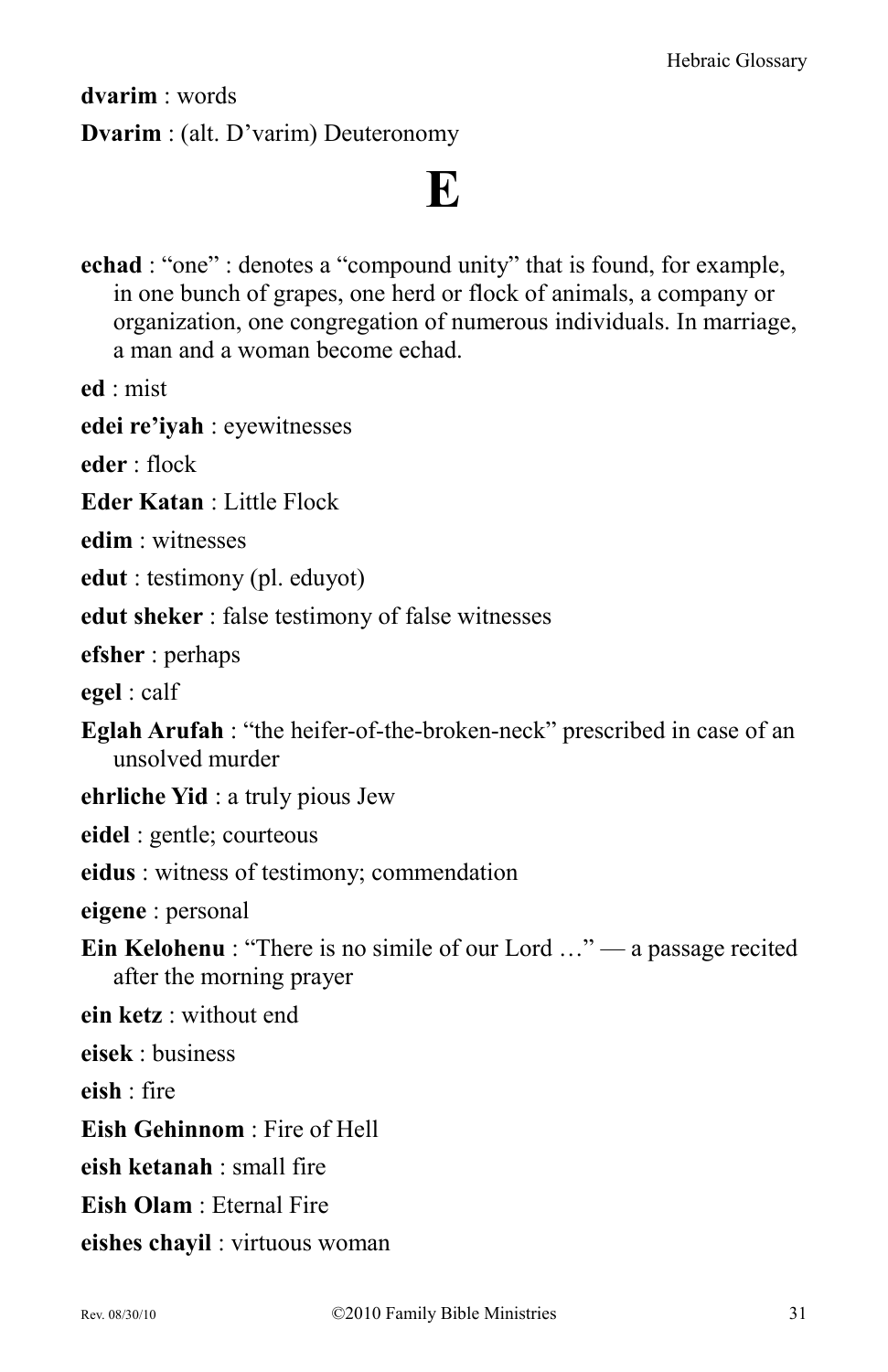**dvarim** : words

**Dvarim** : (alt. D'varim) Deuteronomy

# E

**echad** : "one" : denotes a "compound unity" that is found, for example, in one bunch of grapes, one herd or flock of animals, a company or organization, one congregation of numerous individuals. In marriage, a man and a woman become echad.

**ed** : mist

**edei re'iyah** : eyewitnesses

**eder** : flock

**Eder Katan** : Little Flock

**edim** : witnesses

**edut** : testimony (pl. eduyot)

**edut sheker** : false testimony of false witnesses

**efsher** : perhaps

**egel** : calf

**Eglah Arufah** : "the heifer-of-the-broken-neck" prescribed in case of an unsolved murder

**ehrliche Yid** : a truly pious Jew

**eidel** : gentle; courteous

**eidus** : witness of testimony; commendation

**eigene** : personal

**Ein Kelohenu** : "There is no simile of our Lord …" — a passage recited after the morning prayer

**ein ketz** : without end

**eisek** : business

**eish** : fire

**Eish Gehinnom** : Fire of Hell

**eish ketanah** : small fire

**Eish Olam** : Eternal Fire

**eishes chayil** : virtuous woman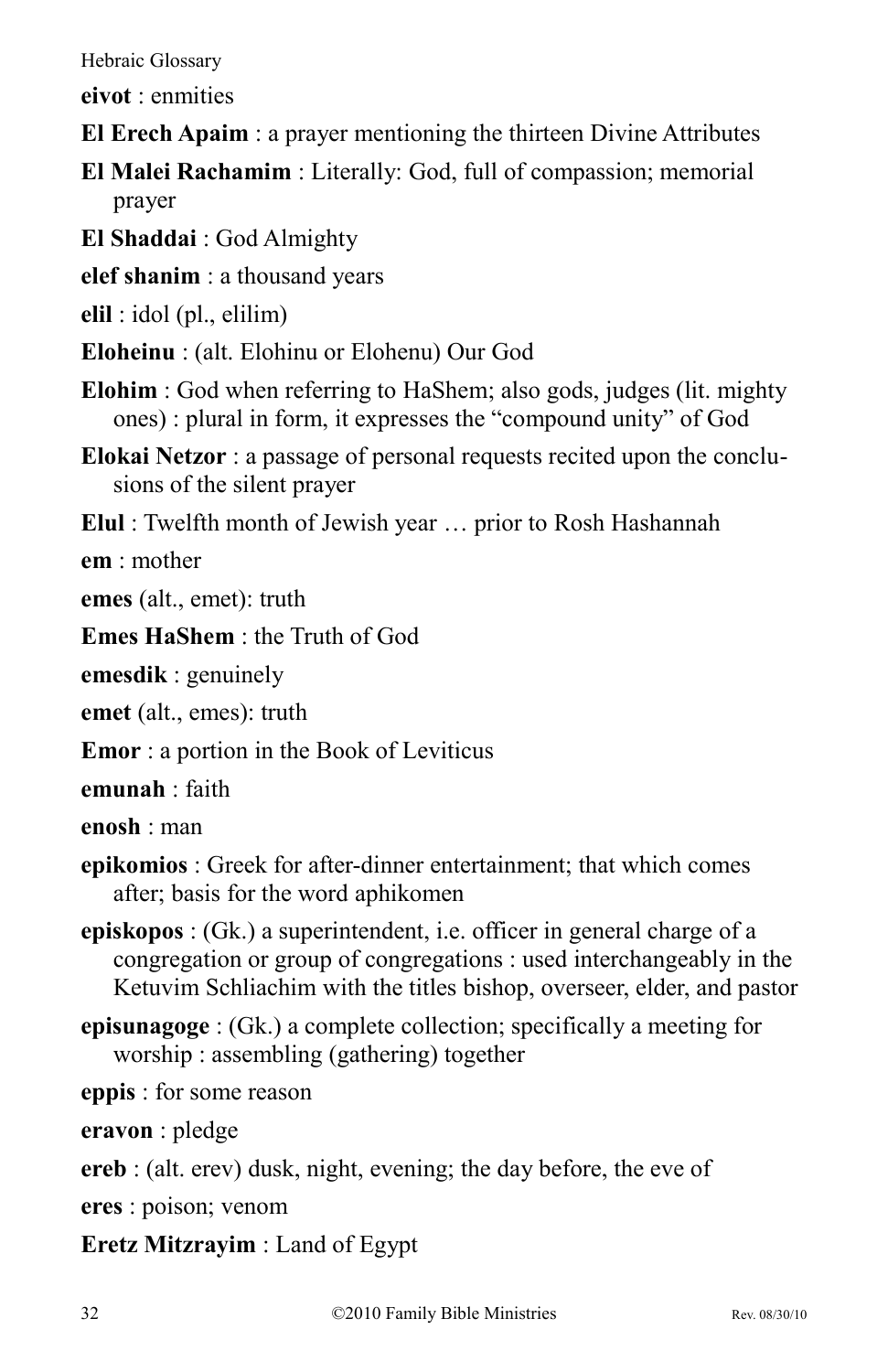**eivot** : enmities

**El Erech Apaim** : a prayer mentioning the thirteen Divine Attributes

**El Malei Rachamim** : Literally: God, full of compassion; memorial prayer

**El Shaddai** : God Almighty

**elef shanim** : a thousand years

**elil** : idol (pl., elilim)

**Eloheinu** : (alt. Elohinu or Elohenu) Our God

**Elohim** : God when referring to HaShem; also gods, judges (lit. mighty ones) : plural in form, it expresses the "compound unity" of God

**Elokai Netzor** : a passage of personal requests recited upon the conclusions of the silent prayer

**Elul** : Twelfth month of Jewish year … prior to Rosh Hashannah

**em** : mother

**emes** (alt., emet): truth

**Emes HaShem** : the Truth of God

**emesdik** : genuinely

**emet** (alt., emes): truth

**Emor** : a portion in the Book of Leviticus

**emunah** : faith

**enosh** : man

**epikomios** : Greek for after-dinner entertainment; that which comes after; basis for the word aphikomen

**episkopos** : (Gk.) a superintendent, i.e. officer in general charge of a congregation or group of congregations : used interchangeably in the Ketuvim Schliachim with the titles bishop, overseer, elder, and pastor

**episunagoge** : (Gk.) a complete collection; specifically a meeting for worship : assembling (gathering) together

**eppis** : for some reason

**eravon** : pledge

**ereb** : (alt. erev) dusk, night, evening; the day before, the eve of

**eres** : poison; venom

**Eretz Mitzrayim** : Land of Egypt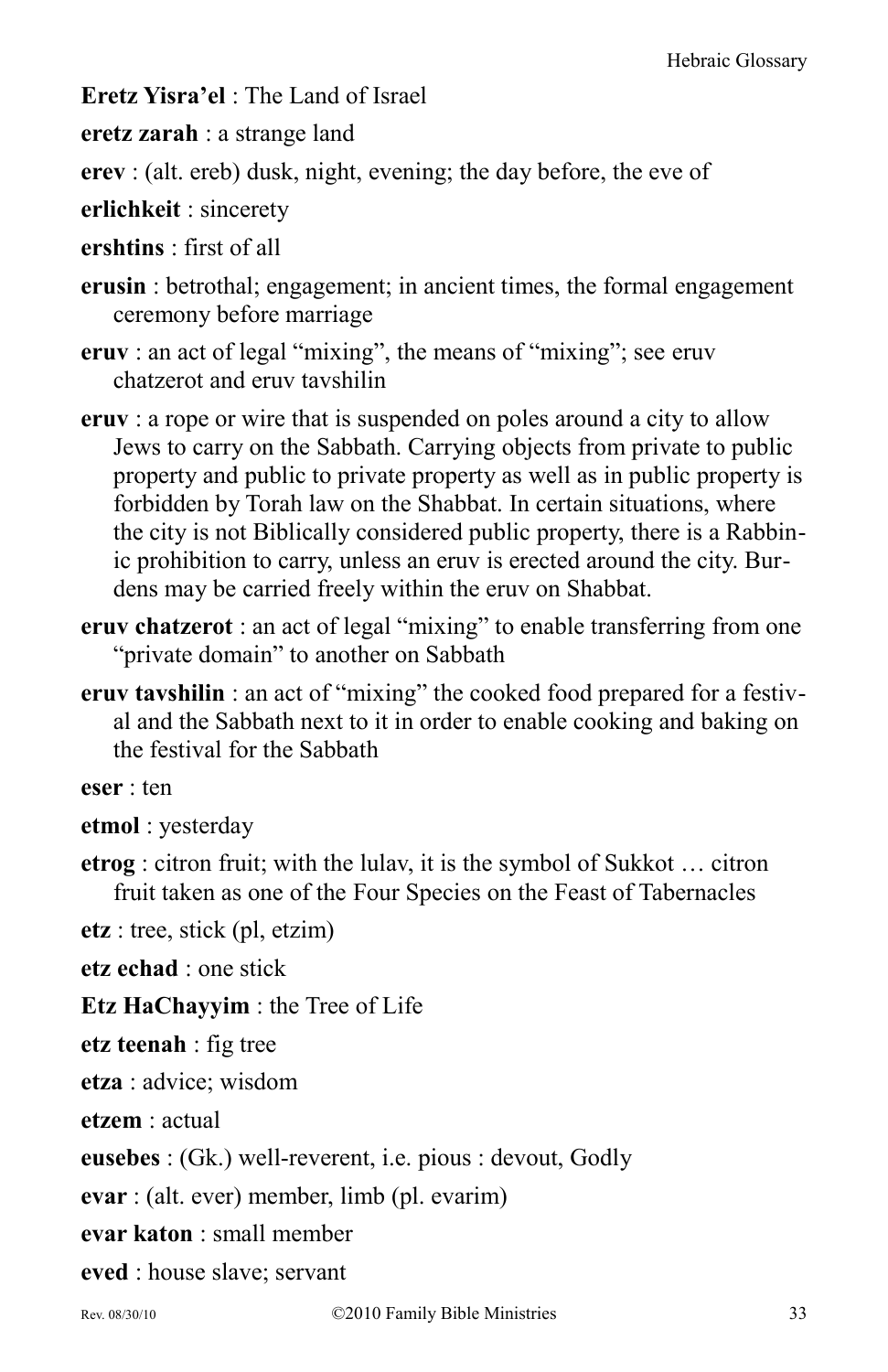**Eretz Yisra'el** : The Land of Israel

**eretz zarah** : a strange land

**erev** : (alt. ereb) dusk, night, evening; the day before, the eve of

**erlichkeit** : sincerety

**ershtins** : first of all

**erusin** : betrothal; engagement; in ancient times, the formal engagement ceremony before marriage

**eruv** : an act of legal "mixing", the means of "mixing"; see eruv chatzerot and eruv tavshilin

**eruv** : a rope or wire that is suspended on poles around a city to allow Jews to carry on the Sabbath. Carrying objects from private to public property and public to private property as well as in public property is forbidden by Torah law on the Shabbat. In certain situations, where the city is not Biblically considered public property, there is a Rabbinic prohibition to carry, unless an eruv is erected around the city. Burdens may be carried freely within the eruv on Shabbat.

**eruv chatzerot** : an act of legal "mixing" to enable transferring from one "private domain" to another on Sabbath

**eruv tavshilin** : an act of "mixing" the cooked food prepared for a festival and the Sabbath next to it in order to enable cooking and baking on the festival for the Sabbath

**eser** : ten

**etmol** : yesterday

**etrog** : citron fruit; with the lulav, it is the symbol of Sukkot … citron fruit taken as one of the Four Species on the Feast of Tabernacles

**etz** : tree, stick (pl, etzim)

**etz echad** : one stick

**Etz HaChayyim** : the Tree of Life

**etz teenah** : fig tree

**etza** : advice; wisdom

**etzem** : actual

**eusebes** : (Gk.) well-reverent, i.e. pious : devout, Godly

**evar** : (alt. ever) member, limb (pl. evarim)

**evar katon** : small member

**eved** : house slave; servant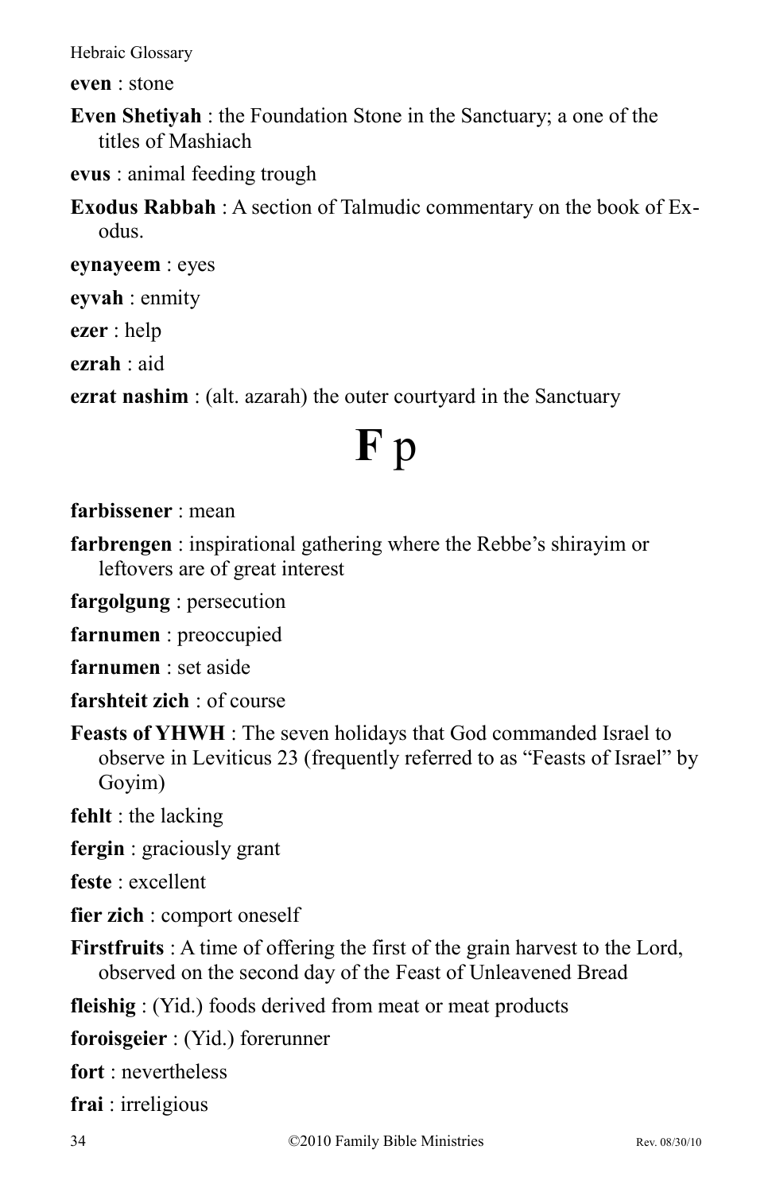**even** : stone

**Even Shetiyah** : the Foundation Stone in the Sanctuary; a one of the titles of Mashiach

**evus** : animal feeding trough

**Exodus Rabbah** : A section of Talmudic commentary on the book of Exodus.

**eynayeem** : eyes

**eyvah** : enmity

**ezer** : help

**ezrah** : aid

**ezrat nashim** : (alt. azarah) the outer courtyard in the Sanctuary

# F p

**farbissener** : mean

**farbrengen** : inspirational gathering where the Rebbe's shirayim or leftovers are of great interest

**fargolgung** : persecution

**farnumen** : preoccupied

**farnumen** : set aside

**farshteit zich** : of course

**Feasts of YHWH** : The seven holidays that God commanded Israel to observe in Leviticus 23 (frequently referred to as "Feasts of Israel" by Goyim)

**fehlt** : the lacking

**fergin** : graciously grant

**feste** : excellent

**fier zich** : comport oneself

**Firstfruits** : A time of offering the first of the grain harvest to the Lord, observed on the second day of the Feast of Unleavened Bread

**fleishig** : (Yid.) foods derived from meat or meat products

**foroisgeier** : (Yid.) forerunner

**fort** : nevertheless

**frai** : irreligious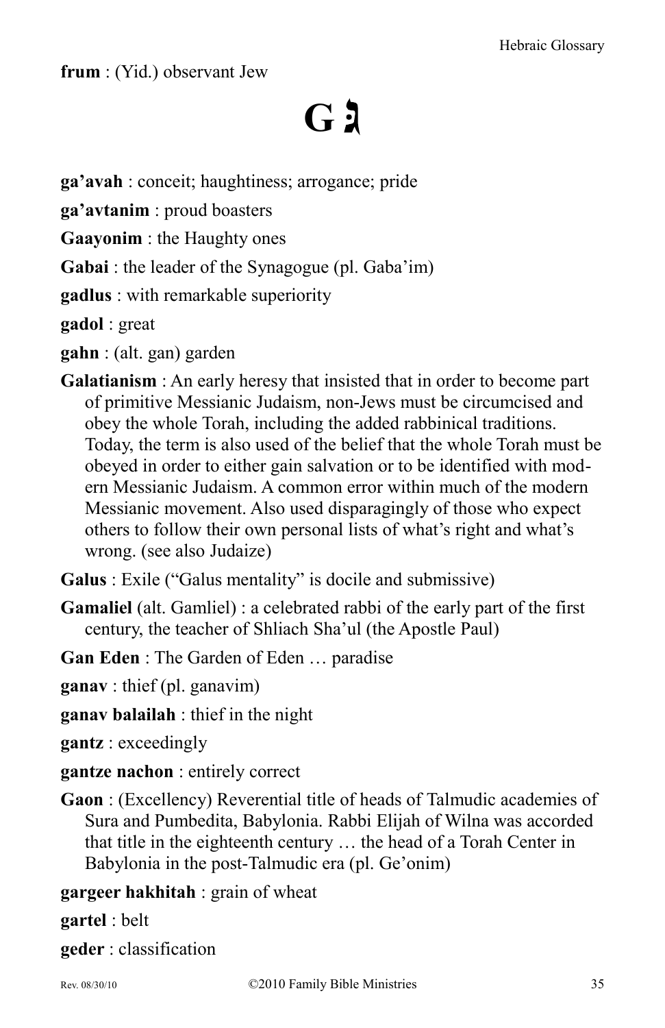**frum** : (Yid.) observant Jew

# G ג

**ga'avah** : conceit; haughtiness; arrogance; pride

**ga'avtanim** : proud boasters

**Gaayonim** : the Haughty ones

**Gabai** : the leader of the Synagogue (pl. Gaba'im)

**gadlus** : with remarkable superiority

**gadol** : great

**gahn** : (alt. gan) garden

**Galatianism** : An early heresy that insisted that in order to become part of primitive Messianic Judaism, non-Jews must be circumcised and obey the whole Torah, including the added rabbinical traditions. Today, the term is also used of the belief that the whole Torah must be obeyed in order to either gain salvation or to be identified with modern Messianic Judaism. A common error within much of the modern Messianic movement. Also used disparagingly of those who expect others to follow their own personal lists of what's right and what's wrong. (see also Judaize)

**Galus** : Exile ("Galus mentality" is docile and submissive)

**Gamaliel** (alt. Gamliel) : a celebrated rabbi of the early part of the first century, the teacher of Shliach Sha'ul (the Apostle Paul)

**Gan Eden** : The Garden of Eden … paradise

**ganav** : thief (pl. ganavim)

**ganav balailah** : thief in the night

**gantz** : exceedingly

**gantze nachon** : entirely correct

**Gaon** : (Excellency) Reverential title of heads of Talmudic academies of Sura and Pumbedita, Babylonia. Rabbi Elijah of Wilna was accorded that title in the eighteenth century … the head of a Torah Center in Babylonia in the post-Talmudic era (pl. Ge'onim)

**gargeer hakhitah** : grain of wheat

**gartel** : belt

**geder** : classification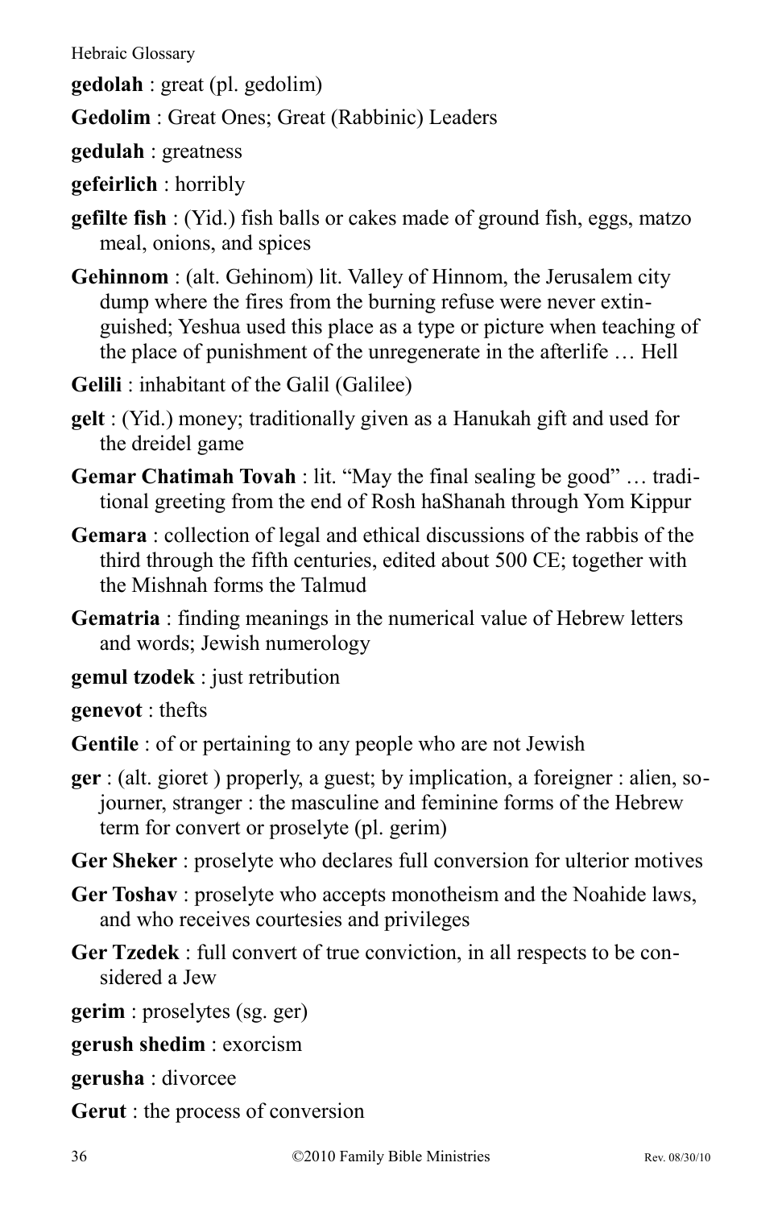**gedolah** : great (pl. gedolim)

**Gedolim** : Great Ones; Great (Rabbinic) Leaders

**gedulah** : greatness

**gefeirlich** : horribly

**gefilte fish** : (Yid.) fish balls or cakes made of ground fish, eggs, matzo meal, onions, and spices

**Gehinnom** : (alt. Gehinom) lit. Valley of Hinnom, the Jerusalem city dump where the fires from the burning refuse were never extinguished; Yeshua used this place as a type or picture when teaching of the place of punishment of the unregenerate in the afterlife … Hell

**Gelili** : inhabitant of the Galil (Galilee)

**gelt** : (Yid.) money; traditionally given as a Hanukah gift and used for the dreidel game

**Gemar Chatimah Tovah** : lit. "May the final sealing be good" … traditional greeting from the end of Rosh haShanah through Yom Kippur

**Gemara** : collection of legal and ethical discussions of the rabbis of the third through the fifth centuries, edited about 500 CE; together with the Mishnah forms the Talmud

**Gematria** : finding meanings in the numerical value of Hebrew letters and words; Jewish numerology

**gemul tzodek** : just retribution

**genevot** : thefts

**Gentile** : of or pertaining to any people who are not Jewish

**ger** : (alt. gioret ) properly, a guest; by implication, a foreigner : alien, sojourner, stranger : the masculine and feminine forms of the Hebrew term for convert or proselyte (pl. gerim)

**Ger Sheker** : proselyte who declares full conversion for ulterior motives

**Ger Toshav** : proselyte who accepts monotheism and the Noahide laws, and who receives courtesies and privileges

**Ger Tzedek** : full convert of true conviction, in all respects to be considered a Jew

**gerim** : proselytes (sg. ger)

**gerush shedim** : exorcism

**gerusha** : divorcee

**Gerut** : the process of conversion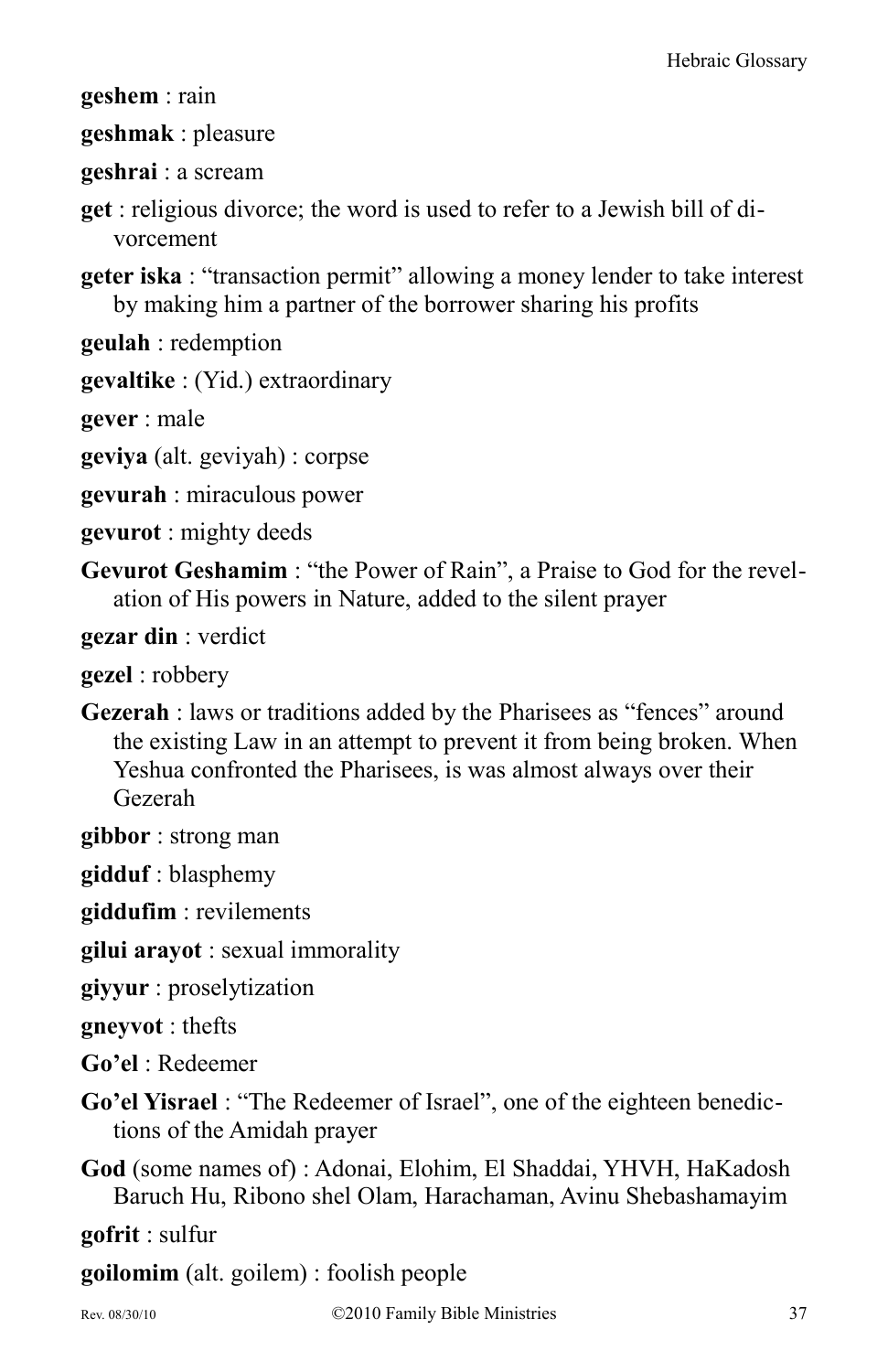**geshem** : rain

**geshmak** : pleasure

**geshrai** : a scream

**get** : religious divorce; the word is used to refer to a Jewish bill of divorcement

**geter iska** : "transaction permit" allowing a money lender to take interest by making him a partner of the borrower sharing his profits

**geulah** : redemption

**gevaltike** : (Yid.) extraordinary

**gever** : male

**geviya** (alt. geviyah) : corpse

**gevurah** : miraculous power

**gevurot** : mighty deeds

**Gevurot Geshamim** : "the Power of Rain", a Praise to God for the revelation of His powers in Nature, added to the silent prayer

**gezar din** : verdict

**gezel** : robbery

**Gezerah** : laws or traditions added by the Pharisees as "fences" around the existing Law in an attempt to prevent it from being broken. When Yeshua confronted the Pharisees, is was almost always over their Gezerah

**gibbor** : strong man

**gidduf** : blasphemy

**giddufim** : revilements

**gilui arayot** : sexual immorality

**giyyur** : proselytization

**gneyvot** : thefts

**Go'el** : Redeemer

**Go'el Yisrael** : "The Redeemer of Israel", one of the eighteen benedictions of the Amidah prayer

**God** (some names of) : Adonai, Elohim, El Shaddai, YHVH, HaKadosh Baruch Hu, Ribono shel Olam, Harachaman, Avinu Shebashamayim

**gofrit** : sulfur

**goilomim** (alt. goilem) : foolish people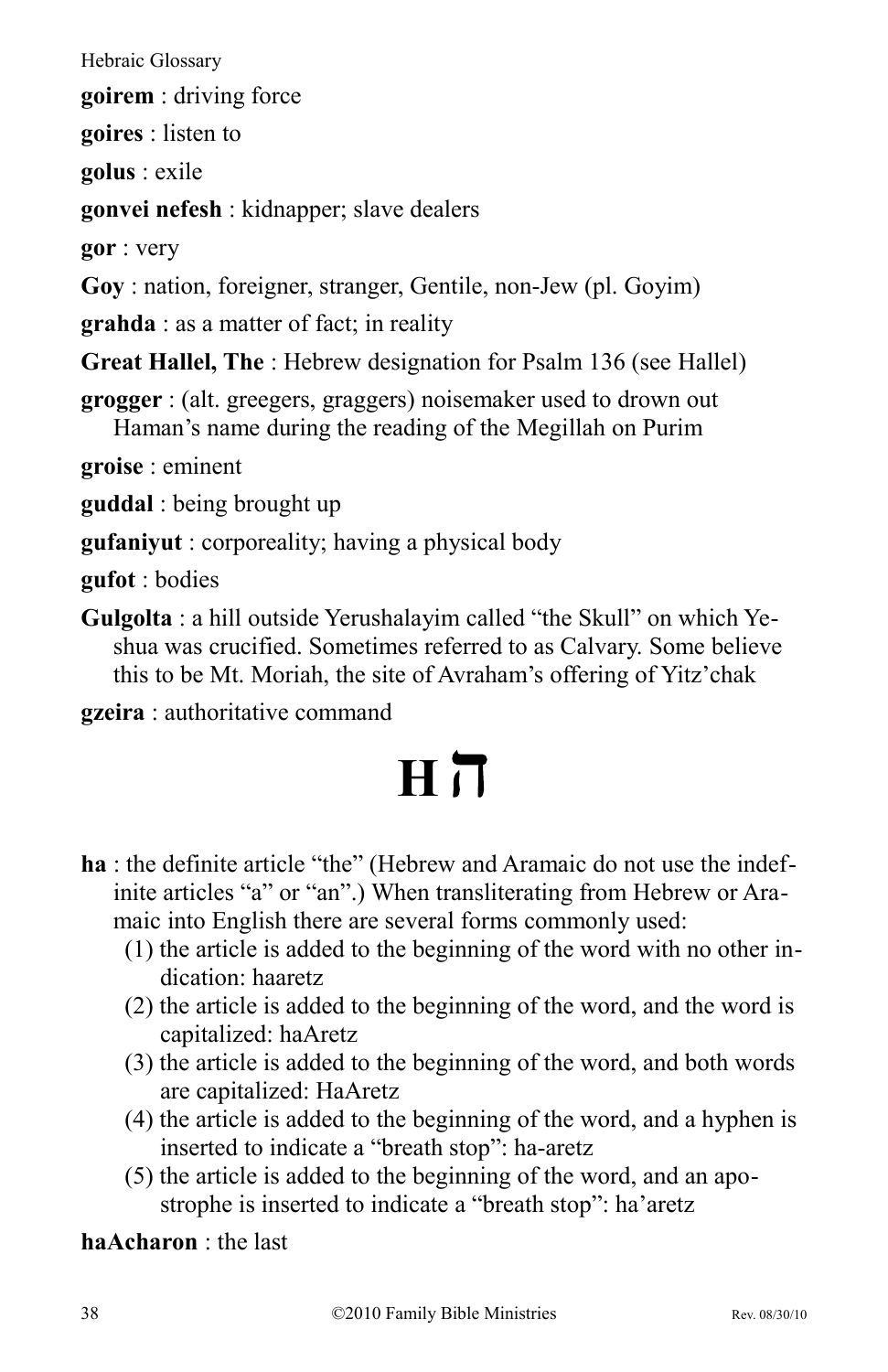**goirem** : driving force

**goires** : listen to

**golus** : exile

**gonvei nefesh** : kidnapper; slave dealers

**gor** : very

**Goy** : nation, foreigner, stranger, Gentile, non-Jew (pl. Goyim)

**grahda** : as a matter of fact; in reality

**Great Hallel, The** : Hebrew designation for Psalm 136 (see Hallel)

**grogger** : (alt. greegers, graggers) noisemaker used to drown out Haman's name during the reading of the Megillah on Purim

**groise** : eminent

**guddal** : being brought up

**gufaniyut** : corporeality; having a physical body

**gufot** : bodies

**Gulgolta** : a hill outside Yerushalayim called "the Skull" on which Yeshua was crucified. Sometimes referred to as Calvary. Some believe this to be Mt. Moriah, the site of Avraham's offering of Yitz'chak

**gzeira** : authoritative command

# H ה

**ha** : the definite article "the" (Hebrew and Aramaic do not use the indefinite articles "a" or "an".) When transliterating from Hebrew or Aramaic into English there are several forms commonly used:

(1) the article is added to the beginning of the word with no other indication: haaretz
(2) the article is added to the beginning of the word, and the word is capitalized: haAretz
(3) the article is added to the beginning of the word, and both words are capitalized: HaAretz
(4) the article is added to the beginning of the word, and a hyphen is inserted to indicate a "breath stop": ha-aretz
(5) the article is added to the beginning of the word, and an apostrophe is inserted to indicate a "breath stop": ha'aretz

**haAcharon** : the last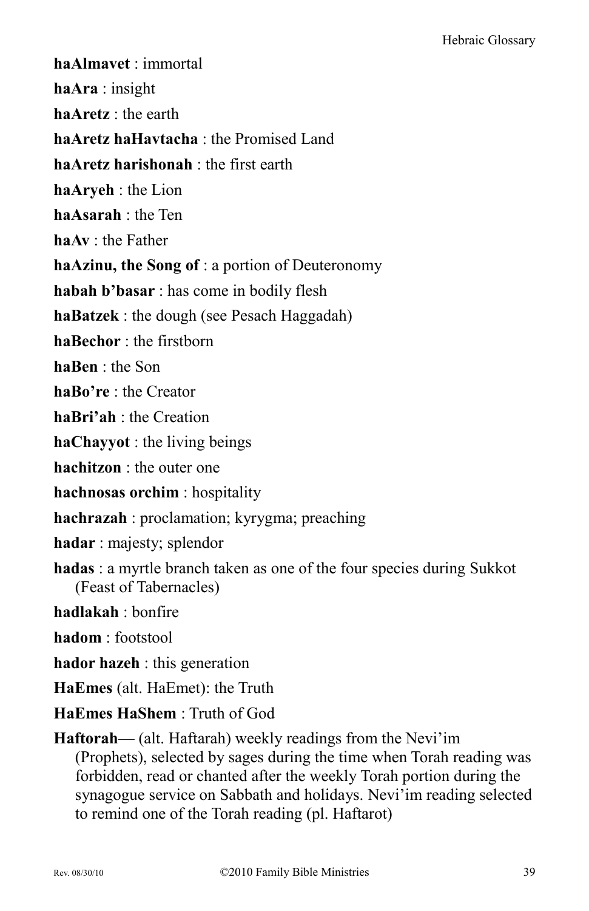**haAlmavet** : immortal

**haAra** : insight

**haAretz** : the earth

**haAretz haHavtacha** : the Promised Land

**haAretz harishonah** : the first earth

**haAryeh** : the Lion

**haAsarah** : the Ten

**haAv** : the Father

**haAzinu, the Song of** : a portion of Deuteronomy

**habah b'basar** : has come in bodily flesh

**haBatzek** : the dough (see Pesach Haggadah)

**haBechor** : the firstborn

**haBen** : the Son

**haBo're** : the Creator

**haBri'ah** : the Creation

**haChayyot** : the living beings

**hachitzon** : the outer one

**hachnosas orchim** : hospitality

**hachrazah** : proclamation; kyrygma; preaching

**hadar** : majesty; splendor

**hadas** : a myrtle branch taken as one of the four species during Sukkot (Feast of Tabernacles)

**hadlakah** : bonfire

**hadom** : footstool

**hador hazeh** : this generation

**HaEmes** (alt. HaEmet): the Truth

**HaEmes HaShem** : Truth of God

**Haftorah**— (alt. Haftarah) weekly readings from the Nevi'im (Prophets), selected by sages during the time when Torah reading was forbidden, read or chanted after the weekly Torah portion during the synagogue service on Sabbath and holidays. Nevi'im reading selected to remind one of the Torah reading (pl. Haftarot)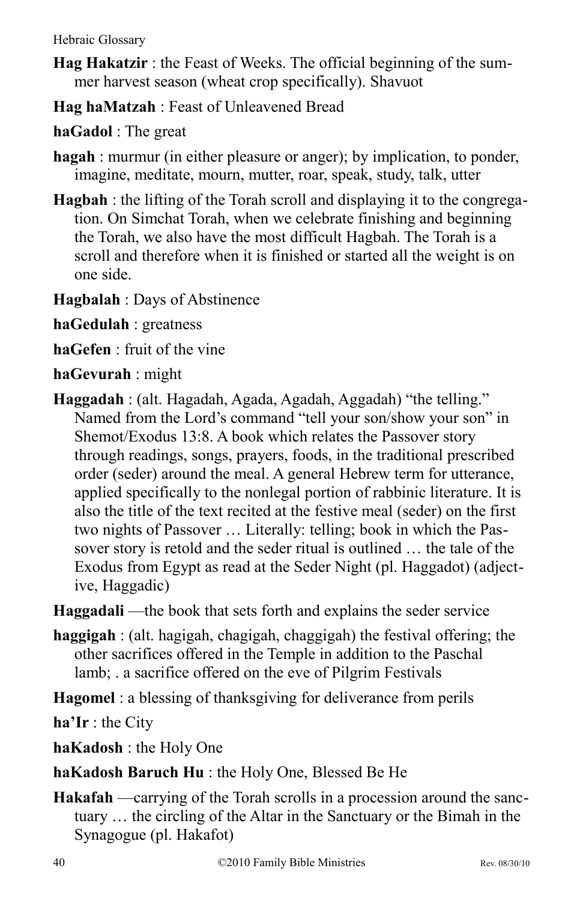**Hag Hakatzir** : the Feast of Weeks. The official beginning of the summer harvest season (wheat crop specifically). Shavuot

**Hag haMatzah** : Feast of Unleavened Bread

**haGadol** : The great

**hagah** : murmur (in either pleasure or anger); by implication, to ponder, imagine, meditate, mourn, mutter, roar, speak, study, talk, utter

**Hagbah** : the lifting of the Torah scroll and displaying it to the congregation. On Simchat Torah, when we celebrate finishing and beginning the Torah, we also have the most difficult Hagbah. The Torah is a scroll and therefore when it is finished or started all the weight is on one side.

**Hagbalah** : Days of Abstinence

**haGedulah** : greatness

**haGefen** : fruit of the vine

**haGevurah** : might

**Haggadah** : (alt. Hagadah, Agada, Agadah, Aggadah) "the telling." Named from the Lord's command "tell your son/show your son" in Shemot/Exodus 13:8. A book which relates the Passover story through readings, songs, prayers, foods, in the traditional prescribed order (seder) around the meal. A general Hebrew term for utterance, applied specifically to the nonlegal portion of rabbinic literature. It is also the title of the text recited at the festive meal (seder) on the first two nights of Passover … Literally: telling; book in which the Passover story is retold and the seder ritual is outlined … the tale of the Exodus from Egypt as read at the Seder Night (pl. Haggadot) (adjective, Haggadic)

**Haggadali** —the book that sets forth and explains the seder service

**haggigah** : (alt. hagigah, chagigah, chaggigah) the festival offering; the other sacrifices offered in the Temple in addition to the Paschal lamb; . a sacrifice offered on the eve of Pilgrim Festivals

**Hagomel** : a blessing of thanksgiving for deliverance from perils

**ha'Ir** : the City

**haKadosh** : the Holy One

**haKadosh Baruch Hu** : the Holy One, Blessed Be He

**Hakafah** —carrying of the Torah scrolls in a procession around the sanctuary … the circling of the Altar in the Sanctuary or the Bimah in the Synagogue (pl. Hakafot)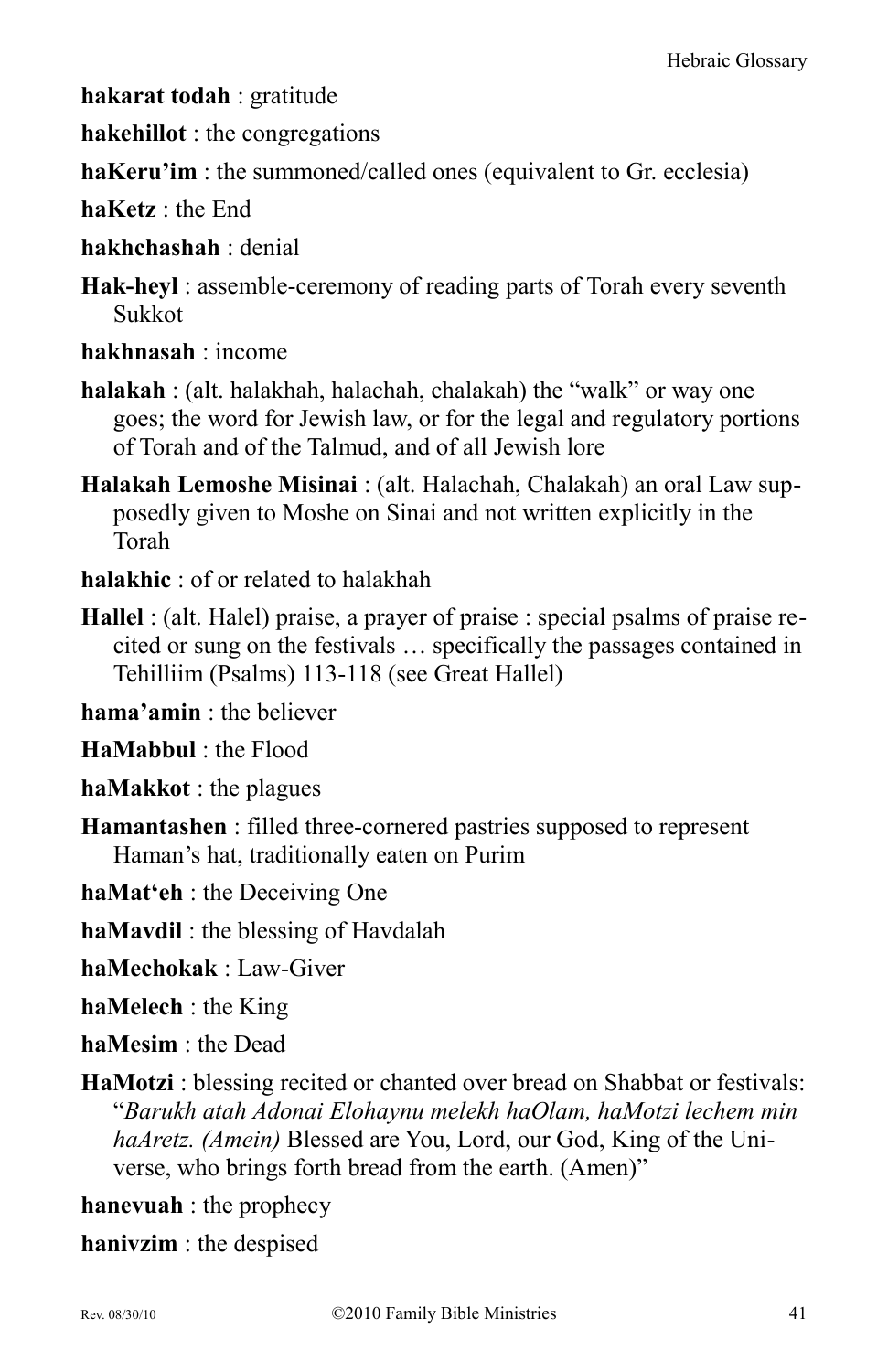**hakarat todah** : gratitude

**hakehillot** : the congregations

**haKeru'im** : the summoned/called ones (equivalent to Gr. ecclesia)

**haKetz** : the End

**hakhchashah** : denial

**Hak-heyl** : assemble-ceremony of reading parts of Torah every seventh Sukkot

**hakhnasah** : income

**halakah** : (alt. halakhah, halachah, chalakah) the "walk" or way one goes; the word for Jewish law, or for the legal and regulatory portions of Torah and of the Talmud, and of all Jewish lore

**Halakah Lemoshe Misinai** : (alt. Halachah, Chalakah) an oral Law supposedly given to Moshe on Sinai and not written explicitly in the Torah

**halakhic** : of or related to halakhah

**Hallel** : (alt. Halel) praise, a prayer of praise : special psalms of praise recited or sung on the festivals … specifically the passages contained in Tehilliim (Psalms) 113-118 (see Great Hallel)

**hama'amin** : the believer

**HaMabbul** : the Flood

**haMakkot** : the plagues

**Hamantashen** : filled three-cornered pastries supposed to represent Haman's hat, traditionally eaten on Purim

**haMat'eh** : the Deceiving One

**haMavdil** : the blessing of Havdalah

**haMechokak** : Law-Giver

**haMelech** : the King

**haMesim** : the Dead

**HaMotzi** : blessing recited or chanted over bread on Shabbat or festivals: "*Barukh atah Adonai Elohaynu melekh haOlam, haMotzi lechem min haAretz. (Amein)* Blessed are You, Lord, our God, King of the Universe, who brings forth bread from the earth. (Amen)"

**hanevuah** : the prophecy

**hanivzim** : the despised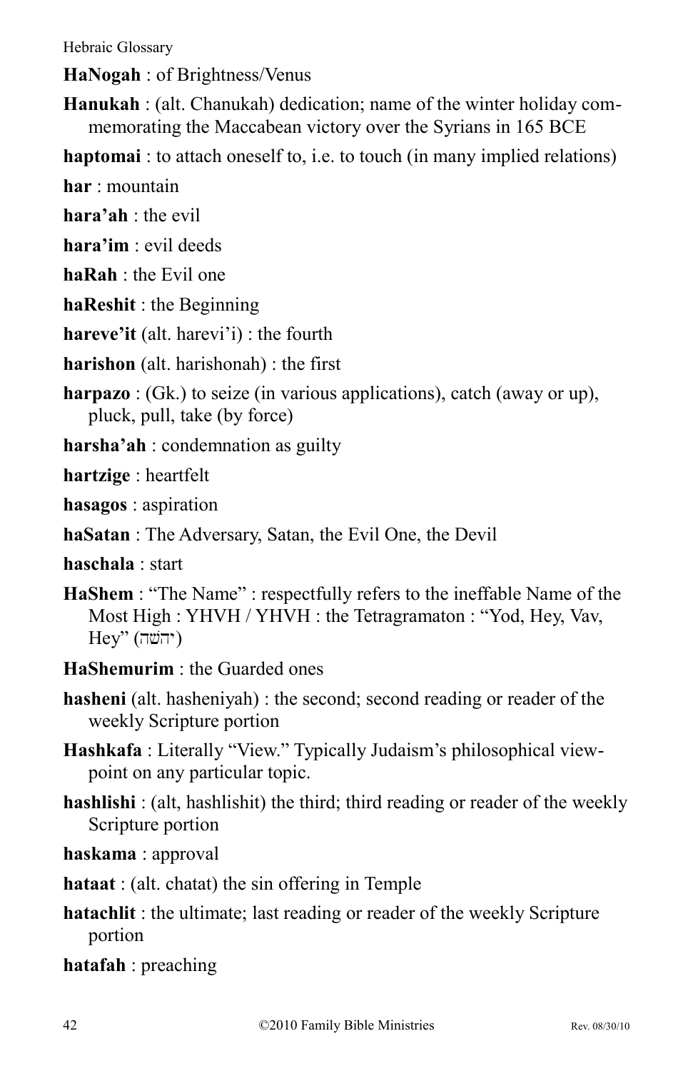**HaNogah** : of Brightness/Venus

**Hanukah** : (alt. Chanukah) dedication; name of the winter holiday commemorating the Maccabean victory over the Syrians in 165 BCE

**haptomai** : to attach oneself to, i.e. to touch (in many implied relations)

**har** : mountain

**hara'ah** : the evil

**hara'im** : evil deeds

**haRah** : the Evil one

**haReshit** : the Beginning

**hareve'it** (alt. harevi'i) : the fourth

**harishon** (alt. harishonah) : the first

**harpazo** : (Gk.) to seize (in various applications), catch (away or up), pluck, pull, take (by force)

**harsha'ah** : condemnation as guilty

**hartzige** : heartfelt

**hasagos** : aspiration

**haSatan** : The Adversary, Satan, the Evil One, the Devil

**haschala** : start

**HaShem** : "The Name" : respectfully refers to the ineffable Name of the Most High : YHVH / YHVH : the Tetragramaton : "Yod, Hey, Vav, Hey" (יהשה)

**HaShemurim** : the Guarded ones

**hasheni** (alt. hasheniyah) : the second; second reading or reader of the weekly Scripture portion

**Hashkafa** : Literally "View." Typically Judaism's philosophical viewpoint on any particular topic.

**hashlishi** : (alt, hashlishit) the third; third reading or reader of the weekly Scripture portion

**haskama** : approval

**hataat** : (alt. chatat) the sin offering in Temple

**hatachlit** : the ultimate; last reading or reader of the weekly Scripture portion

**hatafah** : preaching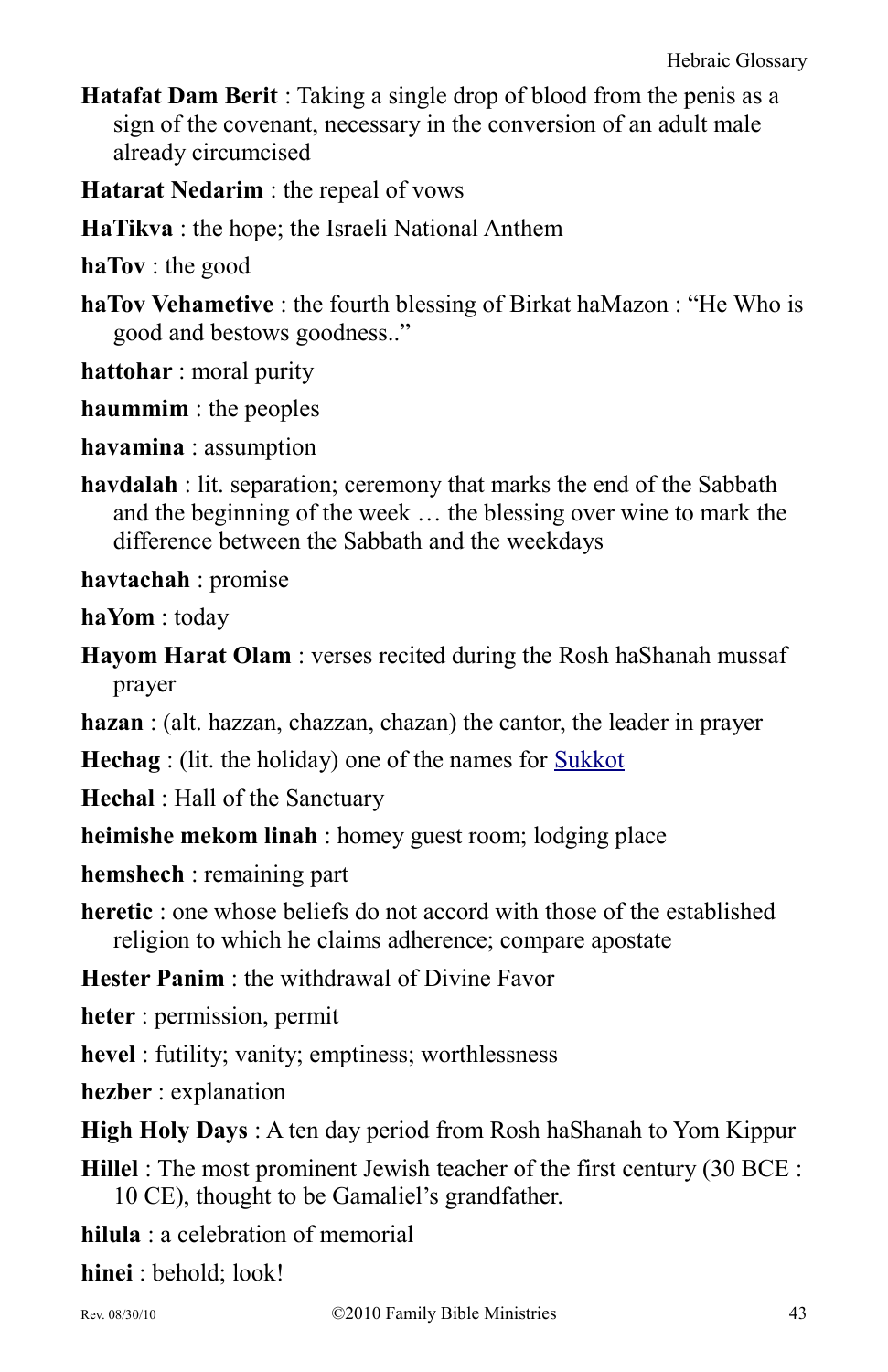**Hatafat Dam Berit** : Taking a single drop of blood from the penis as a sign of the covenant, necessary in the conversion of an adult male already circumcised

**Hatarat Nedarim** : the repeal of vows

**HaTikva** : the hope; the Israeli National Anthem

**haTov** : the good

**haTov Vehametive** : the fourth blessing of Birkat haMazon : "He Who is good and bestows goodness.."

**hattohar** : moral purity

**haummim** : the peoples

**havamina** : assumption

**havdalah** : lit. separation; ceremony that marks the end of the Sabbath and the beginning of the week … the blessing over wine to mark the difference between the Sabbath and the weekdays

**havtachah** : promise

**haYom** : today

**Hayom Harat Olam** : verses recited during the Rosh haShanah mussaf prayer

**hazan** : (alt. hazzan, chazzan, chazan) the cantor, the leader in prayer

**Hechag** : (lit. the holiday) one of the names for Sukkot

**Hechal** : Hall of the Sanctuary

**heimishe mekom linah** : homey guest room; lodging place

**hemshech** : remaining part

**heretic** : one whose beliefs do not accord with those of the established religion to which he claims adherence; compare apostate

**Hester Panim** : the withdrawal of Divine Favor

**heter** : permission, permit

**hevel** : futility; vanity; emptiness; worthlessness

**hezber** : explanation

**High Holy Days** : A ten day period from Rosh haShanah to Yom Kippur

**Hillel** : The most prominent Jewish teacher of the first century (30 BCE : 10 CE), thought to be Gamaliel's grandfather.

**hilula** : a celebration of memorial

**hinei** : behold; look!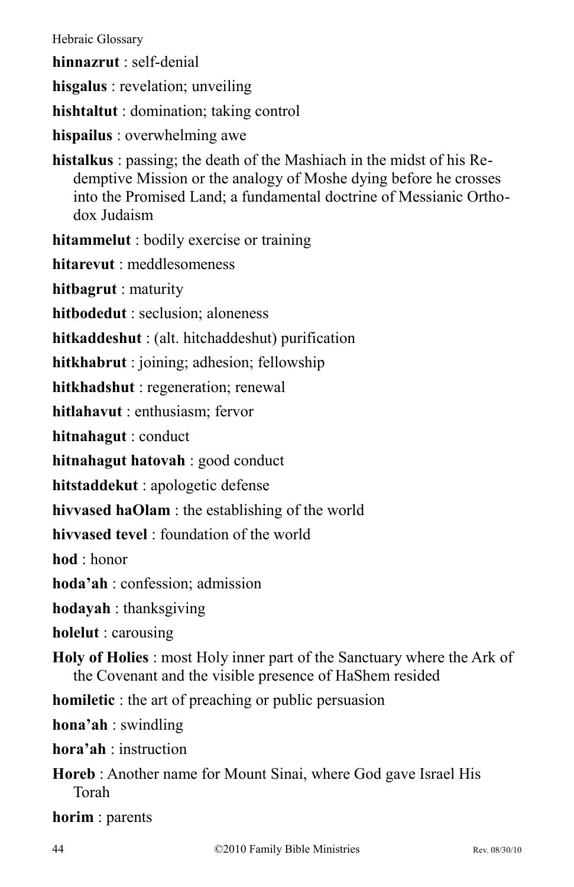**hinnazrut** : self-denial

**hisgalus** : revelation; unveiling

**hishtaltut** : domination; taking control

**hispailus** : overwhelming awe

**histalkus** : passing; the death of the Mashiach in the midst of his Redemptive Mission or the analogy of Moshe dying before he crosses into the Promised Land; a fundamental doctrine of Messianic Orthodox Judaism

**hitammelut** : bodily exercise or training

**hitarevut** : meddlesomeness

**hitbagrut** : maturity

**hitbodedut** : seclusion; aloneness

**hitkaddeshut** : (alt. hitchaddeshut) purification

**hitkhabrut** : joining; adhesion; fellowship

**hitkhadshut** : regeneration; renewal

**hitlahavut** : enthusiasm; fervor

**hitnahagut** : conduct

**hitnahagut hatovah** : good conduct

**hitstaddekut** : apologetic defense

**hivvased haOlam** : the establishing of the world

**hivvased tevel** : foundation of the world

**hod** : honor

**hoda'ah** : confession; admission

**hodayah** : thanksgiving

**holelut** : carousing

**Holy of Holies** : most Holy inner part of the Sanctuary where the Ark of the Covenant and the visible presence of HaShem resided

**homiletic** : the art of preaching or public persuasion

**hona'ah** : swindling

**hora'ah** : instruction

**Horeb** : Another name for Mount Sinai, where God gave Israel His Torah

**horim** : parents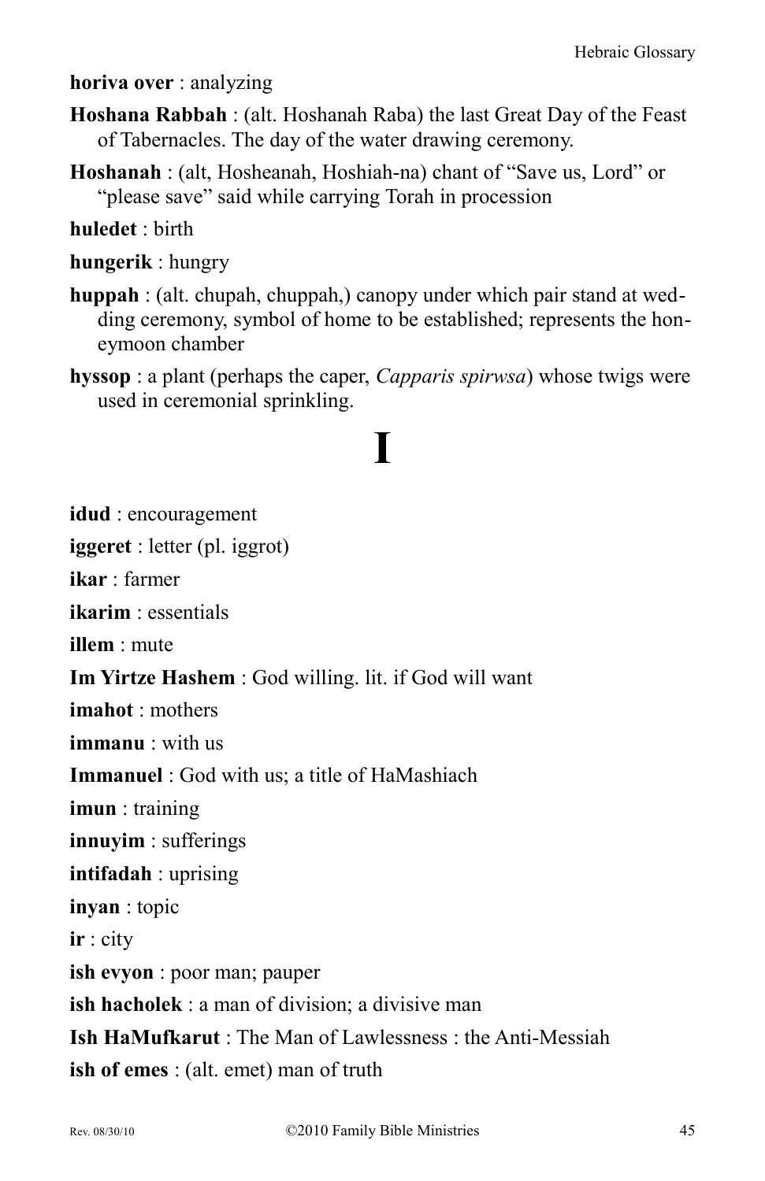**horiva over** : analyzing

**Hoshana Rabbah** : (alt. Hoshanah Raba) the last Great Day of the Feast of Tabernacles. The day of the water drawing ceremony.

**Hoshanah** : (alt, Hosheanah, Hoshiah-na) chant of "Save us, Lord" or "please save" said while carrying Torah in procession

**huledet** : birth

**hungerik** : hungry

**huppah** : (alt. chupah, chuppah,) canopy under which pair stand at wedding ceremony, symbol of home to be established; represents the honeymoon chamber

**hyssop** : a plant (perhaps the caper, *Capparis spirwsa*) whose twigs were used in ceremonial sprinkling.

# I

**idud** : encouragement

**iggeret** : letter (pl. iggrot)

**ikar** : farmer

**ikarim** : essentials

**illem** : mute

**Im Yirtze Hashem** : God willing. lit. if God will want

**imahot** : mothers

**immanu** : with us

**Immanuel** : God with us; a title of HaMashiach

**imun** : training

**innuyim** : sufferings

**intifadah** : uprising

**inyan** : topic

**ir** : city

**ish evyon** : poor man; pauper

**ish hacholek** : a man of division; a divisive man

**Ish HaMufkarut** : The Man of Lawlessness : the Anti-Messiah

**ish of emes** : (alt. emet) man of truth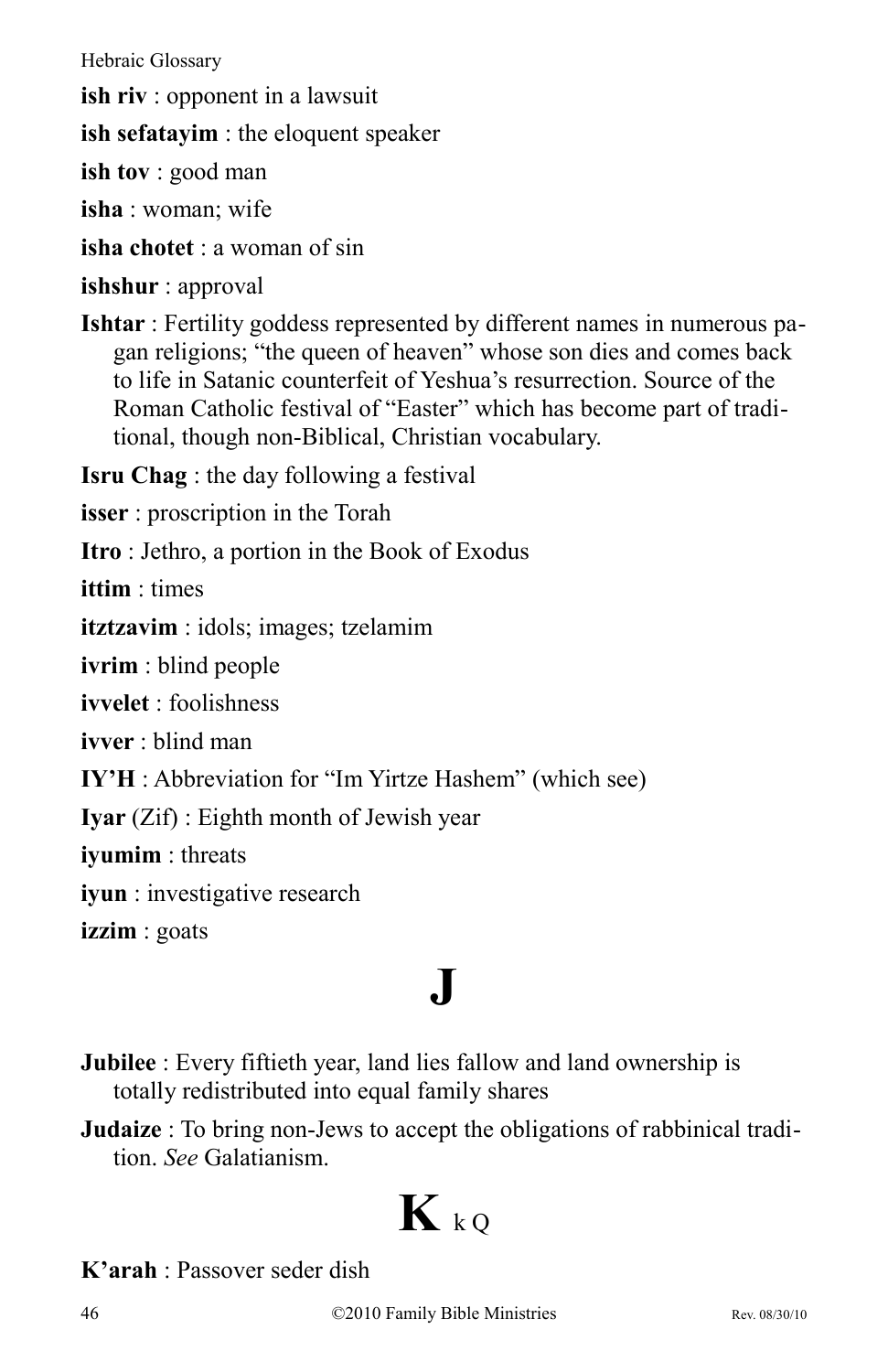**ish riv** : opponent in a lawsuit

**ish sefatayim** : the eloquent speaker

**ish tov** : good man

**isha** : woman; wife

**isha chotet** : a woman of sin

**ishshur** : approval

**Ishtar** : Fertility goddess represented by different names in numerous pagan religions; "the queen of heaven" whose son dies and comes back to life in Satanic counterfeit of Yeshua's resurrection. Source of the Roman Catholic festival of "Easter" which has become part of traditional, though non-Biblical, Christian vocabulary.

**Isru Chag** : the day following a festival

**isser** : proscription in the Torah

**Itro** : Jethro, a portion in the Book of Exodus

**ittim** : times

**itztzavim** : idols; images; tzelamim

**ivrim** : blind people

**ivvelet** : foolishness

**ivver** : blind man

**IY'H** : Abbreviation for "Im Yirtze Hashem" (which see)

**Iyar** (Zif) : Eighth month of Jewish year

**iyumim** : threats

**iyun** : investigative research

**izzim** : goats

# J

**Jubilee** : Every fiftieth year, land lies fallow and land ownership is totally redistributed into equal family shares

**Judaize** : To bring non-Jews to accept the obligations of rabbinical tradition. *See* Galatianism.

# K k Q

**K'arah** : Passover seder dish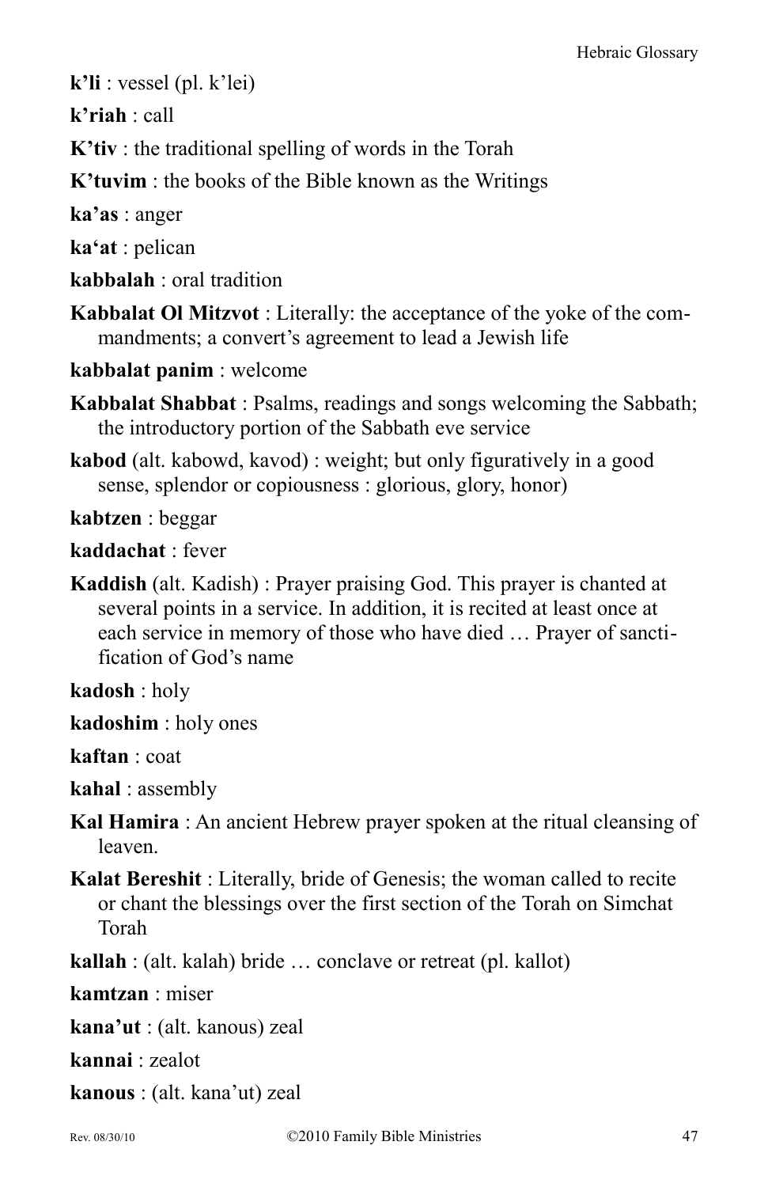**k'li** : vessel (pl. k'lei)

**k'riah** : call

**K'tiv** : the traditional spelling of words in the Torah

**K'tuvim** : the books of the Bible known as the Writings

**ka'as** : anger

**ka'at** : pelican

**kabbalah** : oral tradition

**Kabbalat Ol Mitzvot** : Literally: the acceptance of the yoke of the commandments; a convert's agreement to lead a Jewish life

**kabbalat panim** : welcome

**Kabbalat Shabbat** : Psalms, readings and songs welcoming the Sabbath; the introductory portion of the Sabbath eve service

**kabod** (alt. kabowd, kavod) : weight; but only figuratively in a good sense, splendor or copiousness : glorious, glory, honor)

**kabtzen** : beggar

**kaddachat** : fever

**Kaddish** (alt. Kadish) : Prayer praising God. This prayer is chanted at several points in a service. In addition, it is recited at least once at each service in memory of those who have died … Prayer of sanctification of God's name

**kadosh** : holy

**kadoshim** : holy ones

**kaftan** : coat

**kahal** : assembly

**Kal Hamira** : An ancient Hebrew prayer spoken at the ritual cleansing of leaven.

**Kalat Bereshit** : Literally, bride of Genesis; the woman called to recite or chant the blessings over the first section of the Torah on Simchat Torah

**kallah** : (alt. kalah) bride … conclave or retreat (pl. kallot)

**kamtzan** : miser

**kana'ut** : (alt. kanous) zeal

**kannai** : zealot

**kanous** : (alt. kana'ut) zeal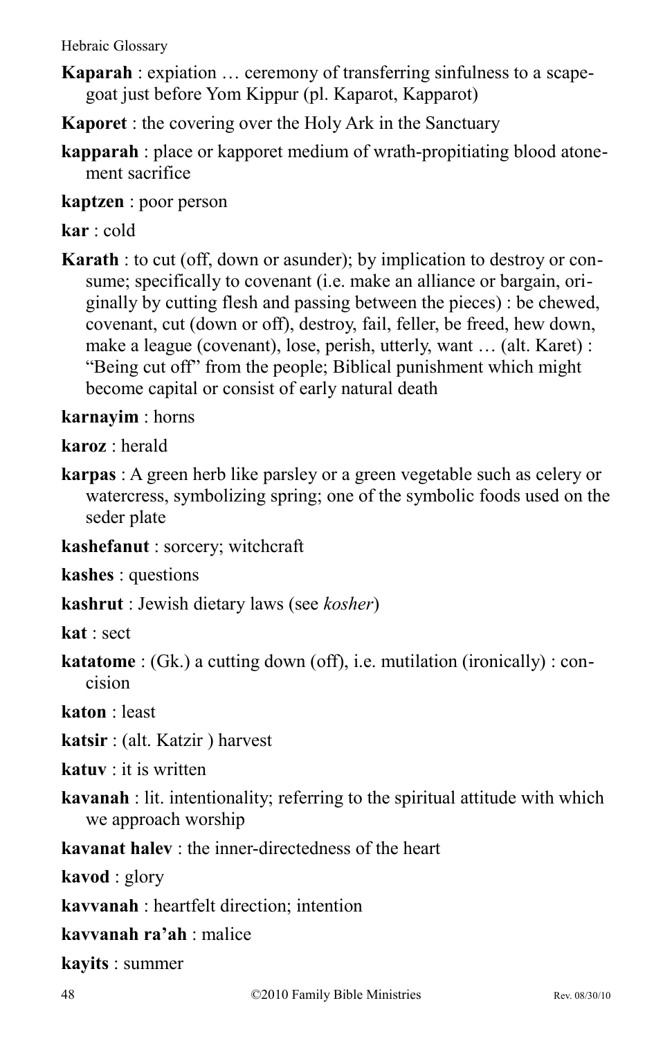**Kaparah** : expiation … ceremony of transferring sinfulness to a scape-goat just before Yom Kippur (pl. Kaparot, Kapparot)

**Kaporet** : the covering over the Holy Ark in the Sanctuary

**kapparah** : place or kapporet medium of wrath-propitiating blood atone-ment sacrifice

**kaptzen** : poor person

**kar** : cold

**Karath** : to cut (off, down or asunder); by implication to destroy or consume; specifically to covenant (i.e. make an alliance or bargain, originally by cutting flesh and passing between the pieces) : be chewed, covenant, cut (down or off), destroy, fail, feller, be freed, hew down, make a league (covenant), lose, perish, utterly, want … (alt. Karet) : "Being cut off" from the people; Biblical punishment which might become capital or consist of early natural death

**karnayim** : horns

**karoz** : herald

**karpas** : A green herb like parsley or a green vegetable such as celery or watercress, symbolizing spring; one of the symbolic foods used on the seder plate

**kashefanut** : sorcery; witchcraft

**kashes** : questions

**kashrut** : Jewish dietary laws (see *kosher*)

**kat** : sect

**katatome** : (Gk.) a cutting down (off), i.e. mutilation (ironically) : concision

**katon** : least

**katsir** : (alt. Katzir ) harvest

**katuv** : it is written

**kavanah** : lit. intentionality; referring to the spiritual attitude with which we approach worship

**kavanat halev** : the inner-directedness of the heart

**kavod** : glory

**kavvanah** : heartfelt direction; intention

**kavvanah ra'ah** : malice

**kayits** : summer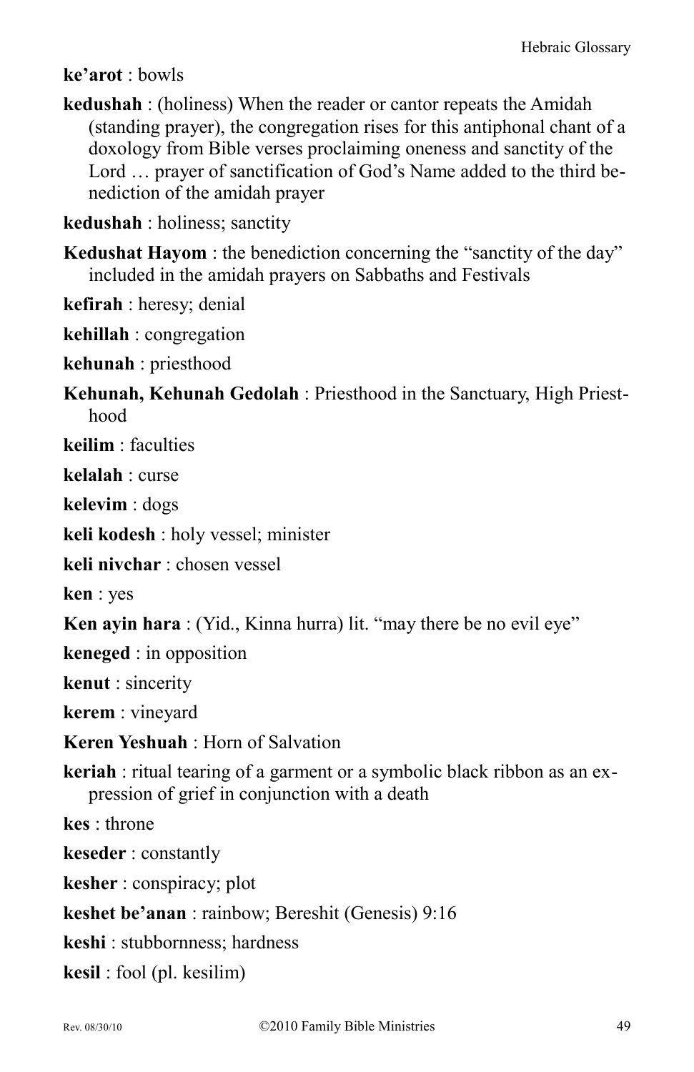**ke'arot** : bowls

**kedushah** : (holiness) When the reader or cantor repeats the Amidah (standing prayer), the congregation rises for this antiphonal chant of a doxology from Bible verses proclaiming oneness and sanctity of the Lord … prayer of sanctification of God's Name added to the third benediction of the amidah prayer

**kedushah** : holiness; sanctity

**Kedushat Hayom** : the benediction concerning the "sanctity of the day" included in the amidah prayers on Sabbaths and Festivals

**kefirah** : heresy; denial

**kehillah** : congregation

**kehunah** : priesthood

**Kehunah, Kehunah Gedolah** : Priesthood in the Sanctuary, High Priesthood

**keilim** : faculties

**kelalah** : curse

**kelevim** : dogs

**keli kodesh** : holy vessel; minister

**keli nivchar** : chosen vessel

**ken** : yes

**Ken ayin hara** : (Yid., Kinna hurra) lit. "may there be no evil eye"

**keneged** : in opposition

**kenut** : sincerity

**kerem** : vineyard

**Keren Yeshuah** : Horn of Salvation

**keriah** : ritual tearing of a garment or a symbolic black ribbon as an expression of grief in conjunction with a death

**kes** : throne

**keseder** : constantly

**kesher** : conspiracy; plot

**keshet be'anan** : rainbow; Bereshit (Genesis) 9:16

**keshi** : stubbornness; hardness

**kesil** : fool (pl. kesilim)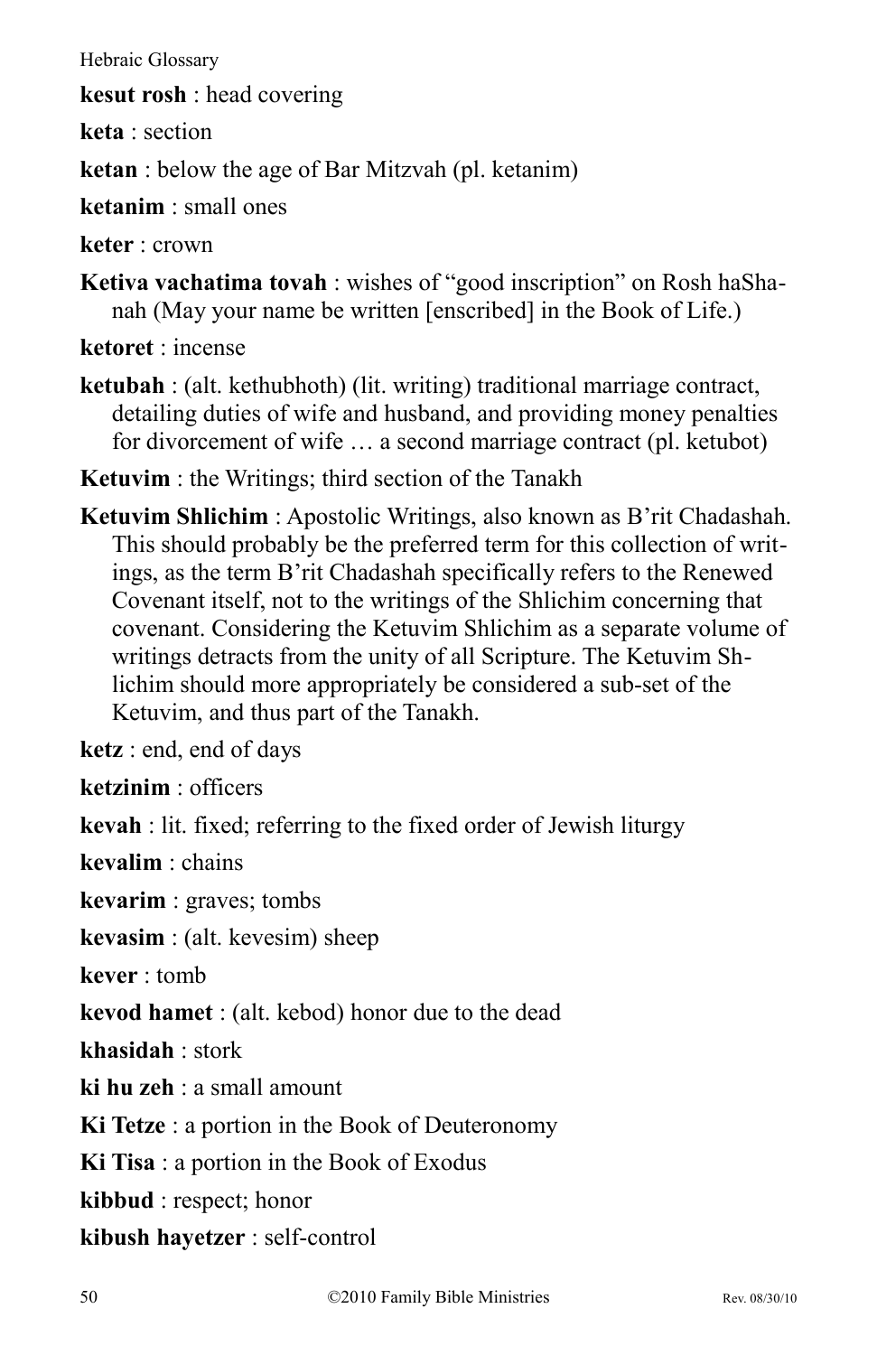**kesut rosh** : head covering

**keta** : section

**ketan** : below the age of Bar Mitzvah (pl. ketanim)

**ketanim** : small ones

**keter** : crown

**Ketiva vachatima tovah** : wishes of "good inscription" on Rosh haShanah (May your name be written [enscribed] in the Book of Life.)

**ketoret** : incense

**ketubah** : (alt. kethubhoth) (lit. writing) traditional marriage contract, detailing duties of wife and husband, and providing money penalties for divorcement of wife … a second marriage contract (pl. ketubot)

**Ketuvim** : the Writings; third section of the Tanakh

**Ketuvim Shlichim** : Apostolic Writings, also known as B'rit Chadashah. This should probably be the preferred term for this collection of writings, as the term B'rit Chadashah specifically refers to the Renewed Covenant itself, not to the writings of the Shlichim concerning that covenant. Considering the Ketuvim Shlichim as a separate volume of writings detracts from the unity of all Scripture. The Ketuvim Shlichim should more appropriately be considered a sub-set of the Ketuvim, and thus part of the Tanakh.

**ketz** : end, end of days

**ketzinim** : officers

**kevah** : lit. fixed; referring to the fixed order of Jewish liturgy

**kevalim** : chains

**kevarim** : graves; tombs

**kevasim** : (alt. kevesim) sheep

**kever** : tomb

**kevod hamet** : (alt. kebod) honor due to the dead

**khasidah** : stork

**ki hu zeh** : a small amount

**Ki Tetze** : a portion in the Book of Deuteronomy

**Ki Tisa** : a portion in the Book of Exodus

**kibbud** : respect; honor

**kibush hayetzer** : self-control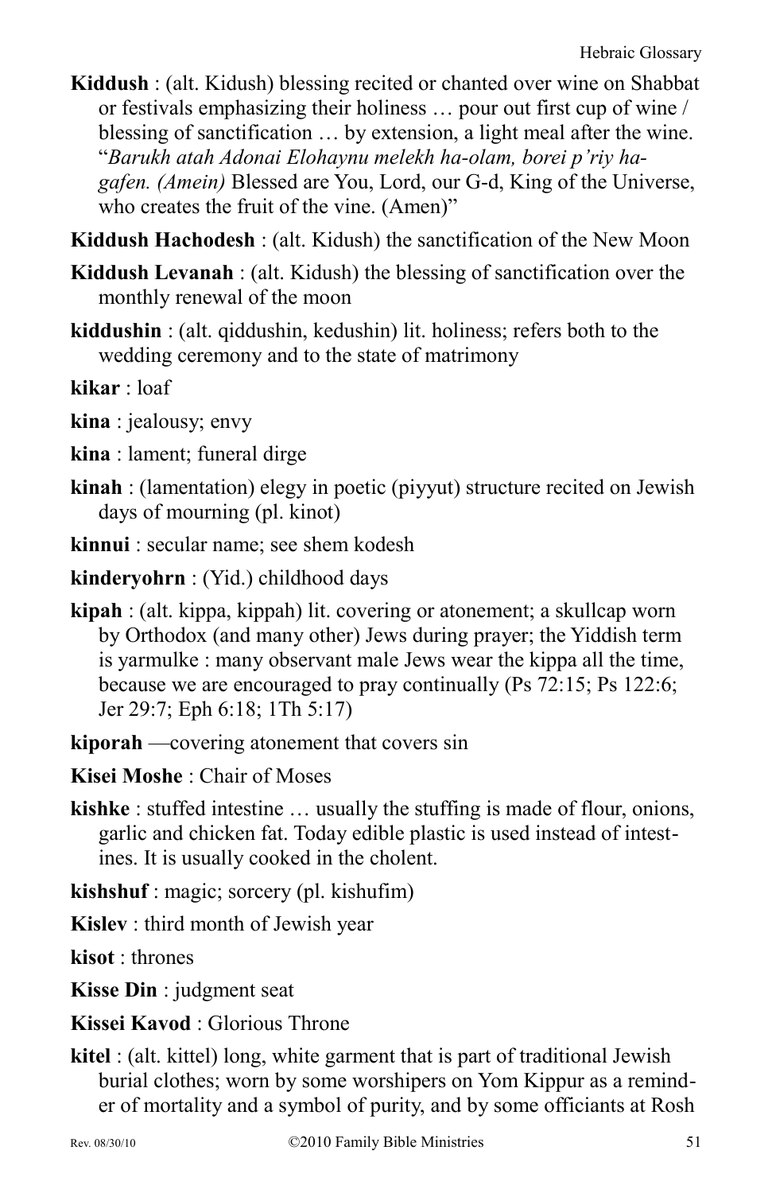**Kiddush** : (alt. Kidush) blessing recited or chanted over wine on Shabbat or festivals emphasizing their holiness … pour out first cup of wine / blessing of sanctification … by extension, a light meal after the wine. "*Barukh atah Adonai Elohaynu melekh ha-olam, borei p'riy ha-gafen. (Amein)* Blessed are You, Lord, our G-d, King of the Universe, who creates the fruit of the vine. (Amen)"

**Kiddush Hachodesh** : (alt. Kidush) the sanctification of the New Moon

**Kiddush Levanah** : (alt. Kidush) the blessing of sanctification over the monthly renewal of the moon

**kiddushin** : (alt. qiddushin, kedushin) lit. holiness; refers both to the wedding ceremony and to the state of matrimony

**kikar** : loaf

**kina** : jealousy; envy

**kina** : lament; funeral dirge

**kinah** : (lamentation) elegy in poetic (piyyut) structure recited on Jewish days of mourning (pl. kinot)

**kinnui** : secular name; see shem kodesh

**kinderyohrn** : (Yid.) childhood days

**kipah** : (alt. kippa, kippah) lit. covering or atonement; a skullcap worn by Orthodox (and many other) Jews during prayer; the Yiddish term is yarmulke : many observant male Jews wear the kippa all the time, because we are encouraged to pray continually (Ps 72:15; Ps 122:6; Jer 29:7; Eph 6:18; 1Th 5:17)

**kiporah** —covering atonement that covers sin

**Kisei Moshe** : Chair of Moses

**kishke** : stuffed intestine … usually the stuffing is made of flour, onions, garlic and chicken fat. Today edible plastic is used instead of intestines. It is usually cooked in the cholent.

**kishshuf** : magic; sorcery (pl. kishufim)

**Kislev** : third month of Jewish year

**kisot** : thrones

**Kisse Din** : judgment seat

**Kissei Kavod** : Glorious Throne

**kitel** : (alt. kittel) long, white garment that is part of traditional Jewish burial clothes; worn by some worshipers on Yom Kippur as a reminder of mortality and a symbol of purity, and by some officiants at Rosh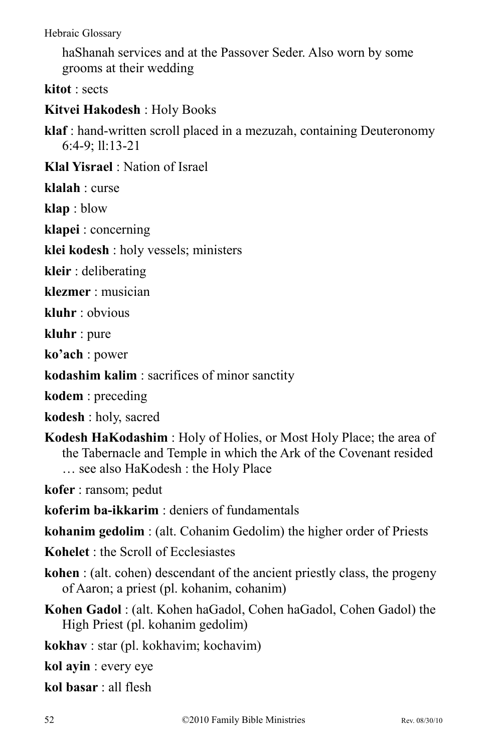haShanah services and at the Passover Seder. Also worn by some grooms at their wedding

**kitot** : sects

**Kitvei Hakodesh** : Holy Books

**klaf** : hand-written scroll placed in a mezuzah, containing Deuteronomy 6:4-9; ll:13-21

**Klal Yisrael** : Nation of Israel

**klalah** : curse

**klap** : blow

**klapei** : concerning

**klei kodesh** : holy vessels; ministers

**kleir** : deliberating

**klezmer** : musician

**kluhr** : obvious

**kluhr** : pure

**ko'ach** : power

**kodashim kalim** : sacrifices of minor sanctity

**kodem** : preceding

**kodesh** : holy, sacred

**Kodesh HaKodashim** : Holy of Holies, or Most Holy Place; the area of the Tabernacle and Temple in which the Ark of the Covenant resided … see also HaKodesh : the Holy Place

**kofer** : ransom; pedut

**koferim ba-ikkarim** : deniers of fundamentals

**kohanim gedolim** : (alt. Cohanim Gedolim) the higher order of Priests

**Kohelet** : the Scroll of Ecclesiastes

**kohen** : (alt. cohen) descendant of the ancient priestly class, the progeny of Aaron; a priest (pl. kohanim, cohanim)

**Kohen Gadol** : (alt. Kohen haGadol, Cohen haGadol, Cohen Gadol) the High Priest (pl. kohanim gedolim)

**kokhav** : star (pl. kokhavim; kochavim)

**kol ayin** : every eye

**kol basar** : all flesh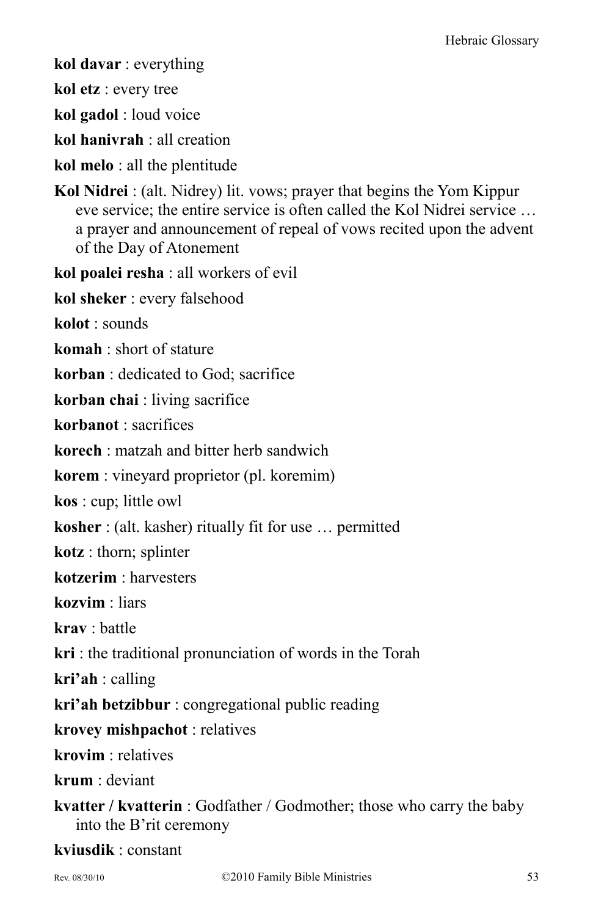**kol davar** : everything

**kol etz** : every tree

**kol gadol** : loud voice

**kol hanivrah** : all creation

**kol melo** : all the plentitude

**Kol Nidrei** : (alt. Nidrey) lit. vows; prayer that begins the Yom Kippur eve service; the entire service is often called the Kol Nidrei service … a prayer and announcement of repeal of vows recited upon the advent of the Day of Atonement

**kol poalei resha** : all workers of evil

**kol sheker** : every falsehood

**kolot** : sounds

**komah** : short of stature

**korban** : dedicated to God; sacrifice

**korban chai** : living sacrifice

**korbanot** : sacrifices

**korech** : matzah and bitter herb sandwich

**korem** : vineyard proprietor (pl. koremim)

**kos** : cup; little owl

**kosher** : (alt. kasher) ritually fit for use … permitted

**kotz** : thorn; splinter

**kotzerim** : harvesters

**kozvim** : liars

**krav** : battle

**kri** : the traditional pronunciation of words in the Torah

**kri'ah** : calling

**kri'ah betzibbur** : congregational public reading

**krovey mishpachot** : relatives

**krovim** : relatives

**krum** : deviant

**kvatter / kvatterin** : Godfather / Godmother; those who carry the baby into the B'rit ceremony

**kviusdik** : constant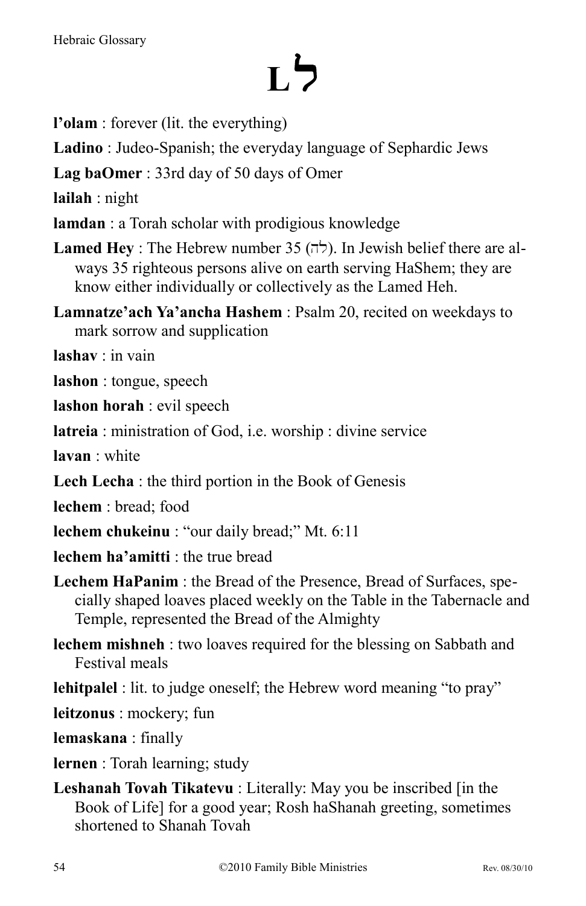# L ל

**l'olam** : forever (lit. the everything)

**Ladino** : Judeo-Spanish; the everyday language of Sephardic Jews

**Lag baOmer** : 33rd day of 50 days of Omer

**lailah** : night

**lamdan** : a Torah scholar with prodigious knowledge

**Lamed Hey** : The Hebrew number 35 (לֹה). In Jewish belief there are always 35 righteous persons alive on earth serving HaShem; they are know either individually or collectively as the Lamed Heh.

**Lamnatze'ach Ya'ancha Hashem** : Psalm 20, recited on weekdays to mark sorrow and supplication

**lashav** : in vain

**lashon** : tongue, speech

**lashon horah** : evil speech

**latreia** : ministration of God, i.e. worship : divine service

**lavan** : white

**Lech Lecha** : the third portion in the Book of Genesis

**lechem** : bread; food

**lechem chukeinu** : "our daily bread;" Mt. 6:11

**lechem ha'amitti** : the true bread

**Lechem HaPanim** : the Bread of the Presence, Bread of Surfaces, specially shaped loaves placed weekly on the Table in the Tabernacle and Temple, represented the Bread of the Almighty

**lechem mishneh** : two loaves required for the blessing on Sabbath and Festival meals

**lehitpalel** : lit. to judge oneself; the Hebrew word meaning "to pray"

**leitzonus** : mockery; fun

**lemaskana** : finally

**lernen** : Torah learning; study

**Leshanah Tovah Tikatevu** : Literally: May you be inscribed [in the Book of Life] for a good year; Rosh haShanah greeting, sometimes shortened to Shanah Tovah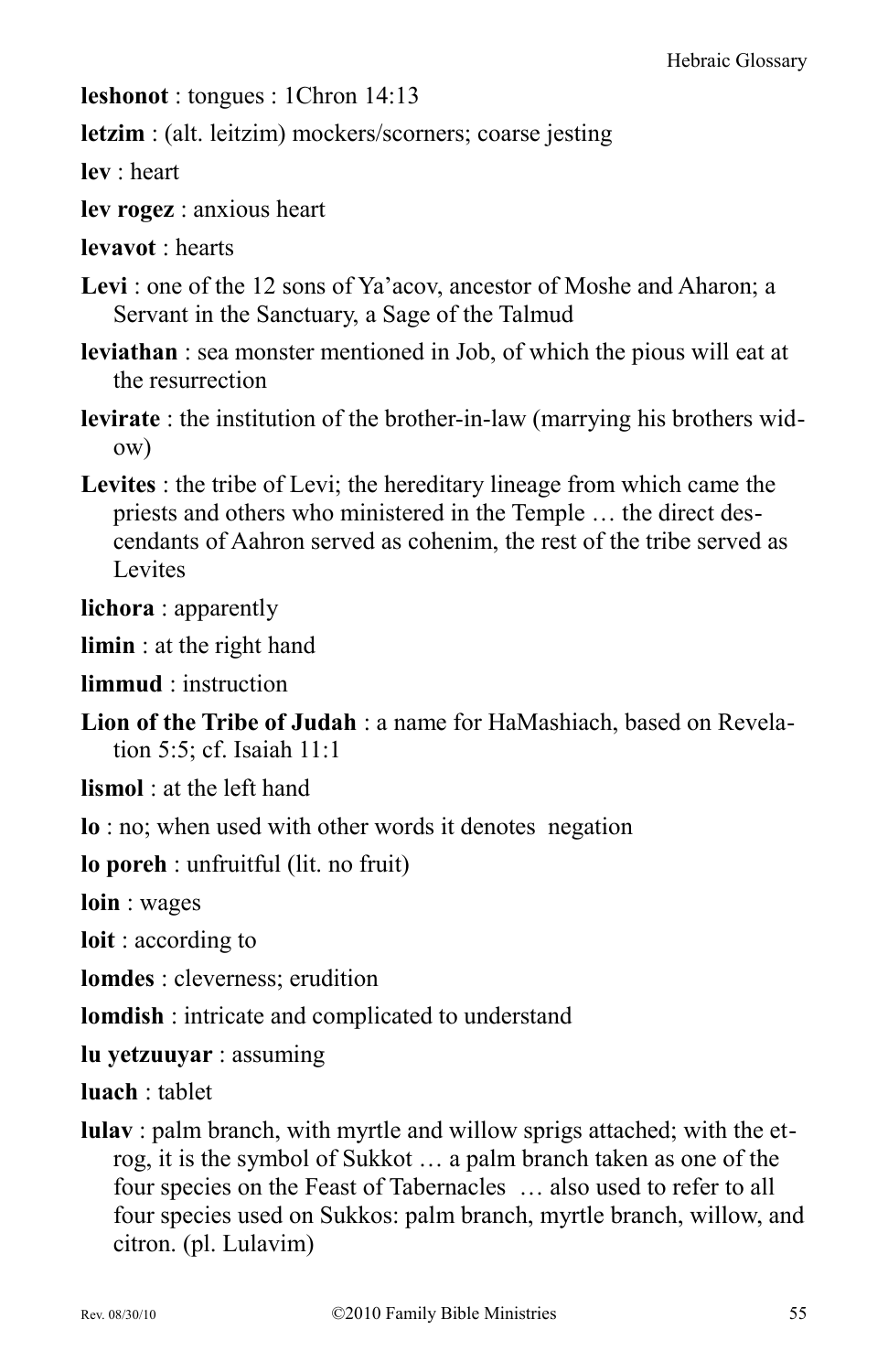**leshonot** : tongues : 1Chron 14:13

**letzim** : (alt. leitzim) mockers/scorners; coarse jesting

**lev** : heart

**lev rogez** : anxious heart

**levavot** : hearts

**Levi** : one of the 12 sons of Ya'acov, ancestor of Moshe and Aharon; a Servant in the Sanctuary, a Sage of the Talmud

**leviathan** : sea monster mentioned in Job, of which the pious will eat at the resurrection

**levirate** : the institution of the brother-in-law (marrying his brothers widow)

**Levites** : the tribe of Levi; the hereditary lineage from which came the priests and others who ministered in the Temple … the direct descendants of Aahron served as cohenim, the rest of the tribe served as Levites

**lichora** : apparently

**limin** : at the right hand

**limmud** : instruction

**Lion of the Tribe of Judah** : a name for HaMashiach, based on Revelation 5:5; cf. Isaiah 11:1

**lismol** : at the left hand

**lo** : no; when used with other words it denotes negation

**lo poreh** : unfruitful (lit. no fruit)

**loin** : wages

**loit** : according to

**lomdes** : cleverness; erudition

**lomdish** : intricate and complicated to understand

**lu yetzuuyar** : assuming

**luach** : tablet

**lulav** : palm branch, with myrtle and willow sprigs attached; with the etrog, it is the symbol of Sukkot … a palm branch taken as one of the four species on the Feast of Tabernacles … also used to refer to all four species used on Sukkos: palm branch, myrtle branch, willow, and citron. (pl. Lulavim)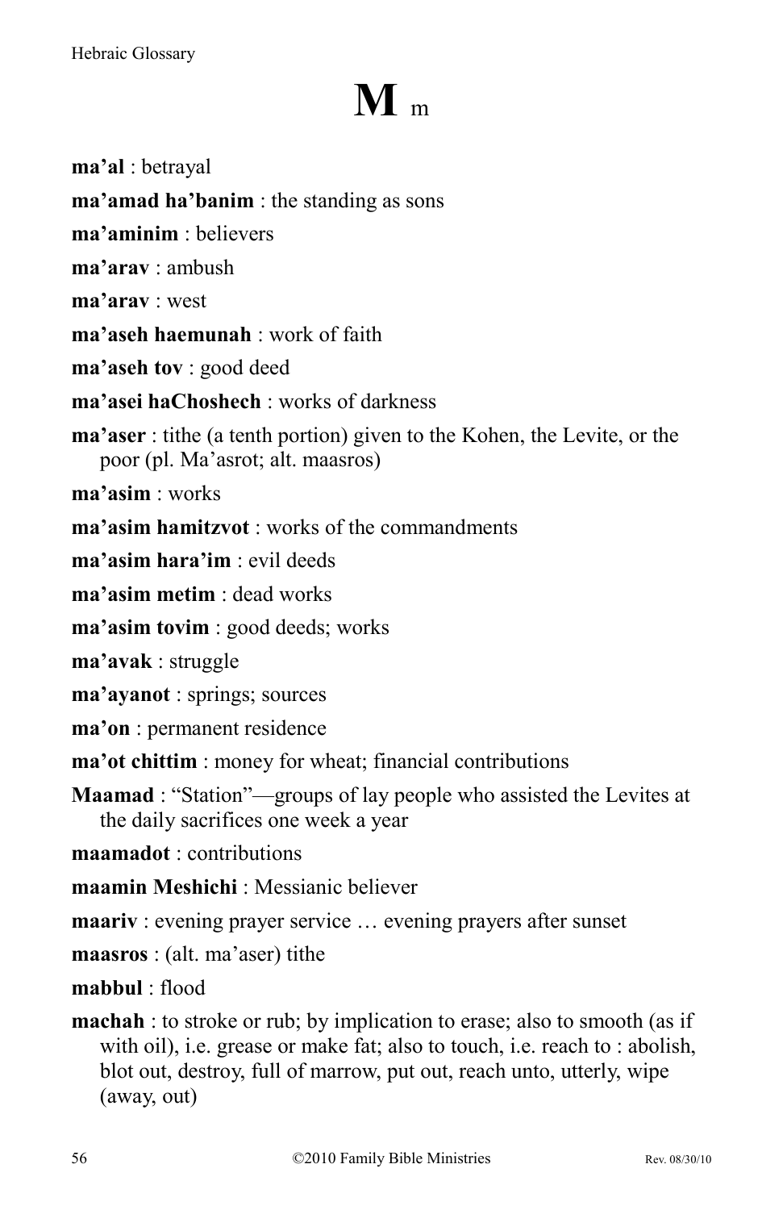# M m

**ma'al** : betrayal

**ma'amad ha'banim** : the standing as sons

**ma'aminim** : believers

**ma'arav** : ambush

**ma'arav** : west

**ma'aseh haemunah** : work of faith

**ma'aseh tov** : good deed

**ma'asei haChoshech** : works of darkness

**ma'aser** : tithe (a tenth portion) given to the Kohen, the Levite, or the poor (pl. Ma'asrot; alt. maasros)

**ma'asim** : works

**ma'asim hamitzvot** : works of the commandments

**ma'asim hara'im** : evil deeds

**ma'asim metim** : dead works

**ma'asim tovim** : good deeds; works

**ma'avak** : struggle

**ma'ayanot** : springs; sources

**ma'on** : permanent residence

**ma'ot chittim** : money for wheat; financial contributions

**Maamad** : "Station"—groups of lay people who assisted the Levites at the daily sacrifices one week a year

**maamadot** : contributions

**maamin Meshichi** : Messianic believer

**maariv** : evening prayer service … evening prayers after sunset

**maasros** : (alt. ma'aser) tithe

**mabbul** : flood

**machah** : to stroke or rub; by implication to erase; also to smooth (as if with oil), i.e. grease or make fat; also to touch, i.e. reach to : abolish, blot out, destroy, full of marrow, put out, reach unto, utterly, wipe (away, out)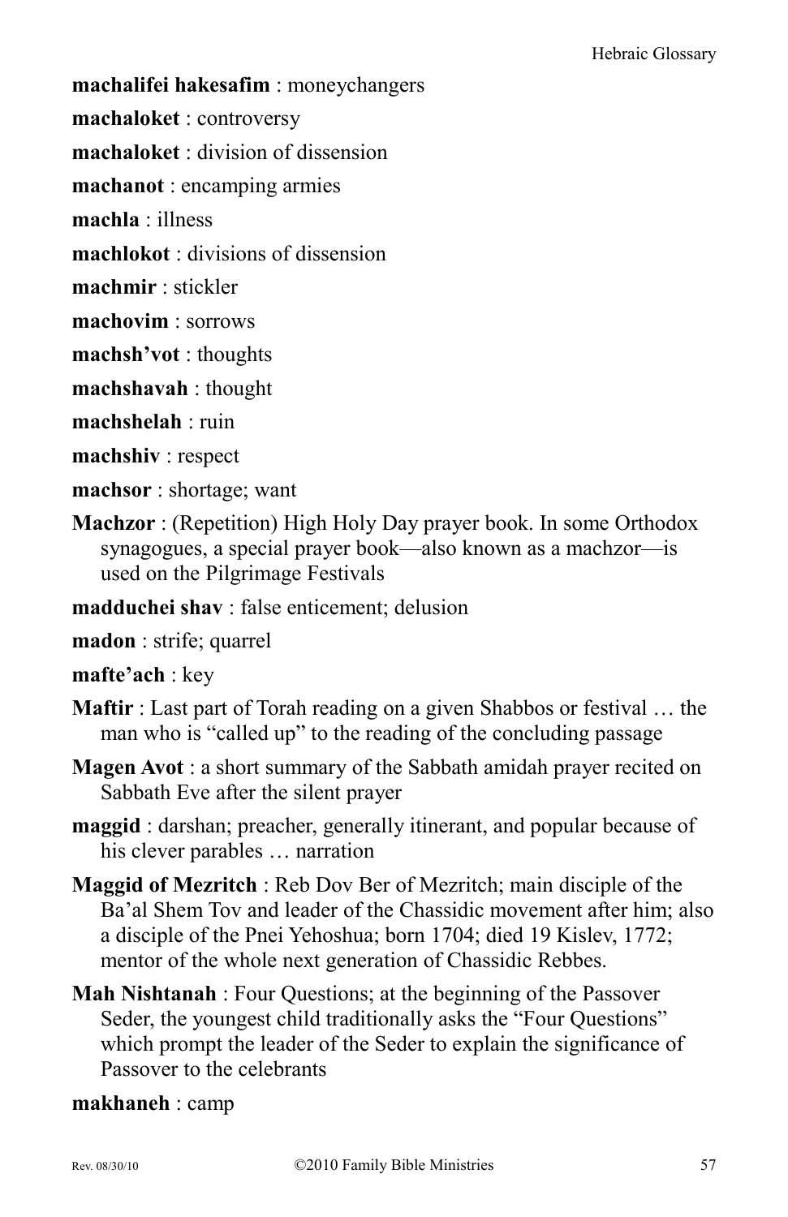**machalifei hakesafim** : moneychangers

**machaloket** : controversy

**machaloket** : division of dissension

**machanot** : encamping armies

**machla** : illness

**machlokot** : divisions of dissension

**machmir** : stickler

**machovim** : sorrows

**machsh'vot** : thoughts

**machshavah** : thought

**machshelah** : ruin

**machshiv** : respect

**machsor** : shortage; want

**Machzor** : (Repetition) High Holy Day prayer book. In some Orthodox synagogues, a special prayer book—also known as a machzor—is used on the Pilgrimage Festivals

**madduchei shav** : false enticement; delusion

**madon** : strife; quarrel

**mafte'ach** : key

**Maftir** : Last part of Torah reading on a given Shabbos or festival … the man who is "called up" to the reading of the concluding passage

**Magen Avot** : a short summary of the Sabbath amidah prayer recited on Sabbath Eve after the silent prayer

**maggid** : darshan; preacher, generally itinerant, and popular because of his clever parables … narration

**Maggid of Mezritch** : Reb Dov Ber of Mezritch; main disciple of the Ba'al Shem Tov and leader of the Chassidic movement after him; also a disciple of the Pnei Yehoshua; born 1704; died 19 Kislev, 1772; mentor of the whole next generation of Chassidic Rebbes.

**Mah Nishtanah** : Four Questions; at the beginning of the Passover Seder, the youngest child traditionally asks the "Four Questions" which prompt the leader of the Seder to explain the significance of Passover to the celebrants

**makhaneh** : camp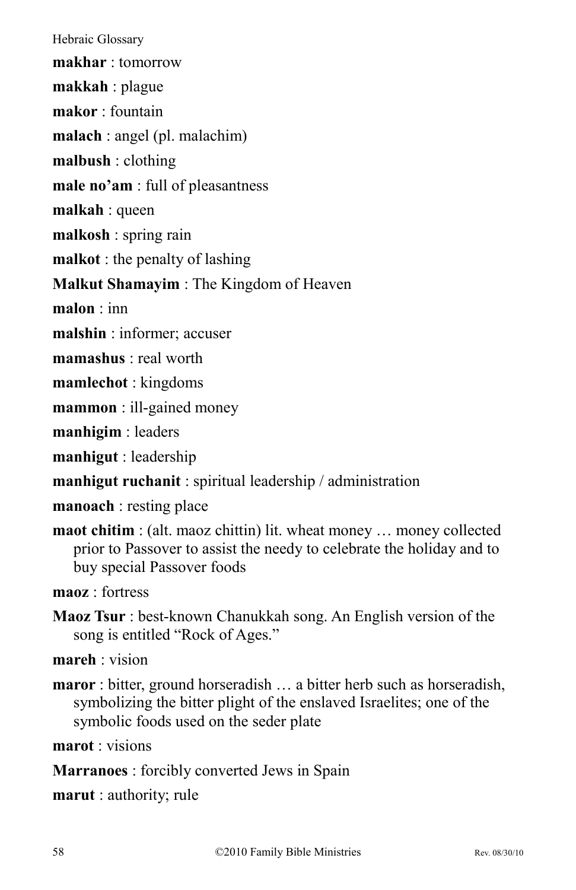**makhar** : tomorrow

**makkah** : plague

**makor** : fountain

**malach** : angel (pl. malachim)

**malbush** : clothing

**male no'am** : full of pleasantness

**malkah** : queen

**malkosh** : spring rain

**malkot** : the penalty of lashing

**Malkut Shamayim** : The Kingdom of Heaven

**malon** : inn

**malshin** : informer; accuser

**mamashus** : real worth

**mamlechot** : kingdoms

**mammon** : ill-gained money

**manhigim** : leaders

**manhigut** : leadership

**manhigut ruchanit** : spiritual leadership / administration

**manoach** : resting place

**maot chitim** : (alt. maoz chittin) lit. wheat money … money collected prior to Passover to assist the needy to celebrate the holiday and to buy special Passover foods

**maoz** : fortress

**Maoz Tsur** : best-known Chanukkah song. An English version of the song is entitled "Rock of Ages."

**mareh** : vision

**maror** : bitter, ground horseradish … a bitter herb such as horseradish, symbolizing the bitter plight of the enslaved Israelites; one of the symbolic foods used on the seder plate

**marot** : visions

**Marranoes** : forcibly converted Jews in Spain

**marut** : authority; rule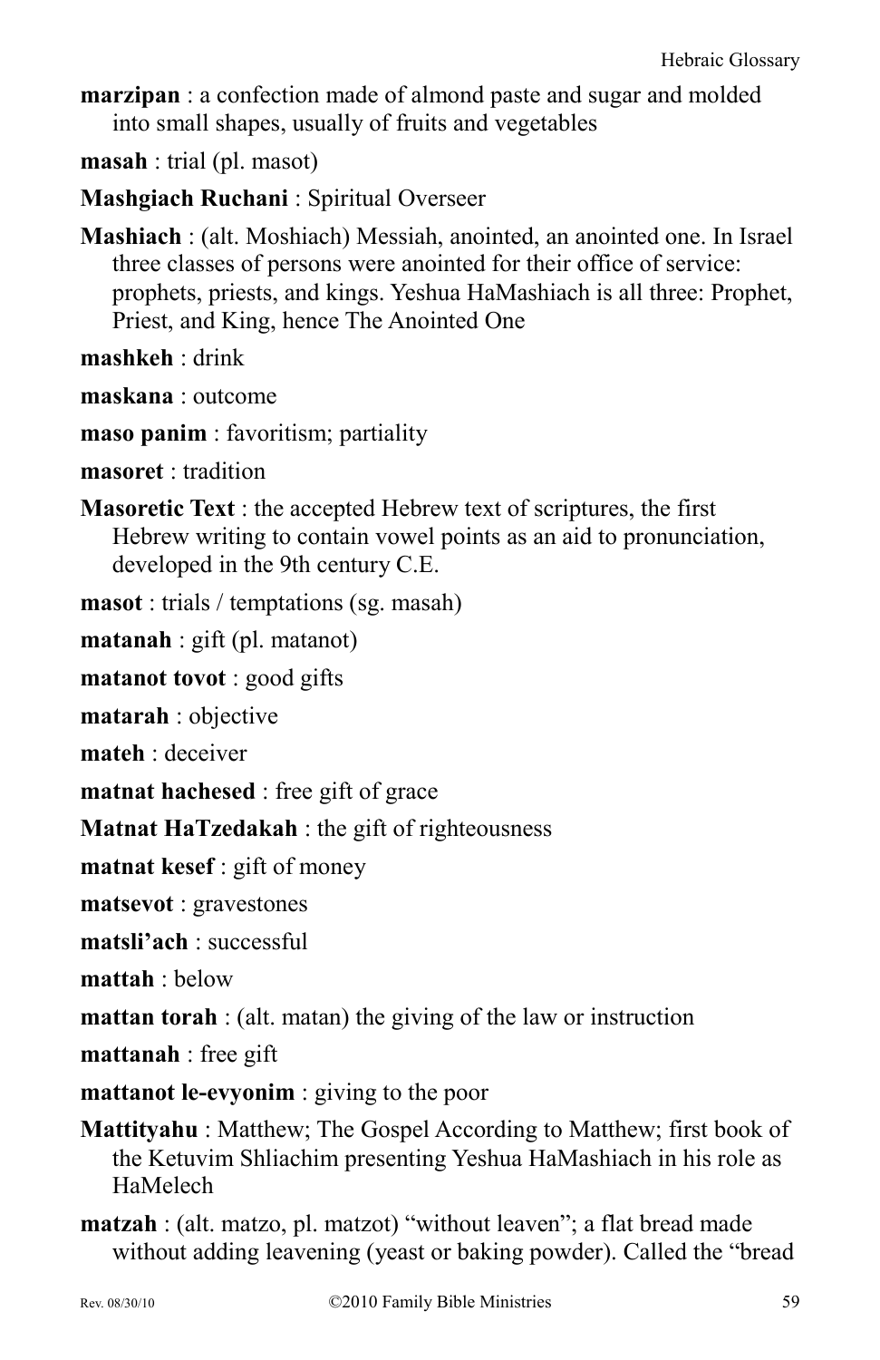**marzipan** : a confection made of almond paste and sugar and molded into small shapes, usually of fruits and vegetables

**masah** : trial (pl. masot)

**Mashgiach Ruchani** : Spiritual Overseer

**Mashiach** : (alt. Moshiach) Messiah, anointed, an anointed one. In Israel three classes of persons were anointed for their office of service: prophets, priests, and kings. Yeshua HaMashiach is all three: Prophet, Priest, and King, hence The Anointed One

**mashkeh** : drink

**maskana** : outcome

**maso panim** : favoritism; partiality

**masoret** : tradition

**Masoretic Text** : the accepted Hebrew text of scriptures, the first Hebrew writing to contain vowel points as an aid to pronunciation, developed in the 9th century C.E.

**masot** : trials / temptations (sg. masah)

**matanah** : gift (pl. matanot)

**matanot tovot** : good gifts

**matarah** : objective

**mateh** : deceiver

**matnat hachesed** : free gift of grace

**Matnat HaTzedakah** : the gift of righteousness

**matnat kesef** : gift of money

**matsevot** : gravestones

**matsli'ach** : successful

**mattah** : below

**mattan torah** : (alt. matan) the giving of the law or instruction

**mattanah** : free gift

**mattanot le-evyonim** : giving to the poor

**Mattityahu** : Matthew; The Gospel According to Matthew; first book of the Ketuvim Shliachim presenting Yeshua HaMashiach in his role as HaMelech

**matzah** : (alt. matzo, pl. matzot) "without leaven"; a flat bread made without adding leavening (yeast or baking powder). Called the "bread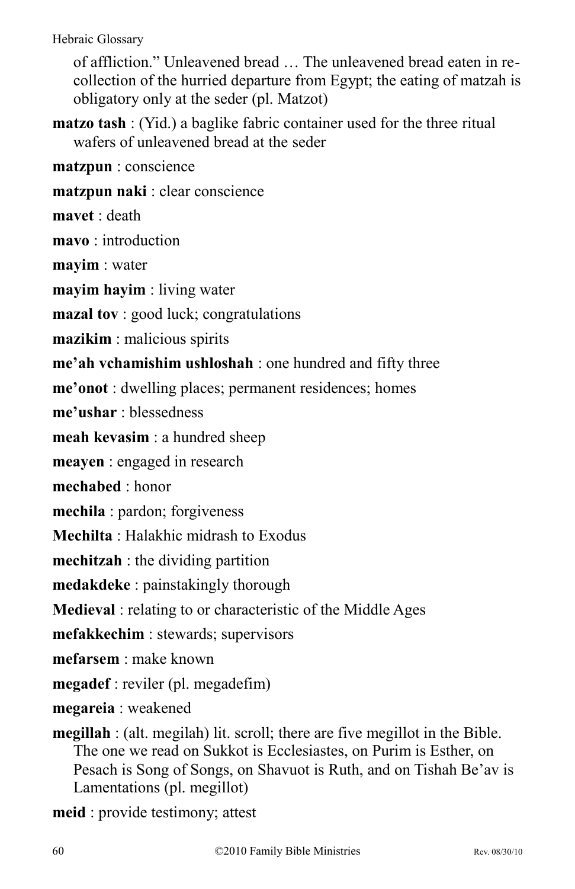of affliction." Unleavened bread … The unleavened bread eaten in recollection of the hurried departure from Egypt; the eating of matzah is obligatory only at the seder (pl. Matzot)

**matzo tash** : (Yid.) a baglike fabric container used for the three ritual wafers of unleavened bread at the seder

**matzpun** : conscience

**matzpun naki** : clear conscience

**mavet** : death

**mavo** : introduction

**mayim** : water

**mayim hayim** : living water

**mazal tov** : good luck; congratulations

**mazikim** : malicious spirits

**me'ah vchamishim ushloshah** : one hundred and fifty three

**me'onot** : dwelling places; permanent residences; homes

**me'ushar** : blessedness

**meah kevasim** : a hundred sheep

**meayen** : engaged in research

**mechabed** : honor

**mechila** : pardon; forgiveness

**Mechilta** : Halakhic midrash to Exodus

**mechitzah** : the dividing partition

**medakdeke** : painstakingly thorough

**Medieval** : relating to or characteristic of the Middle Ages

**mefakkechim** : stewards; supervisors

**mefarsem** : make known

**megadef** : reviler (pl. megadefim)

**megareia** : weakened

**megillah** : (alt. megilah) lit. scroll; there are five megillot in the Bible. The one we read on Sukkot is Ecclesiastes, on Purim is Esther, on Pesach is Song of Songs, on Shavuot is Ruth, and on Tishah Be'av is Lamentations (pl. megillot)

**meid** : provide testimony; attest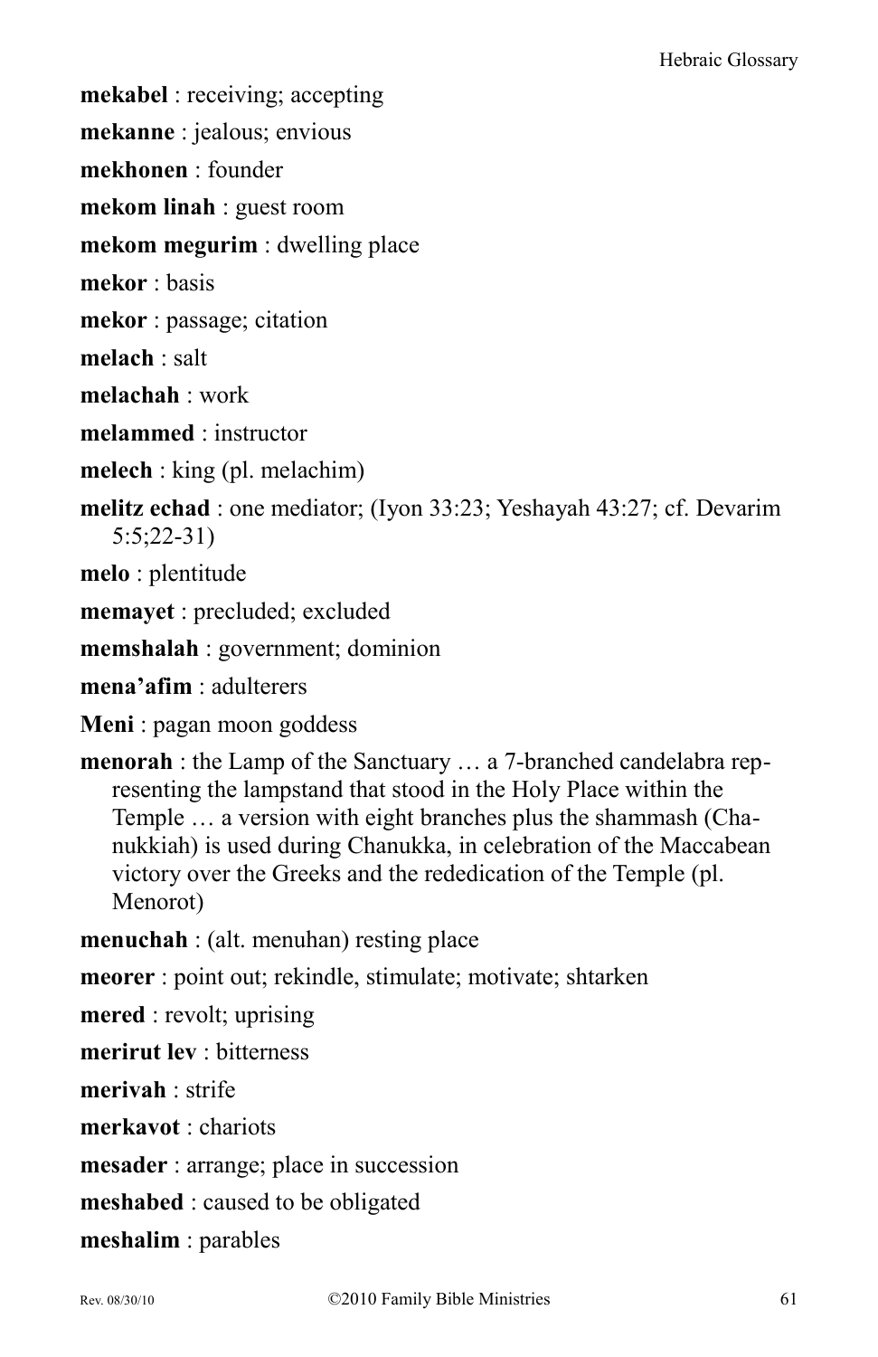**mekabel** : receiving; accepting

**mekanne** : jealous; envious

**mekhonen** : founder

**mekom linah** : guest room

**mekom megurim** : dwelling place

**mekor** : basis

**mekor** : passage; citation

**melach** : salt

**melachah** : work

**melammed** : instructor

**melech** : king (pl. melachim)

**melitz echad** : one mediator; (Iyon 33:23; Yeshayah 43:27; cf. Devarim 5:5;22-31)

**melo** : plentitude

**memayet** : precluded; excluded

**memshalah** : government; dominion

**mena'afim** : adulterers

**Meni** : pagan moon goddess

**menorah** : the Lamp of the Sanctuary … a 7-branched candelabra representing the lampstand that stood in the Holy Place within the Temple … a version with eight branches plus the shammash (Chanukkiah) is used during Chanukka, in celebration of the Maccabean victory over the Greeks and the rededication of the Temple (pl. Menorot)

**menuchah** : (alt. menuhan) resting place

**meorer** : point out; rekindle, stimulate; motivate; shtarken

**mered** : revolt; uprising

**merirut lev** : bitterness

**merivah** : strife

**merkavot** : chariots

**mesader** : arrange; place in succession

**meshabed** : caused to be obligated

**meshalim** : parables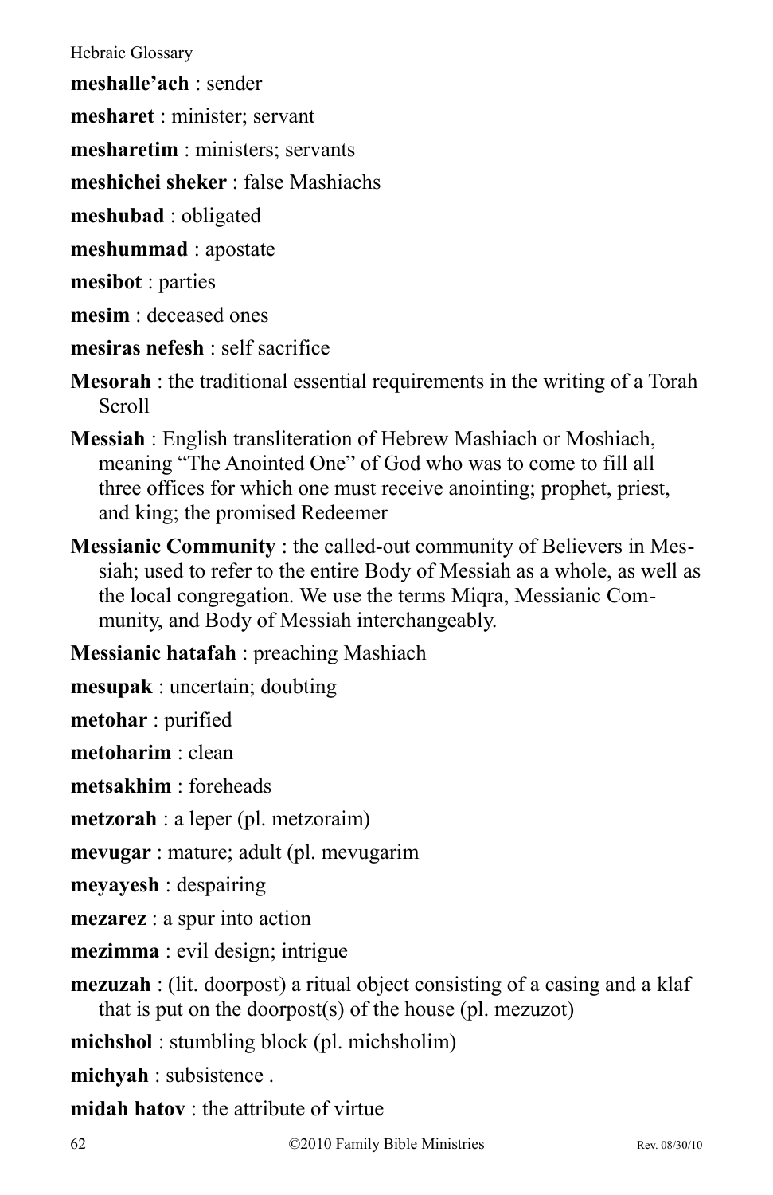**meshalle'ach** : sender

**mesharet** : minister; servant

**mesharetim** : ministers; servants

**meshichei sheker** : false Mashiachs

**meshubad** : obligated

**meshummad** : apostate

**mesibot** : parties

**mesim** : deceased ones

**mesiras nefesh** : self sacrifice

**Mesorah** : the traditional essential requirements in the writing of a Torah Scroll

**Messiah** : English transliteration of Hebrew Mashiach or Moshiach, meaning "The Anointed One" of God who was to come to fill all three offices for which one must receive anointing; prophet, priest, and king; the promised Redeemer

**Messianic Community** : the called-out community of Believers in Messiah; used to refer to the entire Body of Messiah as a whole, as well as the local congregation. We use the terms Miqra, Messianic Community, and Body of Messiah interchangeably.

**Messianic hatafah** : preaching Mashiach

**mesupak** : uncertain; doubting

**metohar** : purified

**metoharim** : clean

**metsakhim** : foreheads

**metzorah** : a leper (pl. metzoraim)

**mevugar** : mature; adult (pl. mevugarim

**meyayesh** : despairing

**mezarez** : a spur into action

**mezimma** : evil design; intrigue

**mezuzah** : (lit. doorpost) a ritual object consisting of a casing and a klaf that is put on the doorpost(s) of the house (pl. mezuzot)

**michshol** : stumbling block (pl. michsholim)

**michyah** : subsistence .

**midah hatov** : the attribute of virtue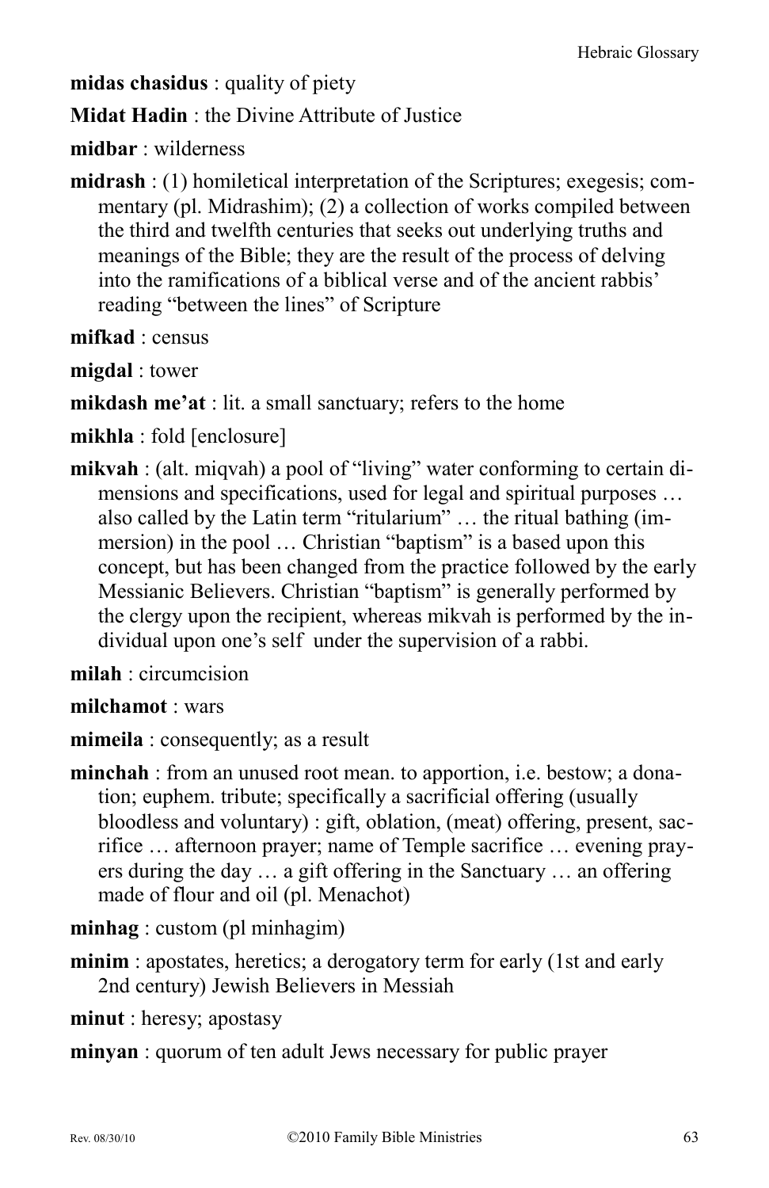**midas chasidus** : quality of piety

**Midat Hadin** : the Divine Attribute of Justice

**midbar** : wilderness

**midrash** : (1) homiletical interpretation of the Scriptures; exegesis; commentary (pl. Midrashim); (2) a collection of works compiled between the third and twelfth centuries that seeks out underlying truths and meanings of the Bible; they are the result of the process of delving into the ramifications of a biblical verse and of the ancient rabbis' reading "between the lines" of Scripture

**mifkad** : census

**migdal** : tower

**mikdash me'at** : lit. a small sanctuary; refers to the home

**mikhla** : fold [enclosure]

**mikvah** : (alt. miqvah) a pool of "living" water conforming to certain dimensions and specifications, used for legal and spiritual purposes … also called by the Latin term "ritularium" … the ritual bathing (immersion) in the pool … Christian "baptism" is a based upon this concept, but has been changed from the practice followed by the early Messianic Believers. Christian "baptism" is generally performed by the clergy upon the recipient, whereas mikvah is performed by the individual upon one's self under the supervision of a rabbi.

**milah** : circumcision

**milchamot** : wars

**mimeila** : consequently; as a result

**minchah** : from an unused root mean. to apportion, i.e. bestow; a donation; euphem. tribute; specifically a sacrificial offering (usually bloodless and voluntary) : gift, oblation, (meat) offering, present, sacrifice … afternoon prayer; name of Temple sacrifice … evening prayers during the day … a gift offering in the Sanctuary … an offering made of flour and oil (pl. Menachot)

**minhag** : custom (pl minhagim)

**minim** : apostates, heretics; a derogatory term for early (1st and early 2nd century) Jewish Believers in Messiah

**minut** : heresy; apostasy

**minyan** : quorum of ten adult Jews necessary for public prayer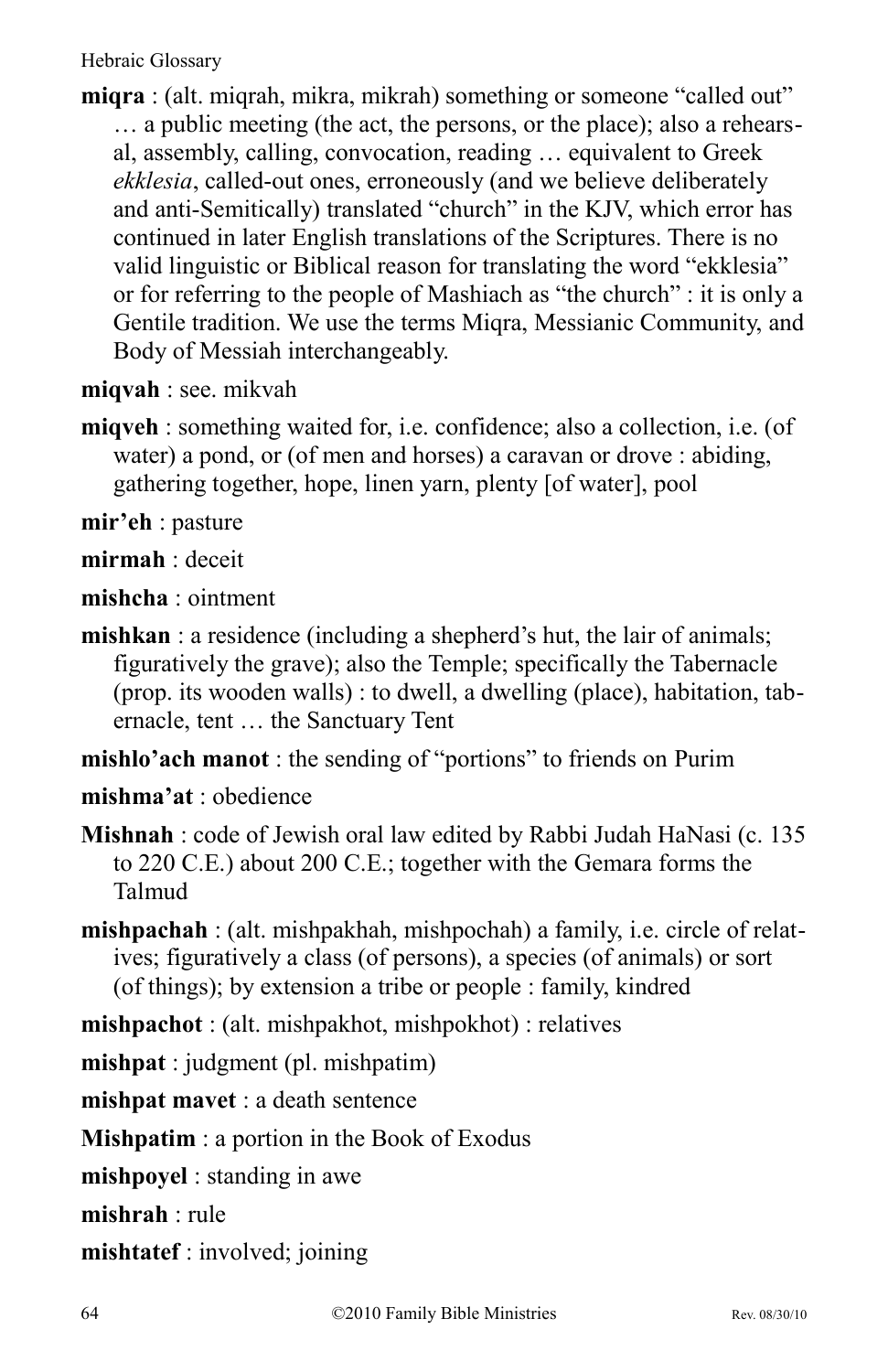**miqra** : (alt. miqrah, mikra, mikrah) something or someone "called out" … a public meeting (the act, the persons, or the place); also a rehearsal, assembly, calling, convocation, reading … equivalent to Greek *ekklesia*, called-out ones, erroneously (and we believe deliberately and anti-Semitically) translated "church" in the KJV, which error has continued in later English translations of the Scriptures. There is no valid linguistic or Biblical reason for translating the word "ekklesia" or for referring to the people of Mashiach as "the church" : it is only a Gentile tradition. We use the terms Miqra, Messianic Community, and Body of Messiah interchangeably.

**miqvah** : see. mikvah

**miqveh** : something waited for, i.e. confidence; also a collection, i.e. (of water) a pond, or (of men and horses) a caravan or drove : abiding, gathering together, hope, linen yarn, plenty [of water], pool

**mir'eh** : pasture

**mirmah** : deceit

**mishcha** : ointment

**mishkan** : a residence (including a shepherd's hut, the lair of animals; figuratively the grave); also the Temple; specifically the Tabernacle (prop. its wooden walls) : to dwell, a dwelling (place), habitation, tabernacle, tent … the Sanctuary Tent

**mishlo'ach manot** : the sending of "portions" to friends on Purim

**mishma'at** : obedience

**Mishnah** : code of Jewish oral law edited by Rabbi Judah HaNasi (c. 135 to 220 C.E.) about 200 C.E.; together with the Gemara forms the Talmud

**mishpachah** : (alt. mishpakhah, mishpochah) a family, i.e. circle of relatives; figuratively a class (of persons), a species (of animals) or sort (of things); by extension a tribe or people : family, kindred

**mishpachot** : (alt. mishpakhot, mishpokhot) : relatives

**mishpat** : judgment (pl. mishpatim)

**mishpat mavet** : a death sentence

**Mishpatim** : a portion in the Book of Exodus

**mishpoyel** : standing in awe

**mishrah** : rule

**mishtatef** : involved; joining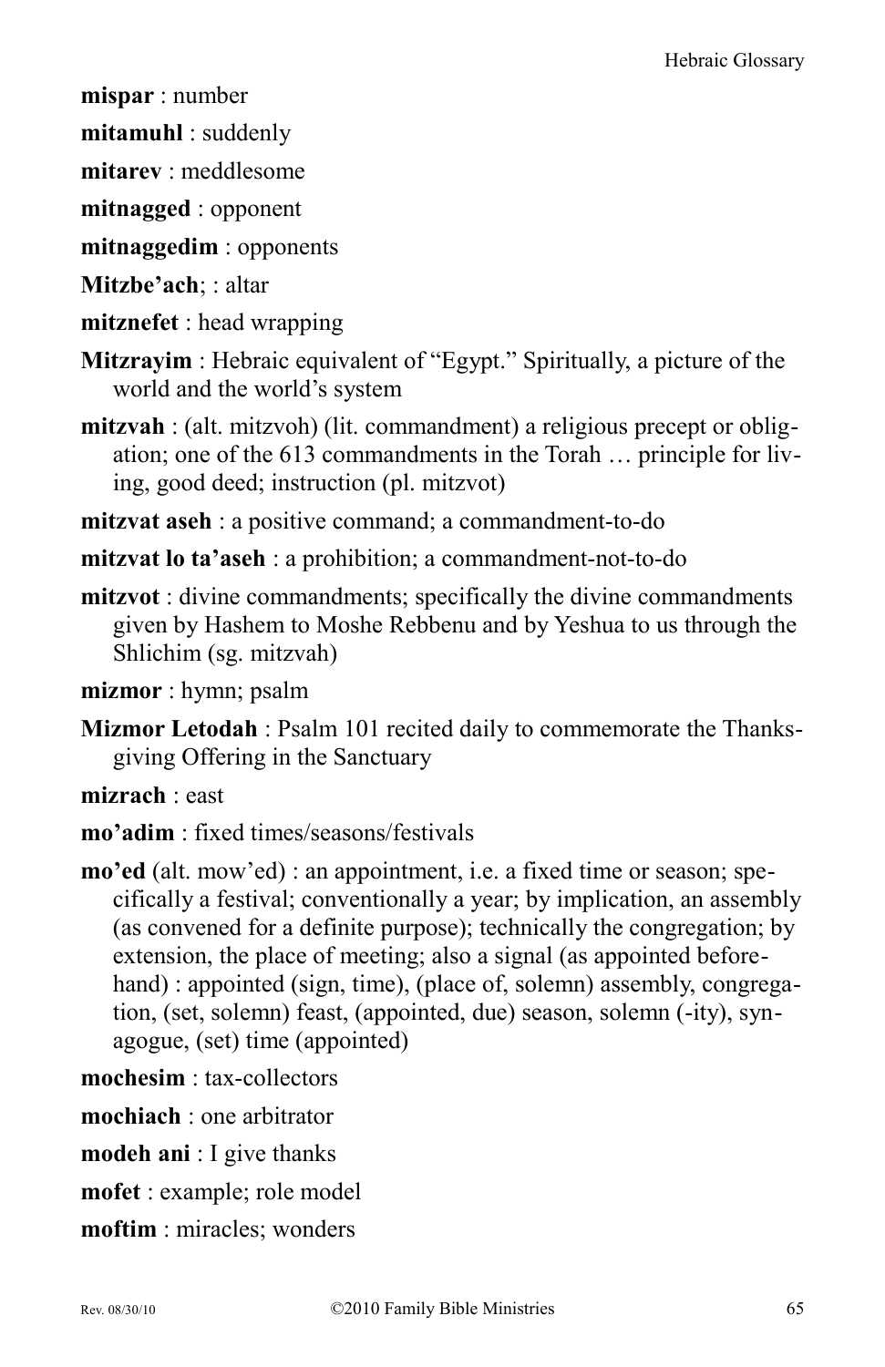**mispar** : number

**mitamuhl** : suddenly

**mitarev** : meddlesome

**mitnagged** : opponent

**mitnaggedim** : opponents

**Mitzbe'ach**; : altar

**mitznefet** : head wrapping

**Mitzrayim** : Hebraic equivalent of "Egypt." Spiritually, a picture of the world and the world's system

**mitzvah** : (alt. mitzvoh) (lit. commandment) a religious precept or obligation; one of the 613 commandments in the Torah … principle for living, good deed; instruction (pl. mitzvot)

**mitzvat aseh** : a positive command; a commandment-to-do

**mitzvat lo ta'aseh** : a prohibition; a commandment-not-to-do

**mitzvot** : divine commandments; specifically the divine commandments given by Hashem to Moshe Rebbenu and by Yeshua to us through the Shlichim (sg. mitzvah)

**mizmor** : hymn; psalm

**Mizmor Letodah** : Psalm 101 recited daily to commemorate the Thanksgiving Offering in the Sanctuary

**mizrach** : east

**mo'adim** : fixed times/seasons/festivals

**mo'ed** (alt. mow'ed) : an appointment, i.e. a fixed time or season; specifically a festival; conventionally a year; by implication, an assembly (as convened for a definite purpose); technically the congregation; by extension, the place of meeting; also a signal (as appointed beforehand) : appointed (sign, time), (place of, solemn) assembly, congregation, (set, solemn) feast, (appointed, due) season, solemn (-ity), synagogue, (set) time (appointed)

**mochesim** : tax-collectors

**mochiach** : one arbitrator

**modeh ani** : I give thanks

**mofet** : example; role model

**moftim** : miracles; wonders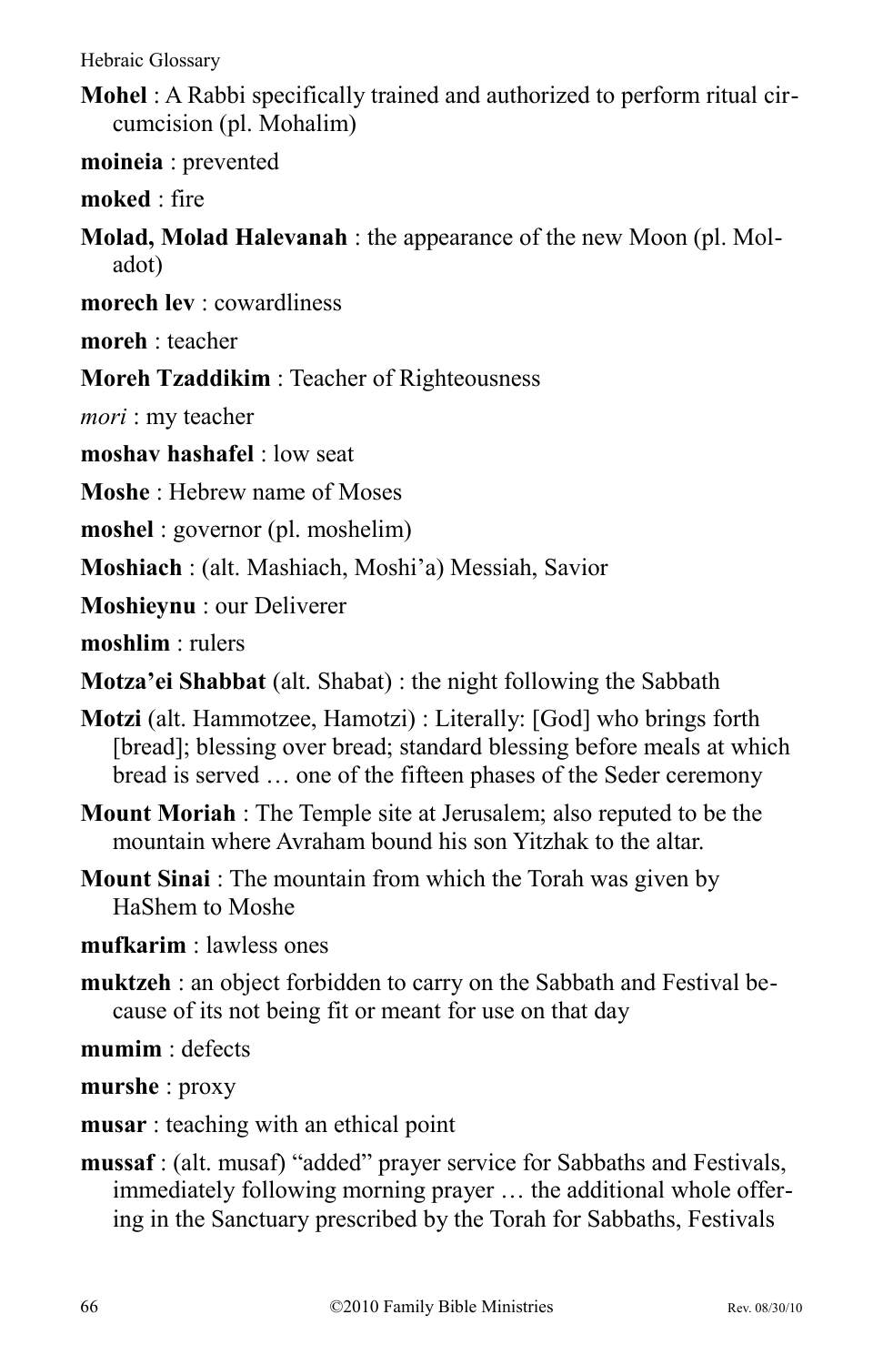**Mohel** : A Rabbi specifically trained and authorized to perform ritual circumcision (pl. Mohalim)

**moineia** : prevented

**moked** : fire

**Molad, Molad Halevanah** : the appearance of the new Moon (pl. Moladot)

**morech lev** : cowardliness

**moreh** : teacher

**Moreh Tzaddikim** : Teacher of Righteousness

*mori* : my teacher

**moshav hashafel** : low seat

**Moshe** : Hebrew name of Moses

**moshel** : governor (pl. moshelim)

**Moshiach** : (alt. Mashiach, Moshi'a) Messiah, Savior

**Moshieynu** : our Deliverer

**moshlim** : rulers

**Motza'ei Shabbat** (alt. Shabat) : the night following the Sabbath

**Motzi** (alt. Hammotzee, Hamotzi) : Literally: [God] who brings forth [bread]; blessing over bread; standard blessing before meals at which bread is served … one of the fifteen phases of the Seder ceremony

**Mount Moriah** : The Temple site at Jerusalem; also reputed to be the mountain where Avraham bound his son Yitzhak to the altar.

**Mount Sinai** : The mountain from which the Torah was given by HaShem to Moshe

**mufkarim** : lawless ones

**muktzeh** : an object forbidden to carry on the Sabbath and Festival because of its not being fit or meant for use on that day

**mumim** : defects

**murshe** : proxy

**musar** : teaching with an ethical point

**mussaf** : (alt. musaf) "added" prayer service for Sabbaths and Festivals, immediately following morning prayer … the additional whole offering in the Sanctuary prescribed by the Torah for Sabbaths, Festivals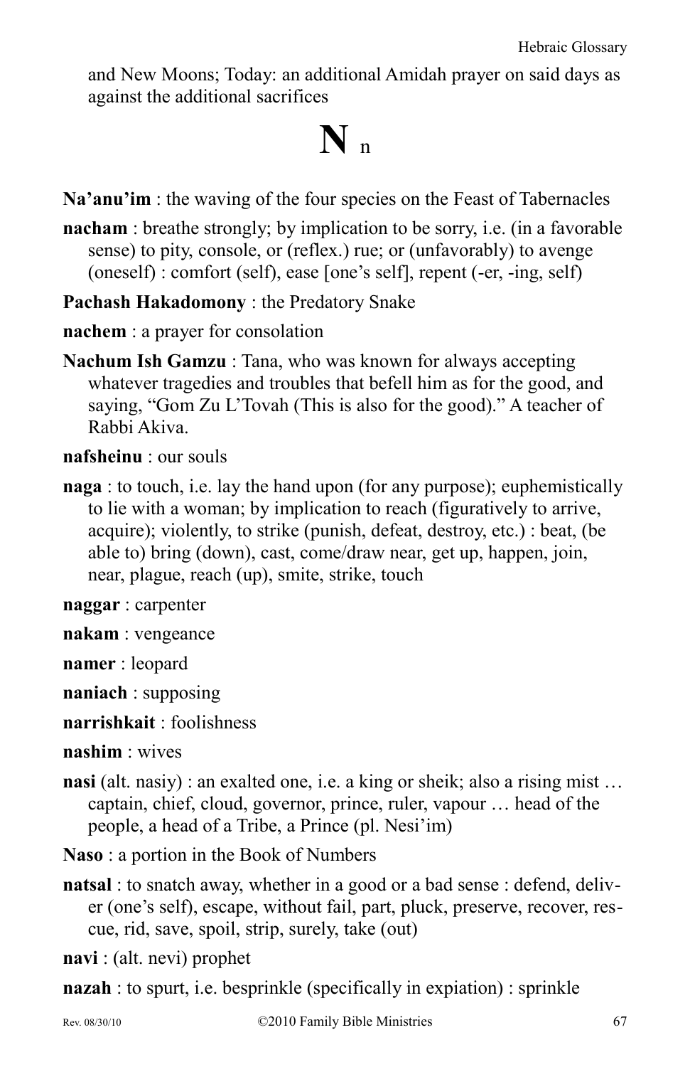and New Moons; Today: an additional Amidah prayer on said days as against the additional sacrifices

# N n

**Na'anu'im** : the waving of the four species on the Feast of Tabernacles

**nacham** : breathe strongly; by implication to be sorry, i.e. (in a favorable sense) to pity, console, or (reflex.) rue; or (unfavorably) to avenge (oneself) : comfort (self), ease [one's self], repent (-er, -ing, self)

**Pachash Hakadomony** : the Predatory Snake

**nachem** : a prayer for consolation

**Nachum Ish Gamzu** : Tana, who was known for always accepting whatever tragedies and troubles that befell him as for the good, and saying, "Gom Zu L'Tovah (This is also for the good)." A teacher of Rabbi Akiva.

**nafsheinu** : our souls

**naga** : to touch, i.e. lay the hand upon (for any purpose); euphemistically to lie with a woman; by implication to reach (figuratively to arrive, acquire); violently, to strike (punish, defeat, destroy, etc.) : beat, (be able to) bring (down), cast, come/draw near, get up, happen, join, near, plague, reach (up), smite, strike, touch

**naggar** : carpenter

**nakam** : vengeance

**namer** : leopard

**naniach** : supposing

**narrishkait** : foolishness

**nashim** : wives

**nasi** (alt. nasiy) : an exalted one, i.e. a king or sheik; also a rising mist … captain, chief, cloud, governor, prince, ruler, vapour … head of the people, a head of a Tribe, a Prince (pl. Nesi'im)

**Naso** : a portion in the Book of Numbers

**natsal** : to snatch away, whether in a good or a bad sense : defend, deliver (one's self), escape, without fail, part, pluck, preserve, recover, rescue, rid, save, spoil, strip, surely, take (out)

**navi** : (alt. nevi) prophet

**nazah** : to spurt, i.e. besprinkle (specifically in expiation) : sprinkle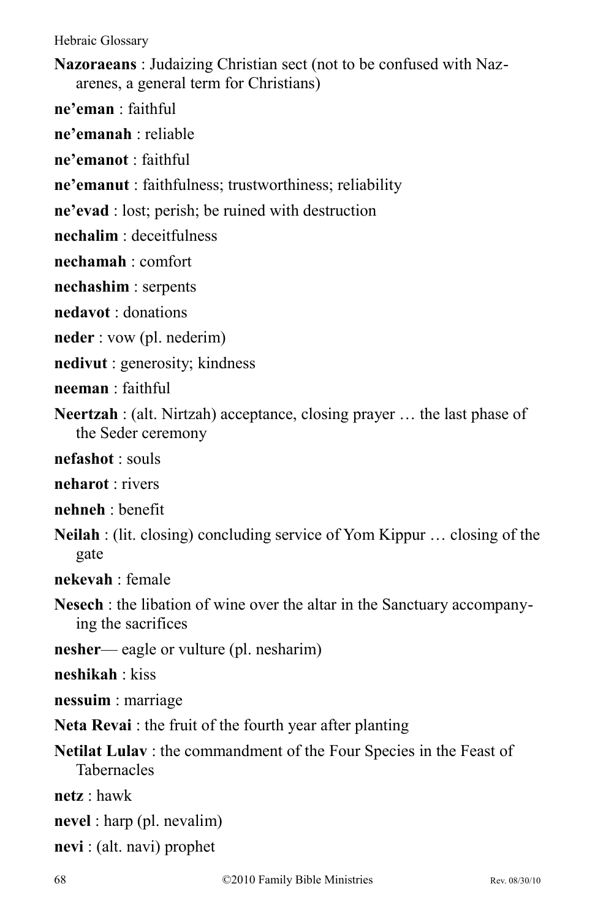**Nazoraeans** : Judaizing Christian sect (not to be confused with Nazarenes, a general term for Christians)

**ne'eman** : faithful

**ne'emanah** : reliable

**ne'emanot** : faithful

**ne'emanut** : faithfulness; trustworthiness; reliability

**ne'evad** : lost; perish; be ruined with destruction

**nechalim** : deceitfulness

**nechamah** : comfort

**nechashim** : serpents

**nedavot** : donations

**neder** : vow (pl. nederim)

**nedivut** : generosity; kindness

**neeman** : faithful

**Neertzah** : (alt. Nirtzah) acceptance, closing prayer … the last phase of the Seder ceremony

**nefashot** : souls

**neharot** : rivers

**nehneh** : benefit

**Neilah** : (lit. closing) concluding service of Yom Kippur … closing of the gate

**nekevah** : female

**Nesech** : the libation of wine over the altar in the Sanctuary accompanying the sacrifices

**nesher**— eagle or vulture (pl. nesharim)

**neshikah** : kiss

**nessuim** : marriage

**Neta Revai** : the fruit of the fourth year after planting

**Netilat Lulav** : the commandment of the Four Species in the Feast of Tabernacles

**netz** : hawk

**nevel** : harp (pl. nevalim)

**nevi** : (alt. navi) prophet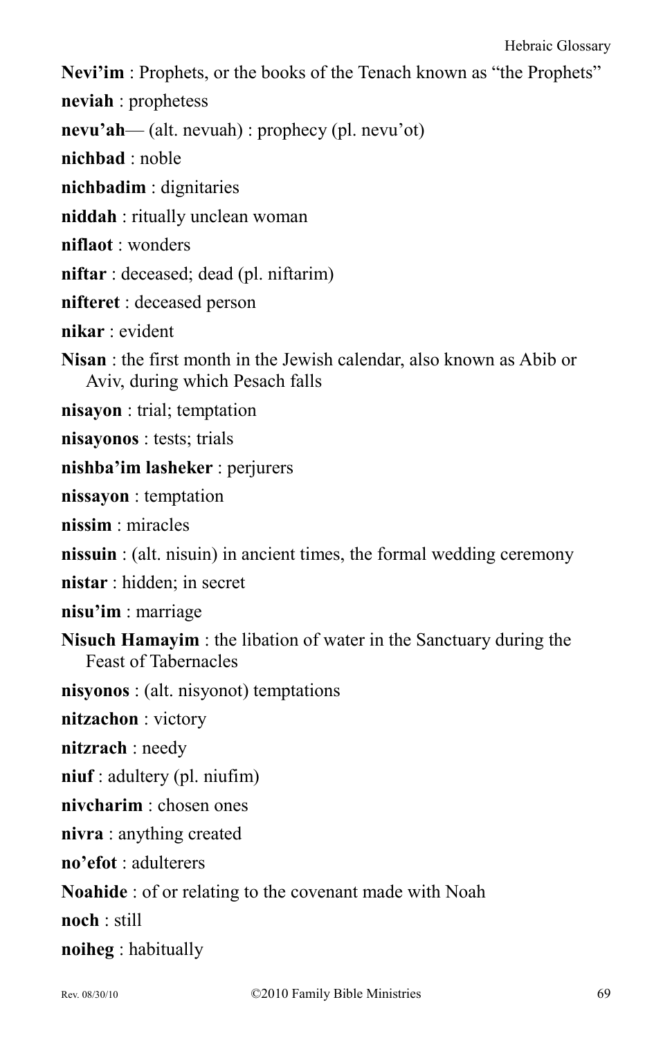**Nevi'im** : Prophets, or the books of the Tenach known as "the Prophets"

**neviah** : prophetess

**nevu'ah**— (alt. nevuah) : prophecy (pl. nevu'ot)

**nichbad** : noble

**nichbadim** : dignitaries

**niddah** : ritually unclean woman

**niflaot** : wonders

**niftar** : deceased; dead (pl. niftarim)

**nifteret** : deceased person

**nikar** : evident

**Nisan** : the first month in the Jewish calendar, also known as Abib or Aviv, during which Pesach falls

**nisayon** : trial; temptation

**nisayonos** : tests; trials

**nishba'im lasheker** : perjurers

**nissayon** : temptation

**nissim** : miracles

**nissuin** : (alt. nisuin) in ancient times, the formal wedding ceremony

**nistar** : hidden; in secret

**nisu'im** : marriage

**Nisuch Hamayim** : the libation of water in the Sanctuary during the Feast of Tabernacles

**nisyonos** : (alt. nisyonot) temptations

**nitzachon** : victory

**nitzrach** : needy

**niuf** : adultery (pl. niufim)

**nivcharim** : chosen ones

**nivra** : anything created

**no'efot** : adulterers

**Noahide** : of or relating to the covenant made with Noah

**noch** : still

**noiheg** : habitually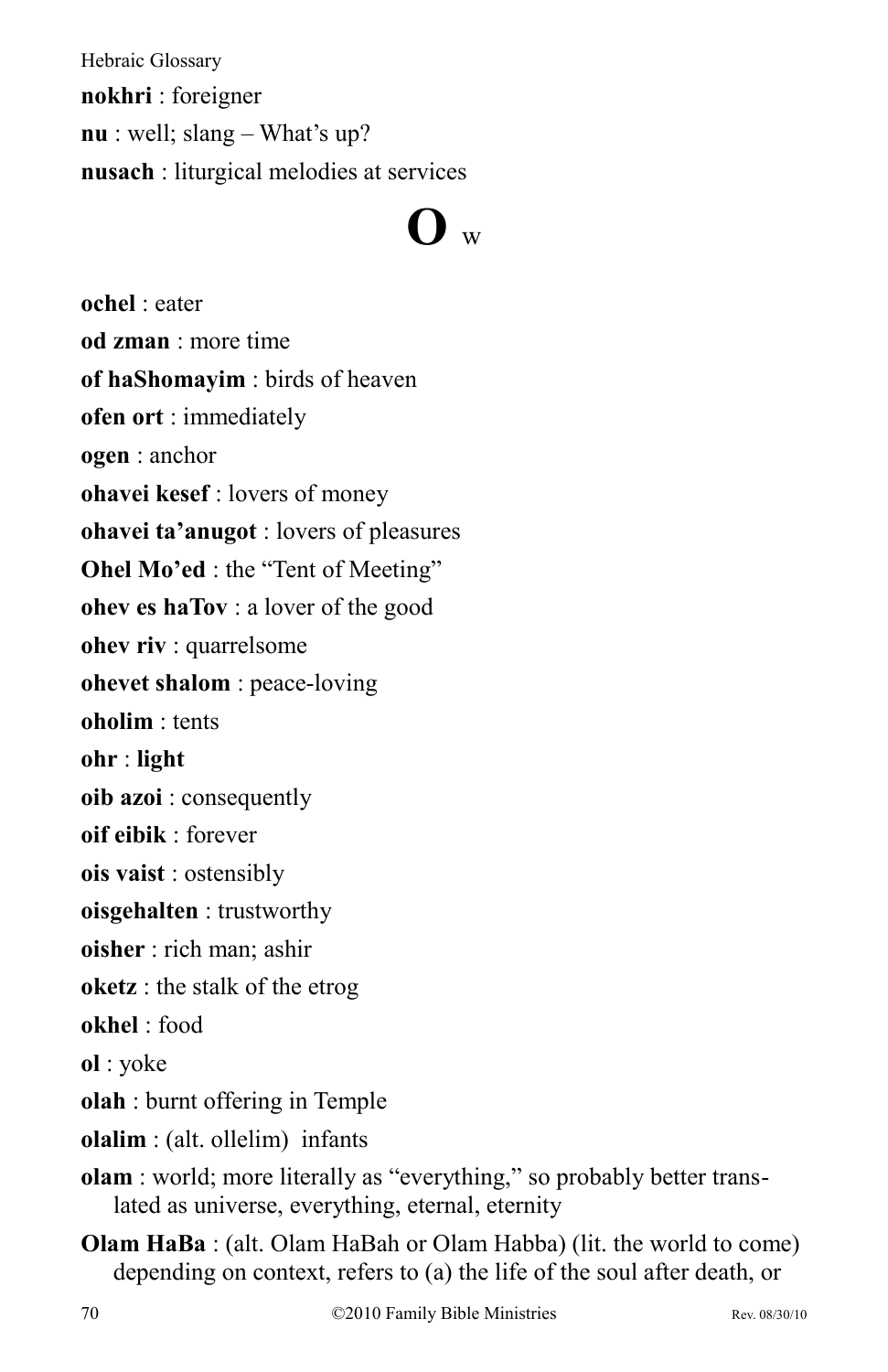**nokhri** : foreigner

**nu** : well; slang – What's up?

**nusach** : liturgical melodies at services

# O w

**ochel** : eater

**od zman** : more time

**of haShomayim** : birds of heaven

**ofen ort** : immediately

**ogen** : anchor

**ohavei kesef** : lovers of money

**ohavei ta'anugot** : lovers of pleasures

**Ohel Mo'ed** : the "Tent of Meeting"

**ohev es haTov** : a lover of the good

**ohev riv** : quarrelsome

**ohevet shalom** : peace-loving

**oholim** : tents

**ohr** : **light**

**oib azoi** : consequently

**oif eibik** : forever

**ois vaist** : ostensibly

**oisgehalten** : trustworthy

**oisher** : rich man; ashir

**oketz** : the stalk of the etrog

**okhel** : food

**ol** : yoke

**olah** : burnt offering in Temple

**olalim** : (alt. ollelim) infants

**olam** : world; more literally as "everything," so probably better translated as universe, everything, eternal, eternity

**Olam HaBa** : (alt. Olam HaBah or Olam Habba) (lit. the world to come) depending on context, refers to (a) the life of the soul after death, or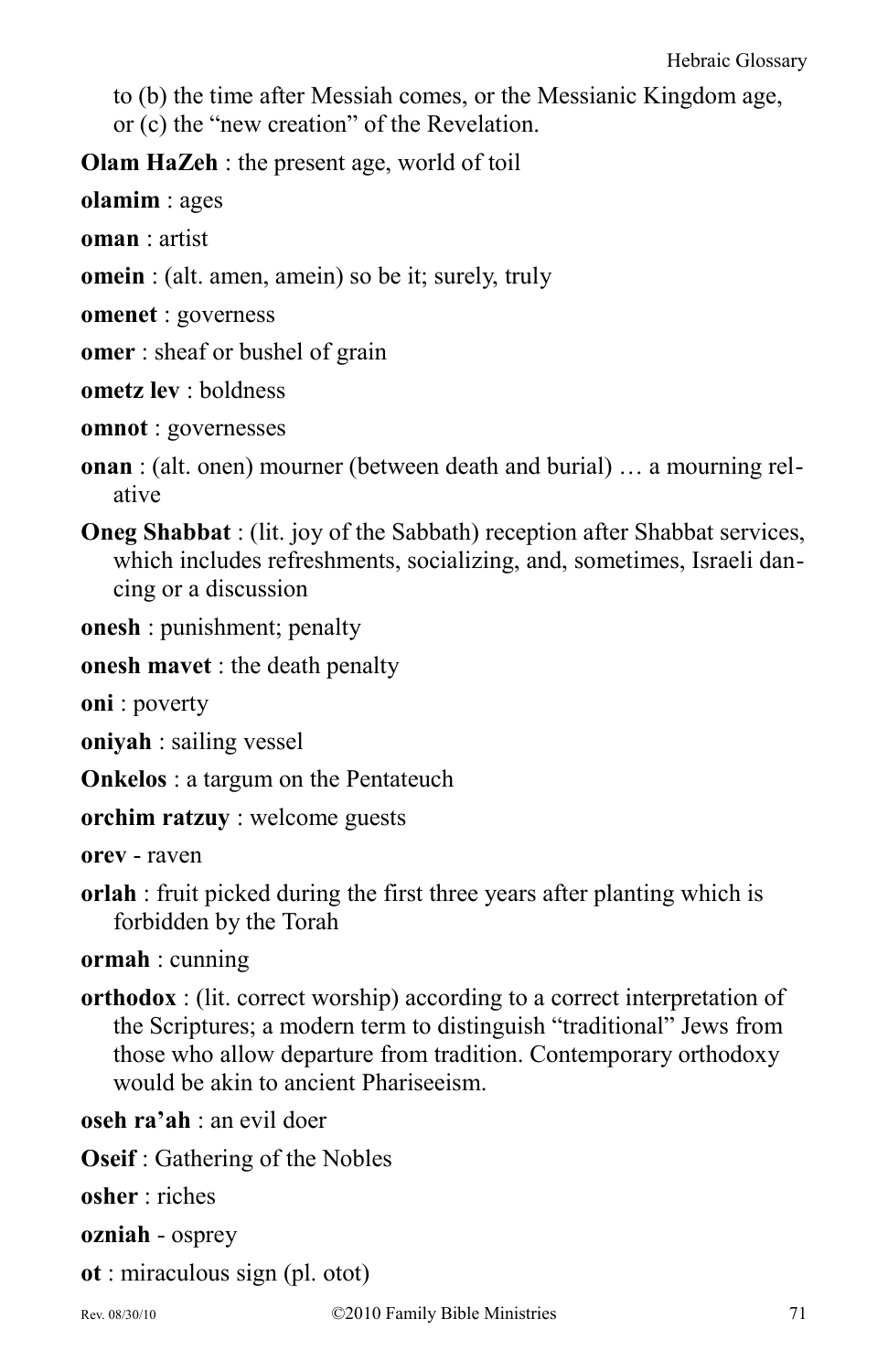to (b) the time after Messiah comes, or the Messianic Kingdom age, or (c) the "new creation" of the Revelation.

**Olam HaZeh** : the present age, world of toil

**olamim** : ages

**oman** : artist

**omein** : (alt. amen, amein) so be it; surely, truly

**omenet** : governess

**omer** : sheaf or bushel of grain

**ometz lev** : boldness

**omnot** : governesses

**onan** : (alt. onen) mourner (between death and burial) … a mourning relative

**Oneg Shabbat** : (lit. joy of the Sabbath) reception after Shabbat services, which includes refreshments, socializing, and, sometimes, Israeli dancing or a discussion

**onesh** : punishment; penalty

**onesh mavet** : the death penalty

**oni** : poverty

**oniyah** : sailing vessel

**Onkelos** : a targum on the Pentateuch

**orchim ratzuy** : welcome guests

**orev** - raven

**orlah** : fruit picked during the first three years after planting which is forbidden by the Torah

**ormah** : cunning

**orthodox** : (lit. correct worship) according to a correct interpretation of the Scriptures; a modern term to distinguish "traditional" Jews from those who allow departure from tradition. Contemporary orthodoxy would be akin to ancient Phariseeism.

**oseh ra'ah** : an evil doer

**Oseif** : Gathering of the Nobles

**osher** : riches

**ozniah** - osprey

**ot** : miraculous sign (pl. otot)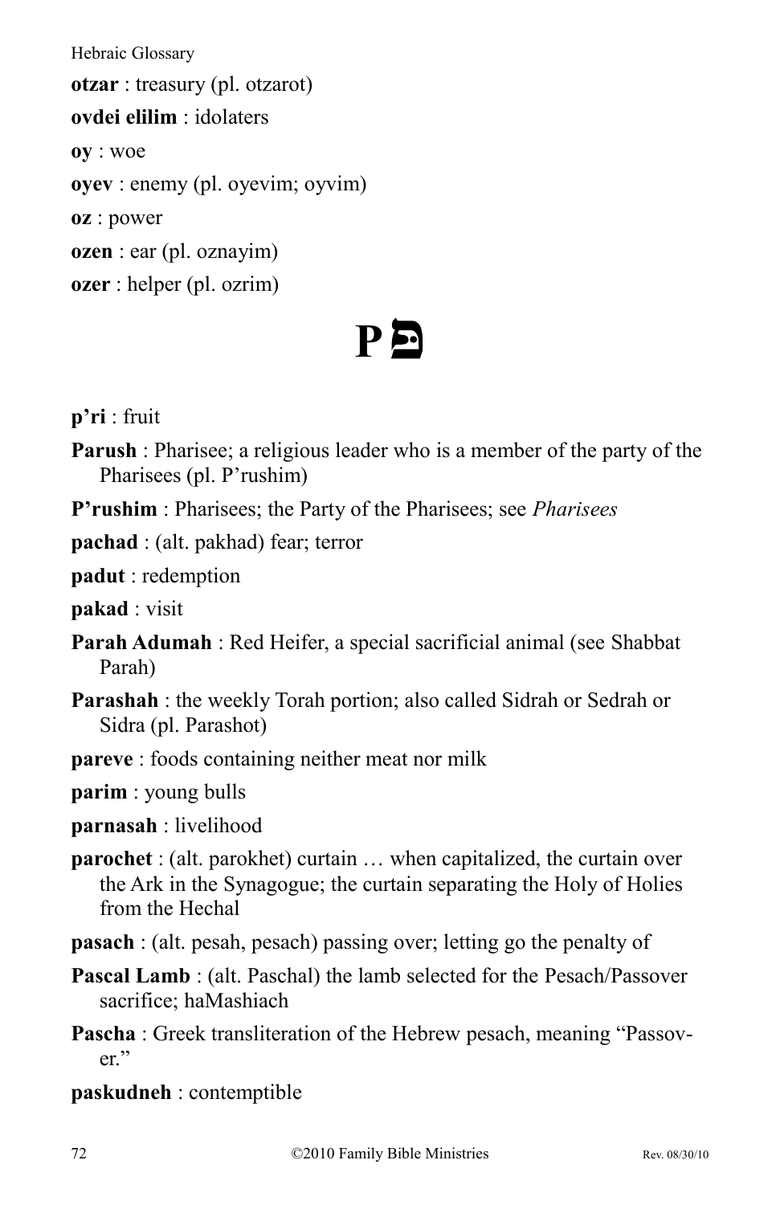**otzar** : treasury (pl. otzarot)

**ovdei elilim** : idolaters

**oy** : woe

**oyev** : enemy (pl. oyevim; oyvim)

**oz** : power

**ozen** : ear (pl. oznayim)

**ozer** : helper (pl. ozrim)

# P פ

**p'ri** : fruit

**Parush** : Pharisee; a religious leader who is a member of the party of the Pharisees (pl. P'rushim)

**P'rushim** : Pharisees; the Party of the Pharisees; see *Pharisees*

**pachad** : (alt. pakhad) fear; terror

**padut** : redemption

**pakad** : visit

**Parah Adumah** : Red Heifer, a special sacrificial animal (see Shabbat Parah)

**Parashah** : the weekly Torah portion; also called Sidrah or Sedrah or Sidra (pl. Parashot)

**pareve** : foods containing neither meat nor milk

**parim** : young bulls

**parnasah** : livelihood

**parochet** : (alt. parokhet) curtain … when capitalized, the curtain over the Ark in the Synagogue; the curtain separating the Holy of Holies from the Hechal

**pasach** : (alt. pesah, pesach) passing over; letting go the penalty of

**Pascal Lamb** : (alt. Paschal) the lamb selected for the Pesach/Passover sacrifice; haMashiach

**Pascha** : Greek transliteration of the Hebrew pesach, meaning "Passover."

**paskudneh** : contemptible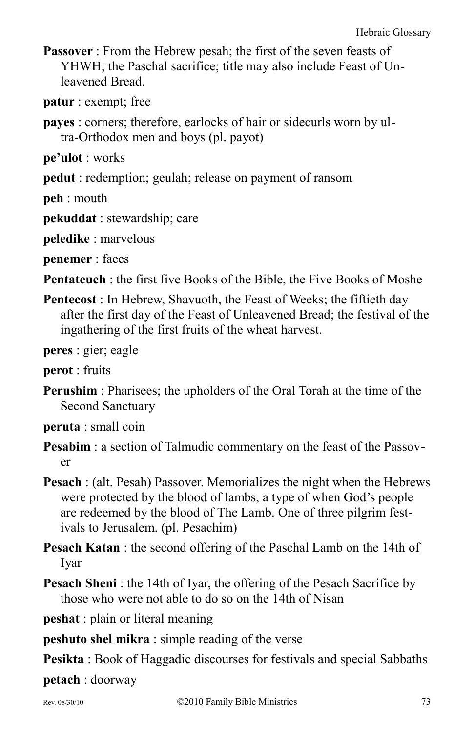**Passover** : From the Hebrew pesah; the first of the seven feasts of YHWH; the Paschal sacrifice; title may also include Feast of Unleavened Bread.

**patur** : exempt; free

**payes** : corners; therefore, earlocks of hair or sidecurls worn by ultra-Orthodox men and boys (pl. payot)

**pe'ulot** : works

**pedut** : redemption; geulah; release on payment of ransom

**peh** : mouth

**pekuddat** : stewardship; care

**peledike** : marvelous

**penemer** : faces

**Pentateuch** : the first five Books of the Bible, the Five Books of Moshe

**Pentecost** : In Hebrew, Shavuoth, the Feast of Weeks; the fiftieth day after the first day of the Feast of Unleavened Bread; the festival of the ingathering of the first fruits of the wheat harvest.

**peres** : gier; eagle

**perot** : fruits

**Perushim** : Pharisees; the upholders of the Oral Torah at the time of the Second Sanctuary

**peruta** : small coin

**Pesabim** : a section of Talmudic commentary on the feast of the Passover

**Pesach** : (alt. Pesah) Passover. Memorializes the night when the Hebrews were protected by the blood of lambs, a type of when God's people are redeemed by the blood of The Lamb. One of three pilgrim festivals to Jerusalem. (pl. Pesachim)

**Pesach Katan** : the second offering of the Paschal Lamb on the 14th of Iyar

**Pesach Sheni** : the 14th of Iyar, the offering of the Pesach Sacrifice by those who were not able to do so on the 14th of Nisan

**peshat** : plain or literal meaning

**peshuto shel mikra** : simple reading of the verse

**Pesikta** : Book of Haggadic discourses for festivals and special Sabbaths

**petach** : doorway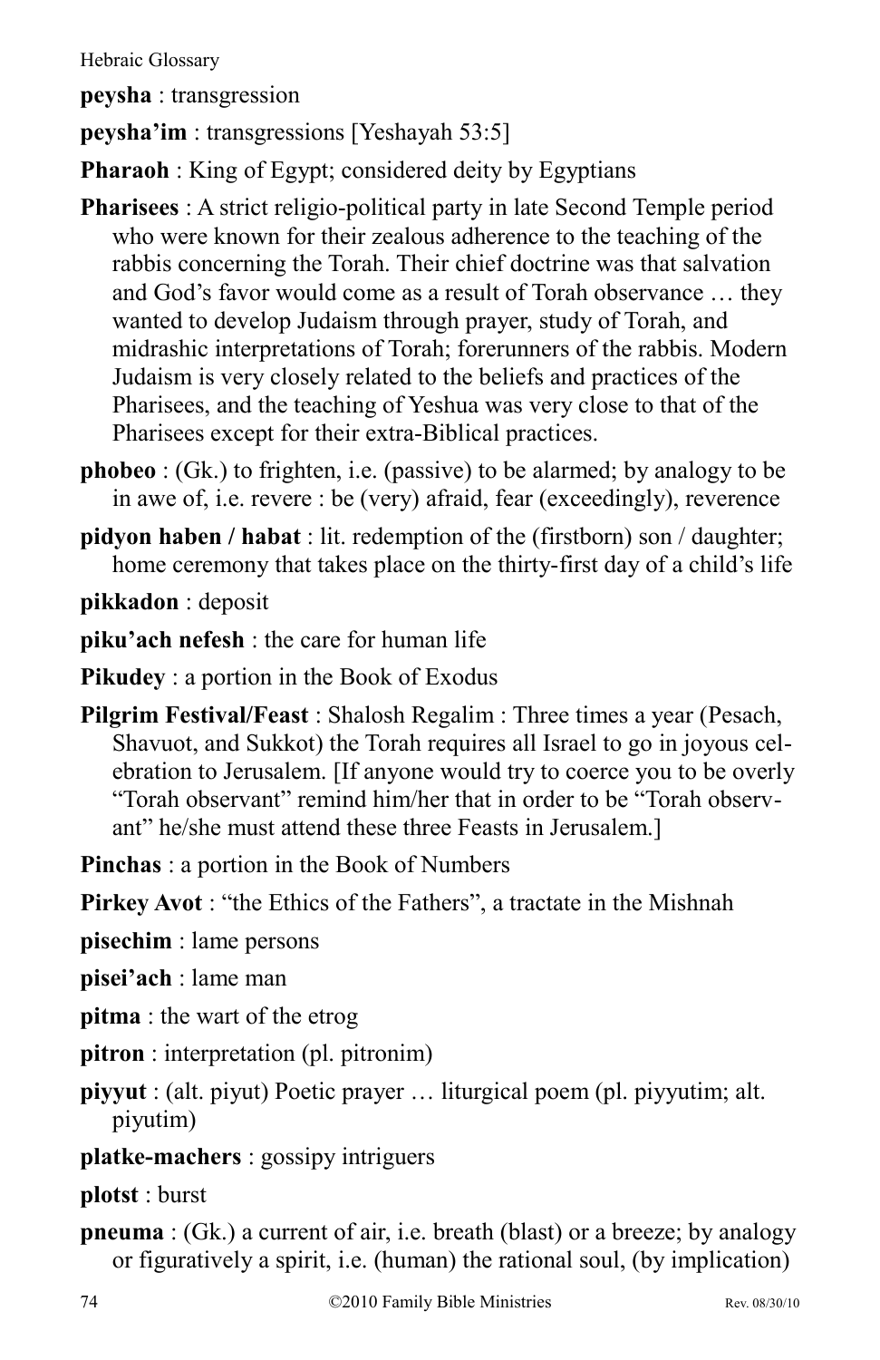**peysha** : transgression

**peysha'im** : transgressions [Yeshayah 53:5]

**Pharaoh** : King of Egypt; considered deity by Egyptians

**Pharisees** : A strict religio-political party in late Second Temple period who were known for their zealous adherence to the teaching of the rabbis concerning the Torah. Their chief doctrine was that salvation and God's favor would come as a result of Torah observance … they wanted to develop Judaism through prayer, study of Torah, and midrashic interpretations of Torah; forerunners of the rabbis. Modern Judaism is very closely related to the beliefs and practices of the Pharisees, and the teaching of Yeshua was very close to that of the Pharisees except for their extra-Biblical practices.

**phobeo** : (Gk.) to frighten, i.e. (passive) to be alarmed; by analogy to be in awe of, i.e. revere : be (very) afraid, fear (exceedingly), reverence

**pidyon haben / habat** : lit. redemption of the (firstborn) son / daughter; home ceremony that takes place on the thirty-first day of a child's life

**pikkadon** : deposit

**piku'ach nefesh** : the care for human life

**Pikudey** : a portion in the Book of Exodus

**Pilgrim Festival/Feast** : Shalosh Regalim : Three times a year (Pesach, Shavuot, and Sukkot) the Torah requires all Israel to go in joyous celebration to Jerusalem. [If anyone would try to coerce you to be overly "Torah observant" remind him/her that in order to be "Torah observant" he/she must attend these three Feasts in Jerusalem.]

**Pinchas** : a portion in the Book of Numbers

**Pirkey Avot** : "the Ethics of the Fathers", a tractate in the Mishnah

**pisechim** : lame persons

**pisei'ach** : lame man

**pitma** : the wart of the etrog

**pitron** : interpretation (pl. pitronim)

**piyyut** : (alt. piyut) Poetic prayer … liturgical poem (pl. piyyutim; alt. piyutim)

**platke-machers** : gossipy intriguers

**plotst** : burst

**pneuma** : (Gk.) a current of air, i.e. breath (blast) or a breeze; by analogy or figuratively a spirit, i.e. (human) the rational soul, (by implication)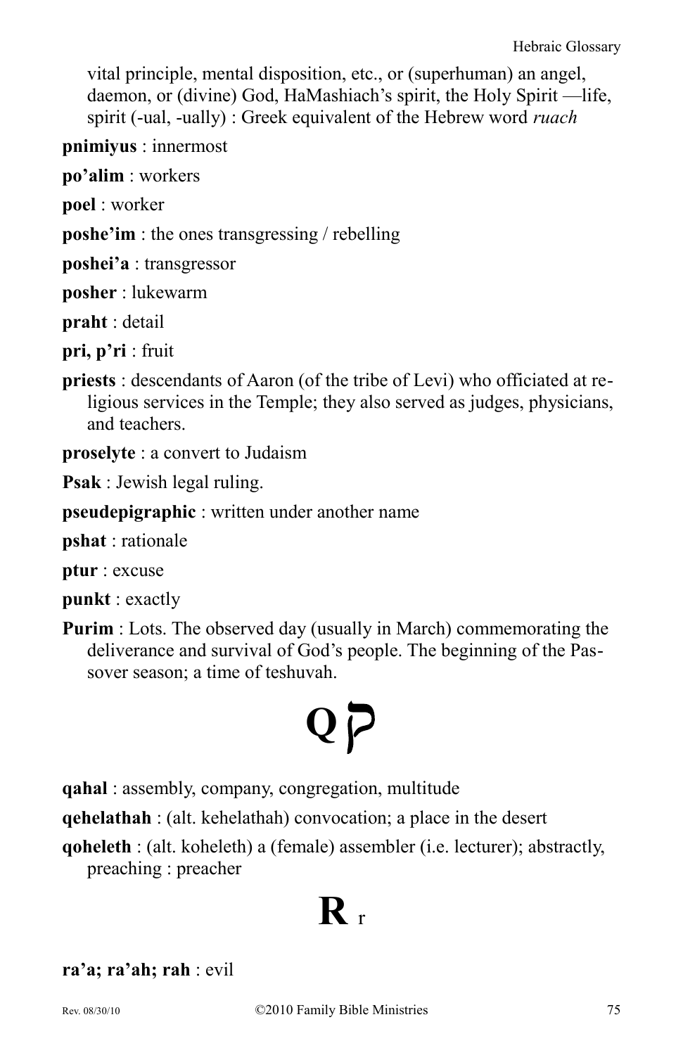vital principle, mental disposition, etc., or (superhuman) an angel, daemon, or (divine) God, HaMashiach's spirit, the Holy Spirit —life, spirit (-ual, -ually) : Greek equivalent of the Hebrew word *ruach*

**pnimiyus** : innermost

**po'alim** : workers

**poel** : worker

**poshe'im** : the ones transgressing / rebelling

**poshei'a** : transgressor

**posher** : lukewarm

**praht** : detail

**pri, p'ri** : fruit

**priests** : descendants of Aaron (of the tribe of Levi) who officiated at religious services in the Temple; they also served as judges, physicians, and teachers.

**proselyte** : a convert to Judaism

**Psak** : Jewish legal ruling.

**pseudepigraphic** : written under another name

**pshat** : rationale

**ptur** : excuse

**punkt** : exactly

**Purim** : Lots. The observed day (usually in March) commemorating the deliverance and survival of God's people. The beginning of the Passover season; a time of teshuvah.

# Q ק

**qahal** : assembly, company, congregation, multitude

**qehelathah** : (alt. kehelathah) convocation; a place in the desert

**qoheleth** : (alt. koheleth) a (female) assembler (i.e. lecturer); abstractly, preaching : preacher

# R r

**ra'a; ra'ah; rah** : evil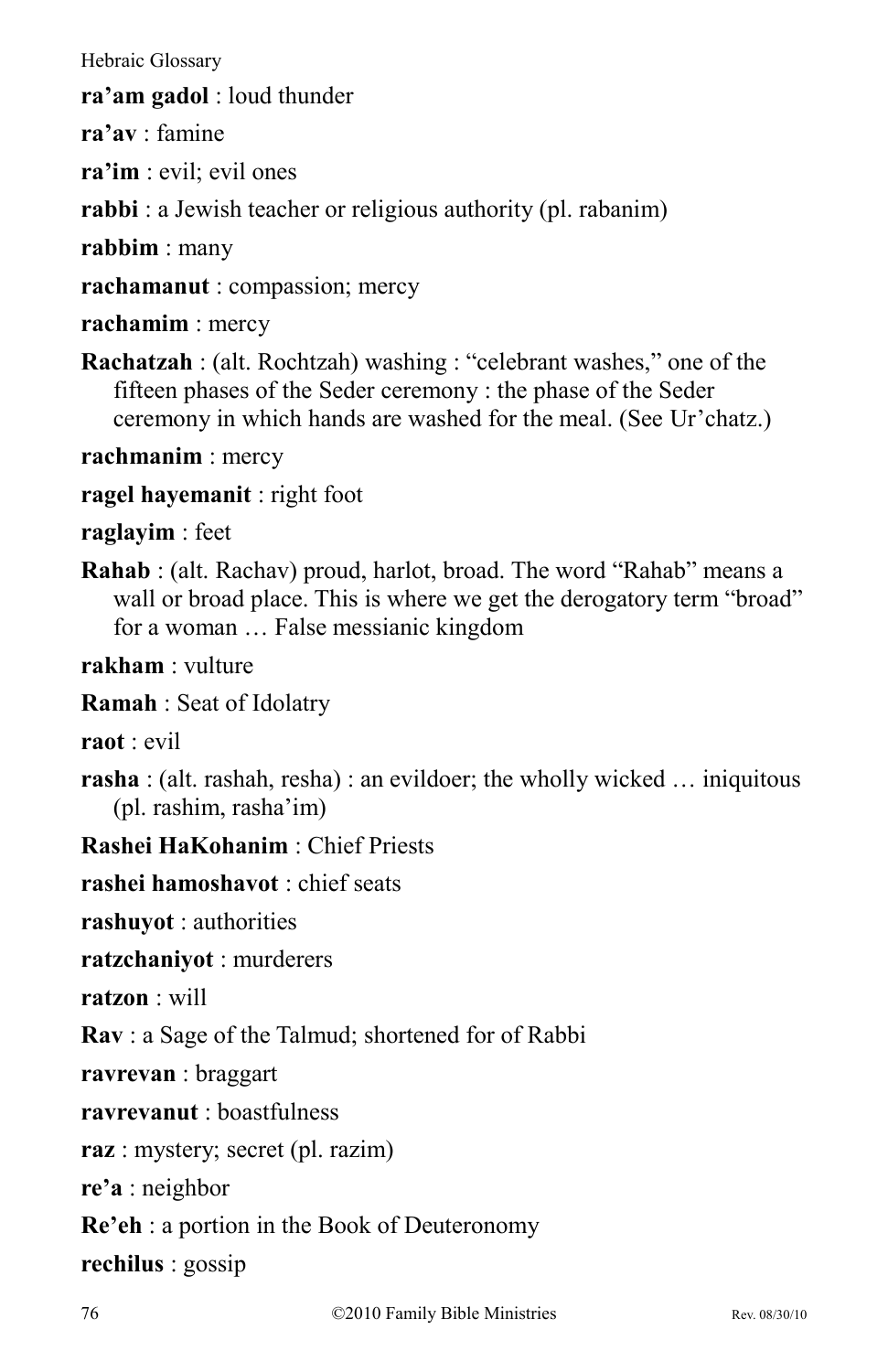**ra'am gadol** : loud thunder

**ra'av** : famine

**ra'im** : evil; evil ones

**rabbi** : a Jewish teacher or religious authority (pl. rabanim)

**rabbim** : many

**rachamanut** : compassion; mercy

**rachamim** : mercy

**Rachatzah** : (alt. Rochtzah) washing : "celebrant washes," one of the fifteen phases of the Seder ceremony : the phase of the Seder ceremony in which hands are washed for the meal. (See Ur'chatz.)

**rachmanim** : mercy

**ragel hayemanit** : right foot

**raglayim** : feet

**Rahab** : (alt. Rachav) proud, harlot, broad. The word "Rahab" means a wall or broad place. This is where we get the derogatory term "broad" for a woman … False messianic kingdom

**rakham** : vulture

**Ramah** : Seat of Idolatry

**raot** : evil

**rasha** : (alt. rashah, resha) : an evildoer; the wholly wicked … iniquitous (pl. rashim, rasha'im)

**Rashei HaKohanim** : Chief Priests

**rashei hamoshavot** : chief seats

**rashuyot** : authorities

**ratzchaniyot** : murderers

**ratzon** : will

**Rav** : a Sage of the Talmud; shortened for of Rabbi

**ravrevan** : braggart

**ravrevanut** : boastfulness

**raz** : mystery; secret (pl. razim)

**re'a** : neighbor

**Re'eh** : a portion in the Book of Deuteronomy

**rechilus** : gossip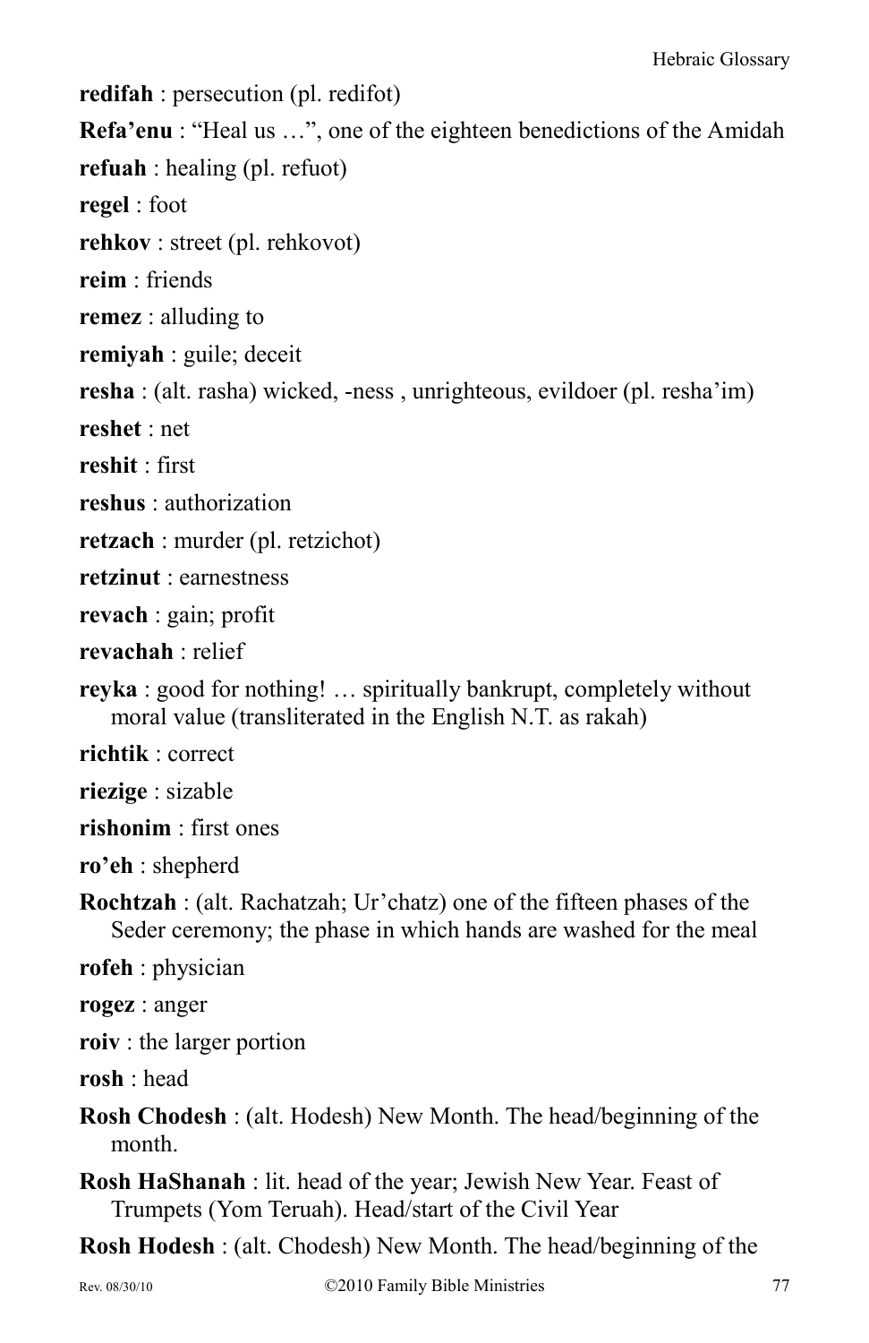**redifah** : persecution (pl. redifot)

**Refa'enu** : "Heal us …", one of the eighteen benedictions of the Amidah

**refuah** : healing (pl. refuot)

**regel** : foot

**rehkov** : street (pl. rehkovot)

**reim** : friends

**remez** : alluding to

**remiyah** : guile; deceit

**resha** : (alt. rasha) wicked, -ness , unrighteous, evildoer (pl. resha'im)

**reshet** : net

**reshit** : first

**reshus** : authorization

**retzach** : murder (pl. retzichot)

**retzinut** : earnestness

**revach** : gain; profit

**revachah** : relief

**reyka** : good for nothing! … spiritually bankrupt, completely without moral value (transliterated in the English N.T. as rakah)

**richtik** : correct

**riezige** : sizable

**rishonim** : first ones

**ro'eh** : shepherd

**Rochtzah** : (alt. Rachatzah; Ur'chatz) one of the fifteen phases of the Seder ceremony; the phase in which hands are washed for the meal

**rofeh** : physician

**rogez** : anger

**roiv** : the larger portion

**rosh** : head

**Rosh Chodesh** : (alt. Hodesh) New Month. The head/beginning of the month.

**Rosh HaShanah** : lit. head of the year; Jewish New Year. Feast of Trumpets (Yom Teruah). Head/start of the Civil Year

**Rosh Hodesh** : (alt. Chodesh) New Month. The head/beginning of the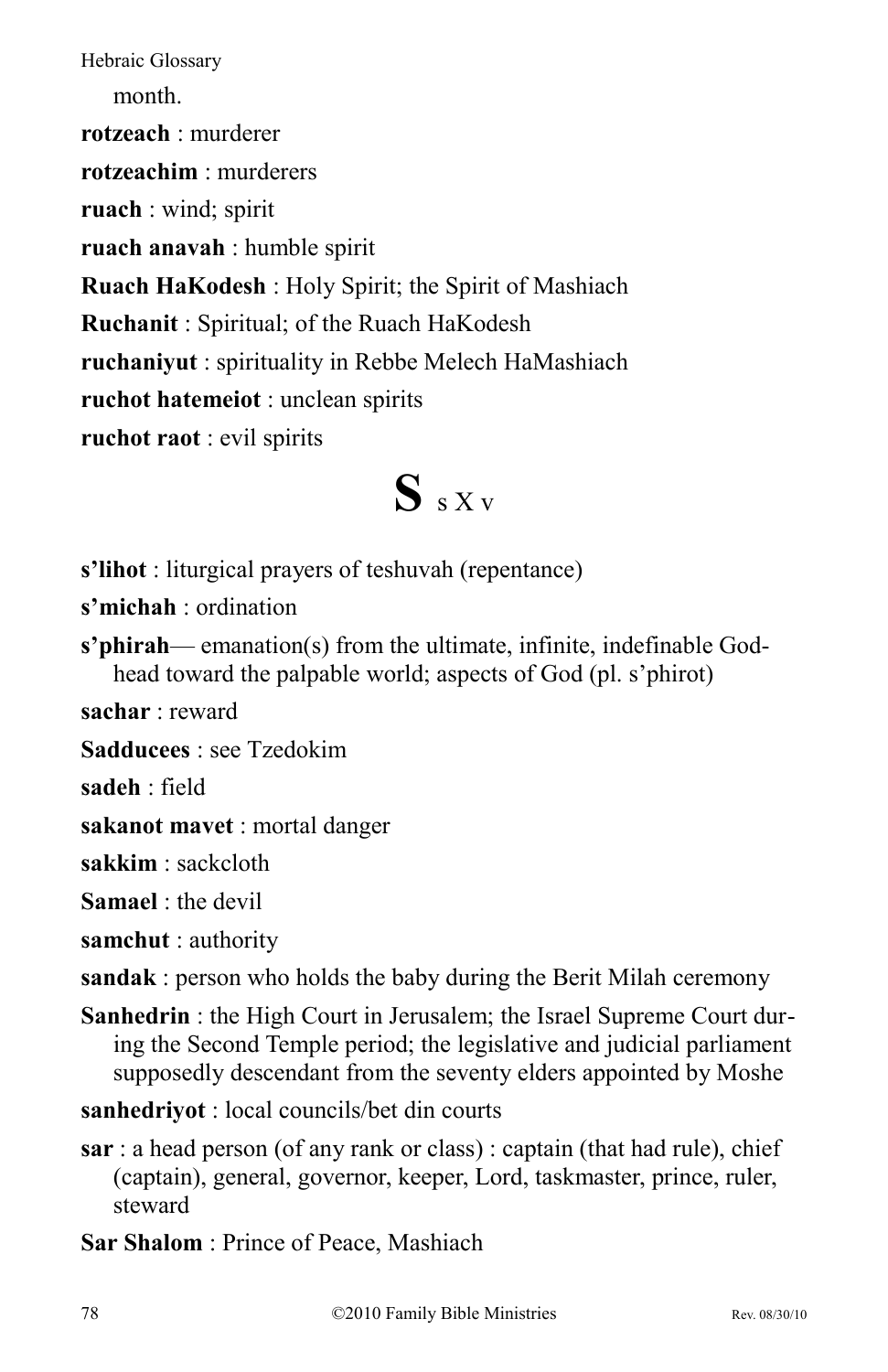month.

**rotzeach** : murderer

**rotzeachim** : murderers

**ruach** : wind; spirit

**ruach anavah** : humble spirit

**Ruach HaKodesh** : Holy Spirit; the Spirit of Mashiach

**Ruchanit** : Spiritual; of the Ruach HaKodesh

**ruchaniyut** : spirituality in Rebbe Melech HaMashiach

**ruchot hatemeiot** : unclean spirits

**ruchot raot** : evil spirits

# S s X v

**s'lihot** : liturgical prayers of teshuvah (repentance)

**s'michah** : ordination

**s'phirah**— emanation(s) from the ultimate, infinite, indefinable God-head toward the palpable world; aspects of God (pl. s'phirot)

**sachar** : reward

**Sadducees** : see Tzedokim

**sadeh** : field

**sakanot mavet** : mortal danger

**sakkim** : sackcloth

**Samael** : the devil

**samchut** : authority

**sandak** : person who holds the baby during the Berit Milah ceremony

**Sanhedrin** : the High Court in Jerusalem; the Israel Supreme Court during the Second Temple period; the legislative and judicial parliament supposedly descendant from the seventy elders appointed by Moshe

**sanhedriyot** : local councils/bet din courts

**sar** : a head person (of any rank or class) : captain (that had rule), chief (captain), general, governor, keeper, Lord, taskmaster, prince, ruler, steward

**Sar Shalom** : Prince of Peace, Mashiach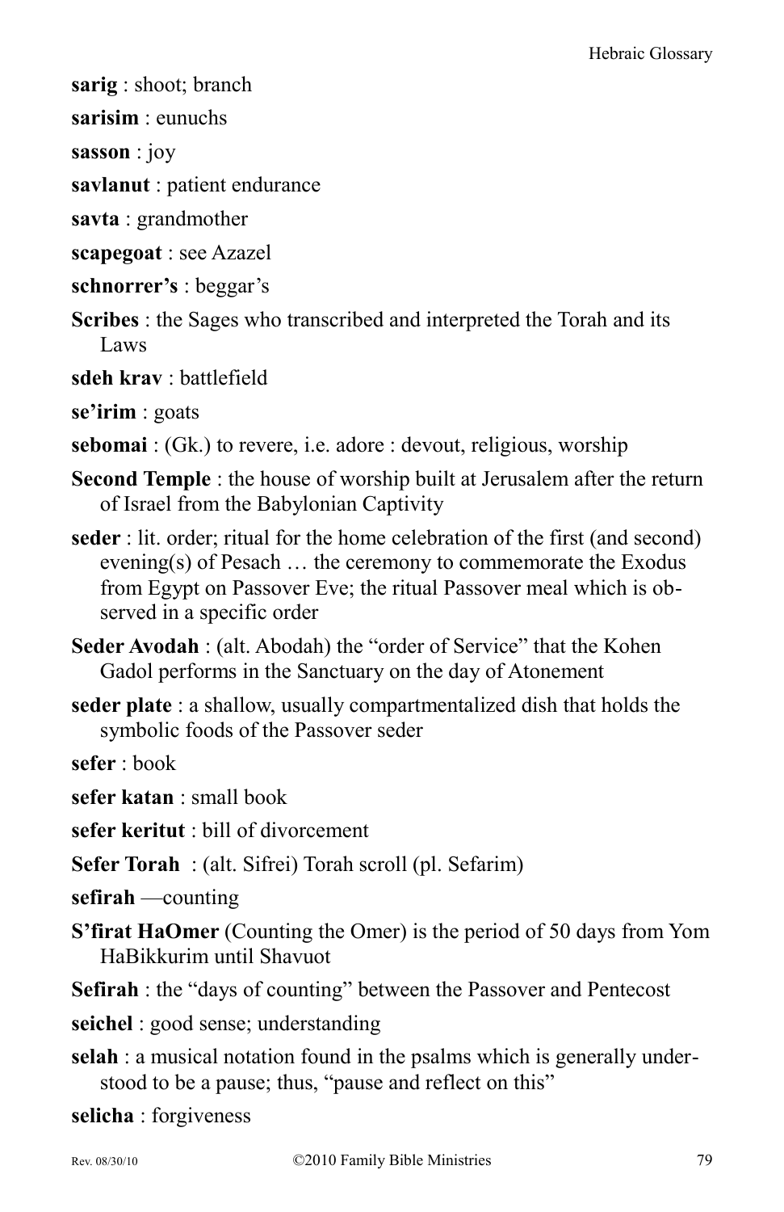**sarig** : shoot; branch

**sarisim** : eunuchs

**sasson** : joy

**savlanut** : patient endurance

**savta** : grandmother

**scapegoat** : see Azazel

**schnorrer's** : beggar's

**Scribes** : the Sages who transcribed and interpreted the Torah and its Laws

**sdeh krav** : battlefield

**se'irim** : goats

**sebomai** : (Gk.) to revere, i.e. adore : devout, religious, worship

**Second Temple** : the house of worship built at Jerusalem after the return of Israel from the Babylonian Captivity

**seder** : lit. order; ritual for the home celebration of the first (and second) evening(s) of Pesach … the ceremony to commemorate the Exodus from Egypt on Passover Eve; the ritual Passover meal which is observed in a specific order

**Seder Avodah** : (alt. Abodah) the "order of Service" that the Kohen Gadol performs in the Sanctuary on the day of Atonement

**seder plate** : a shallow, usually compartmentalized dish that holds the symbolic foods of the Passover seder

**sefer** : book

**sefer katan** : small book

**sefer keritut** : bill of divorcement

**Sefer Torah** : (alt. Sifrei) Torah scroll (pl. Sefarim)

**sefirah** —counting

**S'firat HaOmer** (Counting the Omer) is the period of 50 days from Yom HaBikkurim until Shavuot

**Sefirah** : the "days of counting" between the Passover and Pentecost

**seichel** : good sense; understanding

**selah** : a musical notation found in the psalms which is generally understood to be a pause; thus, "pause and reflect on this"

**selicha** : forgiveness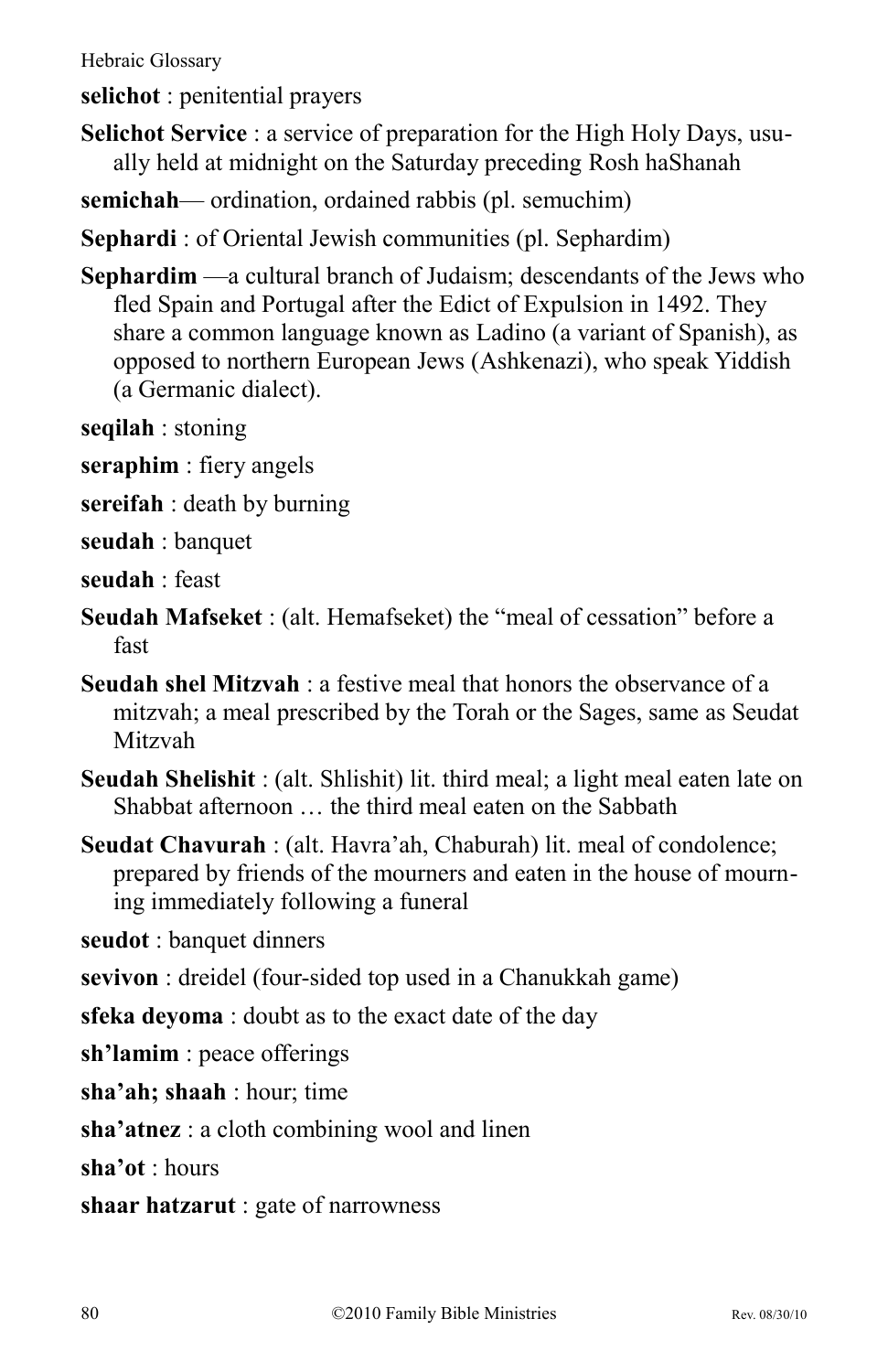**selichot** : penitential prayers

**Selichot Service** : a service of preparation for the High Holy Days, usually held at midnight on the Saturday preceding Rosh haShanah

**semichah**— ordination, ordained rabbis (pl. semuchim)

**Sephardi** : of Oriental Jewish communities (pl. Sephardim)

**Sephardim** —a cultural branch of Judaism; descendants of the Jews who fled Spain and Portugal after the Edict of Expulsion in 1492. They share a common language known as Ladino (a variant of Spanish), as opposed to northern European Jews (Ashkenazi), who speak Yiddish (a Germanic dialect).

**seqilah** : stoning

**seraphim** : fiery angels

**sereifah** : death by burning

**seudah** : banquet

**seudah** : feast

**Seudah Mafseket** : (alt. Hemafseket) the "meal of cessation" before a fast

**Seudah shel Mitzvah** : a festive meal that honors the observance of a mitzvah; a meal prescribed by the Torah or the Sages, same as Seudat Mitzvah

**Seudah Shelishit** : (alt. Shlishit) lit. third meal; a light meal eaten late on Shabbat afternoon … the third meal eaten on the Sabbath

**Seudat Chavurah** : (alt. Havra'ah, Chaburah) lit. meal of condolence; prepared by friends of the mourners and eaten in the house of mourning immediately following a funeral

**seudot** : banquet dinners

**sevivon** : dreidel (four-sided top used in a Chanukkah game)

**sfeka deyoma** : doubt as to the exact date of the day

**sh'lamim** : peace offerings

**sha'ah; shaah** : hour; time

**sha'atnez** : a cloth combining wool and linen

**sha'ot** : hours

**shaar hatzarut** : gate of narrowness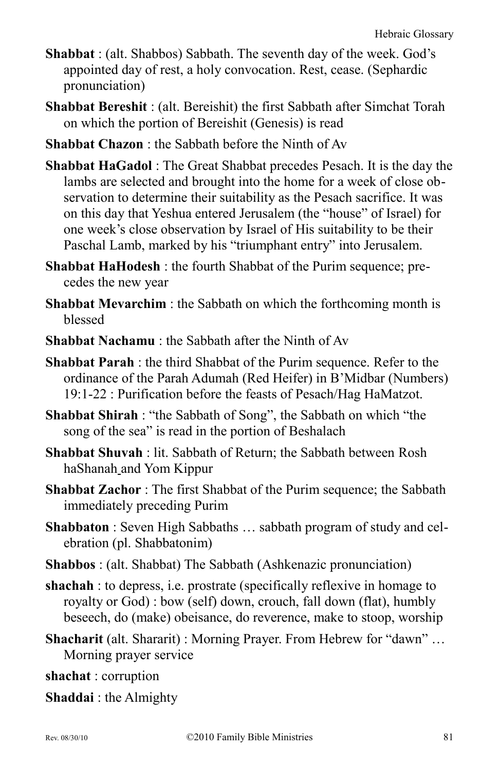**Shabbat** : (alt. Shabbos) Sabbath. The seventh day of the week. God's appointed day of rest, a holy convocation. Rest, cease. (Sephardic pronunciation)

**Shabbat Bereshit** : (alt. Bereishit) the first Sabbath after Simchat Torah on which the portion of Bereishit (Genesis) is read

**Shabbat Chazon** : the Sabbath before the Ninth of Av

**Shabbat HaGadol** : The Great Shabbat precedes Pesach. It is the day the lambs are selected and brought into the home for a week of close observation to determine their suitability as the Pesach sacrifice. It was on this day that Yeshua entered Jerusalem (the "house" of Israel) for one week's close observation by Israel of His suitability to be their Paschal Lamb, marked by his "triumphant entry" into Jerusalem.

**Shabbat HaHodesh** : the fourth Shabbat of the Purim sequence; precedes the new year

**Shabbat Mevarchim** : the Sabbath on which the forthcoming month is blessed

**Shabbat Nachamu** : the Sabbath after the Ninth of Av

**Shabbat Parah** : the third Shabbat of the Purim sequence. Refer to the ordinance of the Parah Adumah (Red Heifer) in B'Midbar (Numbers) 19:1-22 : Purification before the feasts of Pesach/Hag HaMatzot.

**Shabbat Shirah** : "the Sabbath of Song", the Sabbath on which "the song of the sea" is read in the portion of Beshalach

**Shabbat Shuvah** : lit. Sabbath of Return; the Sabbath between Rosh haShanah and Yom Kippur

**Shabbat Zachor** : The first Shabbat of the Purim sequence; the Sabbath immediately preceding Purim

**Shabbaton** : Seven High Sabbaths … sabbath program of study and celebration (pl. Shabbatonim)

**Shabbos** : (alt. Shabbat) The Sabbath (Ashkenazic pronunciation)

**shachah** : to depress, i.e. prostrate (specifically reflexive in homage to royalty or God) : bow (self) down, crouch, fall down (flat), humbly beseech, do (make) obeisance, do reverence, make to stoop, worship

**Shacharit** (alt. Shararit) : Morning Prayer. From Hebrew for "dawn" … Morning prayer service

**shachat** : corruption

**Shaddai** : the Almighty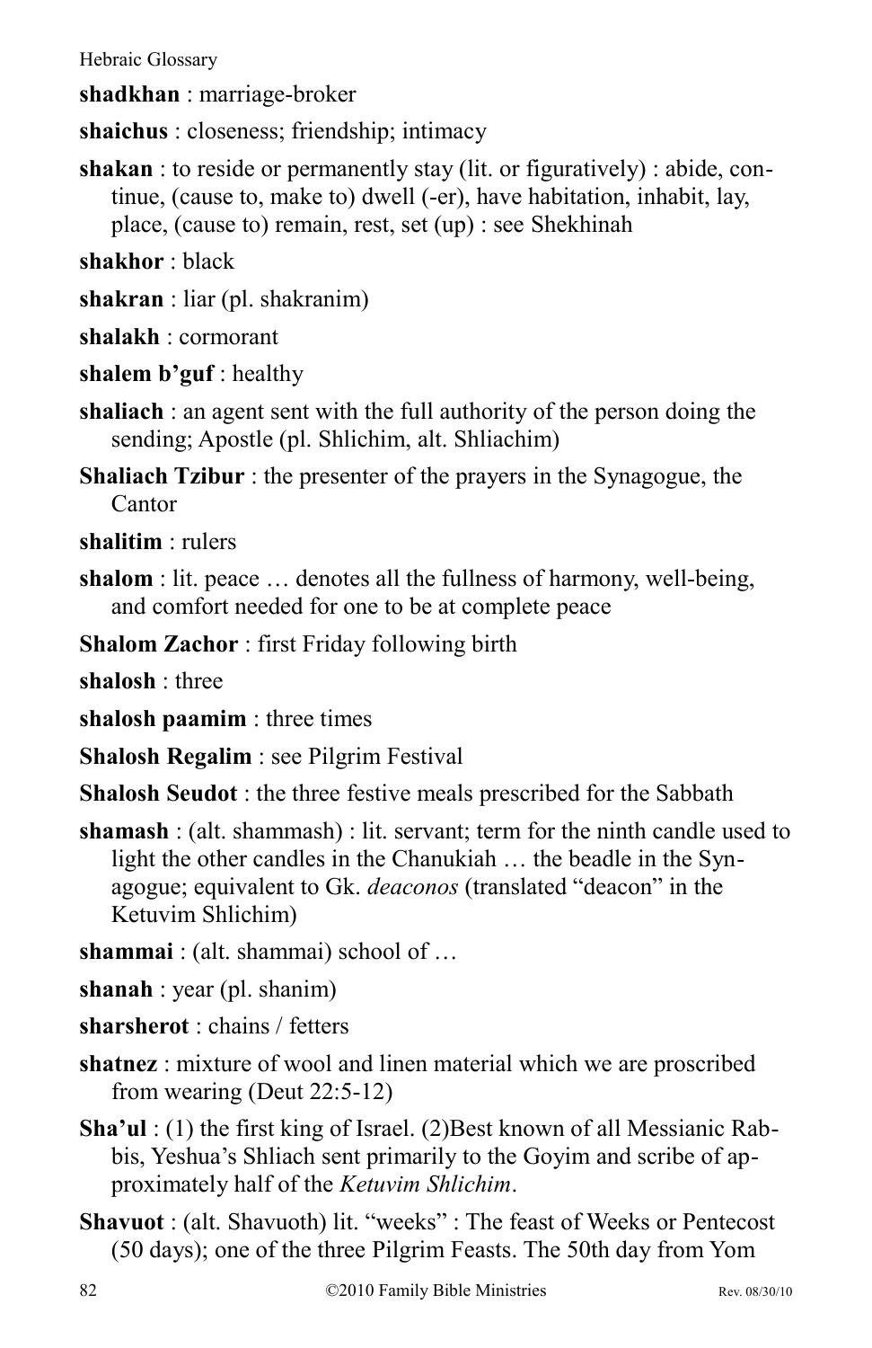**shadkhan** : marriage-broker

**shaichus** : closeness; friendship; intimacy

**shakan** : to reside or permanently stay (lit. or figuratively) : abide, continue, (cause to, make to) dwell (-er), have habitation, inhabit, lay, place, (cause to) remain, rest, set (up) : see Shekhinah

**shakhor** : black

**shakran** : liar (pl. shakranim)

**shalakh** : cormorant

**shalem b'guf** : healthy

**shaliach** : an agent sent with the full authority of the person doing the sending; Apostle (pl. Shlichim, alt. Shliachim)

**Shaliach Tzibur** : the presenter of the prayers in the Synagogue, the Cantor

**shalitim** : rulers

**shalom** : lit. peace … denotes all the fullness of harmony, well-being, and comfort needed for one to be at complete peace

**Shalom Zachor** : first Friday following birth

**shalosh** : three

**shalosh paamim** : three times

**Shalosh Regalim** : see Pilgrim Festival

**Shalosh Seudot** : the three festive meals prescribed for the Sabbath

**shamash** : (alt. shammash) : lit. servant; term for the ninth candle used to light the other candles in the Chanukiah … the beadle in the Synagogue; equivalent to Gk. *deaconos* (translated "deacon" in the Ketuvim Shlichim)

**shammai** : (alt. shammai) school of …

**shanah** : year (pl. shanim)

**sharsherot** : chains / fetters

**shatnez** : mixture of wool and linen material which we are proscribed from wearing (Deut 22:5-12)

**Sha'ul** : (1) the first king of Israel. (2)Best known of all Messianic Rabbis, Yeshua's Shliach sent primarily to the Goyim and scribe of approximately half of the *Ketuvim Shlichim*.

**Shavuot** : (alt. Shavuoth) lit. "weeks" : The feast of Weeks or Pentecost (50 days); one of the three Pilgrim Feasts. The 50th day from Yom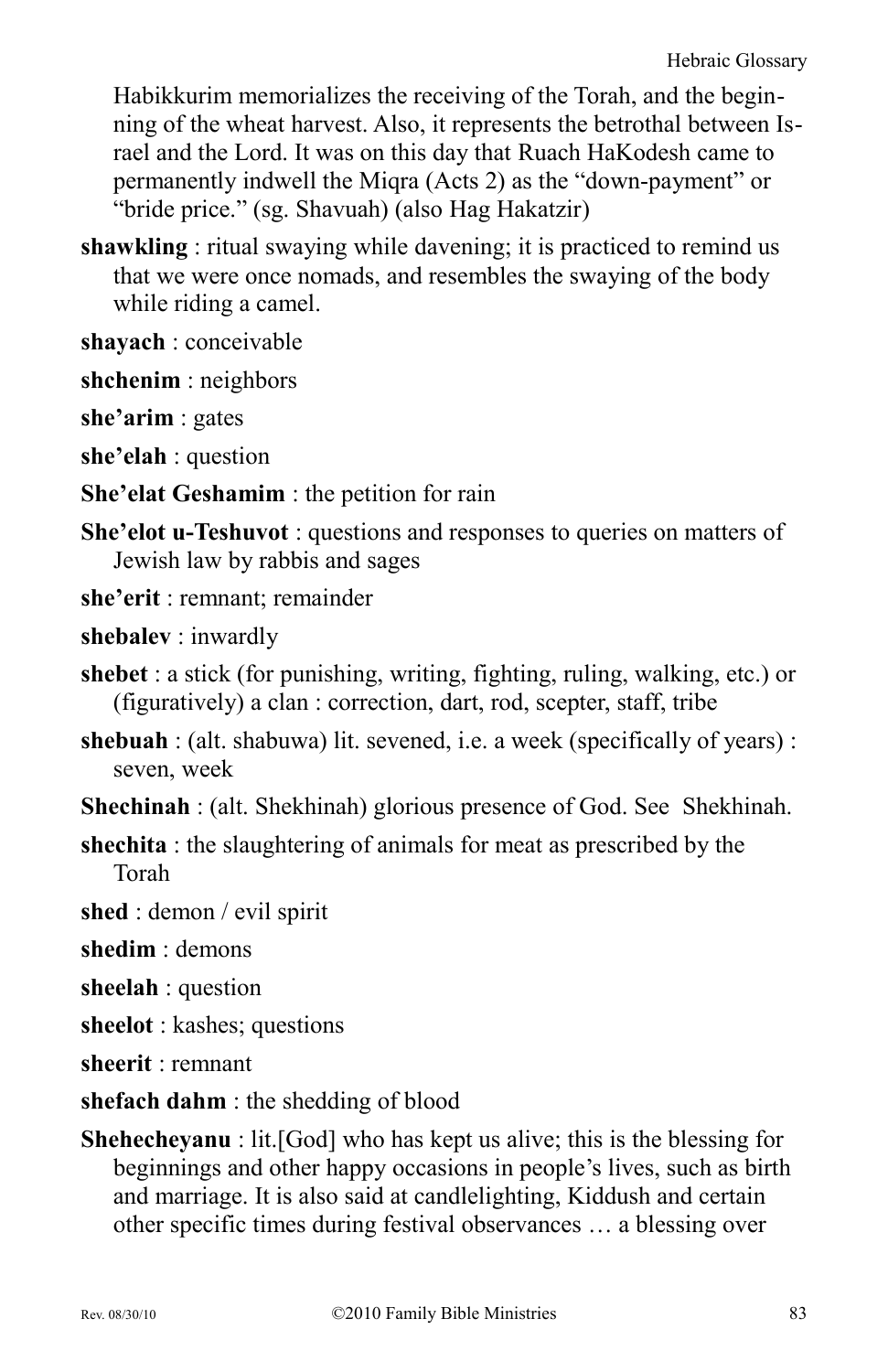Habikkurim memorializes the receiving of the Torah, and the beginning of the wheat harvest. Also, it represents the betrothal between Israel and the Lord. It was on this day that Ruach HaKodesh came to permanently indwell the Miqra (Acts 2) as the "down-payment" or "bride price." (sg. Shavuah) (also Hag Hakatzir)

**shawkling** : ritual swaying while davening; it is practiced to remind us that we were once nomads, and resembles the swaying of the body while riding a camel.

**shayach** : conceivable

**shchenim** : neighbors

**she'arim** : gates

**she'elah** : question

**She'elat Geshamim** : the petition for rain

**She'elot u-Teshuvot** : questions and responses to queries on matters of Jewish law by rabbis and sages

**she'erit** : remnant; remainder

**shebalev** : inwardly

**shebet** : a stick (for punishing, writing, fighting, ruling, walking, etc.) or (figuratively) a clan : correction, dart, rod, scepter, staff, tribe

**shebuah** : (alt. shabuwa) lit. sevened, i.e. a week (specifically of years) : seven, week

**Shechinah** : (alt. Shekhinah) glorious presence of God. See Shekhinah.

**shechita** : the slaughtering of animals for meat as prescribed by the Torah

**shed** : demon / evil spirit

**shedim** : demons

**sheelah** : question

**sheelot** : kashes; questions

**sheerit** : remnant

**shefach dahm** : the shedding of blood

**Shehecheyanu** : lit.[God] who has kept us alive; this is the blessing for beginnings and other happy occasions in people's lives, such as birth and marriage. It is also said at candlelighting, Kiddush and certain other specific times during festival observances … a blessing over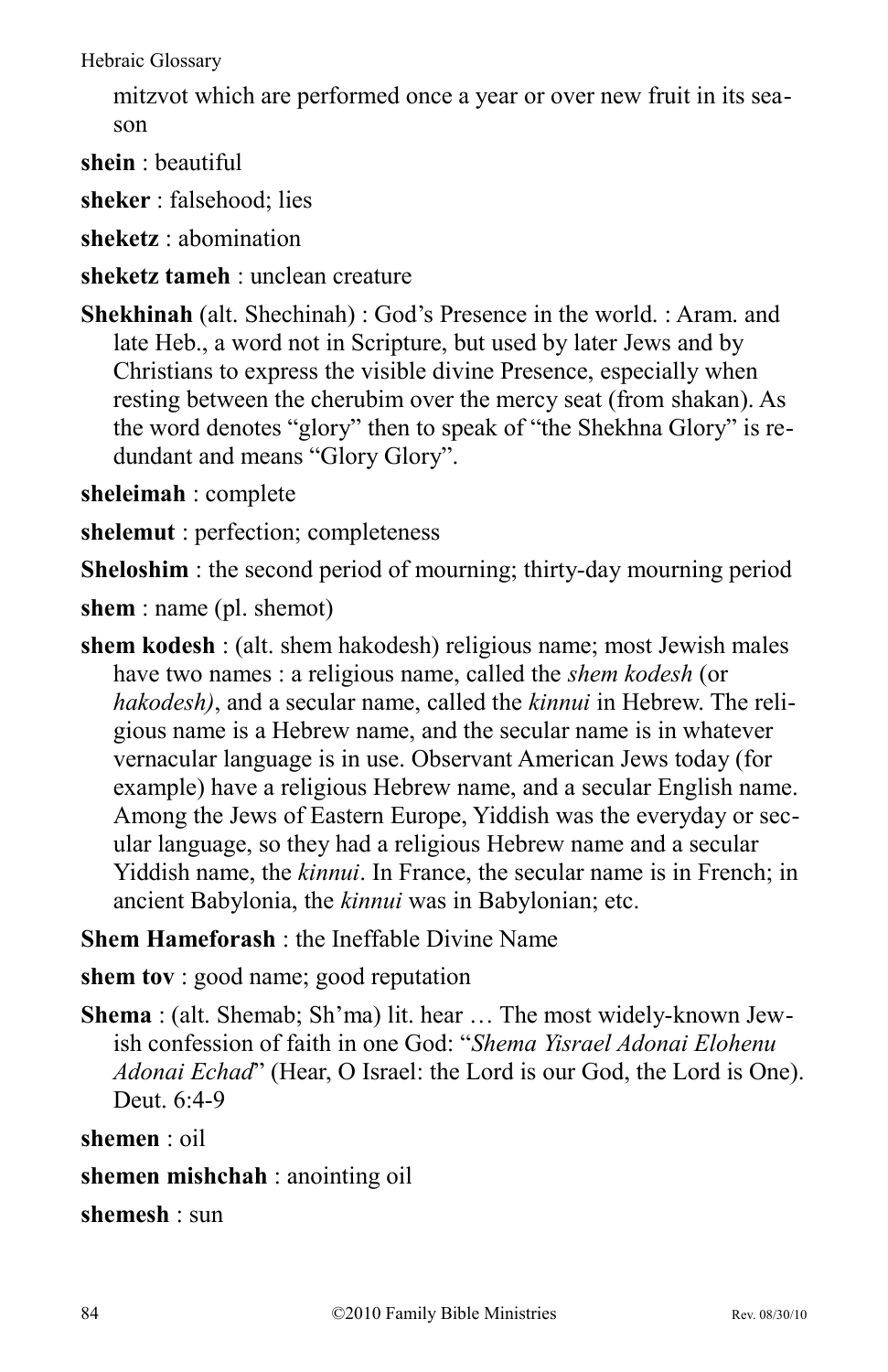mitzvot which are performed once a year or over new fruit in its season

**shein** : beautiful

**sheker** : falsehood; lies

**sheketz** : abomination

**sheketz tameh** : unclean creature

**Shekhinah** (alt. Shechinah) : God's Presence in the world. : Aram. and late Heb., a word not in Scripture, but used by later Jews and by Christians to express the visible divine Presence, especially when resting between the cherubim over the mercy seat (from shakan). As the word denotes "glory" then to speak of "the Shekhna Glory" is redundant and means "Glory Glory".

**sheleimah** : complete

**shelemut** : perfection; completeness

**Sheloshim** : the second period of mourning; thirty-day mourning period

**shem** : name (pl. shemot)

**shem kodesh** : (alt. shem hakodesh) religious name; most Jewish males have two names : a religious name, called the *shem kodesh* (or *hakodesh)*, and a secular name, called the *kinnui* in Hebrew. The religious name is a Hebrew name, and the secular name is in whatever vernacular language is in use. Observant American Jews today (for example) have a religious Hebrew name, and a secular English name. Among the Jews of Eastern Europe, Yiddish was the everyday or secular language, so they had a religious Hebrew name and a secular Yiddish name, the *kinnui*. In France, the secular name is in French; in ancient Babylonia, the *kinnui* was in Babylonian; etc.

**Shem Hameforash** : the Ineffable Divine Name

**shem tov** : good name; good reputation

**Shema** : (alt. Shemab; Sh'ma) lit. hear … The most widely-known Jewish confession of faith in one God: "*Shema Yisrael Adonai Elohenu Adonai Echad*" (Hear, O Israel: the Lord is our God, the Lord is One). Deut. 6:4-9

**shemen** : oil

**shemen mishchah** : anointing oil

**shemesh** : sun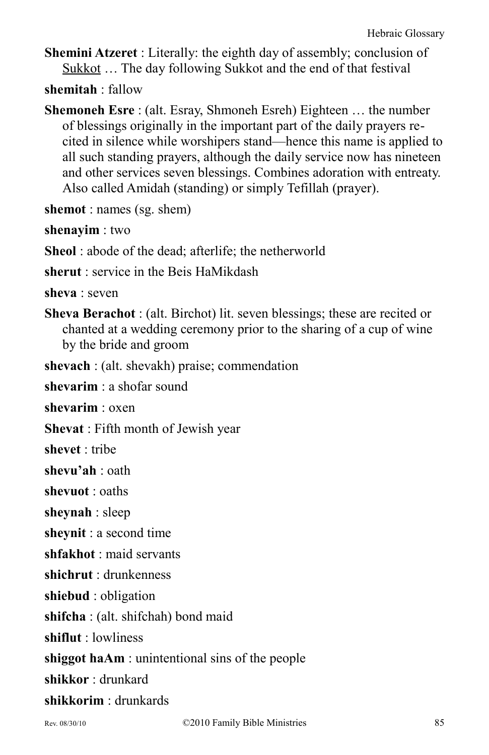**Shemini Atzeret** : Literally: the eighth day of assembly; conclusion of Sukkot … The day following Sukkot and the end of that festival

**shemitah** : fallow

**Shemoneh Esre** : (alt. Esray, Shmoneh Esreh) Eighteen … the number of blessings originally in the important part of the daily prayers recited in silence while worshipers stand—hence this name is applied to all such standing prayers, although the daily service now has nineteen and other services seven blessings. Combines adoration with entreaty. Also called Amidah (standing) or simply Tefillah (prayer).

**shemot** : names (sg. shem)

**shenayim** : two

**Sheol** : abode of the dead; afterlife; the netherworld

**sherut** : service in the Beis HaMikdash

**sheva** : seven

**Sheva Berachot** : (alt. Birchot) lit. seven blessings; these are recited or chanted at a wedding ceremony prior to the sharing of a cup of wine by the bride and groom

**shevach** : (alt. shevakh) praise; commendation

**shevarim** : a shofar sound

**shevarim** : oxen

**Shevat** : Fifth month of Jewish year

**shevet** : tribe

**shevu'ah** : oath

**shevuot** : oaths

**sheynah** : sleep

**sheynit** : a second time

**shfakhot** : maid servants

**shichrut** : drunkenness

**shiebud** : obligation

**shifcha** : (alt. shifchah) bond maid

**shiflut** : lowliness

**shiggot haAm** : unintentional sins of the people

**shikkor** : drunkard

**shikkorim** : drunkards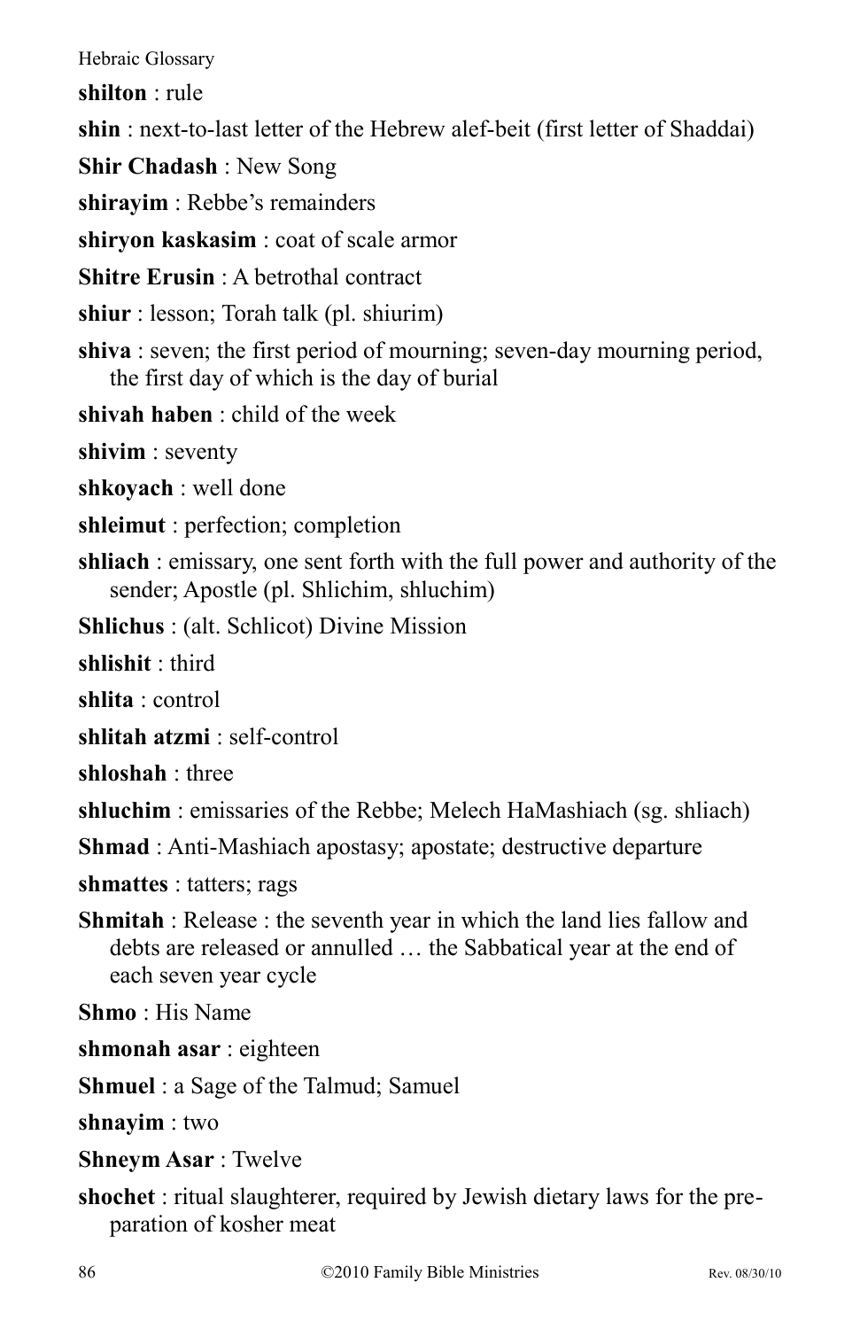**shilton** : rule

**shin** : next-to-last letter of the Hebrew alef-beit (first letter of Shaddai)

**Shir Chadash** : New Song

**shirayim** : Rebbe's remainders

**shiryon kaskasim** : coat of scale armor

**Shitre Erusin** : A betrothal contract

**shiur** : lesson; Torah talk (pl. shiurim)

**shiva** : seven; the first period of mourning; seven-day mourning period, the first day of which is the day of burial

**shivah haben** : child of the week

**shivim** : seventy

**shkoyach** : well done

**shleimut** : perfection; completion

**shliach** : emissary, one sent forth with the full power and authority of the sender; Apostle (pl. Shlichim, shluchim)

**Shlichus** : (alt. Schlicot) Divine Mission

**shlishit** : third

**shlita** : control

**shlitah atzmi** : self-control

**shloshah** : three

**shluchim** : emissaries of the Rebbe; Melech HaMashiach (sg. shliach)

**Shmad** : Anti-Mashiach apostasy; apostate; destructive departure

**shmattes** : tatters; rags

**Shmitah** : Release : the seventh year in which the land lies fallow and debts are released or annulled … the Sabbatical year at the end of each seven year cycle

**Shmo** : His Name

**shmonah asar** : eighteen

**Shmuel** : a Sage of the Talmud; Samuel

**shnayim** : two

**Shneym Asar** : Twelve

**shochet** : ritual slaughterer, required by Jewish dietary laws for the preparation of kosher meat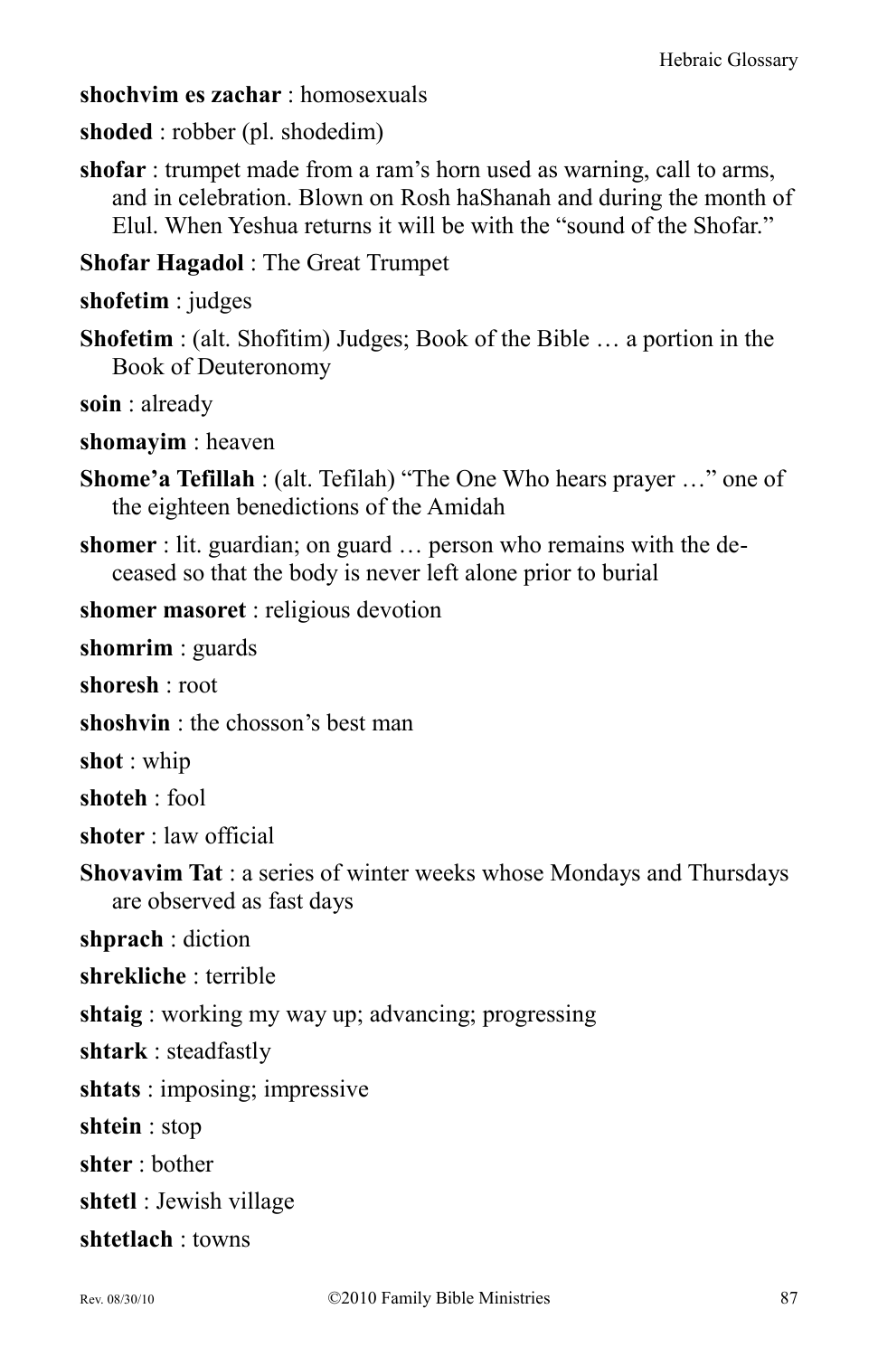**shochvim es zachar** : homosexuals

**shoded** : robber (pl. shodedim)

**shofar** : trumpet made from a ram's horn used as warning, call to arms, and in celebration. Blown on Rosh haShanah and during the month of Elul. When Yeshua returns it will be with the "sound of the Shofar."

**Shofar Hagadol** : The Great Trumpet

**shofetim** : judges

**Shofetim** : (alt. Shofitim) Judges; Book of the Bible … a portion in the Book of Deuteronomy

**soin** : already

**shomayim** : heaven

**Shome'a Tefillah** : (alt. Tefilah) "The One Who hears prayer …" one of the eighteen benedictions of the Amidah

**shomer** : lit. guardian; on guard … person who remains with the deceased so that the body is never left alone prior to burial

**shomer masoret** : religious devotion

**shomrim** : guards

**shoresh** : root

**shoshvin** : the chosson's best man

**shot** : whip

**shoteh** : fool

**shoter** : law official

**Shovavim Tat** : a series of winter weeks whose Mondays and Thursdays are observed as fast days

**shprach** : diction

**shrekliche** : terrible

**shtaig** : working my way up; advancing; progressing

**shtark** : steadfastly

**shtats** : imposing; impressive

**shtein** : stop

**shter** : bother

**shtetl** : Jewish village

**shtetlach** : towns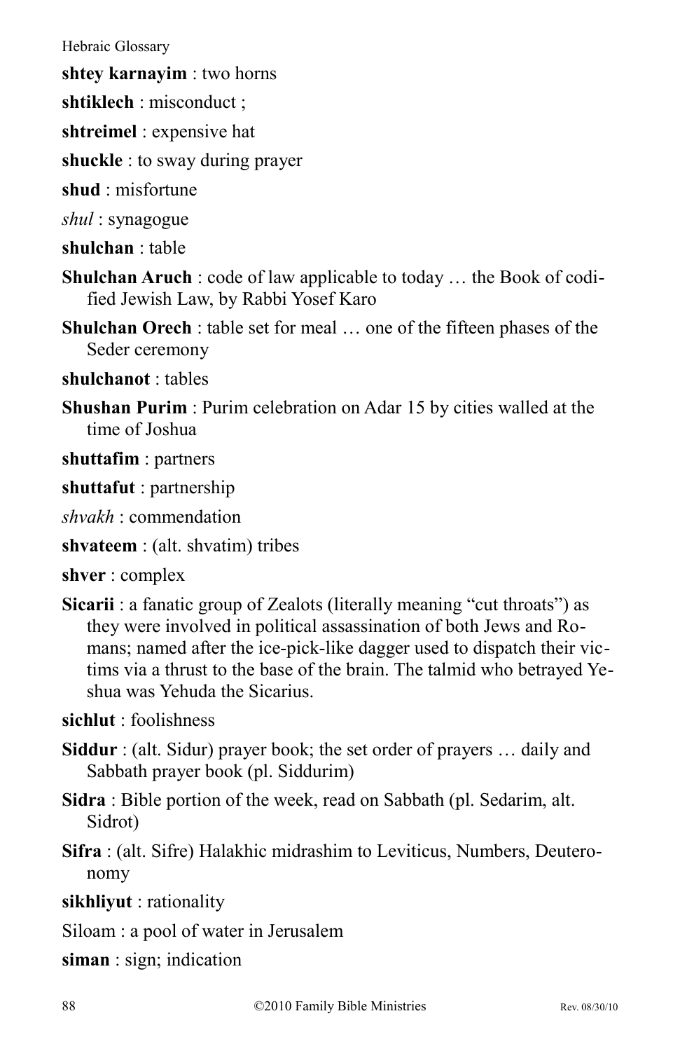**shtey karnayim** : two horns

**shtiklech** : misconduct ;

**shtreimel** : expensive hat

**shuckle** : to sway during prayer

**shud** : misfortune

*shul* : synagogue

**shulchan** : table

**Shulchan Aruch** : code of law applicable to today … the Book of codified Jewish Law, by Rabbi Yosef Karo

**Shulchan Orech** : table set for meal … one of the fifteen phases of the Seder ceremony

**shulchanot** : tables

**Shushan Purim** : Purim celebration on Adar 15 by cities walled at the time of Joshua

**shuttafim** : partners

**shuttafut** : partnership

*shvakh* : commendation

**shvateem** : (alt. shvatim) tribes

**shver** : complex

**Sicarii** : a fanatic group of Zealots (literally meaning "cut throats") as they were involved in political assassination of both Jews and Romans; named after the ice-pick-like dagger used to dispatch their victims via a thrust to the base of the brain. The talmid who betrayed Yeshua was Yehuda the Sicarius.

**sichlut** : foolishness

**Siddur** : (alt. Sidur) prayer book; the set order of prayers … daily and Sabbath prayer book (pl. Siddurim)

**Sidra** : Bible portion of the week, read on Sabbath (pl. Sedarim, alt. Sidrot)

**Sifra** : (alt. Sifre) Halakhic midrashim to Leviticus, Numbers, Deuteronomy

**sikhliyut** : rationality

Siloam : a pool of water in Jerusalem

**siman** : sign; indication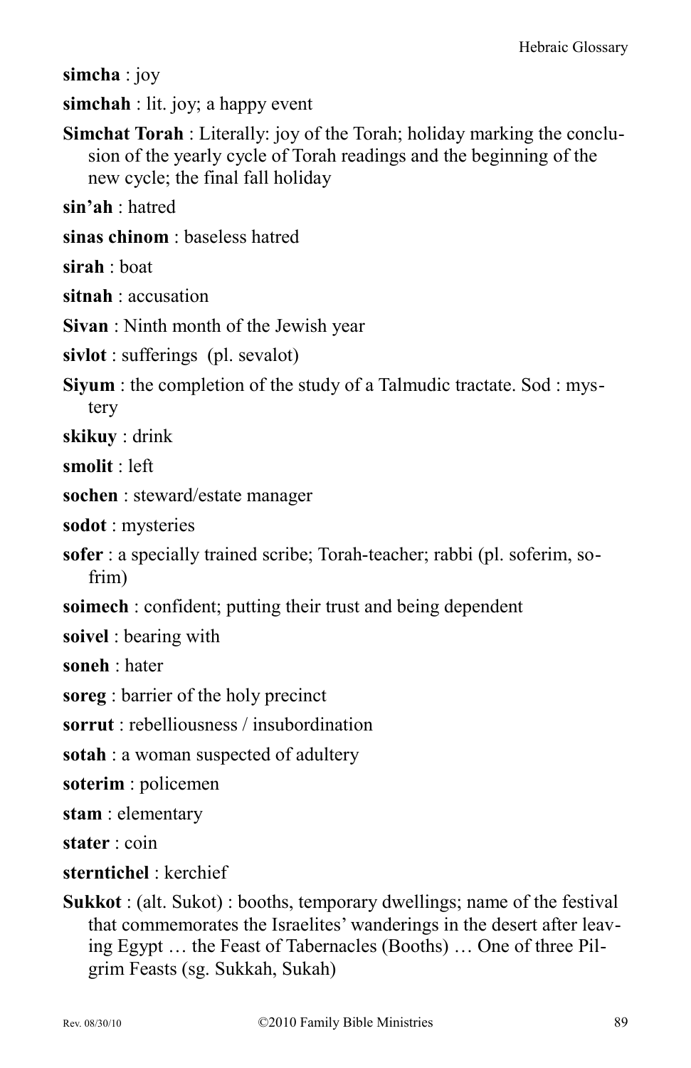**simcha** : joy

**simchah** : lit. joy; a happy event

**Simchat Torah** : Literally: joy of the Torah; holiday marking the conclusion of the yearly cycle of Torah readings and the beginning of the new cycle; the final fall holiday

**sin'ah** : hatred

**sinas chinom** : baseless hatred

**sirah** : boat

**sitnah** : accusation

**Sivan** : Ninth month of the Jewish year

**sivlot** : sufferings  (pl. sevalot)

**Siyum** : the completion of the study of a Talmudic tractate. Sod : mystery

**skikuy** : drink

**smolit** : left

**sochen** : steward/estate manager

**sodot** : mysteries

**sofer** : a specially trained scribe; Torah-teacher; rabbi (pl. soferim, sofrim)

**soimech** : confident; putting their trust and being dependent

**soivel** : bearing with

**soneh** : hater

**soreg** : barrier of the holy precinct

**sorrut** : rebelliousness / insubordination

**sotah** : a woman suspected of adultery

**soterim** : policemen

**stam** : elementary

**stater** : coin

**sterntichel** : kerchief

**Sukkot** : (alt. Sukot) : booths, temporary dwellings; name of the festival that commemorates the Israelites' wanderings in the desert after leaving Egypt … the Feast of Tabernacles (Booths) … One of three Pilgrim Feasts (sg. Sukkah, Sukah)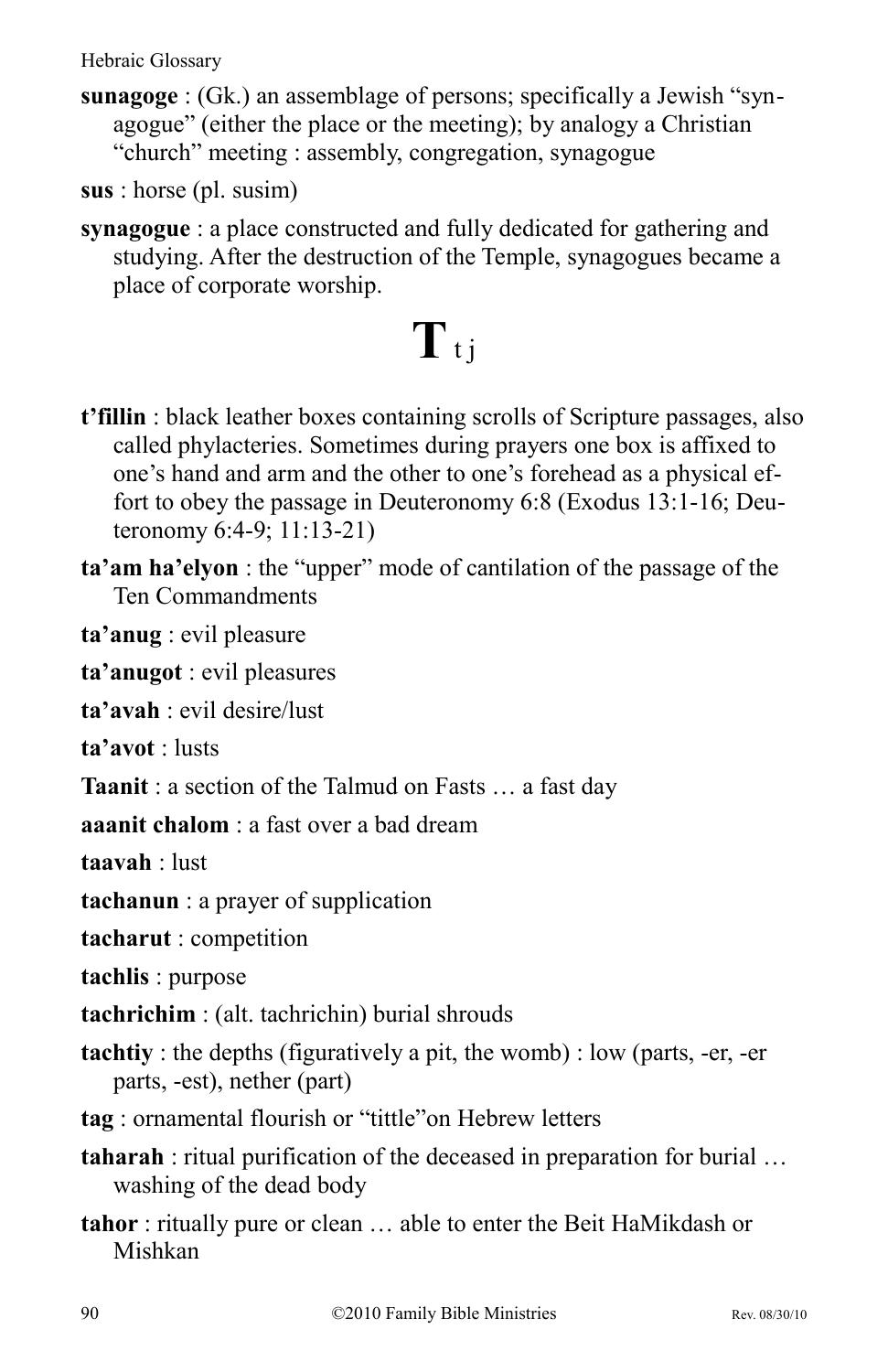**sunagoge** : (Gk.) an assemblage of persons; specifically a Jewish "synagogue" (either the place or the meeting); by analogy a Christian "church" meeting : assembly, congregation, synagogue

**sus** : horse (pl. susim)

**synagogue** : a place constructed and fully dedicated for gathering and studying. After the destruction of the Temple, synagogues became a place of corporate worship.

# T t j

**t'fillin** : black leather boxes containing scrolls of Scripture passages, also called phylacteries. Sometimes during prayers one box is affixed to one's hand and arm and the other to one's forehead as a physical effort to obey the passage in Deuteronomy 6:8 (Exodus 13:1-16; Deuteronomy 6:4-9; 11:13-21)

**ta'am ha'elyon** : the "upper" mode of cantilation of the passage of the Ten Commandments

**ta'anug** : evil pleasure

**ta'anugot** : evil pleasures

**ta'avah** : evil desire/lust

**ta'avot** : lusts

**Taanit** : a section of the Talmud on Fasts … a fast day

**aaanit chalom** : a fast over a bad dream

**taavah** : lust

**tachanun** : a prayer of supplication

**tacharut** : competition

**tachlis** : purpose

**tachrichim** : (alt. tachrichin) burial shrouds

**tachtiy** : the depths (figuratively a pit, the womb) : low (parts, -er, -er parts, -est), nether (part)

**tag** : ornamental flourish or "tittle"on Hebrew letters

**taharah** : ritual purification of the deceased in preparation for burial … washing of the dead body

**tahor** : ritually pure or clean … able to enter the Beit HaMikdash or Mishkan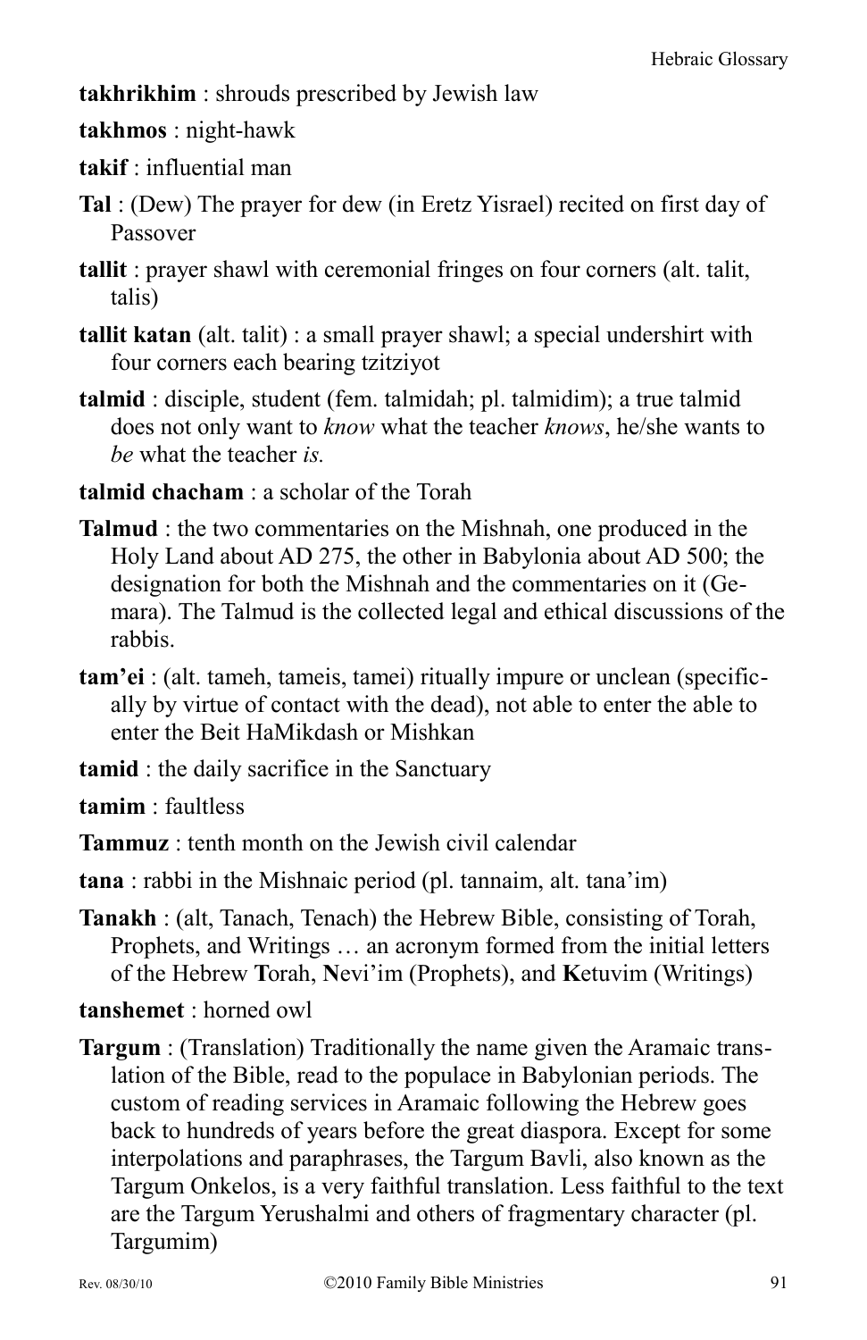**takhrikhim** : shrouds prescribed by Jewish law

**takhmos** : night-hawk

**takif** : influential man

**Tal** : (Dew) The prayer for dew (in Eretz Yisrael) recited on first day of Passover

**tallit** : prayer shawl with ceremonial fringes on four corners (alt. talit, talis)

**tallit katan** (alt. talit) : a small prayer shawl; a special undershirt with four corners each bearing tzitziyot

**talmid** : disciple, student (fem. talmidah; pl. talmidim); a true talmid does not only want to *know* what the teacher *knows*, he/she wants to *be* what the teacher *is.*

**talmid chacham** : a scholar of the Torah

**Talmud** : the two commentaries on the Mishnah, one produced in the Holy Land about AD 275, the other in Babylonia about AD 500; the designation for both the Mishnah and the commentaries on it (Gemara). The Talmud is the collected legal and ethical discussions of the rabbis.

**tam'ei** : (alt. tameh, tameis, tamei) ritually impure or unclean (specifically by virtue of contact with the dead), not able to enter the able to enter the Beit HaMikdash or Mishkan

**tamid** : the daily sacrifice in the Sanctuary

**tamim** : faultless

**Tammuz** : tenth month on the Jewish civil calendar

**tana** : rabbi in the Mishnaic period (pl. tannaim, alt. tana'im)

**Tanakh** : (alt, Tanach, Tenach) the Hebrew Bible, consisting of Torah, Prophets, and Writings … an acronym formed from the initial letters of the Hebrew **T**orah, **N**evi'im (Prophets), and **K**etuvim (Writings)

**tanshemet** : horned owl

**Targum** : (Translation) Traditionally the name given the Aramaic translation of the Bible, read to the populace in Babylonian periods. The custom of reading services in Aramaic following the Hebrew goes back to hundreds of years before the great diaspora. Except for some interpolations and paraphrases, the Targum Bavli, also known as the Targum Onkelos, is a very faithful translation. Less faithful to the text are the Targum Yerushalmi and others of fragmentary character (pl. Targumim)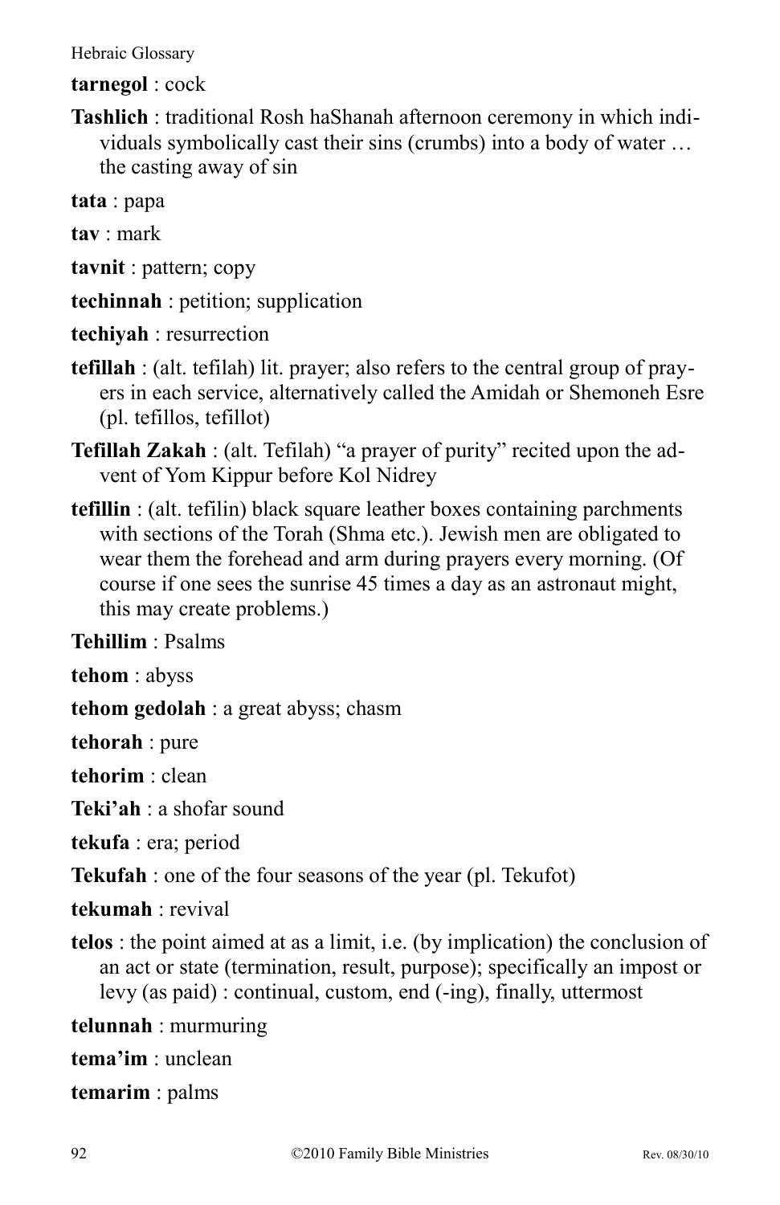**tarnegol** : cock

**Tashlich** : traditional Rosh haShanah afternoon ceremony in which individuals symbolically cast their sins (crumbs) into a body of water … the casting away of sin

**tata** : papa

**tav** : mark

**tavnit** : pattern; copy

**techinnah** : petition; supplication

**techiyah** : resurrection

**tefillah** : (alt. tefilah) lit. prayer; also refers to the central group of prayers in each service, alternatively called the Amidah or Shemoneh Esre (pl. tefillos, tefillot)

**Tefillah Zakah** : (alt. Tefilah) "a prayer of purity" recited upon the advent of Yom Kippur before Kol Nidrey

**tefillin** : (alt. tefilin) black square leather boxes containing parchments with sections of the Torah (Shma etc.). Jewish men are obligated to wear them the forehead and arm during prayers every morning. (Of course if one sees the sunrise 45 times a day as an astronaut might, this may create problems.)

**Tehillim** : Psalms

**tehom** : abyss

**tehom gedolah** : a great abyss; chasm

**tehorah** : pure

**tehorim** : clean

**Teki'ah** : a shofar sound

**tekufa** : era; period

**Tekufah** : one of the four seasons of the year (pl. Tekufot)

**tekumah** : revival

**telos** : the point aimed at as a limit, i.e. (by implication) the conclusion of an act or state (termination, result, purpose); specifically an impost or levy (as paid) : continual, custom, end (-ing), finally, uttermost

**telunnah** : murmuring

**tema'im** : unclean

**temarim** : palms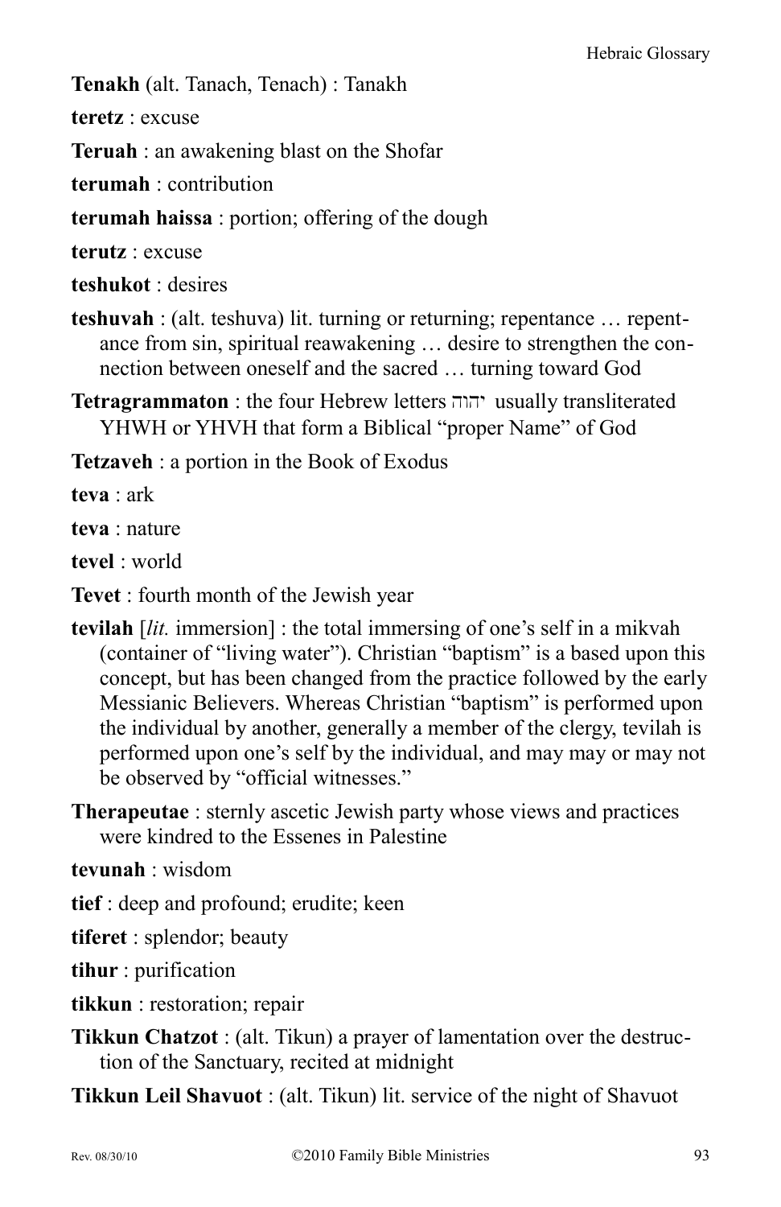**Tenakh** (alt. Tanach, Tenach) : Tanakh

**teretz** : excuse

**Teruah** : an awakening blast on the Shofar

**terumah** : contribution

**terumah haissa** : portion; offering of the dough

**terutz** : excuse

**teshukot** : desires

**teshuvah** : (alt. teshuva) lit. turning or returning; repentance … repentance from sin, spiritual reawakening … desire to strengthen the connection between oneself and the sacred … turning toward God

**Tetragrammaton** : the four Hebrew letters יהוה usually transliterated YHWH or YHVH that form a Biblical "proper Name" of God

**Tetzaveh** : a portion in the Book of Exodus

**teva** : ark

**teva** : nature

**tevel** : world

**Tevet** : fourth month of the Jewish year

**tevilah** [*lit.* immersion] : the total immersing of one's self in a mikvah (container of "living water"). Christian "baptism" is a based upon this concept, but has been changed from the practice followed by the early Messianic Believers. Whereas Christian "baptism" is performed upon the individual by another, generally a member of the clergy, tevilah is performed upon one's self by the individual, and may may or may not be observed by "official witnesses."

**Therapeutae** : sternly ascetic Jewish party whose views and practices were kindred to the Essenes in Palestine

**tevunah** : wisdom

**tief** : deep and profound; erudite; keen

**tiferet** : splendor; beauty

**tihur** : purification

**tikkun** : restoration; repair

**Tikkun Chatzot** : (alt. Tikun) a prayer of lamentation over the destruction of the Sanctuary, recited at midnight

**Tikkun Leil Shavuot** : (alt. Tikun) lit. service of the night of Shavuot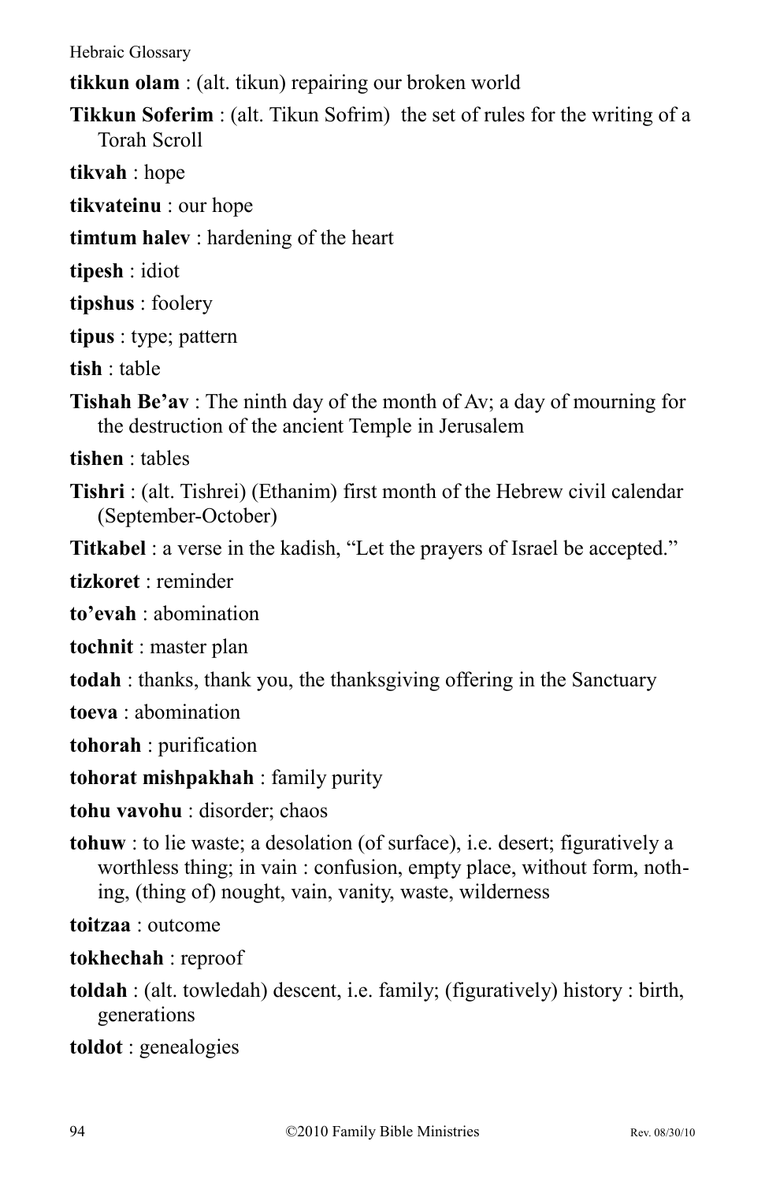**tikkun olam** : (alt. tikun) repairing our broken world

**Tikkun Soferim** : (alt. Tikun Sofrim) the set of rules for the writing of a Torah Scroll

**tikvah** : hope

**tikvateinu** : our hope

**timtum halev** : hardening of the heart

**tipesh** : idiot

**tipshus** : foolery

**tipus** : type; pattern

**tish** : table

**Tishah Be'av** : The ninth day of the month of Av; a day of mourning for the destruction of the ancient Temple in Jerusalem

**tishen** : tables

**Tishri** : (alt. Tishrei) (Ethanim) first month of the Hebrew civil calendar (September-October)

**Titkabel** : a verse in the kadish, "Let the prayers of Israel be accepted."

**tizkoret** : reminder

**to'evah** : abomination

**tochnit** : master plan

**todah** : thanks, thank you, the thanksgiving offering in the Sanctuary

**toeva** : abomination

**tohorah** : purification

**tohorat mishpakhah** : family purity

**tohu vavohu** : disorder; chaos

**tohuw** : to lie waste; a desolation (of surface), i.e. desert; figuratively a worthless thing; in vain : confusion, empty place, without form, nothing, (thing of) nought, vain, vanity, waste, wilderness

**toitzaa** : outcome

**tokhechah** : reproof

**toldah** : (alt. towledah) descent, i.e. family; (figuratively) history : birth, generations

**toldot** : genealogies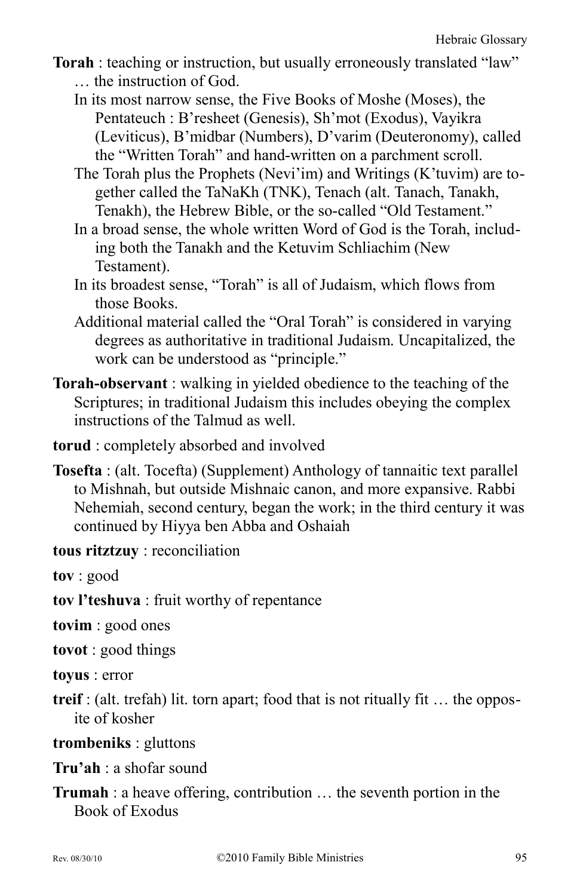**Torah** : teaching or instruction, but usually erroneously translated "law" … the instruction of God.

In its most narrow sense, the Five Books of Moshe (Moses), the Pentateuch : B'resheet (Genesis), Sh'mot (Exodus), Vayikra (Leviticus), B'midbar (Numbers), D'varim (Deuteronomy), called the "Written Torah" and hand-written on a parchment scroll.

The Torah plus the Prophets (Nevi'im) and Writings (K'tuvim) are together called the TaNaKh (TNK), Tenach (alt. Tanach, Tanakh, Tenakh), the Hebrew Bible, or the so-called "Old Testament."

In a broad sense, the whole written Word of God is the Torah, including both the Tanakh and the Ketuvim Schliachim (New Testament).

In its broadest sense, "Torah" is all of Judaism, which flows from those Books.

Additional material called the "Oral Torah" is considered in varying degrees as authoritative in traditional Judaism. Uncapitalized, the work can be understood as "principle."

**Torah-observant** : walking in yielded obedience to the teaching of the Scriptures; in traditional Judaism this includes obeying the complex instructions of the Talmud as well.

**torud** : completely absorbed and involved

**Tosefta** : (alt. Tocefta) (Supplement) Anthology of tannaitic text parallel to Mishnah, but outside Mishnaic canon, and more expansive. Rabbi Nehemiah, second century, began the work; in the third century it was continued by Hiyya ben Abba and Oshaiah

**tous ritztzuy** : reconciliation

**tov** : good

**tov l'teshuva** : fruit worthy of repentance

**tovim** : good ones

**tovot** : good things

**toyus** : error

**treif** : (alt. trefah) lit. torn apart; food that is not ritually fit … the opposite of kosher

**trombeniks** : gluttons

**Tru'ah** : a shofar sound

**Trumah** : a heave offering, contribution … the seventh portion in the Book of Exodus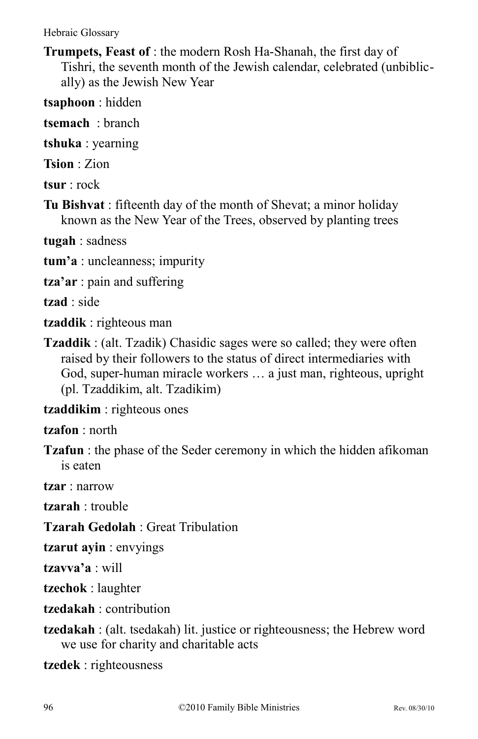**Trumpets, Feast of** : the modern Rosh Ha-Shanah, the first day of Tishri, the seventh month of the Jewish calendar, celebrated (unbiblically) as the Jewish New Year

**tsaphoon** : hidden

**tsemach** : branch

**tshuka** : yearning

**Tsion** : Zion

**tsur** : rock

**Tu Bishvat** : fifteenth day of the month of Shevat; a minor holiday known as the New Year of the Trees, observed by planting trees

**tugah** : sadness

**tum'a** : uncleanness; impurity

**tza'ar** : pain and suffering

**tzad** : side

**tzaddik** : righteous man

**Tzaddik** : (alt. Tzadik) Chasidic sages were so called; they were often raised by their followers to the status of direct intermediaries with God, super-human miracle workers … a just man, righteous, upright (pl. Tzaddikim, alt. Tzadikim)

**tzaddikim** : righteous ones

**tzafon** : north

**Tzafun** : the phase of the Seder ceremony in which the hidden afikoman is eaten

**tzar** : narrow

**tzarah** : trouble

**Tzarah Gedolah** : Great Tribulation

**tzarut ayin** : envyings

**tzavva'a** : will

**tzechok** : laughter

**tzedakah** : contribution

**tzedakah** : (alt. tsedakah) lit. justice or righteousness; the Hebrew word we use for charity and charitable acts

**tzedek** : righteousness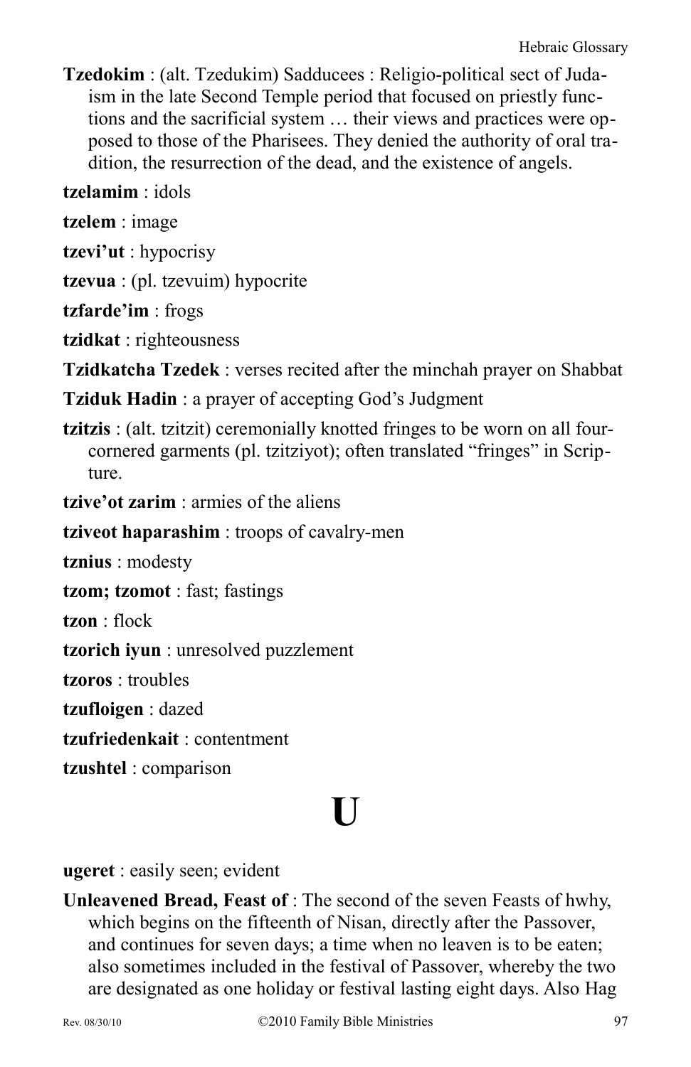**Tzedokim** : (alt. Tzedukim) Sadducees : Religio-political sect of Judaism in the late Second Temple period that focused on priestly functions and the sacrificial system … their views and practices were opposed to those of the Pharisees. They denied the authority of oral tradition, the resurrection of the dead, and the existence of angels.

**tzelamim** : idols

**tzelem** : image

**tzevi'ut** : hypocrisy

**tzevua** : (pl. tzevuim) hypocrite

**tzfarde'im** : frogs

**tzidkat** : righteousness

**Tzidkatcha Tzedek** : verses recited after the minchah prayer on Shabbat

**Tziduk Hadin** : a prayer of accepting God's Judgment

**tzitzis** : (alt. tzitzit) ceremonially knotted fringes to be worn on all four-cornered garments (pl. tzitziyot); often translated "fringes" in Scripture.

**tzive'ot zarim** : armies of the aliens

**tziveot haparashim** : troops of cavalry-men

**tznius** : modesty

**tzom; tzomot** : fast; fastings

**tzon** : flock

**tzorich iyun** : unresolved puzzlement

**tzoros** : troubles

**tzufloigen** : dazed

**tzufriedenkait** : contentment

**tzushtel** : comparison

# U

**ugeret** : easily seen; evident

**Unleavened Bread, Feast of** : The second of the seven Feasts of hwhy, which begins on the fifteenth of Nisan, directly after the Passover, and continues for seven days; a time when no leaven is to be eaten; also sometimes included in the festival of Passover, whereby the two are designated as one holiday or festival lasting eight days. Also Hag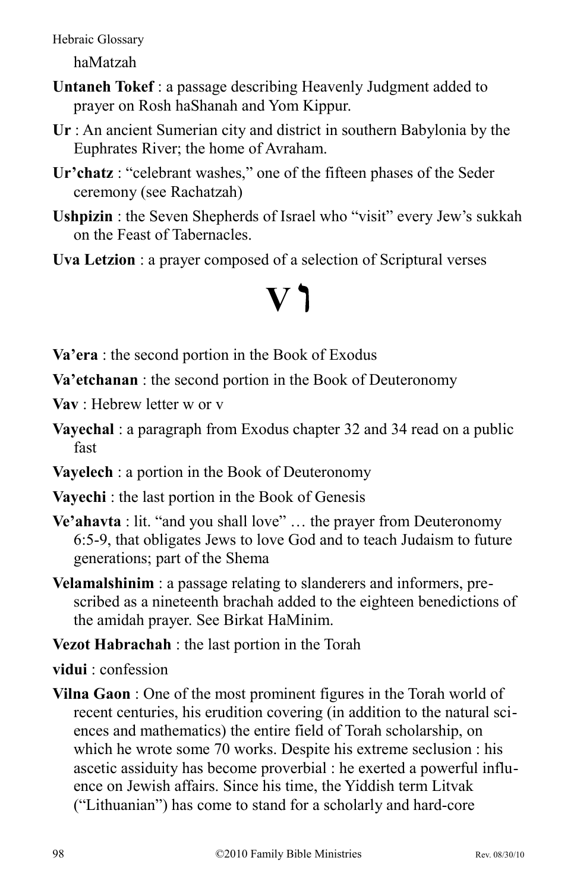haMatzah

**Untaneh Tokef** : a passage describing Heavenly Judgment added to prayer on Rosh haShanah and Yom Kippur.

**Ur** : An ancient Sumerian city and district in southern Babylonia by the Euphrates River; the home of Avraham.

**Ur'chatz** : "celebrant washes," one of the fifteen phases of the Seder ceremony (see Rachatzah)

**Ushpizin** : the Seven Shepherds of Israel who "visit" every Jew's sukkah on the Feast of Tabernacles.

**Uva Letzion** : a prayer composed of a selection of Scriptural verses

# V ו

**Va'era** : the second portion in the Book of Exodus

**Va'etchanan** : the second portion in the Book of Deuteronomy

**Vav** : Hebrew letter w or v

**Vayechal** : a paragraph from Exodus chapter 32 and 34 read on a public fast

**Vayelech** : a portion in the Book of Deuteronomy

**Vayechi** : the last portion in the Book of Genesis

**Ve'ahavta** : lit. "and you shall love" … the prayer from Deuteronomy 6:5-9, that obligates Jews to love God and to teach Judaism to future generations; part of the Shema

**Velamalshinim** : a passage relating to slanderers and informers, prescribed as a nineteenth brachah added to the eighteen benedictions of the amidah prayer. See Birkat HaMinim.

**Vezot Habrachah** : the last portion in the Torah

**vidui** : confession

**Vilna Gaon** : One of the most prominent figures in the Torah world of recent centuries, his erudition covering (in addition to the natural sciences and mathematics) the entire field of Torah scholarship, on which he wrote some 70 works. Despite his extreme seclusion : his ascetic assiduity has become proverbial : he exerted a powerful influence on Jewish affairs. Since his time, the Yiddish term Litvak ("Lithuanian") has come to stand for a scholarly and hard-core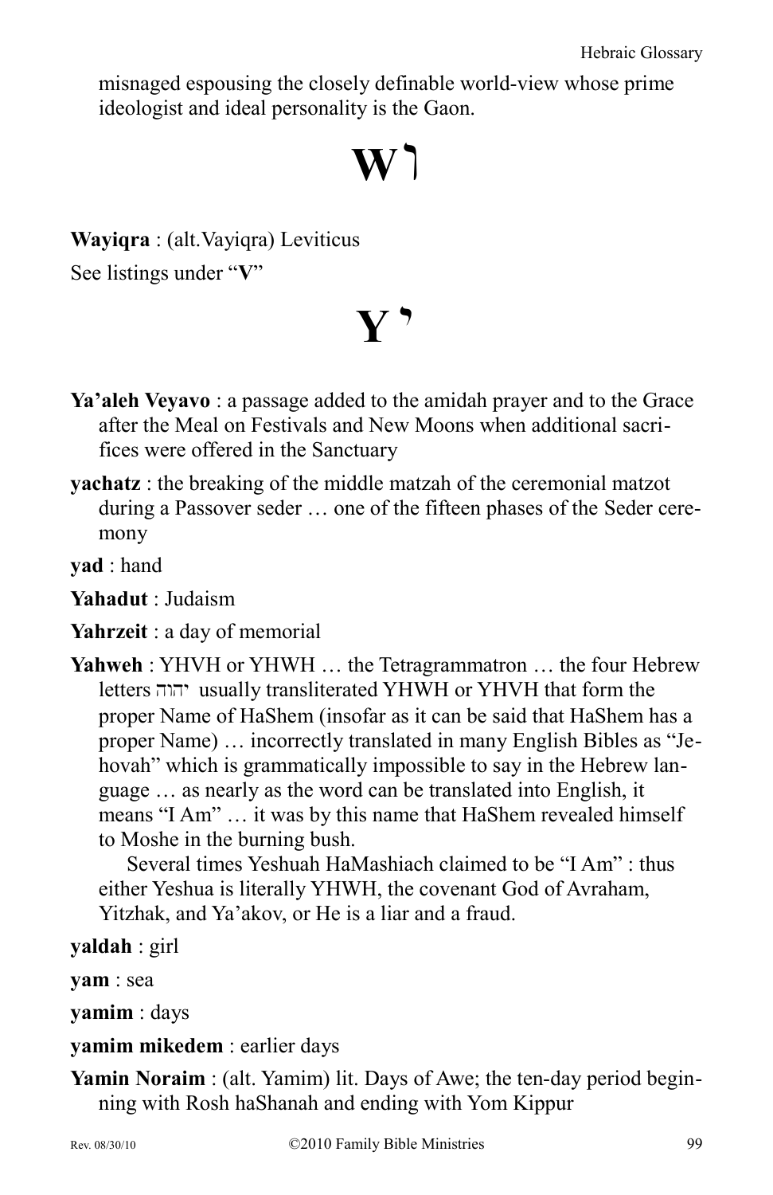misnaged espousing the closely definable world-view whose prime ideologist and ideal personality is the Gaon.

# W ו

**Wayiqra** : (alt.Vayiqra) Leviticus

See listings under "**V**"

# Y י

**Ya'aleh Veyavo** : a passage added to the amidah prayer and to the Grace after the Meal on Festivals and New Moons when additional sacrifices were offered in the Sanctuary

**yachatz** : the breaking of the middle matzah of the ceremonial matzot during a Passover seder … one of the fifteen phases of the Seder ceremony

**yad** : hand

**Yahadut** : Judaism

**Yahrzeit** : a day of memorial

**Yahweh** : YHVH or YHWH … the Tetragrammatron … the four Hebrew letters יהוה usually transliterated YHWH or YHVH that form the proper Name of HaShem (insofar as it can be said that HaShem has a proper Name) … incorrectly translated in many English Bibles as "Jehovah" which is grammatically impossible to say in the Hebrew language … as nearly as the word can be translated into English, it means "I Am" … it was by this name that HaShem revealed himself to Moshe in the burning bush.

Several times Yeshuah HaMashiach claimed to be "I Am" : thus either Yeshua is literally YHWH, the covenant God of Avraham, Yitzhak, and Ya'akov, or He is a liar and a fraud.

**yaldah** : girl

**yam** : sea

**yamim** : days

**yamim mikedem** : earlier days

**Yamin Noraim** : (alt. Yamim) lit. Days of Awe; the ten-day period beginning with Rosh haShanah and ending with Yom Kippur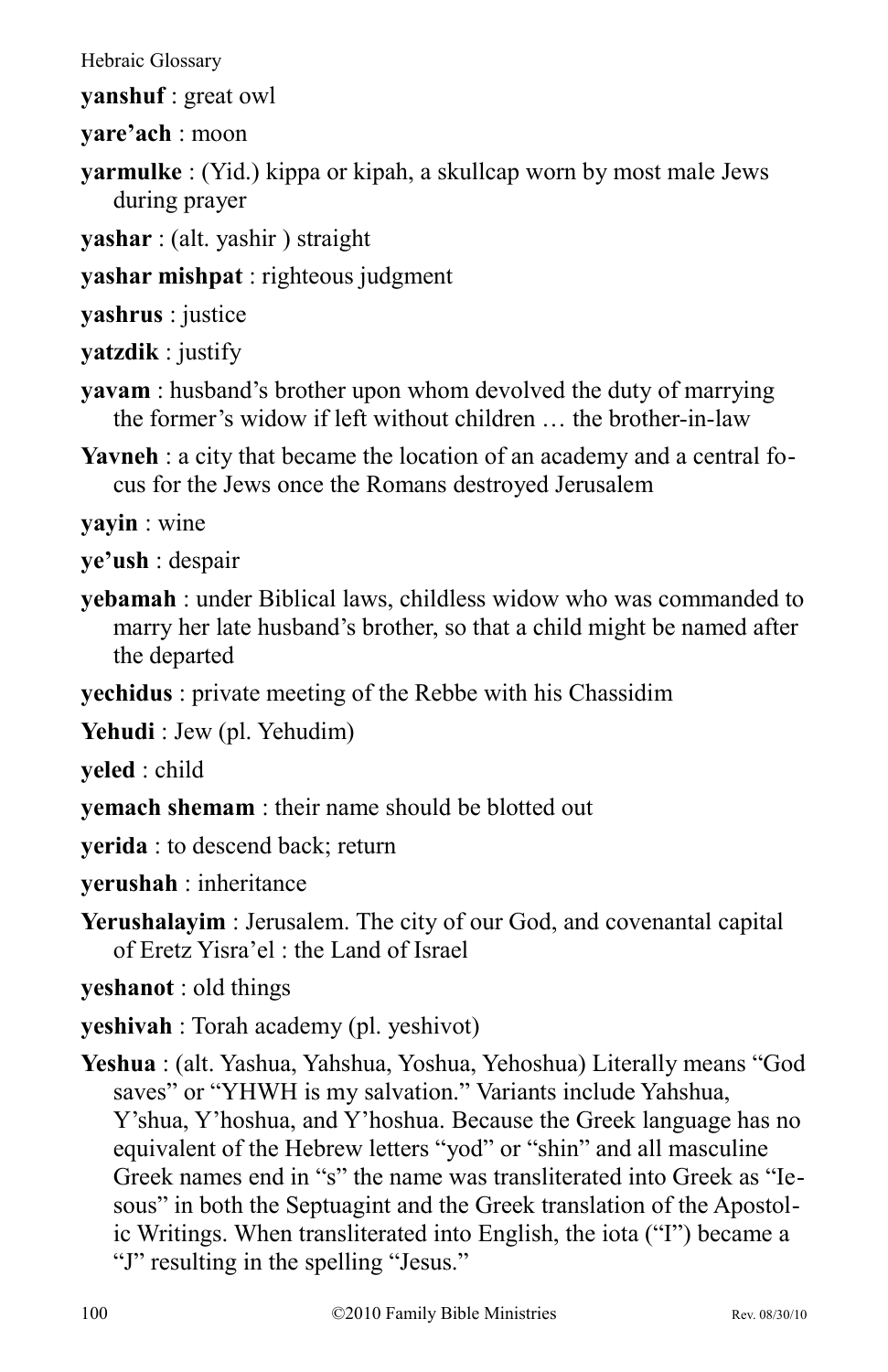**yanshuf** : great owl

**yare'ach** : moon

**yarmulke** : (Yid.) kippa or kipah, a skullcap worn by most male Jews during prayer

**yashar** : (alt. yashir ) straight

**yashar mishpat** : righteous judgment

**yashrus** : justice

**yatzdik** : justify

**yavam** : husband's brother upon whom devolved the duty of marrying the former's widow if left without children … the brother-in-law

**Yavneh** : a city that became the location of an academy and a central focus for the Jews once the Romans destroyed Jerusalem

**yayin** : wine

**ye'ush** : despair

**yebamah** : under Biblical laws, childless widow who was commanded to marry her late husband's brother, so that a child might be named after the departed

**yechidus** : private meeting of the Rebbe with his Chassidim

**Yehudi** : Jew (pl. Yehudim)

**yeled** : child

**yemach shemam** : their name should be blotted out

**yerida** : to descend back; return

**yerushah** : inheritance

**Yerushalayim** : Jerusalem. The city of our God, and covenantal capital of Eretz Yisra'el : the Land of Israel

**yeshanot** : old things

**yeshivah** : Torah academy (pl. yeshivot)

**Yeshua** : (alt. Yashua, Yahshua, Yoshua, Yehoshua) Literally means "God saves" or "YHWH is my salvation." Variants include Yahshua, Y'shua, Y'hoshua, and Y'hoshua. Because the Greek language has no equivalent of the Hebrew letters "yod" or "shin" and all masculine Greek names end in "s" the name was transliterated into Greek as "Iesous" in both the Septuagint and the Greek translation of the Apostolic Writings. When transliterated into English, the iota ("I") became a "J" resulting in the spelling "Jesus."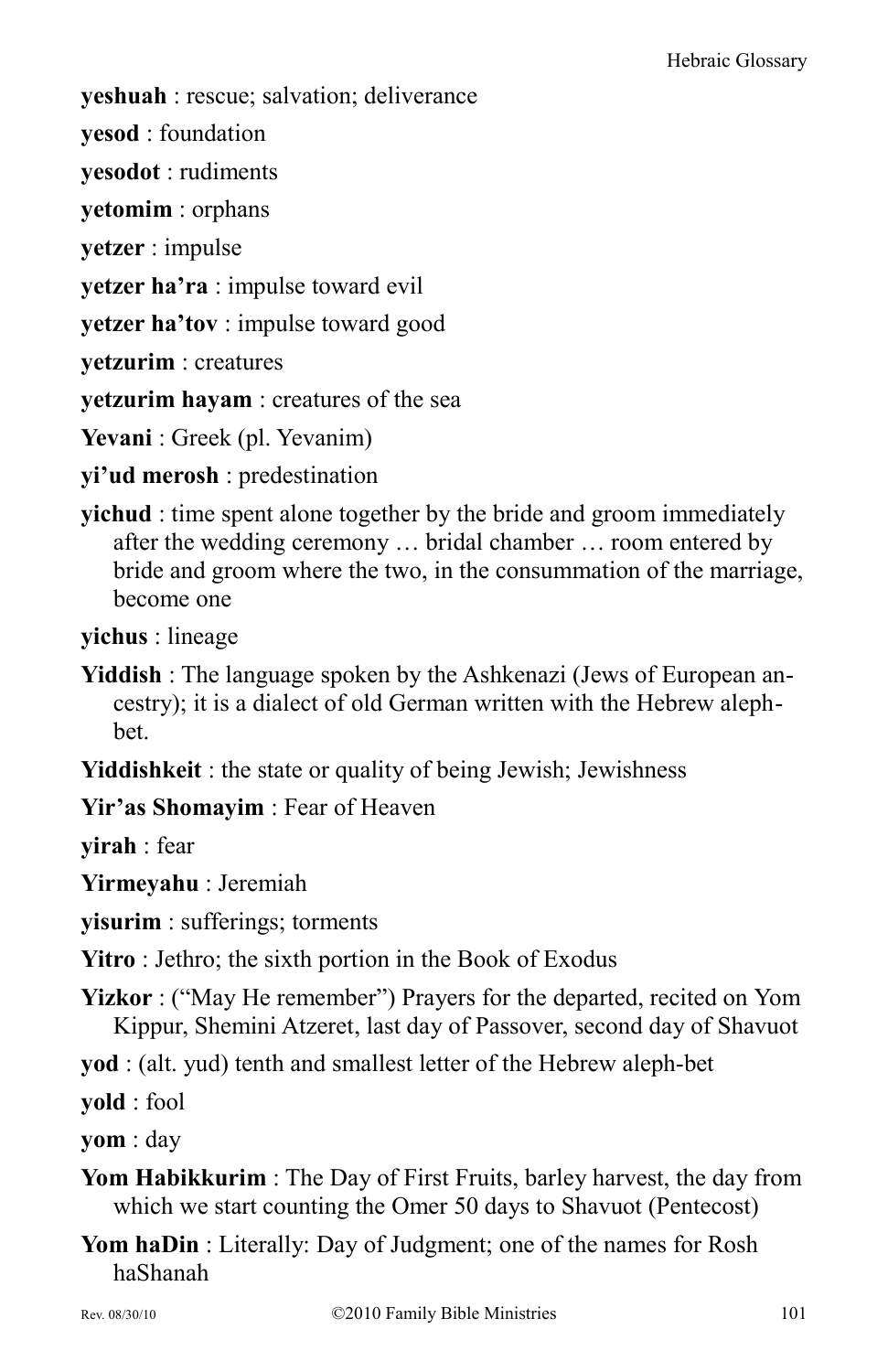**yeshuah** : rescue; salvation; deliverance

**yesod** : foundation

**yesodot** : rudiments

**yetomim** : orphans

**yetzer** : impulse

**yetzer ha'ra** : impulse toward evil

**yetzer ha'tov** : impulse toward good

**yetzurim** : creatures

**yetzurim hayam** : creatures of the sea

**Yevani** : Greek (pl. Yevanim)

**yi'ud merosh** : predestination

**yichud** : time spent alone together by the bride and groom immediately after the wedding ceremony … bridal chamber … room entered by bride and groom where the two, in the consummation of the marriage, become one

**yichus** : lineage

**Yiddish** : The language spoken by the Ashkenazi (Jews of European ancestry); it is a dialect of old German written with the Hebrew aleph-bet.

**Yiddishkeit** : the state or quality of being Jewish; Jewishness

**Yir'as Shomayim** : Fear of Heaven

**yirah** : fear

**Yirmeyahu** : Jeremiah

**yisurim** : sufferings; torments

**Yitro** : Jethro; the sixth portion in the Book of Exodus

**Yizkor** : ("May He remember") Prayers for the departed, recited on Yom Kippur, Shemini Atzeret, last day of Passover, second day of Shavuot

**yod** : (alt. yud) tenth and smallest letter of the Hebrew aleph-bet

**yold** : fool

**yom** : day

**Yom Habikkurim** : The Day of First Fruits, barley harvest, the day from which we start counting the Omer 50 days to Shavuot (Pentecost)

**Yom haDin** : Literally: Day of Judgment; one of the names for Rosh haShanah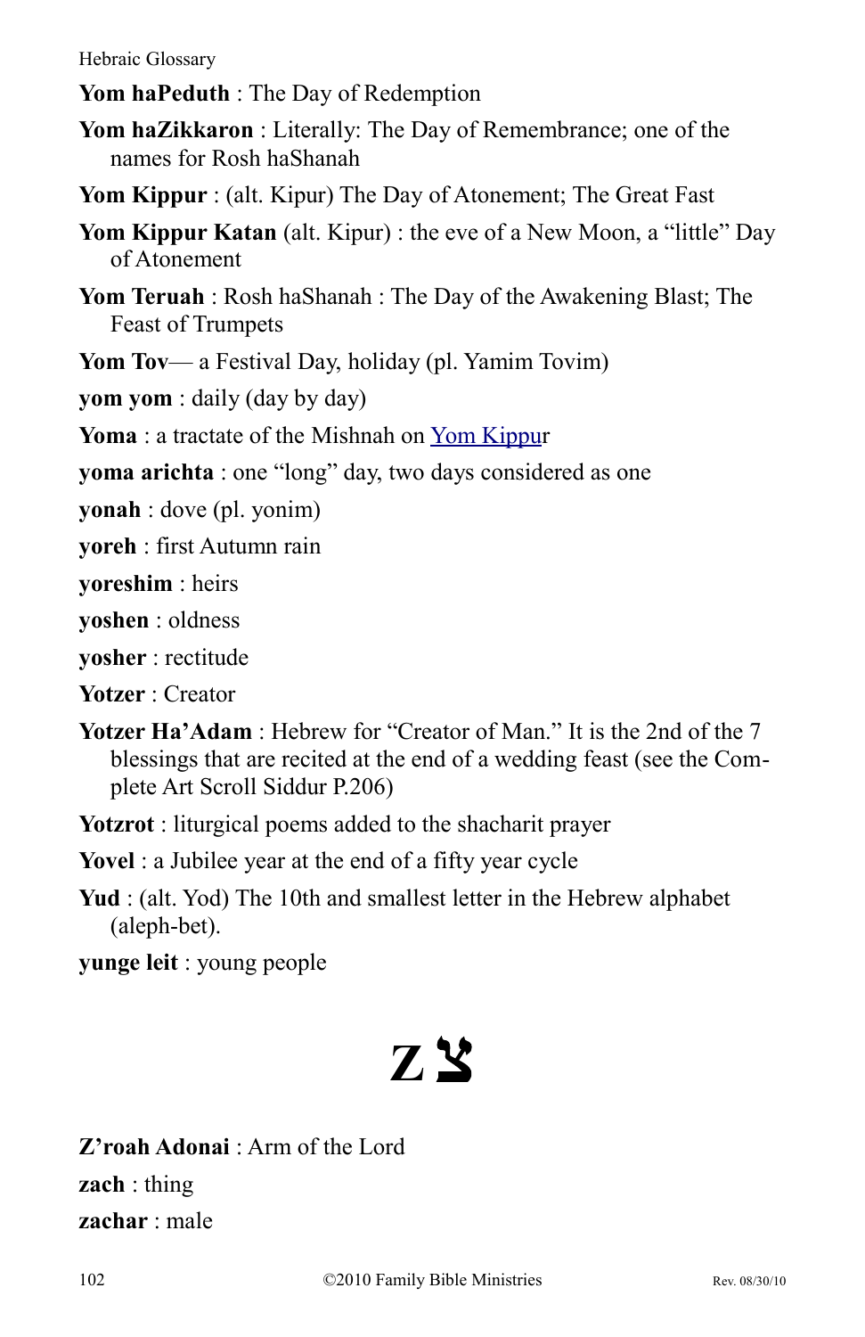**Yom haPeduth** : The Day of Redemption

**Yom haZikkaron** : Literally: The Day of Remembrance; one of the names for Rosh haShanah

**Yom Kippur** : (alt. Kipur) The Day of Atonement; The Great Fast

**Yom Kippur Katan** (alt. Kipur) : the eve of a New Moon, a "little" Day of Atonement

**Yom Teruah** : Rosh haShanah : The Day of the Awakening Blast; The Feast of Trumpets

**Yom Tov**— a Festival Day, holiday (pl. Yamim Tovim)

**yom yom** : daily (day by day)

**Yoma** : a tractate of the Mishnah on Yom Kippur

**yoma arichta** : one "long" day, two days considered as one

**yonah** : dove (pl. yonim)

**yoreh** : first Autumn rain

**yoreshim** : heirs

**yoshen** : oldness

**yosher** : rectitude

**Yotzer** : Creator

**Yotzer Ha'Adam** : Hebrew for "Creator of Man." It is the 2nd of the 7 blessings that are recited at the end of a wedding feast (see the Complete Art Scroll Siddur P.206)

**Yotzrot** : liturgical poems added to the shacharit prayer

**Yovel** : a Jubilee year at the end of a fifty year cycle

**Yud** : (alt. Yod) The 10th and smallest letter in the Hebrew alphabet (aleph-bet).

**yunge leit** : young people

# Z צ

**Z'roah Adonai** : Arm of the Lord

**zach** : thing

**zachar** : male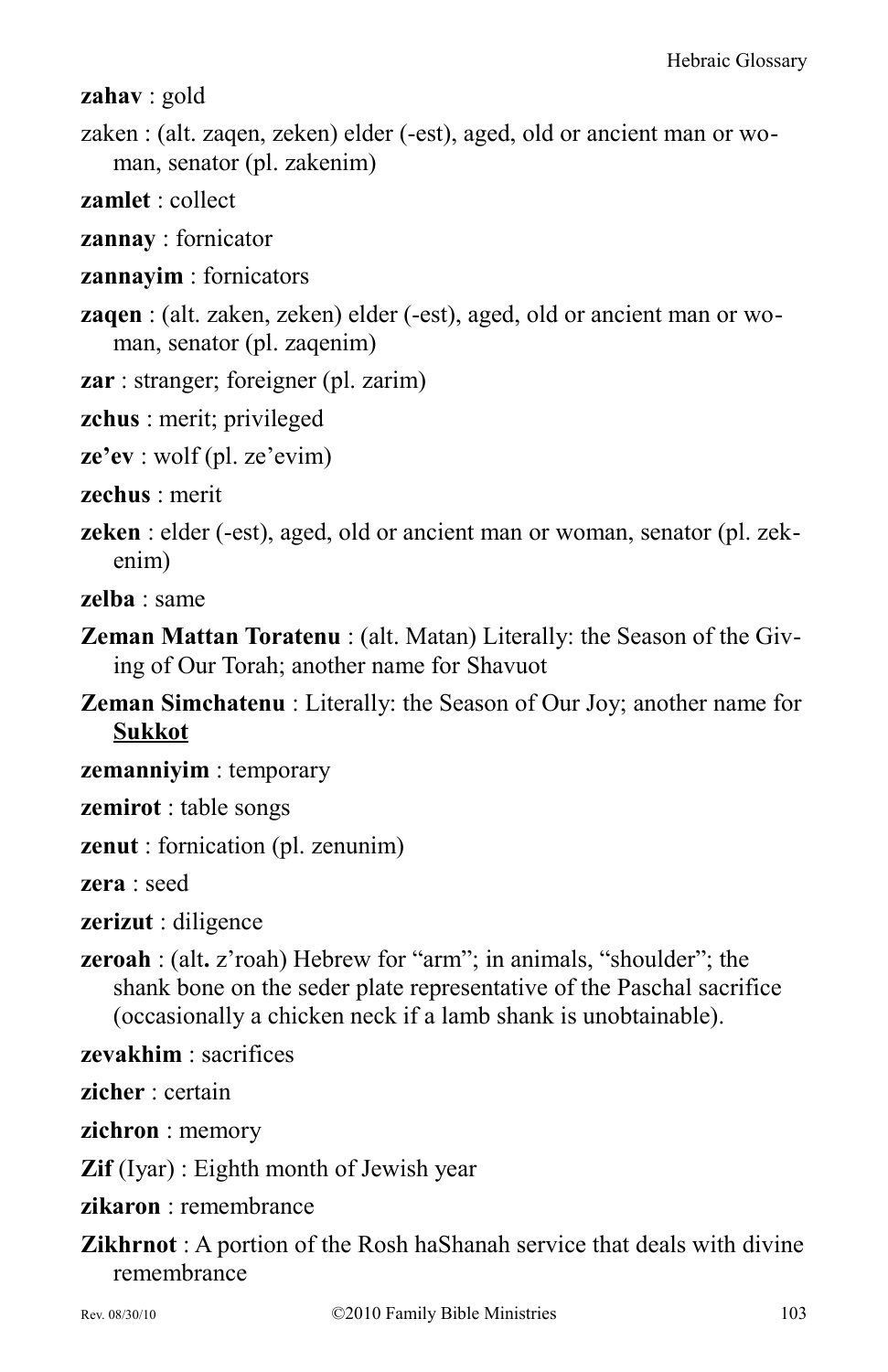**zahav** : gold

zaken : (alt. zaqen, zeken) elder (-est), aged, old or ancient man or woman, senator (pl. zakenim)

**zamlet** : collect

**zannay** : fornicator

**zannayim** : fornicators

**zaqen** : (alt. zaken, zeken) elder (-est), aged, old or ancient man or woman, senator (pl. zaqenim)

**zar** : stranger; foreigner (pl. zarim)

**zchus** : merit; privileged

**ze'ev** : wolf (pl. ze'evim)

**zechus** : merit

**zeken** : elder (-est), aged, old or ancient man or woman, senator (pl. zekenim)

**zelba** : same

**Zeman Mattan Toratenu** : (alt. Matan) Literally: the Season of the Giving of Our Torah; another name for Shavuot

**Zeman Simchatenu** : Literally: the Season of Our Joy; another name for **<u>Sukkot</u>**

**zemanniyim** : temporary

**zemirot** : table songs

**zenut** : fornication (pl. zenunim)

**zera** : seed

**zerizut** : diligence

**zeroah** : (alt**.** z'roah) Hebrew for "arm"; in animals, "shoulder"; the shank bone on the seder plate representative of the Paschal sacrifice (occasionally a chicken neck if a lamb shank is unobtainable).

**zevakhim** : sacrifices

**zicher** : certain

**zichron** : memory

**Zif** (Iyar) : Eighth month of Jewish year

**zikaron** : remembrance

**Zikhrnot** : A portion of the Rosh haShanah service that deals with divine remembrance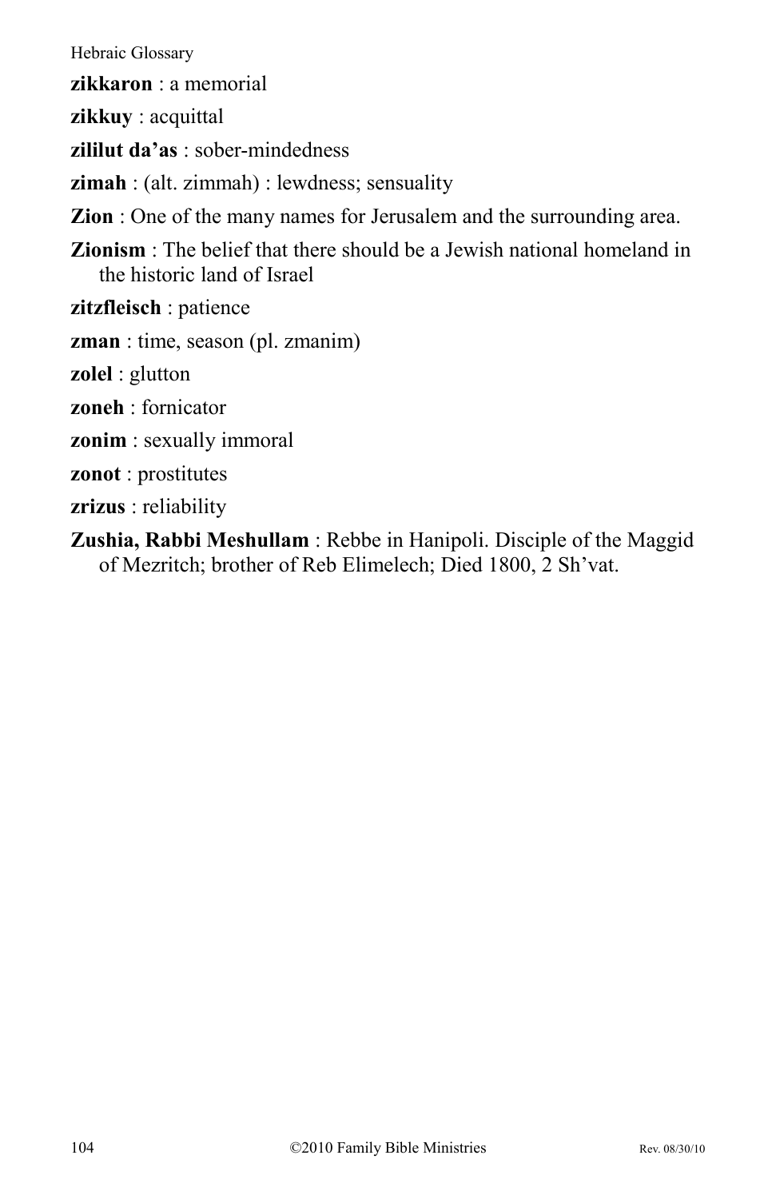**zikkaron** : a memorial

**zikkuy** : acquittal

**zililut da'as** : sober-mindedness

**zimah** : (alt. zimmah) : lewdness; sensuality

**Zion** : One of the many names for Jerusalem and the surrounding area.

**Zionism** : The belief that there should be a Jewish national homeland in the historic land of Israel

**zitzfleisch** : patience

**zman** : time, season (pl. zmanim)

**zolel** : glutton

**zoneh** : fornicator

**zonim** : sexually immoral

**zonot** : prostitutes

**zrizus** : reliability

**Zushia, Rabbi Meshullam** : Rebbe in Hanipoli. Disciple of the Maggid of Mezritch; brother of Reb Elimelech; Died 1800, 2 Sh'vat.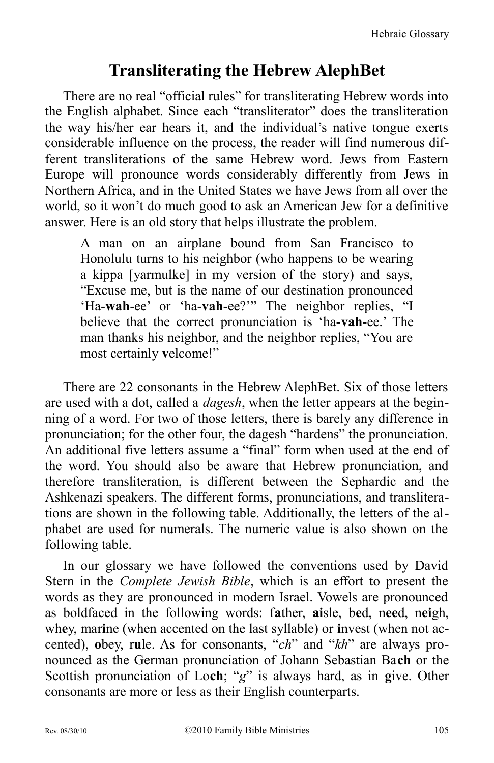# Transliterating the Hebrew AlephBet

There are no real "official rules" for transliterating Hebrew words into the English alphabet. Since each "transliterator" does the transliteration the way his/her ear hears it, and the individual's native tongue exerts considerable influence on the process, the reader will find numerous different transliterations of the same Hebrew word. Jews from Eastern Europe will pronounce words considerably differently from Jews in Northern Africa, and in the United States we have Jews from all over the world, so it won't do much good to ask an American Jew for a definitive answer. Here is an old story that helps illustrate the problem.

> A man on an airplane bound from San Francisco to Honolulu turns to his neighbor (who happens to be wearing a kippa [yarmulke] in my version of the story) and says, "Excuse me, but is the name of our destination pronounced 'Ha-**wah**-ee' or 'ha-**vah**-ee?'" The neighbor replies, "I believe that the correct pronunciation is 'ha-**vah**-ee.' The man thanks his neighbor, and the neighbor replies, "You are most certainly **v**elcome!"

There are 22 consonants in the Hebrew AlephBet. Six of those letters are used with a dot, called a *dagesh*, when the letter appears at the beginning of a word. For two of those letters, there is barely any difference in pronunciation; for the other four, the dagesh "hardens" the pronunciation. An additional five letters assume a "final" form when used at the end of the word. You should also be aware that Hebrew pronunciation, and therefore transliteration, is different between the Sephardic and the Ashkenazi speakers. The different forms, pronunciations, and transliterations are shown in the following table. Additionally, the letters of the alphabet are used for numerals. The numeric value is also shown on the following table.

In our glossary we have followed the conventions used by David Stern in the *Complete Jewish Bible*, which is an effort to present the words as they are pronounced in modern Israel. Vowels are pronounced as boldfaced in the following words: f**a**ther, **ai**sle, b**e**d, n**ee**d, n**ei**gh, wh**e**y, mar**i**ne (when accented on the last syllable) or **i**nvest (when not accented), **o**bey, r**u**le. As for consonants, "*ch*" and "*kh*" are always pronounced as the German pronunciation of Johann Sebastian Ba**ch** or the Scottish pronunciation of Lo**ch**; "*g*" is always hard, as in **g**ive. Other consonants are more or less as their English counterparts.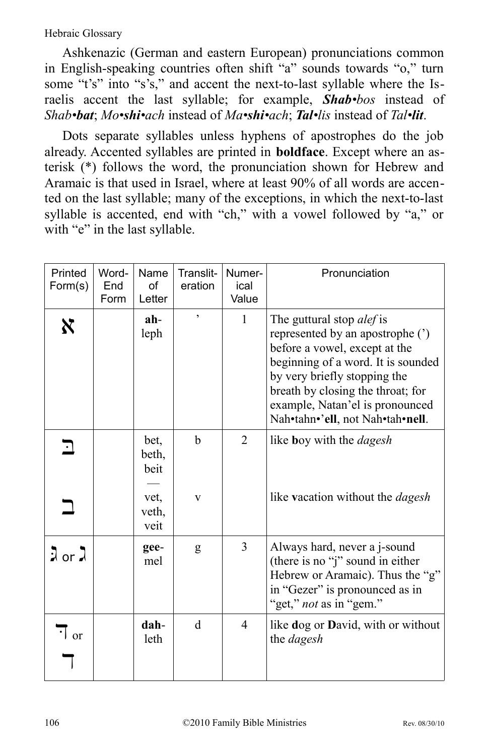Ashkenazic (German and eastern European) pronunciations common in English-speaking countries often shift "a" sounds towards "o," turn some "t's" into "s's," and accent the next-to-last syllable where the Israelis accent the last syllable; for example, ***Shab•**bos* instead of *Shab•**bat***; *Mo•**shi**•ach* instead of *Ma•**shi**•ach*; ***Tal**•lis* instead of *Tal•**lit***.

Dots separate syllables unless hyphens of apostrophes do the job already. Accented syllables are printed in **boldface**. Except where an asterisk (*) follows the word, the pronunciation shown for Hebrew and Aramaic is that used in Israel, where at least 90% of all words are accented on the last syllable; many of the exceptions, in which the next-to-last syllable is accented, end with "ch," with a vowel followed by "a," or with "e" in the last syllable.

| Printed Form(s) | Word-End Form | Name of Letter | Translit-eration | Numer-ical Value | Pronunciation |
|---|---|---|---|---|---|
| א | | **ah**-leph | ' | 1 | The guttural stop *alef* is represented by an apostrophe (') before a vowel, except at the beginning of a word. It is sounded by very briefly stopping the breath by closing the throat; for example, Natan'el is pronounced Nah•tahn•'**ell**, not Nah•tah•**nell**. |
| בּ | | bet, beth, beit | b | 2 | like **b**oy with the *dagesh* |
| ב | | vet, veth, veit | v | | like **v**acation without the *dagesh* |
| גּ or ג | | **gee**-mel | g | 3 | Always hard, never a j-sound (there is no "j" sound in either Hebrew or Aramaic). Thus the "g" in "Gezer" is pronounced as in "get," *not* as in "gem." |
| דּ or ד | | **dah**-leth | d | 4 | like **d**og or **D**avid, with or without the *dagesh* |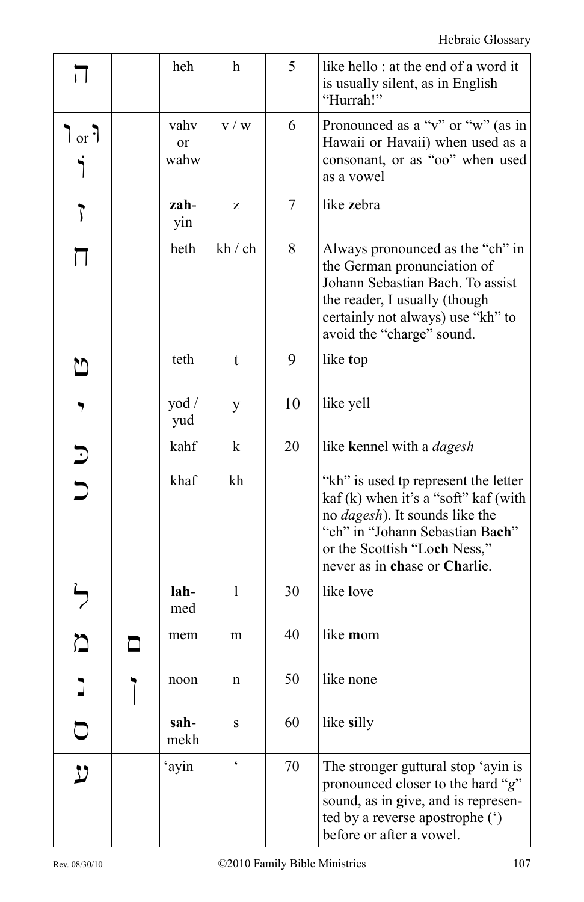| | | | | | |
|---|---|---|---|---|---|
| ה | | heh | h | 5 | like hello : at the end of a word it is usually silent, as in English "Hurrah!" |
| ו or וּ וֹ | | vahv or wahw | v / w | 6 | Pronounced as a "v" or "w" (as in Hawaii or Havaii) when used as a consonant, or as "oo" when used as a vowel |
| ז | | **zah**-yin | z | 7 | like **z**ebra |
| ח | | heth | kh / ch | 8 | Always pronounced as the "ch" in the German pronunciation of Johann Sebastian Bach. To assist the reader, I usually (though certainly not always) use "kh" to avoid the "charge" sound. |
| ט | | teth | t | 9 | like **t**op |
| י | | yod / yud | y | 10 | like yell |
| כּ<br>כ | | kahf<br><br>khaf | k<br><br>kh | 20 | like **k**ennel with a *dagesh*<br><br>"kh" is used tp represent the letter kaf (k) when it's a "soft" kaf (with no *dagesh*). It sounds like the "ch" in "Johann Sebastian Ba**ch**" or the Scottish "Lo**ch** Ness," never as in **ch**ase or **Ch**arlie. |
| ל | | **lah**-med | l | 30 | like **l**ove |
| מ | ם | mem | m | 40 | like **m**om |
| נ | ן | noon | n | 50 | like none |
| ס | | **sah**-mekh | s | 60 | like **s**illy |
| ע | | 'ayin | ' | 70 | The stronger guttural stop 'ayin is pronounced closer to the hard "*g*" sound, as in **g**ive, and is represen-ted by a reverse apostrophe (') before or after a vowel. |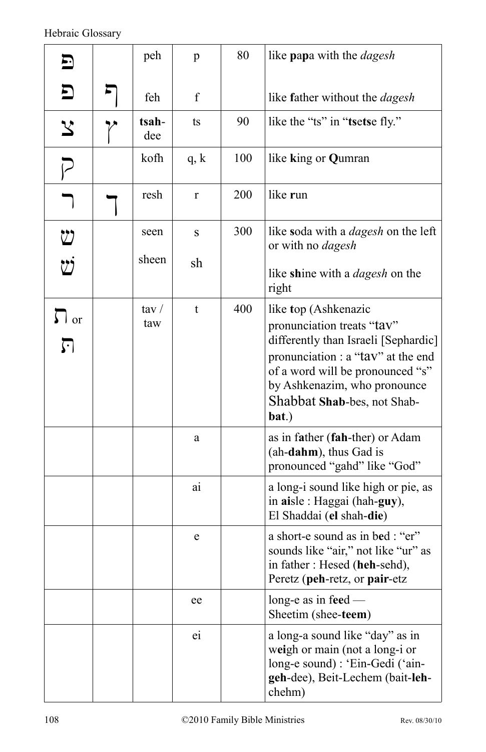| | | | | | |
|---|---|---|---|---|---|
| פּ<br>פ | ף | peh<br><br>feh | p<br><br>f | 80 | like **p**a**p**a with the *dagesh*<br><br>like **f**ather without the *dagesh* |
| צ | ץ | **tsah**-dee | ts | 90 | like the "ts" in "**ts**e**ts**e fly." |
| ק | | kofh | q, k | 100 | like **k**ing or **Q**umran |
| ר | ד | resh | r | 200 | like **r**un |
| שׂ<br>שׁ | | seen<br><br>sheen | s<br><br>sh | 300 | like **s**oda with a *dagesh* on the left or with no *dagesh*<br><br>like **sh**ine with a *dagesh* on the right |
| ת or תּ | | tav / taw | t | 400 | like **t**op (Ashkenazic pronunciation treats "tav" differently than Israeli [Sephardic] pronunciation : a "tav" at the end of a word will be pronounced "s" by Ashkenazim, who pronounce Shabbat **Shab**-bes, not Shab-**bat**.) |
| | | | a | | as in f**a**ther (**fah**-ther) or Adam (ah-**dahm**), thus Gad is pronounced "gahd" like "God" |
| | | | ai | | a long-i sound like high or pie, as in **ai**sle : Haggai (hah-**guy**), El Shaddai (**el** shah-**die**) |
| | | | e | | a short-e sound as in b**e**d : "er" sounds like "air," not like "ur" as in father : Hesed (**heh**-sehd), Peretz (**peh**-retz, or **pair**-etz |
| | | | ee | | long-e as in f**ee**d — Sheetim (shee-**teem**) |
| | | | ei | | a long-a sound like "day" as in w**ei**gh or main (not a long-i or long-e sound) : 'Ein-Gedi ('ain-**geh**-dee), Beit-Lechem (bait-**leh**-chehm) |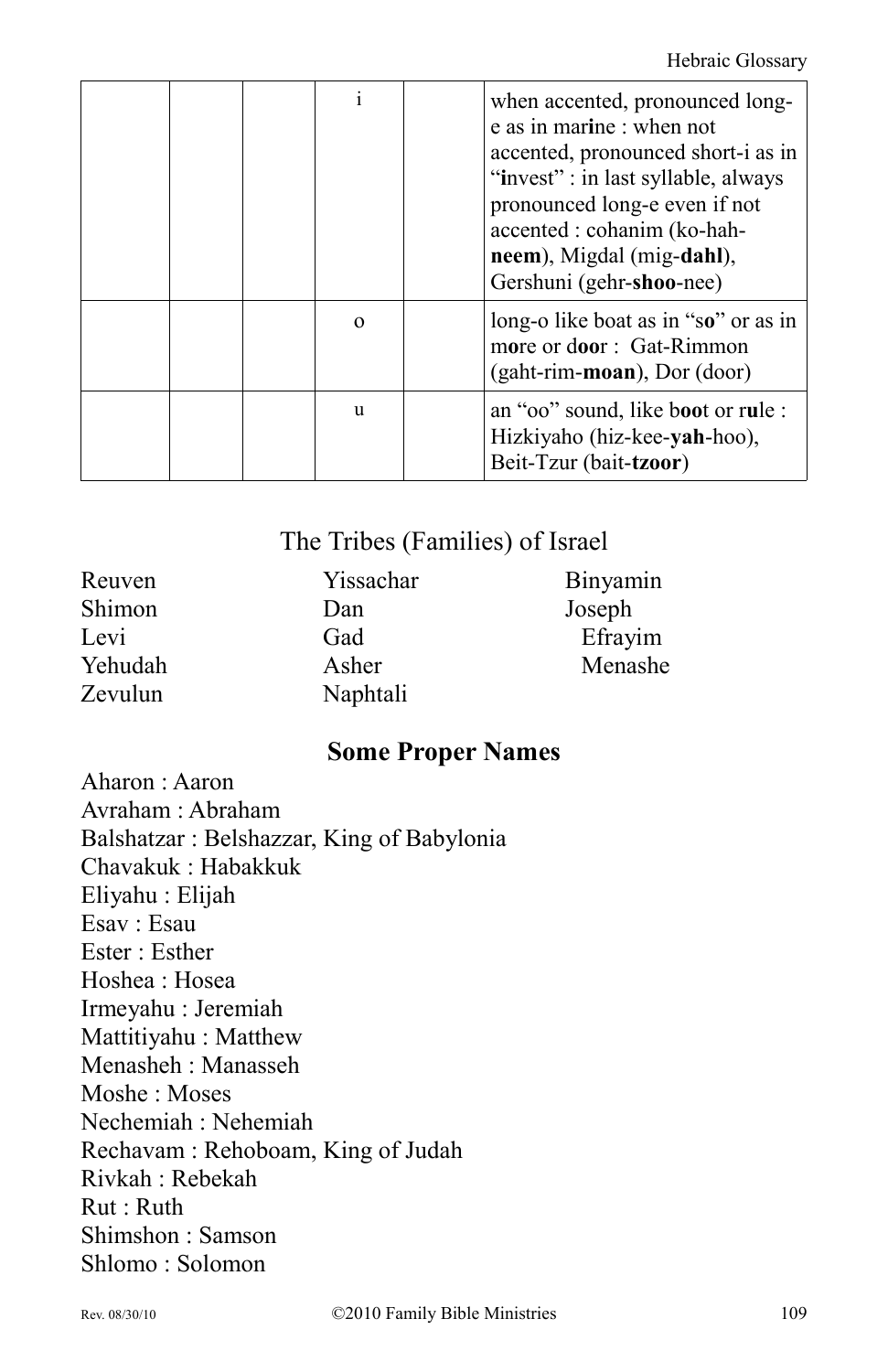|  |  |  | i |  | when accented, pronounced long-e as in mar**i**ne : when not accented, pronounced short-i as in "**i**nvest" : in last syllable, always pronounced long-e even if not accented : cohanim (ko-hah-**neem**), Migdal (mig-**dahl**), Gershuni (gehr-**shoo**-nee) |
|---|---|---|---|---|---|
|  |  |  | o |  | long-o like boat as in "s**o**" or as in m**o**re or d**oo**r : Gat-Rimmon (gaht-rim-**moan**), Dor (door) |
|  |  |  | u |  | an "oo" sound, like b**oo**t or r**u**le : Hizkiyaho (hiz-kee-**yah**-hoo), Beit-Tzur (bait-**tzoor**) |

## The Tribes (Families) of Israel

| | | |
|---|---|---|
| Reuven | Yissachar | Binyamin |
| Shimon | Dan | Joseph |
| Levi | Gad | Efrayim |
| Yehudah | Asher | Menashe |
| Zevulun | Naphtali | |

## Some Proper Names

Aharon : Aaron
Avraham : Abraham
Balshatzar : Belshazzar, King of Babylonia
Chavakuk : Habakkuk
Eliyahu : Elijah
Esav : Esau
Ester : Esther
Hoshea : Hosea
Irmeyahu : Jeremiah
Mattitiyahu : Matthew
Menasheh : Manasseh
Moshe : Moses
Nechemiah : Nehemiah
Rechavam : Rehoboam, King of Judah
Rivkah : Rebekah
Rut : Ruth
Shimshon : Samson
Shlomo : Solomon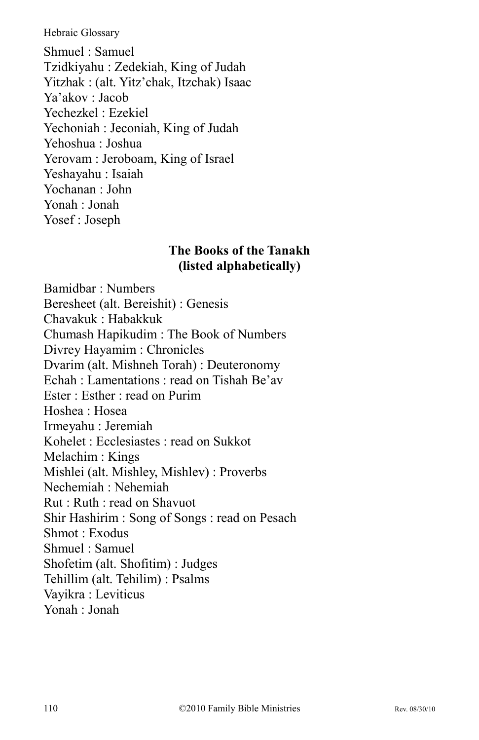Shmuel : Samuel
Tzidkiyahu : Zedekiah, King of Judah
Yitzhak : (alt. Yitz'chak, Itzchak) Isaac
Ya'akov : Jacob
Yechezkel : Ezekiel
Yechoniah : Jeconiah, King of Judah
Yehoshua : Joshua
Yerovam : Jeroboam, King of Israel
Yeshayahu : Isaiah
Yochanan : John
Yonah : Jonah
Yosef : Joseph

## The Books of the Tanakh (listed alphabetically)

Bamidbar : Numbers
Beresheet (alt. Bereishit) : Genesis
Chavakuk : Habakkuk
Chumash Hapikudim : The Book of Numbers
Divrey Hayamim : Chronicles
Dvarim (alt. Mishneh Torah) : Deuteronomy
Echah : Lamentations : read on Tishah Be'av
Ester : Esther : read on Purim
Hoshea : Hosea
Irmeyahu : Jeremiah
Kohelet : Ecclesiastes : read on Sukkot
Melachim : Kings
Mishlei (alt. Mishley, Mishlev) : Proverbs
Nechemiah : Nehemiah
Rut : Ruth : read on Shavuot
Shir Hashirim : Song of Songs : read on Pesach
Shmot : Exodus
Shmuel : Samuel
Shofetim (alt. Shofitim) : Judges
Tehillim (alt. Tehilim) : Psalms
Vayikra : Leviticus
Yonah : Jonah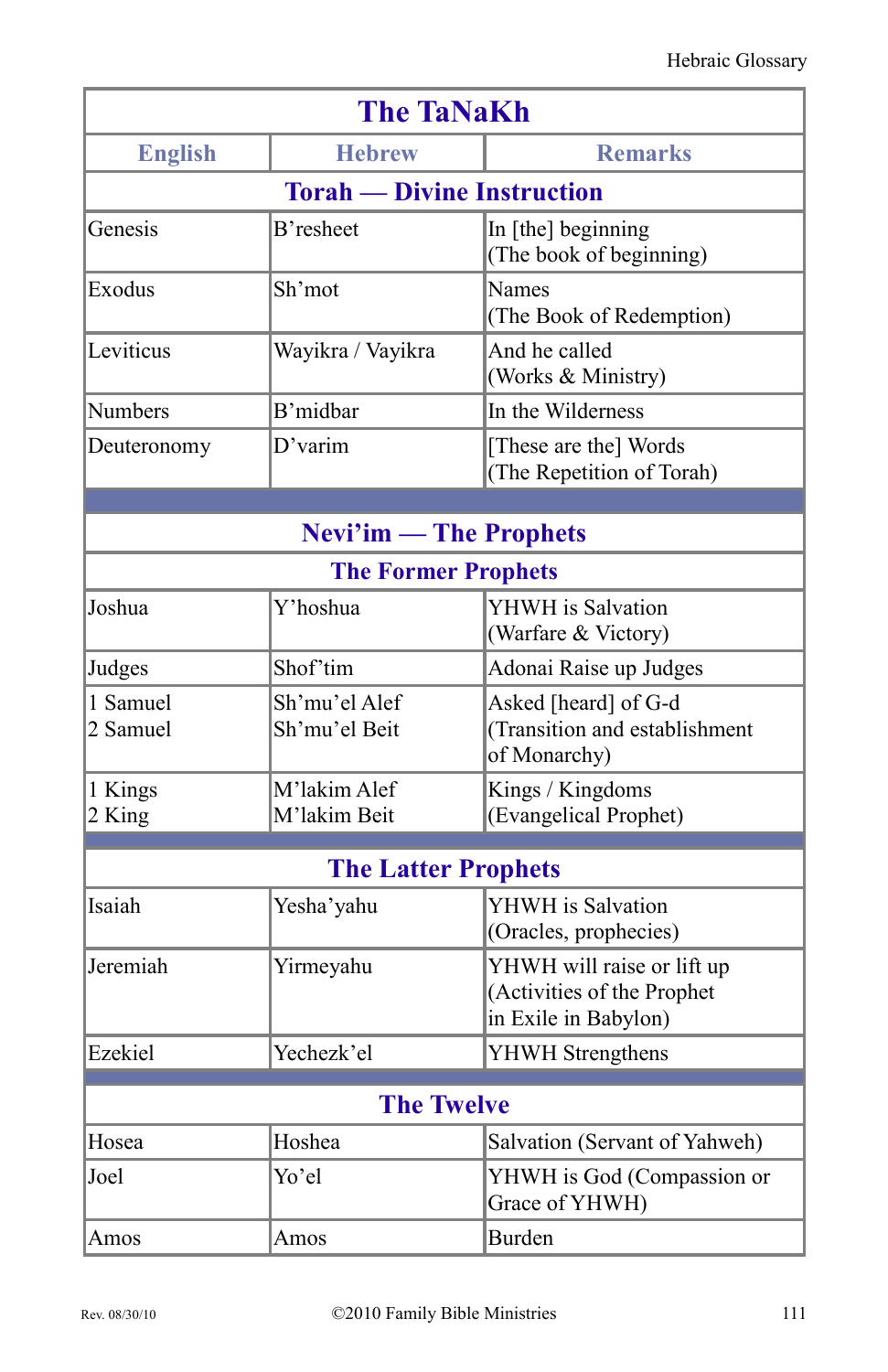| The TaNaKh | | |
|---|---|---|
| **English** | **Hebrew** | **Remarks** |
| **Torah — Divine Instruction** | | |
| Genesis | B'resheet | In [the] beginning<br>(The book of beginning) |
| Exodus | Sh'mot | Names<br>(The Book of Redemption) |
| Leviticus | Wayikra / Vayikra | And he called<br>(Works & Ministry) |
| Numbers | B'midbar | In the Wilderness |
| Deuteronomy | D'varim | [These are the] Words<br>(The Repetition of Torah) |
| | | |
| **Nevi'im — The Prophets** | | |
| **The Former Prophets** | | |
| Joshua | Y'hoshua | YHWH is Salvation<br>(Warfare & Victory) |
| Judges | Shof'tim | Adonai Raise up Judges |
| 1 Samuel<br>2 Samuel | Sh'mu'el Alef<br>Sh'mu'el Beit | Asked [heard] of G-d<br>(Transition and establishment of Monarchy) |
| 1 Kings<br>2 King | M'lakim Alef<br>M'lakim Beit | Kings / Kingdoms<br>(Evangelical Prophet) |
| | | |
| **The Latter Prophets** | | |
| Isaiah | Yesha'yahu | YHWH is Salvation<br>(Oracles, prophecies) |
| Jeremiah | Yirmeyahu | YHWH will raise or lift up<br>(Activities of the Prophet in Exile in Babylon) |
| Ezekiel | Yechezk'el | YHWH Strengthens |
| | | |
| **The Twelve** | | |
| Hosea | Hoshea | Salvation (Servant of Yahweh) |
| Joel | Yo'el | YHWH is God (Compassion or Grace of YHWH) |
| Amos | Amos | Burden |

Rev. 08/30/10 ©2010 Family Bible Ministries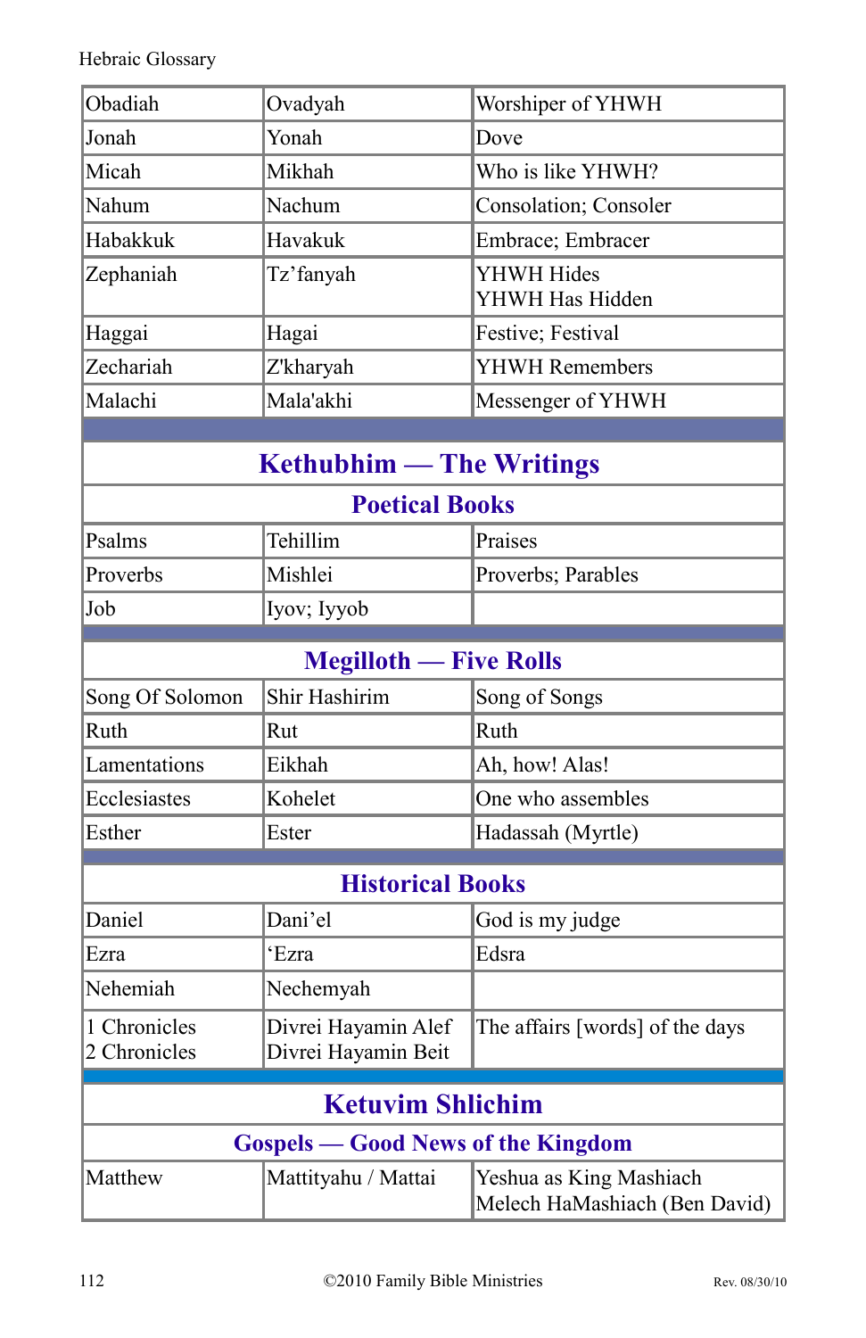| | | |
|---|---|---|
| Obadiah | Ovadyah | Worshiper of YHWH |
| Jonah | Yonah | Dove |
| Micah | Mikhah | Who is like YHWH? |
| Nahum | Nachum | Consolation; Consoler |
| Habakkuk | Havakuk | Embrace; Embracer |
| Zephaniah | Tz'fanyah | YHWH Hides<br>YHWH Has Hidden |
| Haggai | Hagai | Festive; Festival |
| Zechariah | Z'kharyah | YHWH Remembers |
| Malachi | Mala'akhi | Messenger of YHWH |

## Kethubhim — The Writings

### Poetical Books

| | | |
|---|---|---|
| Psalms | Tehillim | Praises |
| Proverbs | Mishlei | Proverbs; Parables |
| Job | Iyov; Iyyob | |

### Megilloth — Five Rolls

| | | |
|---|---|---|
| Song Of Solomon | Shir Hashirim | Song of Songs |
| Ruth | Rut | Ruth |
| Lamentations | Eikhah | Ah, how! Alas! |
| Ecclesiastes | Kohelet | One who assembles |
| Esther | Ester | Hadassah (Myrtle) |

### Historical Books

| | | |
|---|---|---|
| Daniel | Dani'el | God is my judge |
| Ezra | 'Ezra | Edsra |
| Nehemiah | Nechemyah | |
| 1 Chronicles<br>2 Chronicles | Divrei Hayamin Alef<br>Divrei Hayamin Beit | The affairs [words] of the days |

## Ketuvim Shlichim

### Gospels — Good News of the Kingdom

| | | |
|---|---|---|
| Matthew | Mattityahu / Mattai | Yeshua as King Mashiach<br>Melech HaMashiach (Ben David) |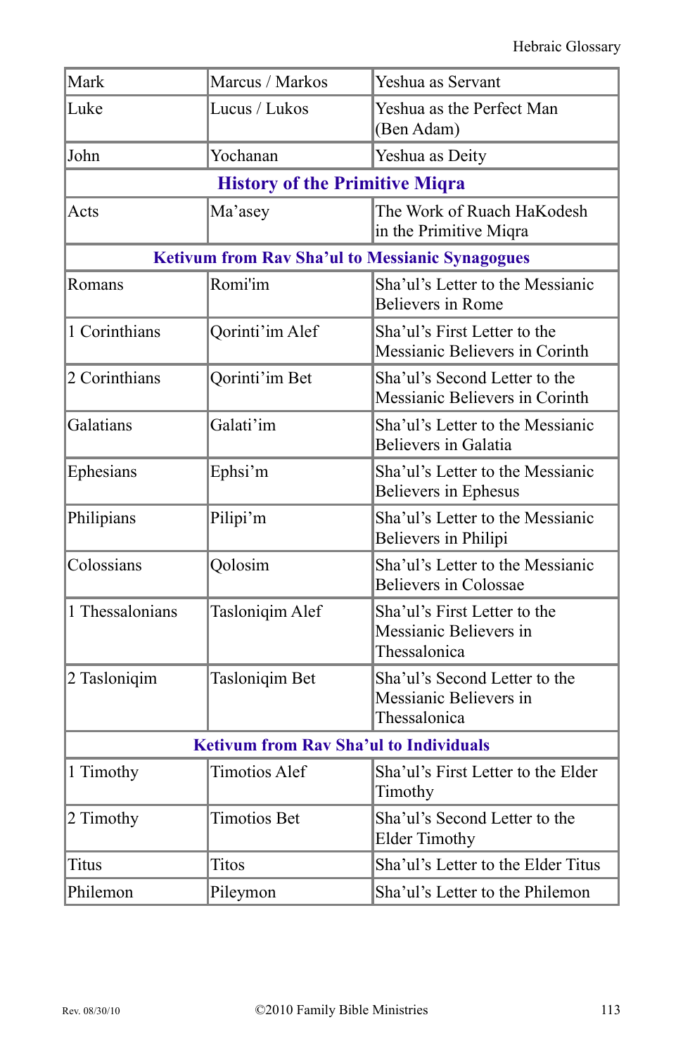| | | |
|---|---|---|
| Mark | Marcus / Markos | Yeshua as Servant |
| Luke | Lucus / Lukos | Yeshua as the Perfect Man (Ben Adam) |
| John | Yochanan | Yeshua as Deity |
| **History of the Primitive Miqra** | | |
| Acts | Ma'asey | The Work of Ruach HaKodesh in the Primitive Miqra |
| **Ketivum from Rav Sha'ul to Messianic Synagogues** | | |
| Romans | Romi'im | Sha'ul's Letter to the Messianic Believers in Rome |
| 1 Corinthians | Qorinti'im Alef | Sha'ul's First Letter to the Messianic Believers in Corinth |
| 2 Corinthians | Qorinti'im Bet | Sha'ul's Second Letter to the Messianic Believers in Corinth |
| Galatians | Galati'im | Sha'ul's Letter to the Messianic Believers in Galatia |
| Ephesians | Ephsi'm | Sha'ul's Letter to the Messianic Believers in Ephesus |
| Philipians | Pilipi'm | Sha'ul's Letter to the Messianic Believers in Philipi |
| Colossians | Qolosim | Sha'ul's Letter to the Messianic Believers in Colossae |
| 1 Thessalonians | Tasloniqim Alef | Sha'ul's First Letter to the Messianic Believers in Thessalonica |
| 2 Tasloniqim | Tasloniqim Bet | Sha'ul's Second Letter to the Messianic Believers in Thessalonica |
| **Ketivum from Rav Sha'ul to Individuals** | | |
| 1 Timothy | Timotios Alef | Sha'ul's First Letter to the Elder Timothy |
| 2 Timothy | Timotios Bet | Sha'ul's Second Letter to the Elder Timothy |
| Titus | Titos | Sha'ul's Letter to the Elder Titus |
| Philemon | Pileymon | Sha'ul's Letter to the Philemon |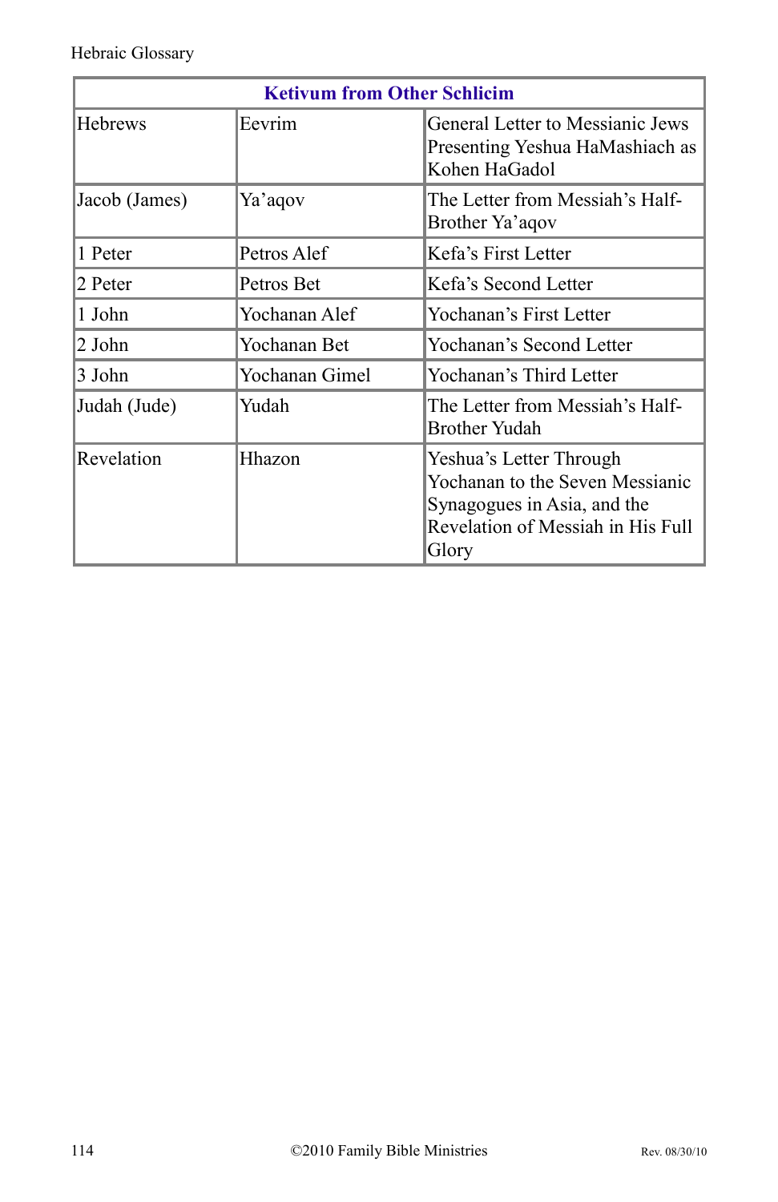| Ketivum from Other Schlicim | | |
|---|---|---|
| Hebrews | Eevrim | General Letter to Messianic Jews Presenting Yeshua HaMashiach as Kohen HaGadol |
| Jacob (James) | Ya'aqov | The Letter from Messiah's Half-Brother Ya'aqov |
| 1 Peter | Petros Alef | Kefa's First Letter |
| 2 Peter | Petros Bet | Kefa's Second Letter |
| 1 John | Yochanan Alef | Yochanan's First Letter |
| 2 John | Yochanan Bet | Yochanan's Second Letter |
| 3 John | Yochanan Gimel | Yochanan's Third Letter |
| Judah (Jude) | Yudah | The Letter from Messiah's Half-Brother Yudah |
| Revelation | Hhazon | Yeshua's Letter Through Yochanan to the Seven Messianic Synagogues in Asia, and the Revelation of Messiah in His Full Glory |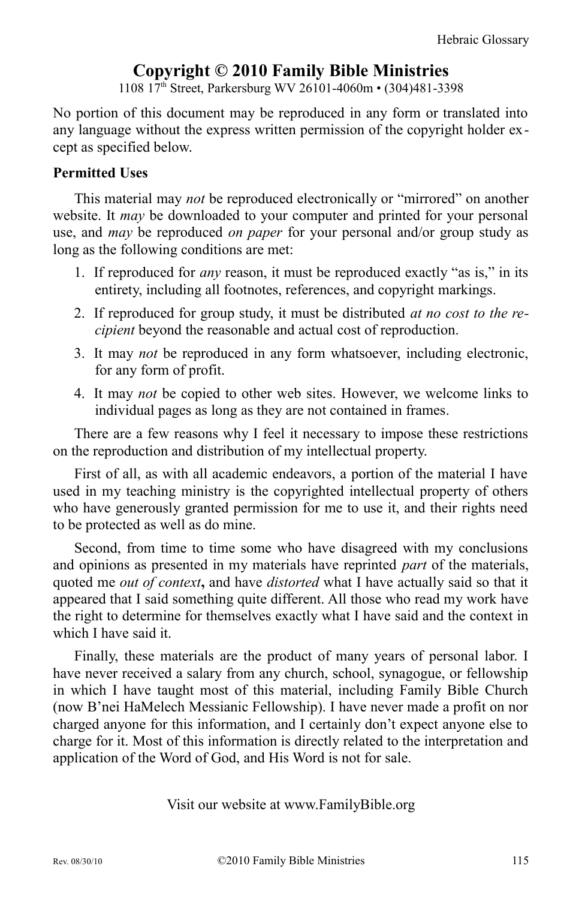# Copyright © 2010 Family Bible Ministries

1108 17th Street, Parkersburg WV 26101-4060m • (304)481-3398

No portion of this document may be reproduced in any form or translated into any language without the express written permission of the copyright holder except as specified below.

**Permitted Uses**

This material may *not* be reproduced electronically or "mirrored" on another website. It *may* be downloaded to your computer and printed for your personal use, and *may* be reproduced *on paper* for your personal and/or group study as long as the following conditions are met:

1. If reproduced for *any* reason, it must be reproduced exactly "as is," in its entirety, including all footnotes, references, and copyright markings.
2. If reproduced for group study, it must be distributed *at no cost to the recipient* beyond the reasonable and actual cost of reproduction.
3. It may *not* be reproduced in any form whatsoever, including electronic, for any form of profit.
4. It may *not* be copied to other web sites. However, we welcome links to individual pages as long as they are not contained in frames.

There are a few reasons why I feel it necessary to impose these restrictions on the reproduction and distribution of my intellectual property.

First of all, as with all academic endeavors, a portion of the material I have used in my teaching ministry is the copyrighted intellectual property of others who have generously granted permission for me to use it, and their rights need to be protected as well as do mine.

Second, from time to time some who have disagreed with my conclusions and opinions as presented in my materials have reprinted *part* of the materials, quoted me *out of context*, and have *distorted* what I have actually said so that it appeared that I said something quite different. All those who read my work have the right to determine for themselves exactly what I have said and the context in which I have said it.

Finally, these materials are the product of many years of personal labor. I have never received a salary from any church, school, synagogue, or fellowship in which I have taught most of this material, including Family Bible Church (now B'nei HaMelech Messianic Fellowship). I have never made a profit on nor charged anyone for this information, and I certainly don't expect anyone else to charge for it. Most of this information is directly related to the interpretation and application of the Word of God, and His Word is not for sale.

Visit our website at www.FamilyBible.org